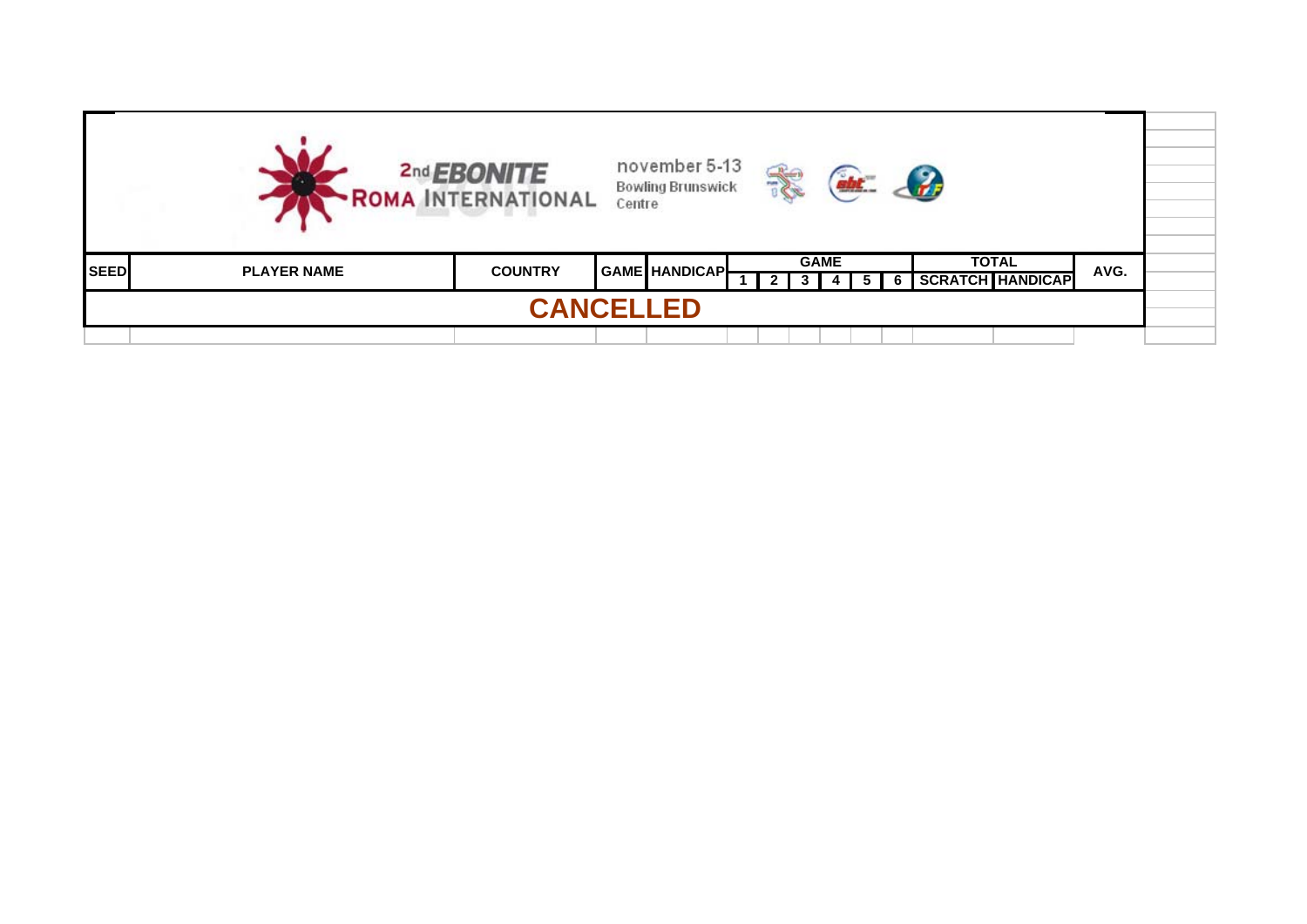2nd EBONITE ROMA INTERNATIONAL

november 5-13

Bowling Brunswick Centre

| SEED | PLAYER NAME | COUNTRY | GAME | HANDICAP | GAME | | | | | | TOTAL | | AVG. |
|---|---|---|---|---|---|---|---|---|---|---|---|---|---|
| | | | | | 1 | 2 | 3 | 4 | 5 | 6 | SCRATCH | HANDICAP | |

**CANCELLED**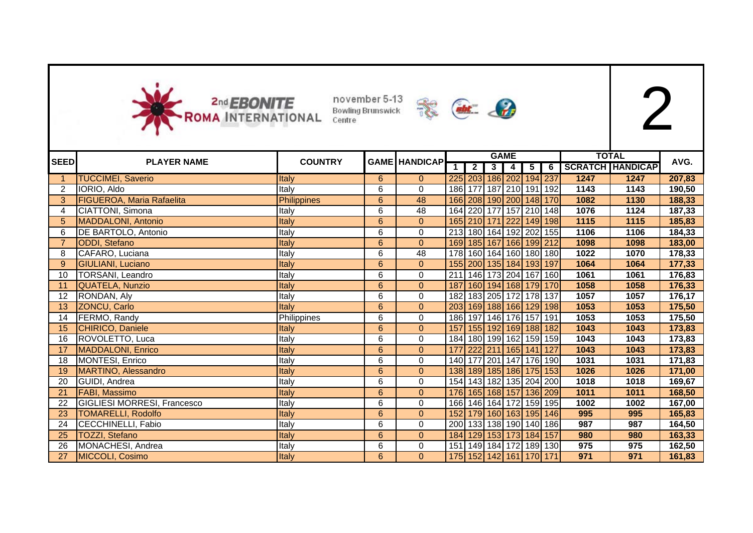2nd EBONITE ROMA INTERNATIONAL

november 5-13 Bowling Brunswick Centre

2

| SEED | PLAYER NAME | COUNTRY | GAME | HANDICAP | GAME | | | | | | TOTAL | | AVG. |
|---|---|---|---|---|---|---|---|---|---|---|---|---|---|
| | | | | | 1 | 2 | 3 | 4 | 5 | 6 | SCRATCH | HANDICAP | |
| 1 | TUCCIMEI, Saverio | Italy | 6 | 0 | 225 | 203 | 186 | 202 | 194 | 237 | 1247 | 1247 | 207,83 |
| 2 | IORIO, Aldo | Italy | 6 | 0 | 186 | 177 | 187 | 210 | 191 | 192 | 1143 | 1143 | 190,50 |
| 3 | FIGUEROA, Maria Rafaelita | Philippines | 6 | 48 | 166 | 208 | 190 | 200 | 148 | 170 | 1082 | 1130 | 188,33 |
| 4 | CIATTONI, Simona | Italy | 6 | 48 | 164 | 220 | 177 | 157 | 210 | 148 | 1076 | 1124 | 187,33 |
| 5 | MADDALONI, Antonio | Italy | 6 | 0 | 165 | 210 | 171 | 222 | 149 | 198 | 1115 | 1115 | 185,83 |
| 6 | DE BARTOLO, Antonio | Italy | 6 | 0 | 213 | 180 | 164 | 192 | 202 | 155 | 1106 | 1106 | 184,33 |
| 7 | ODDI, Stefano | Italy | 6 | 0 | 169 | 185 | 167 | 166 | 199 | 212 | 1098 | 1098 | 183,00 |
| 8 | CAFARO, Luciana | Italy | 6 | 48 | 178 | 160 | 164 | 160 | 180 | 180 | 1022 | 1070 | 178,33 |
| 9 | GIULIANI, Luciano | Italy | 6 | 0 | 155 | 200 | 135 | 184 | 193 | 197 | 1064 | 1064 | 177,33 |
| 10 | TORSANI, Leandro | Italy | 6 | 0 | 211 | 146 | 173 | 204 | 167 | 160 | 1061 | 1061 | 176,83 |
| 11 | QUATELA, Nunzio | Italy | 6 | 0 | 187 | 160 | 194 | 168 | 179 | 170 | 1058 | 1058 | 176,33 |
| 12 | RONDAN, Aly | Italy | 6 | 0 | 182 | 183 | 205 | 172 | 178 | 137 | 1057 | 1057 | 176,17 |
| 13 | ZONCU, Carlo | Italy | 6 | 0 | 203 | 169 | 188 | 166 | 129 | 198 | 1053 | 1053 | 175,50 |
| 14 | FERMO, Randy | Philippines | 6 | 0 | 186 | 197 | 146 | 176 | 157 | 191 | 1053 | 1053 | 175,50 |
| 15 | CHIRICO, Daniele | Italy | 6 | 0 | 157 | 155 | 192 | 169 | 188 | 182 | 1043 | 1043 | 173,83 |
| 16 | ROVOLETTO, Luca | Italy | 6 | 0 | 184 | 180 | 199 | 162 | 159 | 159 | 1043 | 1043 | 173,83 |
| 17 | MADDALONI, Enrico | Italy | 6 | 0 | 177 | 222 | 211 | 165 | 141 | 127 | 1043 | 1043 | 173,83 |
| 18 | MONTESI, Enrico | Italy | 6 | 0 | 140 | 177 | 201 | 147 | 176 | 190 | 1031 | 1031 | 171,83 |
| 19 | MARTINO, Alessandro | Italy | 6 | 0 | 138 | 189 | 185 | 186 | 175 | 153 | 1026 | 1026 | 171,00 |
| 20 | GUIDI, Andrea | Italy | 6 | 0 | 154 | 143 | 182 | 135 | 204 | 200 | 1018 | 1018 | 169,67 |
| 21 | FABI, Massimo | Italy | 6 | 0 | 176 | 165 | 168 | 157 | 136 | 209 | 1011 | 1011 | 168,50 |
| 22 | GIGLIESI MORRESI, Francesco | Italy | 6 | 0 | 166 | 146 | 164 | 172 | 159 | 195 | 1002 | 1002 | 167,00 |
| 23 | TOMARELLI, Rodolfo | Italy | 6 | 0 | 152 | 179 | 160 | 163 | 195 | 146 | 995 | 995 | 165,83 |
| 24 | CECCHINELLI, Fabio | Italy | 6 | 0 | 200 | 133 | 138 | 190 | 140 | 186 | 987 | 987 | 164,50 |
| 25 | TOZZI, Stefano | Italy | 6 | 0 | 184 | 129 | 153 | 173 | 184 | 157 | 980 | 980 | 163,33 |
| 26 | MONACHESI, Andrea | Italy | 6 | 0 | 151 | 149 | 184 | 172 | 189 | 130 | 975 | 975 | 162,50 |
| 27 | MICCOLI, Cosimo | Italy | 6 | 0 | 175 | 152 | 142 | 161 | 170 | 171 | 971 | 971 | 161,83 |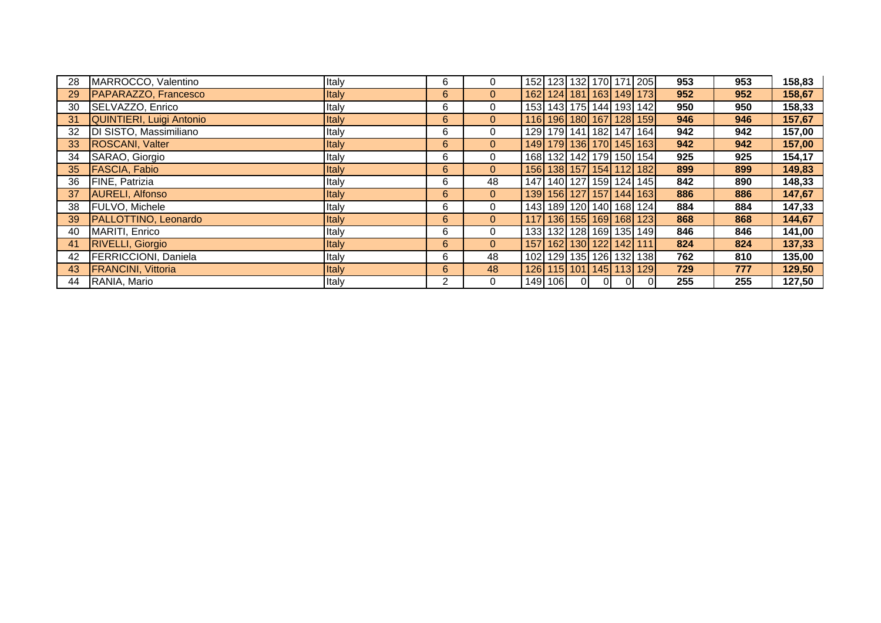| | | | | | | | | | | | | | |
|---|---|---|---|---|---|---|---|---|---|---|---|---|---|
| 28 | MARROCCO, Valentino | Italy | 6 | 0 | 152 | 123 | 132 | 170 | 171 | 205 | **953** | **953** | **158,83** |
| 29 | PAPARAZZO, Francesco | Italy | 6 | 0 | 162 | 124 | 181 | 163 | 149 | 173 | **952** | **952** | **158,67** |
| 30 | SELVAZZO, Enrico | Italy | 6 | 0 | 153 | 143 | 175 | 144 | 193 | 142 | **950** | **950** | **158,33** |
| 31 | QUINTIERI, Luigi Antonio | Italy | 6 | 0 | 116 | 196 | 180 | 167 | 128 | 159 | **946** | **946** | **157,67** |
| 32 | DI SISTO, Massimiliano | Italy | 6 | 0 | 129 | 179 | 141 | 182 | 147 | 164 | **942** | **942** | **157,00** |
| 33 | ROSCANI, Valter | Italy | 6 | 0 | 149 | 179 | 136 | 170 | 145 | 163 | **942** | **942** | **157,00** |
| 34 | SARAO, Giorgio | Italy | 6 | 0 | 168 | 132 | 142 | 179 | 150 | 154 | **925** | **925** | **154,17** |
| 35 | FASCIA, Fabio | Italy | 6 | 0 | 156 | 138 | 157 | 154 | 112 | 182 | **899** | **899** | **149,83** |
| 36 | FINE, Patrizia | Italy | 6 | 48 | 147 | 140 | 127 | 159 | 124 | 145 | **842** | **890** | **148,33** |
| 37 | AURELI, Alfonso | Italy | 6 | 0 | 139 | 156 | 127 | 157 | 144 | 163 | **886** | **886** | **147,67** |
| 38 | FULVO, Michele | Italy | 6 | 0 | 143 | 189 | 120 | 140 | 168 | 124 | **884** | **884** | **147,33** |
| 39 | PALLOTTINO, Leonardo | Italy | 6 | 0 | 117 | 136 | 155 | 169 | 168 | 123 | **868** | **868** | **144,67** |
| 40 | MARITI, Enrico | Italy | 6 | 0 | 133 | 132 | 128 | 169 | 135 | 149 | **846** | **846** | **141,00** |
| 41 | RIVELLI, Giorgio | Italy | 6 | 0 | 157 | 162 | 130 | 122 | 142 | 111 | **824** | **824** | **137,33** |
| 42 | FERRICCIONI, Daniela | Italy | 6 | 48 | 102 | 129 | 135 | 126 | 132 | 138 | **762** | **810** | **135,00** |
| 43 | FRANCINI, Vittoria | Italy | 6 | 48 | 126 | 115 | 101 | 145 | 113 | 129 | **729** | **777** | **129,50** |
| 44 | RANIA, Mario | Italy | 2 | 0 | 149 | 106 | 0 | 0 | 0 | 0 | **255** | **255** | **127,50** |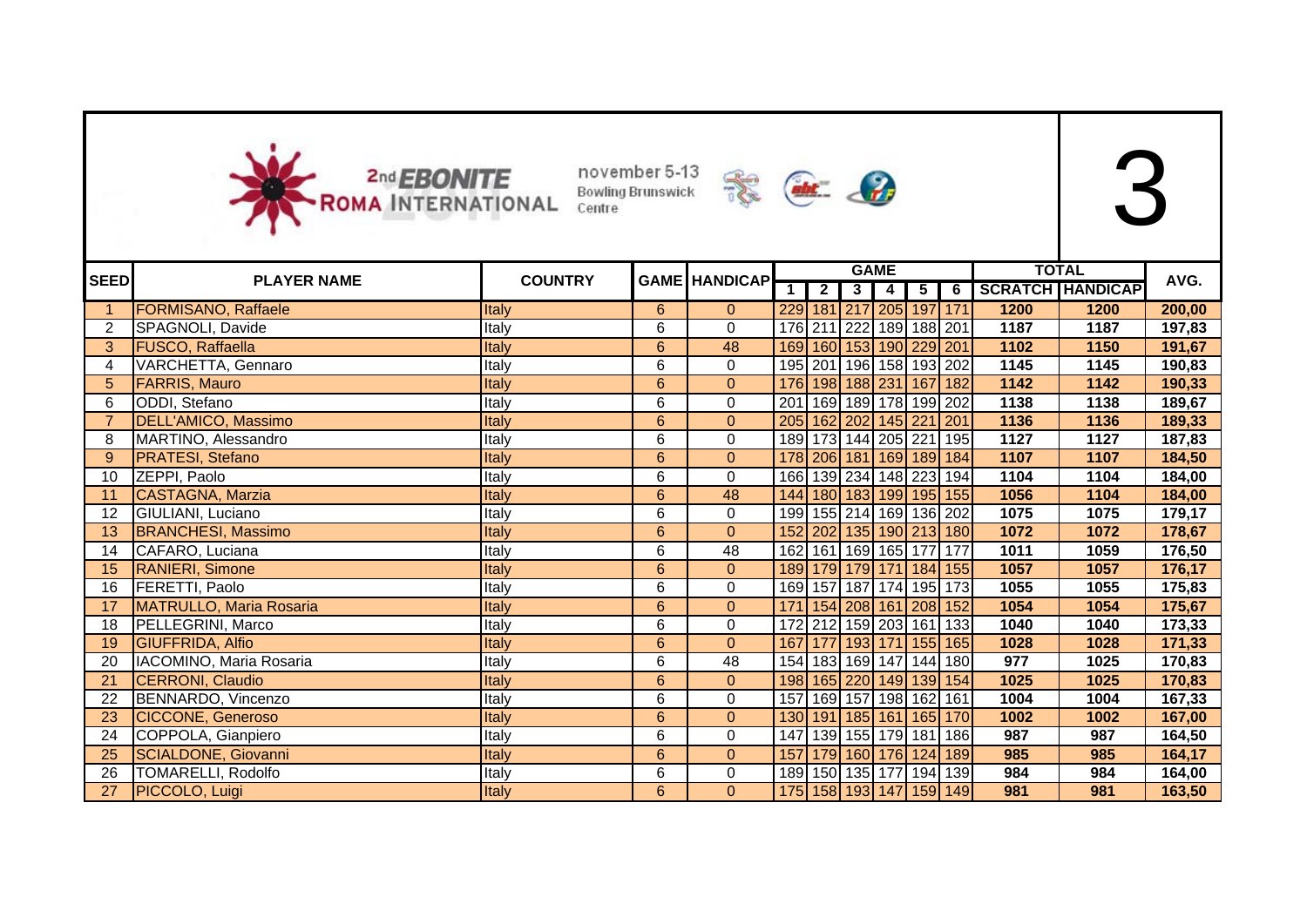2nd EBONITE ROMA INTERNATIONAL

november 5-13 Bowling Brunswick Centre

3

| SEED | PLAYER NAME | COUNTRY | GAME | HANDICAP | GAME | | | | | | TOTAL | | AVG. |
|---|---|---|---|---|---|---|---|---|---|---|---|---|---|
| | | | | | 1 | 2 | 3 | 4 | 5 | 6 | SCRATCH | HANDICAP | |
| 1 | FORMISANO, Raffaele | Italy | 6 | 0 | 229 | 181 | 217 | 205 | 197 | 171 | 1200 | 1200 | 200,00 |
| 2 | SPAGNOLI, Davide | Italy | 6 | 0 | 176 | 211 | 222 | 189 | 188 | 201 | 1187 | 1187 | 197,83 |
| 3 | FUSCO, Raffaella | Italy | 6 | 48 | 169 | 160 | 153 | 190 | 229 | 201 | 1102 | 1150 | 191,67 |
| 4 | VARCHETTA, Gennaro | Italy | 6 | 0 | 195 | 201 | 196 | 158 | 193 | 202 | 1145 | 1145 | 190,83 |
| 5 | FARRIS, Mauro | Italy | 6 | 0 | 176 | 198 | 188 | 231 | 167 | 182 | 1142 | 1142 | 190,33 |
| 6 | ODDI, Stefano | Italy | 6 | 0 | 201 | 169 | 189 | 178 | 199 | 202 | 1138 | 1138 | 189,67 |
| 7 | DELL'AMICO, Massimo | Italy | 6 | 0 | 205 | 162 | 202 | 145 | 221 | 201 | 1136 | 1136 | 189,33 |
| 8 | MARTINO, Alessandro | Italy | 6 | 0 | 189 | 173 | 144 | 205 | 221 | 195 | 1127 | 1127 | 187,83 |
| 9 | PRATESI, Stefano | Italy | 6 | 0 | 178 | 206 | 181 | 169 | 189 | 184 | 1107 | 1107 | 184,50 |
| 10 | ZEPPI, Paolo | Italy | 6 | 0 | 166 | 139 | 234 | 148 | 223 | 194 | 1104 | 1104 | 184,00 |
| 11 | CASTAGNA, Marzia | Italy | 6 | 48 | 144 | 180 | 183 | 199 | 195 | 155 | 1056 | 1104 | 184,00 |
| 12 | GIULIANI, Luciano | Italy | 6 | 0 | 199 | 155 | 214 | 169 | 136 | 202 | 1075 | 1075 | 179,17 |
| 13 | BRANCHESI, Massimo | Italy | 6 | 0 | 152 | 202 | 135 | 190 | 213 | 180 | 1072 | 1072 | 178,67 |
| 14 | CAFARO, Luciana | Italy | 6 | 48 | 162 | 161 | 169 | 165 | 177 | 177 | 1011 | 1059 | 176,50 |
| 15 | RANIERI, Simone | Italy | 6 | 0 | 189 | 179 | 179 | 171 | 184 | 155 | 1057 | 1057 | 176,17 |
| 16 | FERETTI, Paolo | Italy | 6 | 0 | 169 | 157 | 187 | 174 | 195 | 173 | 1055 | 1055 | 175,83 |
| 17 | MATRULLO, Maria Rosaria | Italy | 6 | 0 | 171 | 154 | 208 | 161 | 208 | 152 | 1054 | 1054 | 175,67 |
| 18 | PELLEGRINI, Marco | Italy | 6 | 0 | 172 | 212 | 159 | 203 | 161 | 133 | 1040 | 1040 | 173,33 |
| 19 | GIUFFRIDA, Alfio | Italy | 6 | 0 | 167 | 177 | 193 | 171 | 155 | 165 | 1028 | 1028 | 171,33 |
| 20 | IACOMINO, Maria Rosaria | Italy | 6 | 48 | 154 | 183 | 169 | 147 | 144 | 180 | 977 | 1025 | 170,83 |
| 21 | CERRONI, Claudio | Italy | 6 | 0 | 198 | 165 | 220 | 149 | 139 | 154 | 1025 | 1025 | 170,83 |
| 22 | BENNARDO, Vincenzo | Italy | 6 | 0 | 157 | 169 | 157 | 198 | 162 | 161 | 1004 | 1004 | 167,33 |
| 23 | CICCONE, Generoso | Italy | 6 | 0 | 130 | 191 | 185 | 161 | 165 | 170 | 1002 | 1002 | 167,00 |
| 24 | COPPOLA, Gianpiero | Italy | 6 | 0 | 147 | 139 | 155 | 179 | 181 | 186 | 987 | 987 | 164,50 |
| 25 | SCIALDONE, Giovanni | Italy | 6 | 0 | 157 | 179 | 160 | 176 | 124 | 189 | 985 | 985 | 164,17 |
| 26 | TOMARELLI, Rodolfo | Italy | 6 | 0 | 189 | 150 | 135 | 177 | 194 | 139 | 984 | 984 | 164,00 |
| 27 | PICCOLO, Luigi | Italy | 6 | 0 | 175 | 158 | 193 | 147 | 159 | 149 | 981 | 981 | 163,50 |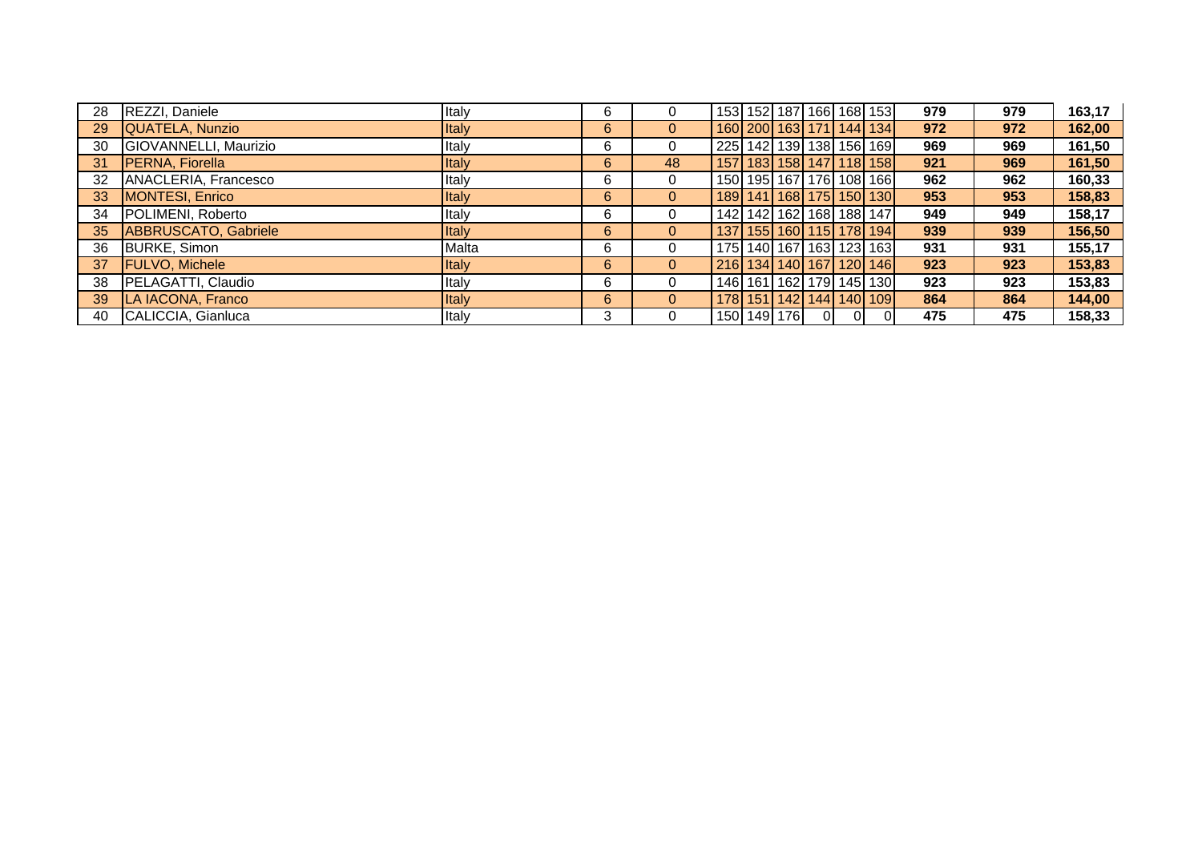| | | | | | | | | | | | | | |
|---|---|---|---|---|---|---|---|---|---|---|---|---|---|
| 28 | REZZI, Daniele | Italy | 6 | 0 | 153 | 152 | 187 | 166 | 168 | 153 | **979** | **979** | **163,17** |
| 29 | QUATELA, Nunzio | Italy | 6 | 0 | 160 | 200 | 163 | 171 | 144 | 134 | **972** | **972** | **162,00** |
| 30 | GIOVANNELLI, Maurizio | Italy | 6 | 0 | 225 | 142 | 139 | 138 | 156 | 169 | **969** | **969** | **161,50** |
| 31 | PERNA, Fiorella | Italy | 6 | 48 | 157 | 183 | 158 | 147 | 118 | 158 | **921** | **969** | **161,50** |
| 32 | ANACLERIA, Francesco | Italy | 6 | 0 | 150 | 195 | 167 | 176 | 108 | 166 | **962** | **962** | **160,33** |
| 33 | MONTESI, Enrico | Italy | 6 | 0 | 189 | 141 | 168 | 175 | 150 | 130 | **953** | **953** | **158,83** |
| 34 | POLIMENI, Roberto | Italy | 6 | 0 | 142 | 142 | 162 | 168 | 188 | 147 | **949** | **949** | **158,17** |
| 35 | ABBRUSCATO, Gabriele | Italy | 6 | 0 | 137 | 155 | 160 | 115 | 178 | 194 | **939** | **939** | **156,50** |
| 36 | BURKE, Simon | Malta | 6 | 0 | 175 | 140 | 167 | 163 | 123 | 163 | **931** | **931** | **155,17** |
| 37 | FULVO, Michele | Italy | 6 | 0 | 216 | 134 | 140 | 167 | 120 | 146 | **923** | **923** | **153,83** |
| 38 | PELAGATTI, Claudio | Italy | 6 | 0 | 146 | 161 | 162 | 179 | 145 | 130 | **923** | **923** | **153,83** |
| 39 | LA IACONA, Franco | Italy | 6 | 0 | 178 | 151 | 142 | 144 | 140 | 109 | **864** | **864** | **144,00** |
| 40 | CALICCIA, Gianluca | Italy | 3 | 0 | 150 | 149 | 176 | 0 | 0 | 0 | **475** | **475** | **158,33** |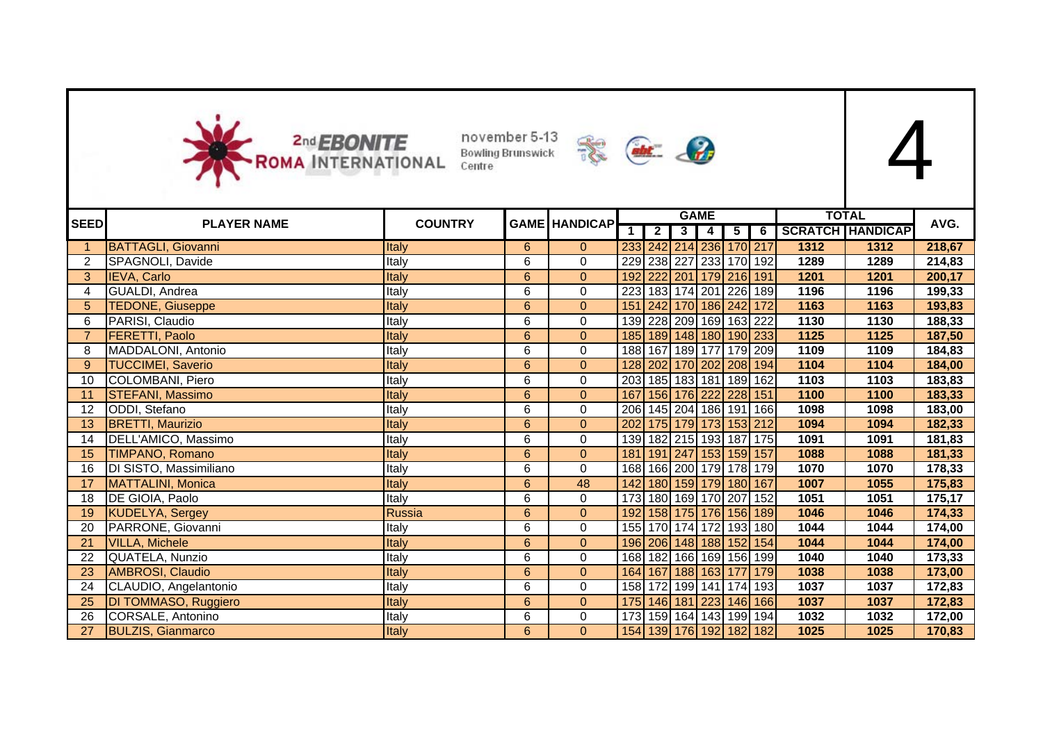# 2nd EBONITE ROMA INTERNATIONAL

november 5-13 Bowling Brunswick Centre

# 4

| SEED | PLAYER NAME | COUNTRY | GAME | HANDICAP | GAME | | | | | | TOTAL | | AVG. |
|---|---|---|---|---|---|---|---|---|---|---|---|---|---|
| | | | | | 1 | 2 | 3 | 4 | 5 | 6 | SCRATCH | HANDICAP | |
| 1 | BATTAGLI, Giovanni | Italy | 6 | 0 | 233 | 242 | 214 | 236 | 170 | 217 | 1312 | 1312 | 218,67 |
| 2 | SPAGNOLI, Davide | Italy | 6 | 0 | 229 | 238 | 227 | 233 | 170 | 192 | 1289 | 1289 | 214,83 |
| 3 | IEVA, Carlo | Italy | 6 | 0 | 192 | 222 | 201 | 179 | 216 | 191 | 1201 | 1201 | 200,17 |
| 4 | GUALDI, Andrea | Italy | 6 | 0 | 223 | 183 | 174 | 201 | 226 | 189 | 1196 | 1196 | 199,33 |
| 5 | TEDONE, Giuseppe | Italy | 6 | 0 | 151 | 242 | 170 | 186 | 242 | 172 | 1163 | 1163 | 193,83 |
| 6 | PARISI, Claudio | Italy | 6 | 0 | 139 | 228 | 209 | 169 | 163 | 222 | 1130 | 1130 | 188,33 |
| 7 | FERETTI, Paolo | Italy | 6 | 0 | 185 | 189 | 148 | 180 | 190 | 233 | 1125 | 1125 | 187,50 |
| 8 | MADDALONI, Antonio | Italy | 6 | 0 | 188 | 167 | 189 | 177 | 179 | 209 | 1109 | 1109 | 184,83 |
| 9 | TUCCIMEI, Saverio | Italy | 6 | 0 | 128 | 202 | 170 | 202 | 208 | 194 | 1104 | 1104 | 184,00 |
| 10 | COLOMBANI, Piero | Italy | 6 | 0 | 203 | 185 | 183 | 181 | 189 | 162 | 1103 | 1103 | 183,83 |
| 11 | STEFANI, Massimo | Italy | 6 | 0 | 167 | 156 | 176 | 222 | 228 | 151 | 1100 | 1100 | 183,33 |
| 12 | ODDI, Stefano | Italy | 6 | 0 | 206 | 145 | 204 | 186 | 191 | 166 | 1098 | 1098 | 183,00 |
| 13 | BRETTI, Maurizio | Italy | 6 | 0 | 202 | 175 | 179 | 173 | 153 | 212 | 1094 | 1094 | 182,33 |
| 14 | DELL'AMICO, Massimo | Italy | 6 | 0 | 139 | 182 | 215 | 193 | 187 | 175 | 1091 | 1091 | 181,83 |
| 15 | TIMPANO, Romano | Italy | 6 | 0 | 181 | 191 | 247 | 153 | 159 | 157 | 1088 | 1088 | 181,33 |
| 16 | DI SISTO, Massimiliano | Italy | 6 | 0 | 168 | 166 | 200 | 179 | 178 | 179 | 1070 | 1070 | 178,33 |
| 17 | MATTALINI, Monica | Italy | 6 | 48 | 142 | 180 | 159 | 179 | 180 | 167 | 1007 | 1055 | 175,83 |
| 18 | DE GIOIA, Paolo | Italy | 6 | 0 | 173 | 180 | 169 | 170 | 207 | 152 | 1051 | 1051 | 175,17 |
| 19 | KUDELYA, Sergey | Russia | 6 | 0 | 192 | 158 | 175 | 176 | 156 | 189 | 1046 | 1046 | 174,33 |
| 20 | PARRONE, Giovanni | Italy | 6 | 0 | 155 | 170 | 174 | 172 | 193 | 180 | 1044 | 1044 | 174,00 |
| 21 | VILLA, Michele | Italy | 6 | 0 | 196 | 206 | 148 | 188 | 152 | 154 | 1044 | 1044 | 174,00 |
| 22 | QUATELA, Nunzio | Italy | 6 | 0 | 168 | 182 | 166 | 169 | 156 | 199 | 1040 | 1040 | 173,33 |
| 23 | AMBROSI, Claudio | Italy | 6 | 0 | 164 | 167 | 188 | 163 | 177 | 179 | 1038 | 1038 | 173,00 |
| 24 | CLAUDIO, Angelantonio | Italy | 6 | 0 | 158 | 172 | 199 | 141 | 174 | 193 | 1037 | 1037 | 172,83 |
| 25 | DI TOMMASO, Ruggiero | Italy | 6 | 0 | 175 | 146 | 181 | 223 | 146 | 166 | 1037 | 1037 | 172,83 |
| 26 | CORSALE, Antonino | Italy | 6 | 0 | 173 | 159 | 164 | 143 | 199 | 194 | 1032 | 1032 | 172,00 |
| 27 | BULZIS, Gianmarco | Italy | 6 | 0 | 154 | 139 | 176 | 192 | 182 | 182 | 1025 | 1025 | 170,83 |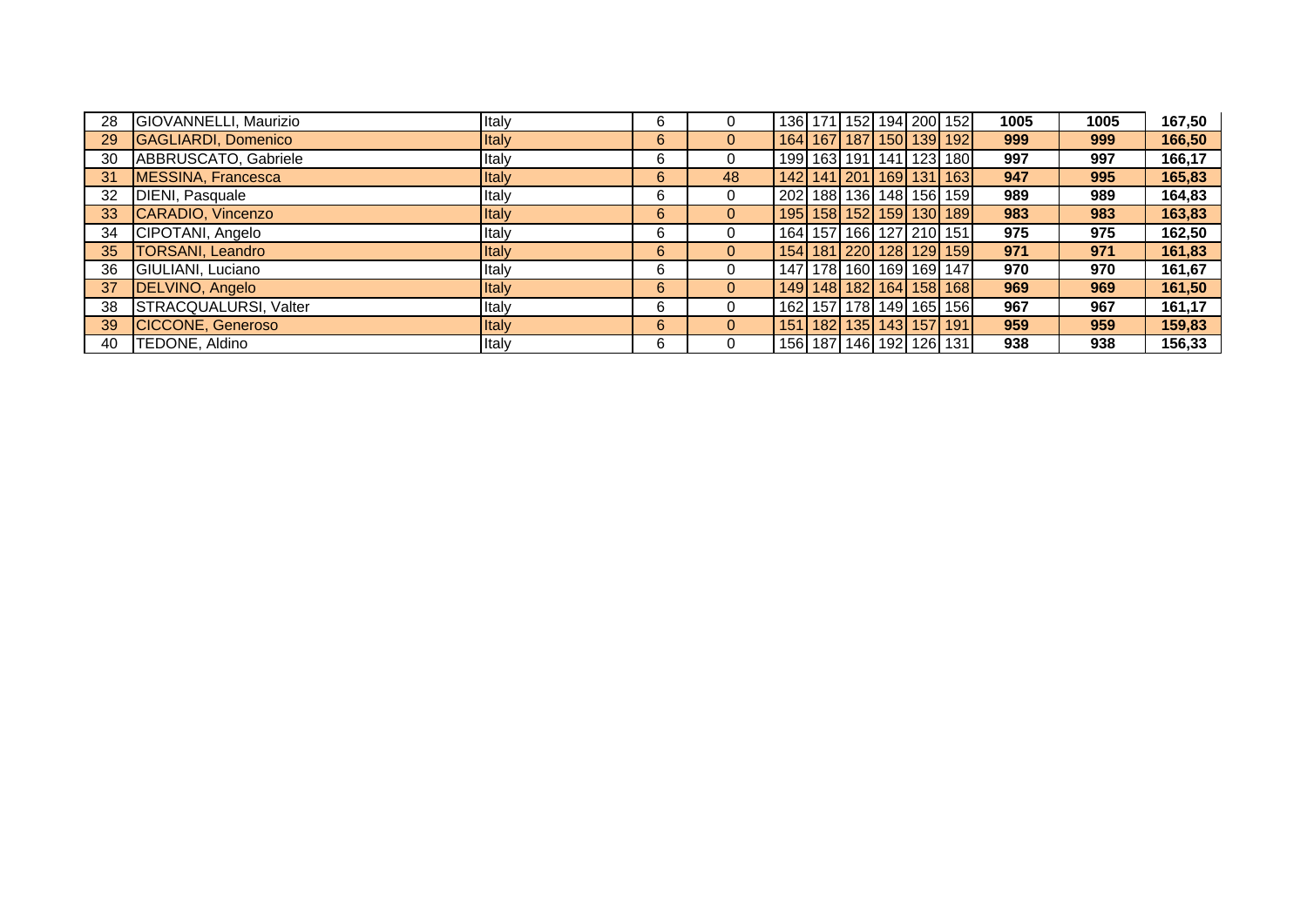| | | | | | | | | | | | | | | |
|---|---|---|---|---|---|---|---|---|---|---|---|---|---|---|
| 28 | GIOVANNELLI, Maurizio | Italy | 6 | 0 | 136 | 171 | 152 | 194 | 200 | 152 | **1005** | **1005** | **167,50** |
| 29 | GAGLIARDI, Domenico | Italy | 6 | 0 | 164 | 167 | 187 | 150 | 139 | 192 | **999** | **999** | **166,50** |
| 30 | ABBRUSCATO, Gabriele | Italy | 6 | 0 | 199 | 163 | 191 | 141 | 123 | 180 | **997** | **997** | **166,17** |
| 31 | MESSINA, Francesca | Italy | 6 | 48 | 142 | 141 | 201 | 169 | 131 | 163 | **947** | **995** | **165,83** |
| 32 | DIENI, Pasquale | Italy | 6 | 0 | 202 | 188 | 136 | 148 | 156 | 159 | **989** | **989** | **164,83** |
| 33 | CARADIO, Vincenzo | Italy | 6 | 0 | 195 | 158 | 152 | 159 | 130 | 189 | **983** | **983** | **163,83** |
| 34 | CIPOTANI, Angelo | Italy | 6 | 0 | 164 | 157 | 166 | 127 | 210 | 151 | **975** | **975** | **162,50** |
| 35 | TORSANI, Leandro | Italy | 6 | 0 | 154 | 181 | 220 | 128 | 129 | 159 | **971** | **971** | **161,83** |
| 36 | GIULIANI, Luciano | Italy | 6 | 0 | 147 | 178 | 160 | 169 | 169 | 147 | **970** | **970** | **161,67** |
| 37 | DELVINO, Angelo | Italy | 6 | 0 | 149 | 148 | 182 | 164 | 158 | 168 | **969** | **969** | **161,50** |
| 38 | STRACQUALURSI, Valter | Italy | 6 | 0 | 162 | 157 | 178 | 149 | 165 | 156 | **967** | **967** | **161,17** |
| 39 | CICCONE, Generoso | Italy | 6 | 0 | 151 | 182 | 135 | 143 | 157 | 191 | **959** | **959** | **159,83** |
| 40 | TEDONE, Aldino | Italy | 6 | 0 | 156 | 187 | 146 | 192 | 126 | 131 | **938** | **938** | **156,33** |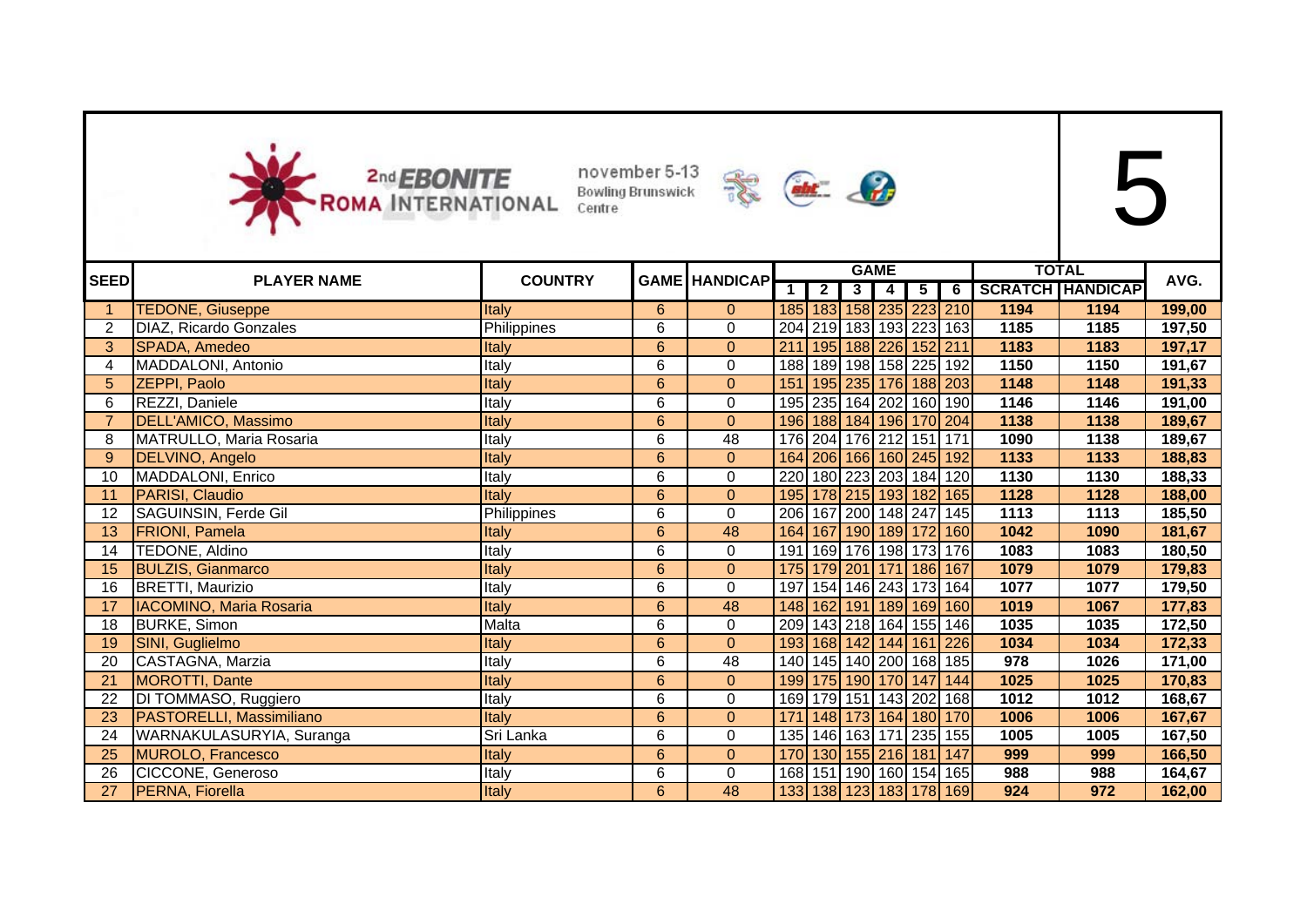2nd EBONITE ROMA INTERNATIONAL — november 5-13 Bowling Brunswick Centre

# 5

| SEED | PLAYER NAME | COUNTRY | GAME | HANDICAP | GAME 1 | 2 | 3 | 4 | 5 | 6 | TOTAL SCRATCH | TOTAL HANDICAP | AVG. |
|---|---|---|---|---|---|---|---|---|---|---|---|---|---|
| 1 | TEDONE, Giuseppe | Italy | 6 | 0 | 185 | 183 | 158 | 235 | 223 | 210 | 1194 | 1194 | 199,00 |
| 2 | DIAZ, Ricardo Gonzales | Philippines | 6 | 0 | 204 | 219 | 183 | 193 | 223 | 163 | 1185 | 1185 | 197,50 |
| 3 | SPADA, Amedeo | Italy | 6 | 0 | 211 | 195 | 188 | 226 | 152 | 211 | 1183 | 1183 | 197,17 |
| 4 | MADDALONI, Antonio | Italy | 6 | 0 | 188 | 189 | 198 | 158 | 225 | 192 | 1150 | 1150 | 191,67 |
| 5 | ZEPPI, Paolo | Italy | 6 | 0 | 151 | 195 | 235 | 176 | 188 | 203 | 1148 | 1148 | 191,33 |
| 6 | REZZI, Daniele | Italy | 6 | 0 | 195 | 235 | 164 | 202 | 160 | 190 | 1146 | 1146 | 191,00 |
| 7 | DELL'AMICO, Massimo | Italy | 6 | 0 | 196 | 188 | 184 | 196 | 170 | 204 | 1138 | 1138 | 189,67 |
| 8 | MATRULLO, Maria Rosaria | Italy | 6 | 48 | 176 | 204 | 176 | 212 | 151 | 171 | 1090 | 1138 | 189,67 |
| 9 | DELVINO, Angelo | Italy | 6 | 0 | 164 | 206 | 166 | 160 | 245 | 192 | 1133 | 1133 | 188,83 |
| 10 | MADDALONI, Enrico | Italy | 6 | 0 | 220 | 180 | 223 | 203 | 184 | 120 | 1130 | 1130 | 188,33 |
| 11 | PARISI, Claudio | Italy | 6 | 0 | 195 | 178 | 215 | 193 | 182 | 165 | 1128 | 1128 | 188,00 |
| 12 | SAGUINSIN, Ferde Gil | Philippines | 6 | 0 | 206 | 167 | 200 | 148 | 247 | 145 | 1113 | 1113 | 185,50 |
| 13 | FRIONI, Pamela | Italy | 6 | 48 | 164 | 167 | 190 | 189 | 172 | 160 | 1042 | 1090 | 181,67 |
| 14 | TEDONE, Aldino | Italy | 6 | 0 | 191 | 169 | 176 | 198 | 173 | 176 | 1083 | 1083 | 180,50 |
| 15 | BULZIS, Gianmarco | Italy | 6 | 0 | 175 | 179 | 201 | 171 | 186 | 167 | 1079 | 1079 | 179,83 |
| 16 | BRETTI, Maurizio | Italy | 6 | 0 | 197 | 154 | 146 | 243 | 173 | 164 | 1077 | 1077 | 179,50 |
| 17 | IACOMINO, Maria Rosaria | Italy | 6 | 48 | 148 | 162 | 191 | 189 | 169 | 160 | 1019 | 1067 | 177,83 |
| 18 | BURKE, Simon | Malta | 6 | 0 | 209 | 143 | 218 | 164 | 155 | 146 | 1035 | 1035 | 172,50 |
| 19 | SINI, Guglielmo | Italy | 6 | 0 | 193 | 168 | 142 | 144 | 161 | 226 | 1034 | 1034 | 172,33 |
| 20 | CASTAGNA, Marzia | Italy | 6 | 48 | 140 | 145 | 140 | 200 | 168 | 185 | 978 | 1026 | 171,00 |
| 21 | MOROTTI, Dante | Italy | 6 | 0 | 199 | 175 | 190 | 170 | 147 | 144 | 1025 | 1025 | 170,83 |
| 22 | DI TOMMASO, Ruggiero | Italy | 6 | 0 | 169 | 179 | 151 | 143 | 202 | 168 | 1012 | 1012 | 168,67 |
| 23 | PASTORELLI, Massimiliano | Italy | 6 | 0 | 171 | 148 | 173 | 164 | 180 | 170 | 1006 | 1006 | 167,67 |
| 24 | WARNAKULASURYIA, Suranga | Sri Lanka | 6 | 0 | 135 | 146 | 163 | 171 | 235 | 155 | 1005 | 1005 | 167,50 |
| 25 | MUROLO, Francesco | Italy | 6 | 0 | 170 | 130 | 155 | 216 | 181 | 147 | 999 | 999 | 166,50 |
| 26 | CICCONE, Generoso | Italy | 6 | 0 | 168 | 151 | 190 | 160 | 154 | 165 | 988 | 988 | 164,67 |
| 27 | PERNA, Fiorella | Italy | 6 | 48 | 133 | 138 | 123 | 183 | 178 | 169 | 924 | 972 | 162,00 |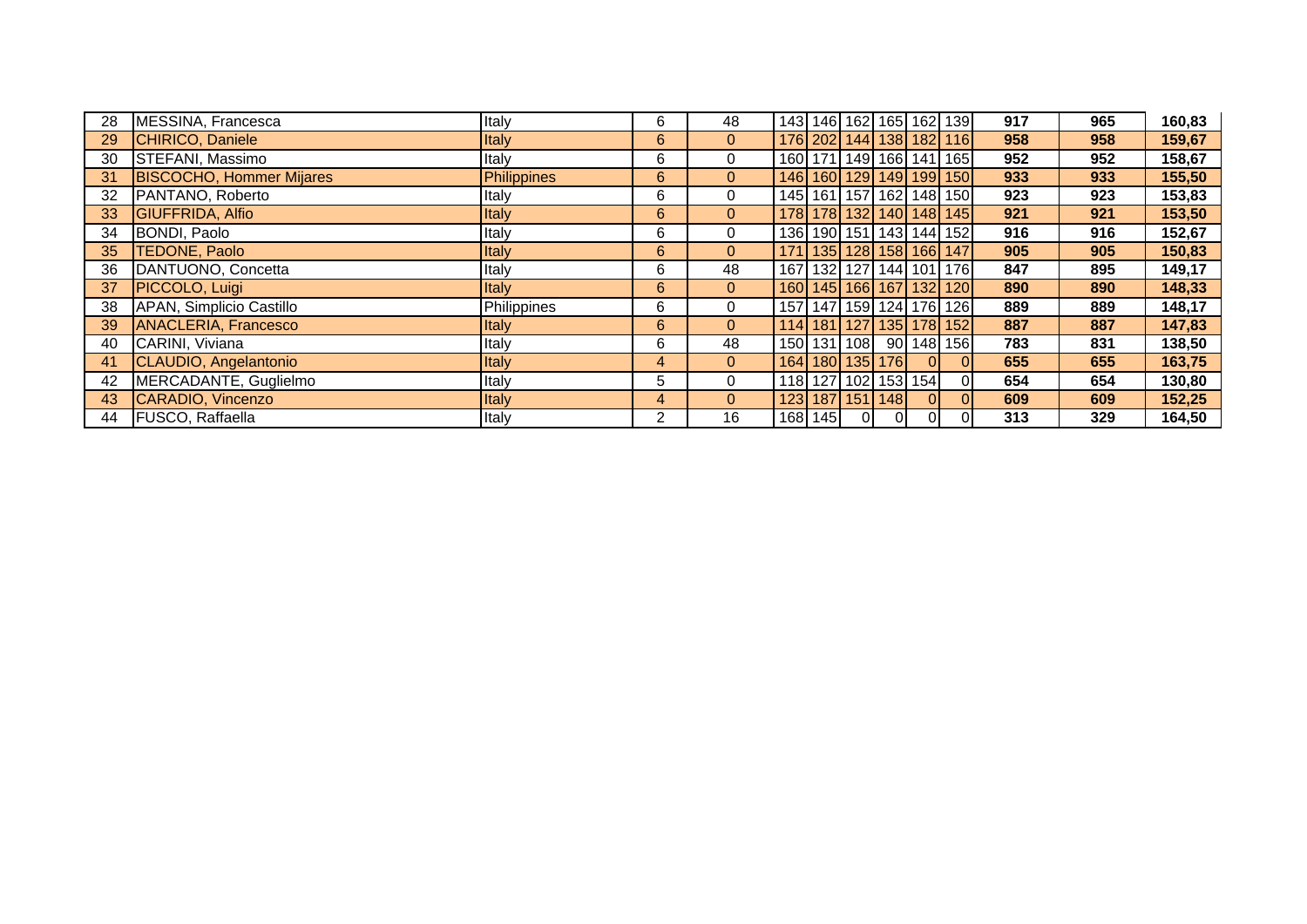| | | | | | | | | | | | | | |
|---|---|---|---|---|---|---|---|---|---|---|---|---|---|
| 28 | MESSINA, Francesca | Italy | 6 | 48 | 143 | 146 | 162 | 165 | 162 | 139 | **917** | **965** | **160,83** |
| 29 | CHIRICO, Daniele | Italy | 6 | 0 | 176 | 202 | 144 | 138 | 182 | 116 | **958** | **958** | **159,67** |
| 30 | STEFANI, Massimo | Italy | 6 | 0 | 160 | 171 | 149 | 166 | 141 | 165 | **952** | **952** | **158,67** |
| 31 | BISCOCHO, Hommer Mijares | Philippines | 6 | 0 | 146 | 160 | 129 | 149 | 199 | 150 | **933** | **933** | **155,50** |
| 32 | PANTANO, Roberto | Italy | 6 | 0 | 145 | 161 | 157 | 162 | 148 | 150 | **923** | **923** | **153,83** |
| 33 | GIUFFRIDA, Alfio | Italy | 6 | 0 | 178 | 178 | 132 | 140 | 148 | 145 | **921** | **921** | **153,50** |
| 34 | BONDI, Paolo | Italy | 6 | 0 | 136 | 190 | 151 | 143 | 144 | 152 | **916** | **916** | **152,67** |
| 35 | TEDONE, Paolo | Italy | 6 | 0 | 171 | 135 | 128 | 158 | 166 | 147 | **905** | **905** | **150,83** |
| 36 | DANTUONO, Concetta | Italy | 6 | 48 | 167 | 132 | 127 | 144 | 101 | 176 | **847** | **895** | **149,17** |
| 37 | PICCOLO, Luigi | Italy | 6 | 0 | 160 | 145 | 166 | 167 | 132 | 120 | **890** | **890** | **148,33** |
| 38 | APAN, Simplicio Castillo | Philippines | 6 | 0 | 157 | 147 | 159 | 124 | 176 | 126 | **889** | **889** | **148,17** |
| 39 | ANACLERIA, Francesco | Italy | 6 | 0 | 114 | 181 | 127 | 135 | 178 | 152 | **887** | **887** | **147,83** |
| 40 | CARINI, Viviana | Italy | 6 | 48 | 150 | 131 | 108 | 90 | 148 | 156 | **783** | **831** | **138,50** |
| 41 | CLAUDIO, Angelantonio | Italy | 4 | 0 | 164 | 180 | 135 | 176 | 0 | 0 | **655** | **655** | **163,75** |
| 42 | MERCADANTE, Guglielmo | Italy | 5 | 0 | 118 | 127 | 102 | 153 | 154 | 0 | **654** | **654** | **130,80** |
| 43 | CARADIO, Vincenzo | Italy | 4 | 0 | 123 | 187 | 151 | 148 | 0 | 0 | **609** | **609** | **152,25** |
| 44 | FUSCO, Raffaella | Italy | 2 | 16 | 168 | 145 | 0 | 0 | 0 | 0 | **313** | **329** | **164,50** |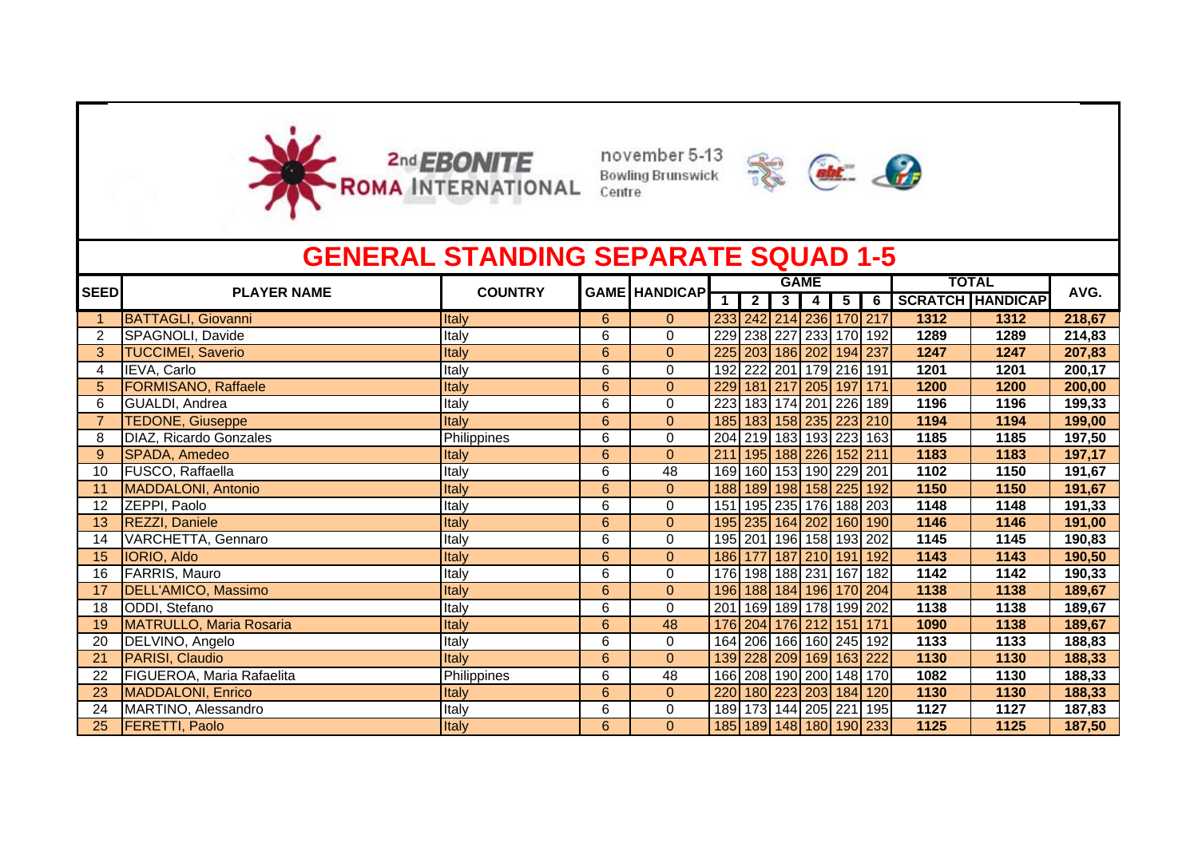2nd EBONITE ROMA INTERNATIONAL

november 5-13 Bowling Brunswick Centre

# GENERAL STANDING SEPARATE SQUAD 1-5

| SEED | PLAYER NAME | COUNTRY | GAME | HANDICAP | GAME | | | | | | TOTAL | | AVG. |
|---|---|---|---|---|---|---|---|---|---|---|---|---|---|
| | | | | | 1 | 2 | 3 | 4 | 5 | 6 | SCRATCH | HANDICAP | |
| 1 | BATTAGLI, Giovanni | Italy | 6 | 0 | 233 | 242 | 214 | 236 | 170 | 217 | 1312 | 1312 | 218,67 |
| 2 | SPAGNOLI, Davide | Italy | 6 | 0 | 229 | 238 | 227 | 233 | 170 | 192 | 1289 | 1289 | 214,83 |
| 3 | TUCCIMEI, Saverio | Italy | 6 | 0 | 225 | 203 | 186 | 202 | 194 | 237 | 1247 | 1247 | 207,83 |
| 4 | IEVA, Carlo | Italy | 6 | 0 | 192 | 222 | 201 | 179 | 216 | 191 | 1201 | 1201 | 200,17 |
| 5 | FORMISANO, Raffaele | Italy | 6 | 0 | 229 | 181 | 217 | 205 | 197 | 171 | 1200 | 1200 | 200,00 |
| 6 | GUALDI, Andrea | Italy | 6 | 0 | 223 | 183 | 174 | 201 | 226 | 189 | 1196 | 1196 | 199,33 |
| 7 | TEDONE, Giuseppe | Italy | 6 | 0 | 185 | 183 | 158 | 235 | 223 | 210 | 1194 | 1194 | 199,00 |
| 8 | DIAZ, Ricardo Gonzales | Philippines | 6 | 0 | 204 | 219 | 183 | 193 | 223 | 163 | 1185 | 1185 | 197,50 |
| 9 | SPADA, Amedeo | Italy | 6 | 0 | 211 | 195 | 188 | 226 | 152 | 211 | 1183 | 1183 | 197,17 |
| 10 | FUSCO, Raffaella | Italy | 6 | 48 | 169 | 160 | 153 | 190 | 229 | 201 | 1102 | 1150 | 191,67 |
| 11 | MADDALONI, Antonio | Italy | 6 | 0 | 188 | 189 | 198 | 158 | 225 | 192 | 1150 | 1150 | 191,67 |
| 12 | ZEPPI, Paolo | Italy | 6 | 0 | 151 | 195 | 235 | 176 | 188 | 203 | 1148 | 1148 | 191,33 |
| 13 | REZZI, Daniele | Italy | 6 | 0 | 195 | 235 | 164 | 202 | 160 | 190 | 1146 | 1146 | 191,00 |
| 14 | VARCHETTA, Gennaro | Italy | 6 | 0 | 195 | 201 | 196 | 158 | 193 | 202 | 1145 | 1145 | 190,83 |
| 15 | IORIO, Aldo | Italy | 6 | 0 | 186 | 177 | 187 | 210 | 191 | 192 | 1143 | 1143 | 190,50 |
| 16 | FARRIS, Mauro | Italy | 6 | 0 | 176 | 198 | 188 | 231 | 167 | 182 | 1142 | 1142 | 190,33 |
| 17 | DELL'AMICO, Massimo | Italy | 6 | 0 | 196 | 188 | 184 | 196 | 170 | 204 | 1138 | 1138 | 189,67 |
| 18 | ODDI, Stefano | Italy | 6 | 0 | 201 | 169 | 189 | 178 | 199 | 202 | 1138 | 1138 | 189,67 |
| 19 | MATRULLO, Maria Rosaria | Italy | 6 | 48 | 176 | 204 | 176 | 212 | 151 | 171 | 1090 | 1138 | 189,67 |
| 20 | DELVINO, Angelo | Italy | 6 | 0 | 164 | 206 | 166 | 160 | 245 | 192 | 1133 | 1133 | 188,83 |
| 21 | PARISI, Claudio | Italy | 6 | 0 | 139 | 228 | 209 | 169 | 163 | 222 | 1130 | 1130 | 188,33 |
| 22 | FIGUEROA, Maria Rafaelita | Philippines | 6 | 48 | 166 | 208 | 190 | 200 | 148 | 170 | 1082 | 1130 | 188,33 |
| 23 | MADDALONI, Enrico | Italy | 6 | 0 | 220 | 180 | 223 | 203 | 184 | 120 | 1130 | 1130 | 188,33 |
| 24 | MARTINO, Alessandro | Italy | 6 | 0 | 189 | 173 | 144 | 205 | 221 | 195 | 1127 | 1127 | 187,83 |
| 25 | FERETTI, Paolo | Italy | 6 | 0 | 185 | 189 | 148 | 180 | 190 | 233 | 1125 | 1125 | 187,50 |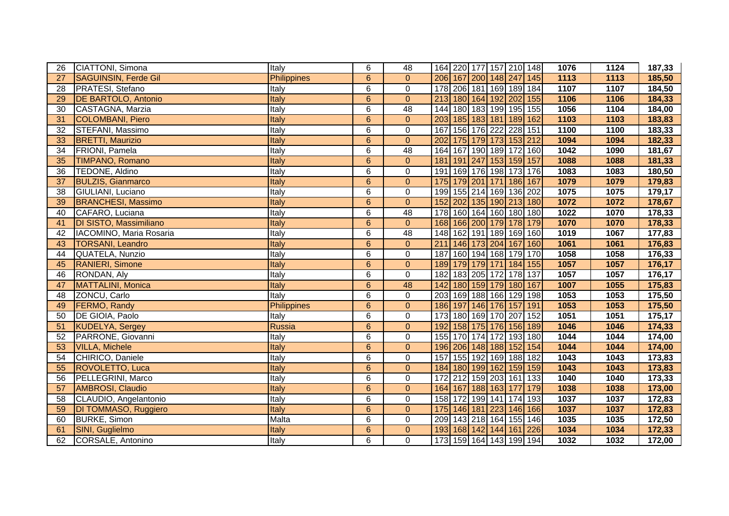| 26 | CIATTONI, Simona | Italy | 6 | 48 | 164 | 220 | 177 | 157 | 210 | 148 | 1076 | 1124 | 187,33 |
|---|---|---|---|---|---|---|---|---|---|---|---|---|---|
| 27 | SAGUINSIN, Ferde Gil | Philippines | 6 | 0 | 206 | 167 | 200 | 148 | 247 | 145 | 1113 | 1113 | 185,50 |
| 28 | PRATESI, Stefano | Italy | 6 | 0 | 178 | 206 | 181 | 169 | 189 | 184 | 1107 | 1107 | 184,50 |
| 29 | DE BARTOLO, Antonio | Italy | 6 | 0 | 213 | 180 | 164 | 192 | 202 | 155 | 1106 | 1106 | 184,33 |
| 30 | CASTAGNA, Marzia | Italy | 6 | 48 | 144 | 180 | 183 | 199 | 195 | 155 | 1056 | 1104 | 184,00 |
| 31 | COLOMBANI, Piero | Italy | 6 | 0 | 203 | 185 | 183 | 181 | 189 | 162 | 1103 | 1103 | 183,83 |
| 32 | STEFANI, Massimo | Italy | 6 | 0 | 167 | 156 | 176 | 222 | 228 | 151 | 1100 | 1100 | 183,33 |
| 33 | BRETTI, Maurizio | Italy | 6 | 0 | 202 | 175 | 179 | 173 | 153 | 212 | 1094 | 1094 | 182,33 |
| 34 | FRIONI, Pamela | Italy | 6 | 48 | 164 | 167 | 190 | 189 | 172 | 160 | 1042 | 1090 | 181,67 |
| 35 | TIMPANO, Romano | Italy | 6 | 0 | 181 | 191 | 247 | 153 | 159 | 157 | 1088 | 1088 | 181,33 |
| 36 | TEDONE, Aldino | Italy | 6 | 0 | 191 | 169 | 176 | 198 | 173 | 176 | 1083 | 1083 | 180,50 |
| 37 | BULZIS, Gianmarco | Italy | 6 | 0 | 175 | 179 | 201 | 171 | 186 | 167 | 1079 | 1079 | 179,83 |
| 38 | GIULIANI, Luciano | Italy | 6 | 0 | 199 | 155 | 214 | 169 | 136 | 202 | 1075 | 1075 | 179,17 |
| 39 | BRANCHESI, Massimo | Italy | 6 | 0 | 152 | 202 | 135 | 190 | 213 | 180 | 1072 | 1072 | 178,67 |
| 40 | CAFARO, Luciana | Italy | 6 | 48 | 178 | 160 | 164 | 160 | 180 | 180 | 1022 | 1070 | 178,33 |
| 41 | DI SISTO, Massimiliano | Italy | 6 | 0 | 168 | 166 | 200 | 179 | 178 | 179 | 1070 | 1070 | 178,33 |
| 42 | IACOMINO, Maria Rosaria | Italy | 6 | 48 | 148 | 162 | 191 | 189 | 169 | 160 | 1019 | 1067 | 177,83 |
| 43 | TORSANI, Leandro | Italy | 6 | 0 | 211 | 146 | 173 | 204 | 167 | 160 | 1061 | 1061 | 176,83 |
| 44 | QUATELA, Nunzio | Italy | 6 | 0 | 187 | 160 | 194 | 168 | 179 | 170 | 1058 | 1058 | 176,33 |
| 45 | RANIERI, Simone | Italy | 6 | 0 | 189 | 179 | 179 | 171 | 184 | 155 | 1057 | 1057 | 176,17 |
| 46 | RONDAN, Aly | Italy | 6 | 0 | 182 | 183 | 205 | 172 | 178 | 137 | 1057 | 1057 | 176,17 |
| 47 | MATTALINI, Monica | Italy | 6 | 48 | 142 | 180 | 159 | 179 | 180 | 167 | 1007 | 1055 | 175,83 |
| 48 | ZONCU, Carlo | Italy | 6 | 0 | 203 | 169 | 188 | 166 | 129 | 198 | 1053 | 1053 | 175,50 |
| 49 | FERMO, Randy | Philippines | 6 | 0 | 186 | 197 | 146 | 176 | 157 | 191 | 1053 | 1053 | 175,50 |
| 50 | DE GIOIA, Paolo | Italy | 6 | 0 | 173 | 180 | 169 | 170 | 207 | 152 | 1051 | 1051 | 175,17 |
| 51 | KUDELYA, Sergey | Russia | 6 | 0 | 192 | 158 | 175 | 176 | 156 | 189 | 1046 | 1046 | 174,33 |
| 52 | PARRONE, Giovanni | Italy | 6 | 0 | 155 | 170 | 174 | 172 | 193 | 180 | 1044 | 1044 | 174,00 |
| 53 | VILLA, Michele | Italy | 6 | 0 | 196 | 206 | 148 | 188 | 152 | 154 | 1044 | 1044 | 174,00 |
| 54 | CHIRICO, Daniele | Italy | 6 | 0 | 157 | 155 | 192 | 169 | 188 | 182 | 1043 | 1043 | 173,83 |
| 55 | ROVOLETTO, Luca | Italy | 6 | 0 | 184 | 180 | 199 | 162 | 159 | 159 | 1043 | 1043 | 173,83 |
| 56 | PELLEGRINI, Marco | Italy | 6 | 0 | 172 | 212 | 159 | 203 | 161 | 133 | 1040 | 1040 | 173,33 |
| 57 | AMBROSI, Claudio | Italy | 6 | 0 | 164 | 167 | 188 | 163 | 177 | 179 | 1038 | 1038 | 173,00 |
| 58 | CLAUDIO, Angelantonio | Italy | 6 | 0 | 158 | 172 | 199 | 141 | 174 | 193 | 1037 | 1037 | 172,83 |
| 59 | DI TOMMASO, Ruggiero | Italy | 6 | 0 | 175 | 146 | 181 | 223 | 146 | 166 | 1037 | 1037 | 172,83 |
| 60 | BURKE, Simon | Malta | 6 | 0 | 209 | 143 | 218 | 164 | 155 | 146 | 1035 | 1035 | 172,50 |
| 61 | SINI, Guglielmo | Italy | 6 | 0 | 193 | 168 | 142 | 144 | 161 | 226 | 1034 | 1034 | 172,33 |
| 62 | CORSALE, Antonino | Italy | 6 | 0 | 173 | 159 | 164 | 143 | 199 | 194 | 1032 | 1032 | 172,00 |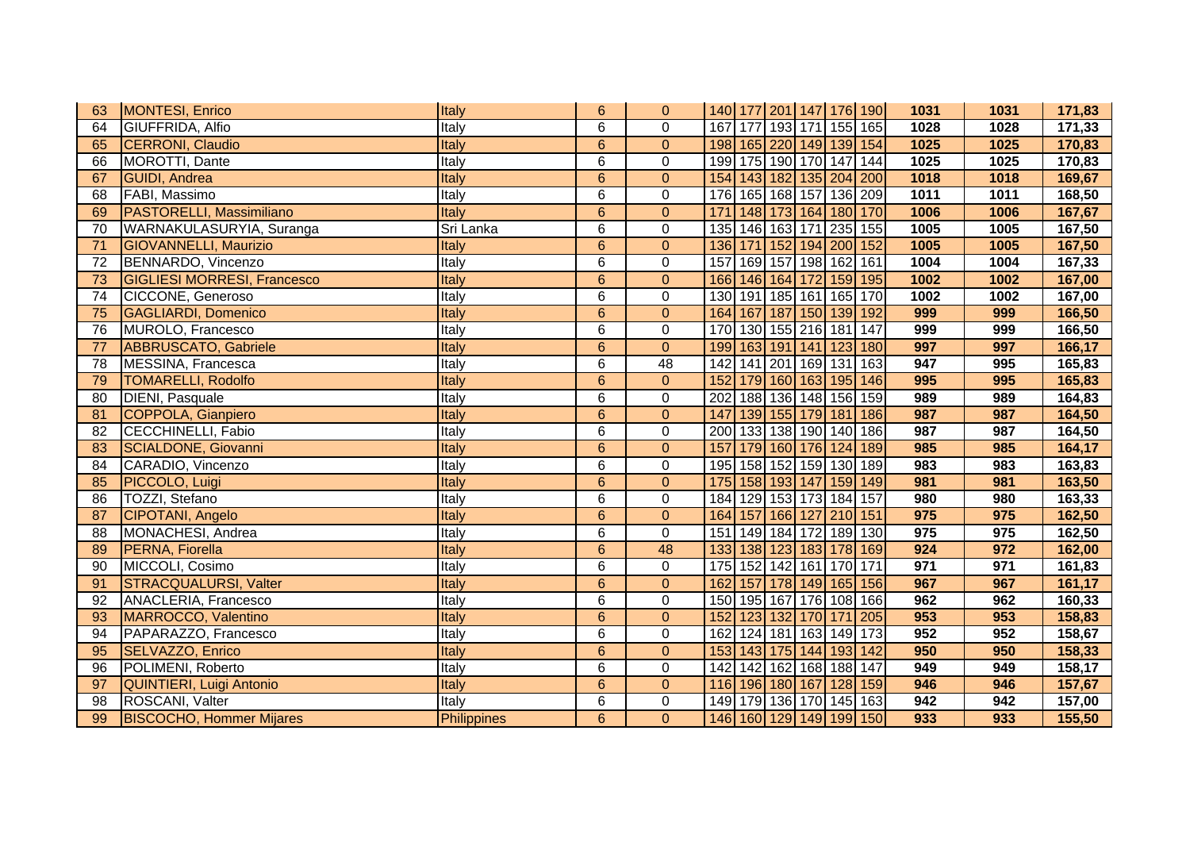| 63 | MONTESI, Enrico | Italy | 6 | 0 | 140 | 177 | 201 | 147 | 176 | 190 | 1031 | 1031 | 171,83 |
|---|---|---|---|---|---|---|---|---|---|---|---|---|---|
| 64 | GIUFFRIDA, Alfio | Italy | 6 | 0 | 167 | 177 | 193 | 171 | 155 | 165 | 1028 | 1028 | 171,33 |
| 65 | CERRONI, Claudio | Italy | 6 | 0 | 198 | 165 | 220 | 149 | 139 | 154 | 1025 | 1025 | 170,83 |
| 66 | MOROTTI, Dante | Italy | 6 | 0 | 199 | 175 | 190 | 170 | 147 | 144 | 1025 | 1025 | 170,83 |
| 67 | GUIDI, Andrea | Italy | 6 | 0 | 154 | 143 | 182 | 135 | 204 | 200 | 1018 | 1018 | 169,67 |
| 68 | FABI, Massimo | Italy | 6 | 0 | 176 | 165 | 168 | 157 | 136 | 209 | 1011 | 1011 | 168,50 |
| 69 | PASTORELLI, Massimiliano | Italy | 6 | 0 | 171 | 148 | 173 | 164 | 180 | 170 | 1006 | 1006 | 167,67 |
| 70 | WARNAKULASURYIA, Suranga | Sri Lanka | 6 | 0 | 135 | 146 | 163 | 171 | 235 | 155 | 1005 | 1005 | 167,50 |
| 71 | GIOVANNELLI, Maurizio | Italy | 6 | 0 | 136 | 171 | 152 | 194 | 200 | 152 | 1005 | 1005 | 167,50 |
| 72 | BENNARDO, Vincenzo | Italy | 6 | 0 | 157 | 169 | 157 | 198 | 162 | 161 | 1004 | 1004 | 167,33 |
| 73 | GIGLIESI MORRESI, Francesco | Italy | 6 | 0 | 166 | 146 | 164 | 172 | 159 | 195 | 1002 | 1002 | 167,00 |
| 74 | CICCONE, Generoso | Italy | 6 | 0 | 130 | 191 | 185 | 161 | 165 | 170 | 1002 | 1002 | 167,00 |
| 75 | GAGLIARDI, Domenico | Italy | 6 | 0 | 164 | 167 | 187 | 150 | 139 | 192 | 999 | 999 | 166,50 |
| 76 | MUROLO, Francesco | Italy | 6 | 0 | 170 | 130 | 155 | 216 | 181 | 147 | 999 | 999 | 166,50 |
| 77 | ABBRUSCATO, Gabriele | Italy | 6 | 0 | 199 | 163 | 191 | 141 | 123 | 180 | 997 | 997 | 166,17 |
| 78 | MESSINA, Francesca | Italy | 6 | 48 | 142 | 141 | 201 | 169 | 131 | 163 | 947 | 995 | 165,83 |
| 79 | TOMARELLI, Rodolfo | Italy | 6 | 0 | 152 | 179 | 160 | 163 | 195 | 146 | 995 | 995 | 165,83 |
| 80 | DIENI, Pasquale | Italy | 6 | 0 | 202 | 188 | 136 | 148 | 156 | 159 | 989 | 989 | 164,83 |
| 81 | COPPOLA, Gianpiero | Italy | 6 | 0 | 147 | 139 | 155 | 179 | 181 | 186 | 987 | 987 | 164,50 |
| 82 | CECCHINELLI, Fabio | Italy | 6 | 0 | 200 | 133 | 138 | 190 | 140 | 186 | 987 | 987 | 164,50 |
| 83 | SCIALDONE, Giovanni | Italy | 6 | 0 | 157 | 179 | 160 | 176 | 124 | 189 | 985 | 985 | 164,17 |
| 84 | CARADIO, Vincenzo | Italy | 6 | 0 | 195 | 158 | 152 | 159 | 130 | 189 | 983 | 983 | 163,83 |
| 85 | PICCOLO, Luigi | Italy | 6 | 0 | 175 | 158 | 193 | 147 | 159 | 149 | 981 | 981 | 163,50 |
| 86 | TOZZI, Stefano | Italy | 6 | 0 | 184 | 129 | 153 | 173 | 184 | 157 | 980 | 980 | 163,33 |
| 87 | CIPOTANI, Angelo | Italy | 6 | 0 | 164 | 157 | 166 | 127 | 210 | 151 | 975 | 975 | 162,50 |
| 88 | MONACHESI, Andrea | Italy | 6 | 0 | 151 | 149 | 184 | 172 | 189 | 130 | 975 | 975 | 162,50 |
| 89 | PERNA, Fiorella | Italy | 6 | 48 | 133 | 138 | 123 | 183 | 178 | 169 | 924 | 972 | 162,00 |
| 90 | MICCOLI, Cosimo | Italy | 6 | 0 | 175 | 152 | 142 | 161 | 170 | 171 | 971 | 971 | 161,83 |
| 91 | STRACQUALURSI, Valter | Italy | 6 | 0 | 162 | 157 | 178 | 149 | 165 | 156 | 967 | 967 | 161,17 |
| 92 | ANACLERIA, Francesco | Italy | 6 | 0 | 150 | 195 | 167 | 176 | 108 | 166 | 962 | 962 | 160,33 |
| 93 | MARROCCO, Valentino | Italy | 6 | 0 | 152 | 123 | 132 | 170 | 171 | 205 | 953 | 953 | 158,83 |
| 94 | PAPARAZZO, Francesco | Italy | 6 | 0 | 162 | 124 | 181 | 163 | 149 | 173 | 952 | 952 | 158,67 |
| 95 | SELVAZZO, Enrico | Italy | 6 | 0 | 153 | 143 | 175 | 144 | 193 | 142 | 950 | 950 | 158,33 |
| 96 | POLIMENI, Roberto | Italy | 6 | 0 | 142 | 142 | 162 | 168 | 188 | 147 | 949 | 949 | 158,17 |
| 97 | QUINTIERI, Luigi Antonio | Italy | 6 | 0 | 116 | 196 | 180 | 167 | 128 | 159 | 946 | 946 | 157,67 |
| 98 | ROSCANI, Valter | Italy | 6 | 0 | 149 | 179 | 136 | 170 | 145 | 163 | 942 | 942 | 157,00 |
| 99 | BISCOCHO, Hommer Mijares | Philippines | 6 | 0 | 146 | 160 | 129 | 149 | 199 | 150 | 933 | 933 | 155,50 |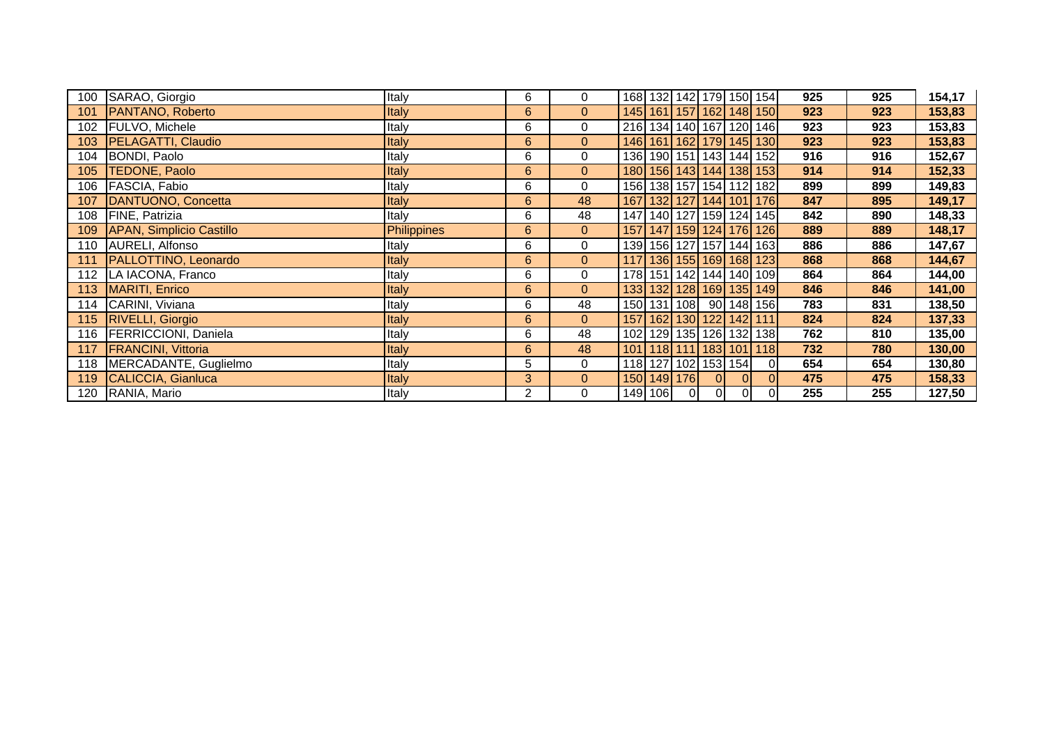| | | | | | | | | | | | | | |
|---|---|---|---|---|---|---|---|---|---|---|---|---|---|
| 100 | SARAO, Giorgio | Italy | 6 | 0 | 168 | 132 | 142 | 179 | 150 | 154 | **925** | **925** | **154,17** |
| 101 | PANTANO, Roberto | Italy | 6 | 0 | 145 | 161 | 157 | 162 | 148 | 150 | **923** | **923** | **153,83** |
| 102 | FULVO, Michele | Italy | 6 | 0 | 216 | 134 | 140 | 167 | 120 | 146 | **923** | **923** | **153,83** |
| 103 | PELAGATTI, Claudio | Italy | 6 | 0 | 146 | 161 | 162 | 179 | 145 | 130 | **923** | **923** | **153,83** |
| 104 | BONDI, Paolo | Italy | 6 | 0 | 136 | 190 | 151 | 143 | 144 | 152 | **916** | **916** | **152,67** |
| 105 | TEDONE, Paolo | Italy | 6 | 0 | 180 | 156 | 143 | 144 | 138 | 153 | **914** | **914** | **152,33** |
| 106 | FASCIA, Fabio | Italy | 6 | 0 | 156 | 138 | 157 | 154 | 112 | 182 | **899** | **899** | **149,83** |
| 107 | DANTUONO, Concetta | Italy | 6 | 48 | 167 | 132 | 127 | 144 | 101 | 176 | **847** | **895** | **149,17** |
| 108 | FINE, Patrizia | Italy | 6 | 48 | 147 | 140 | 127 | 159 | 124 | 145 | **842** | **890** | **148,33** |
| 109 | APAN, Simplicio Castillo | Philippines | 6 | 0 | 157 | 147 | 159 | 124 | 176 | 126 | **889** | **889** | **148,17** |
| 110 | AURELI, Alfonso | Italy | 6 | 0 | 139 | 156 | 127 | 157 | 144 | 163 | **886** | **886** | **147,67** |
| 111 | PALLOTTINO, Leonardo | Italy | 6 | 0 | 117 | 136 | 155 | 169 | 168 | 123 | **868** | **868** | **144,67** |
| 112 | LA IACONA, Franco | Italy | 6 | 0 | 178 | 151 | 142 | 144 | 140 | 109 | **864** | **864** | **144,00** |
| 113 | MARITI, Enrico | Italy | 6 | 0 | 133 | 132 | 128 | 169 | 135 | 149 | **846** | **846** | **141,00** |
| 114 | CARINI, Viviana | Italy | 6 | 48 | 150 | 131 | 108 | 90 | 148 | 156 | **783** | **831** | **138,50** |
| 115 | RIVELLI, Giorgio | Italy | 6 | 0 | 157 | 162 | 130 | 122 | 142 | 111 | **824** | **824** | **137,33** |
| 116 | FERRICCIONI, Daniela | Italy | 6 | 48 | 102 | 129 | 135 | 126 | 132 | 138 | **762** | **810** | **135,00** |
| 117 | FRANCINI, Vittoria | Italy | 6 | 48 | 101 | 118 | 111 | 183 | 101 | 118 | **732** | **780** | **130,00** |
| 118 | MERCADANTE, Guglielmo | Italy | 5 | 0 | 118 | 127 | 102 | 153 | 154 | 0 | **654** | **654** | **130,80** |
| 119 | CALICCIA, Gianluca | Italy | 3 | 0 | 150 | 149 | 176 | 0 | 0 | 0 | **475** | **475** | **158,33** |
| 120 | RANIA, Mario | Italy | 2 | 0 | 149 | 106 | 0 | 0 | 0 | 0 | **255** | **255** | **127,50** |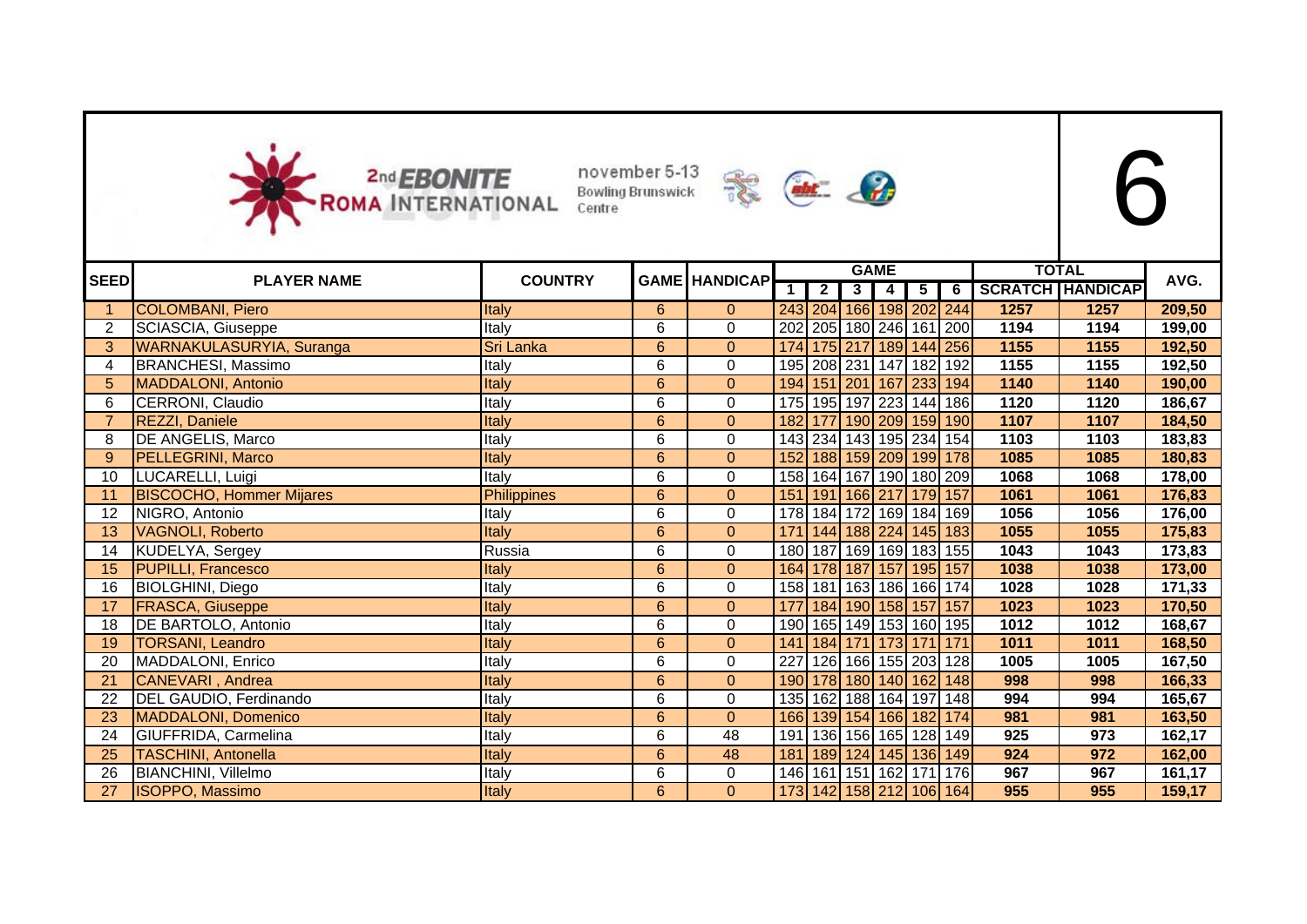2nd EBONITE ROMA INTERNATIONAL

november 5-13 Bowling Brunswick Centre

6

| SEED | PLAYER NAME | COUNTRY | GAME | HANDICAP | GAME | | | | | | TOTAL | | AVG. |
|---|---|---|---|---|---|---|---|---|---|---|---|---|---|
| | | | | | 1 | 2 | 3 | 4 | 5 | 6 | SCRATCH | HANDICAP | |
| 1 | COLOMBANI, Piero | Italy | 6 | 0 | 243 | 204 | 166 | 198 | 202 | 244 | 1257 | 1257 | 209,50 |
| 2 | SCIASCIA, Giuseppe | Italy | 6 | 0 | 202 | 205 | 180 | 246 | 161 | 200 | 1194 | 1194 | 199,00 |
| 3 | WARNAKULASURYIA, Suranga | Sri Lanka | 6 | 0 | 174 | 175 | 217 | 189 | 144 | 256 | 1155 | 1155 | 192,50 |
| 4 | BRANCHESI, Massimo | Italy | 6 | 0 | 195 | 208 | 231 | 147 | 182 | 192 | 1155 | 1155 | 192,50 |
| 5 | MADDALONI, Antonio | Italy | 6 | 0 | 194 | 151 | 201 | 167 | 233 | 194 | 1140 | 1140 | 190,00 |
| 6 | CERRONI, Claudio | Italy | 6 | 0 | 175 | 195 | 197 | 223 | 144 | 186 | 1120 | 1120 | 186,67 |
| 7 | REZZI, Daniele | Italy | 6 | 0 | 182 | 177 | 190 | 209 | 159 | 190 | 1107 | 1107 | 184,50 |
| 8 | DE ANGELIS, Marco | Italy | 6 | 0 | 143 | 234 | 143 | 195 | 234 | 154 | 1103 | 1103 | 183,83 |
| 9 | PELLEGRINI, Marco | Italy | 6 | 0 | 152 | 188 | 159 | 209 | 199 | 178 | 1085 | 1085 | 180,83 |
| 10 | LUCARELLI, Luigi | Italy | 6 | 0 | 158 | 164 | 167 | 190 | 180 | 209 | 1068 | 1068 | 178,00 |
| 11 | BISCOCHO, Hommer Mijares | Philippines | 6 | 0 | 151 | 191 | 166 | 217 | 179 | 157 | 1061 | 1061 | 176,83 |
| 12 | NIGRO, Antonio | Italy | 6 | 0 | 178 | 184 | 172 | 169 | 184 | 169 | 1056 | 1056 | 176,00 |
| 13 | VAGNOLI, Roberto | Italy | 6 | 0 | 171 | 144 | 188 | 224 | 145 | 183 | 1055 | 1055 | 175,83 |
| 14 | KUDELYA, Sergey | Russia | 6 | 0 | 180 | 187 | 169 | 169 | 183 | 155 | 1043 | 1043 | 173,83 |
| 15 | PUPILLI, Francesco | Italy | 6 | 0 | 164 | 178 | 187 | 157 | 195 | 157 | 1038 | 1038 | 173,00 |
| 16 | BIOLGHINI, Diego | Italy | 6 | 0 | 158 | 181 | 163 | 186 | 166 | 174 | 1028 | 1028 | 171,33 |
| 17 | FRASCA, Giuseppe | Italy | 6 | 0 | 177 | 184 | 190 | 158 | 157 | 157 | 1023 | 1023 | 170,50 |
| 18 | DE BARTOLO, Antonio | Italy | 6 | 0 | 190 | 165 | 149 | 153 | 160 | 195 | 1012 | 1012 | 168,67 |
| 19 | TORSANI, Leandro | Italy | 6 | 0 | 141 | 184 | 171 | 173 | 171 | 171 | 1011 | 1011 | 168,50 |
| 20 | MADDALONI, Enrico | Italy | 6 | 0 | 227 | 126 | 166 | 155 | 203 | 128 | 1005 | 1005 | 167,50 |
| 21 | CANEVARI , Andrea | Italy | 6 | 0 | 190 | 178 | 180 | 140 | 162 | 148 | 998 | 998 | 166,33 |
| 22 | DEL GAUDIO, Ferdinando | Italy | 6 | 0 | 135 | 162 | 188 | 164 | 197 | 148 | 994 | 994 | 165,67 |
| 23 | MADDALONI, Domenico | Italy | 6 | 0 | 166 | 139 | 154 | 166 | 182 | 174 | 981 | 981 | 163,50 |
| 24 | GIUFFRIDA, Carmelina | Italy | 6 | 48 | 191 | 136 | 156 | 165 | 128 | 149 | 925 | 973 | 162,17 |
| 25 | TASCHINI, Antonella | Italy | 6 | 48 | 181 | 189 | 124 | 145 | 136 | 149 | 924 | 972 | 162,00 |
| 26 | BIANCHINI, Villelmo | Italy | 6 | 0 | 146 | 161 | 151 | 162 | 171 | 176 | 967 | 967 | 161,17 |
| 27 | ISOPPO, Massimo | Italy | 6 | 0 | 173 | 142 | 158 | 212 | 106 | 164 | 955 | 955 | 159,17 |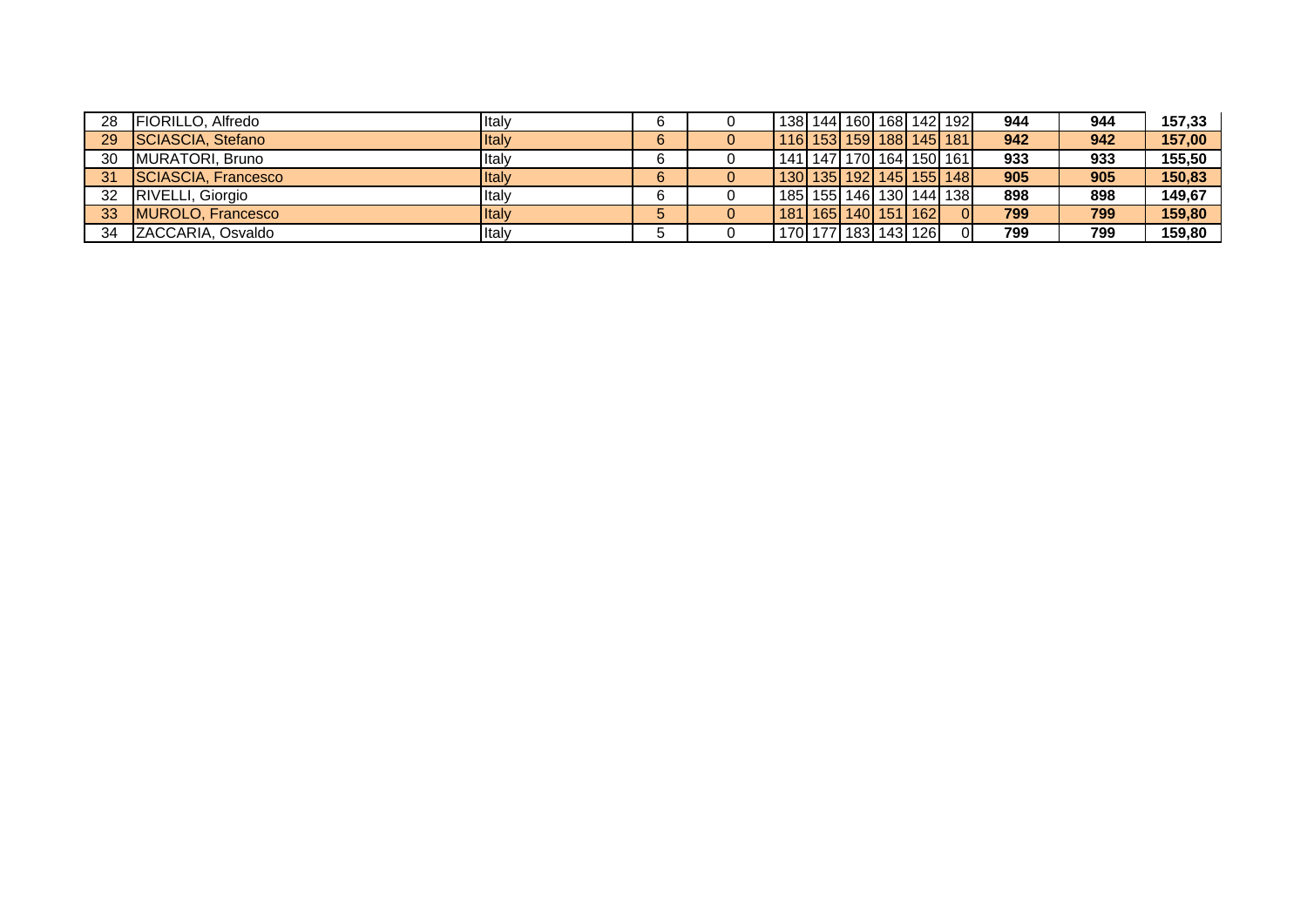| | | | | | | | | | | | | | | |
|---|---|---|---|---|---|---|---|---|---|---|---|---|---|---|
| 28 | FIORILLO, Alfredo | Italy | 6 | 0 | 138 | 144 | 160 | 168 | 142 | 192 | **944** | **944** | **157,33** |
| 29 | SCIASCIA, Stefano | Italy | 6 | 0 | 116 | 153 | 159 | 188 | 145 | 181 | **942** | **942** | **157,00** |
| 30 | MURATORI, Bruno | Italy | 6 | 0 | 141 | 147 | 170 | 164 | 150 | 161 | **933** | **933** | **155,50** |
| 31 | SCIASCIA, Francesco | Italy | 6 | 0 | 130 | 135 | 192 | 145 | 155 | 148 | **905** | **905** | **150,83** |
| 32 | RIVELLI, Giorgio | Italy | 6 | 0 | 185 | 155 | 146 | 130 | 144 | 138 | **898** | **898** | **149,67** |
| 33 | MUROLO, Francesco | Italy | 5 | 0 | 181 | 165 | 140 | 151 | 162 | 0 | **799** | **799** | **159,80** |
| 34 | ZACCARIA, Osvaldo | Italy | 5 | 0 | 170 | 177 | 183 | 143 | 126 | 0 | **799** | **799** | **159,80** |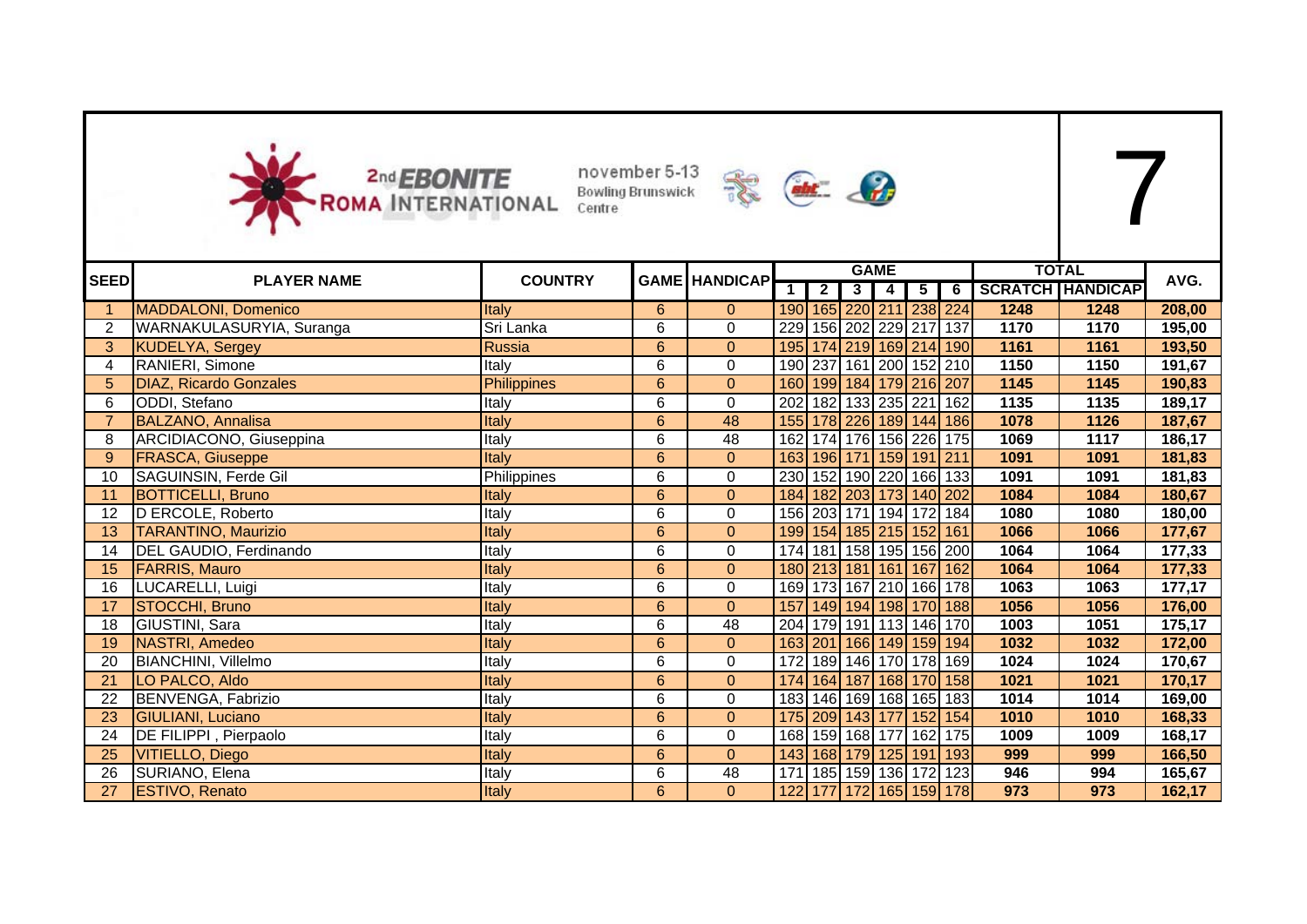2nd EBONITE ROMA INTERNATIONAL

november 5-13
Bowling Brunswick Centre

# 7

| SEED | PLAYER NAME | COUNTRY | GAME | HANDICAP | GAME 1 | 2 | 3 | 4 | 5 | 6 | TOTAL SCRATCH | HANDICAP | AVG. |
|---|---|---|---|---|---|---|---|---|---|---|---|---|---|
| 1 | MADDALONI, Domenico | Italy | 6 | 0 | 190 | 165 | 220 | 211 | 238 | 224 | 1248 | 1248 | 208,00 |
| 2 | WARNAKULASURYIA, Suranga | Sri Lanka | 6 | 0 | 229 | 156 | 202 | 229 | 217 | 137 | 1170 | 1170 | 195,00 |
| 3 | KUDELYA, Sergey | Russia | 6 | 0 | 195 | 174 | 219 | 169 | 214 | 190 | 1161 | 1161 | 193,50 |
| 4 | RANIERI, Simone | Italy | 6 | 0 | 190 | 237 | 161 | 200 | 152 | 210 | 1150 | 1150 | 191,67 |
| 5 | DIAZ, Ricardo Gonzales | Philippines | 6 | 0 | 160 | 199 | 184 | 179 | 216 | 207 | 1145 | 1145 | 190,83 |
| 6 | ODDI, Stefano | Italy | 6 | 0 | 202 | 182 | 133 | 235 | 221 | 162 | 1135 | 1135 | 189,17 |
| 7 | BALZANO, Annalisa | Italy | 6 | 48 | 155 | 178 | 226 | 189 | 144 | 186 | 1078 | 1126 | 187,67 |
| 8 | ARCIDIACONO, Giuseppina | Italy | 6 | 48 | 162 | 174 | 176 | 156 | 226 | 175 | 1069 | 1117 | 186,17 |
| 9 | FRASCA, Giuseppe | Italy | 6 | 0 | 163 | 196 | 171 | 159 | 191 | 211 | 1091 | 1091 | 181,83 |
| 10 | SAGUINSIN, Ferde Gil | Philippines | 6 | 0 | 230 | 152 | 190 | 220 | 166 | 133 | 1091 | 1091 | 181,83 |
| 11 | BOTTICELLI, Bruno | Italy | 6 | 0 | 184 | 182 | 203 | 173 | 140 | 202 | 1084 | 1084 | 180,67 |
| 12 | D ERCOLE, Roberto | Italy | 6 | 0 | 156 | 203 | 171 | 194 | 172 | 184 | 1080 | 1080 | 180,00 |
| 13 | TARANTINO, Maurizio | Italy | 6 | 0 | 199 | 154 | 185 | 215 | 152 | 161 | 1066 | 1066 | 177,67 |
| 14 | DEL GAUDIO, Ferdinando | Italy | 6 | 0 | 174 | 181 | 158 | 195 | 156 | 200 | 1064 | 1064 | 177,33 |
| 15 | FARRIS, Mauro | Italy | 6 | 0 | 180 | 213 | 181 | 161 | 167 | 162 | 1064 | 1064 | 177,33 |
| 16 | LUCARELLI, Luigi | Italy | 6 | 0 | 169 | 173 | 167 | 210 | 166 | 178 | 1063 | 1063 | 177,17 |
| 17 | STOCCHI, Bruno | Italy | 6 | 0 | 157 | 149 | 194 | 198 | 170 | 188 | 1056 | 1056 | 176,00 |
| 18 | GIUSTINI, Sara | Italy | 6 | 48 | 204 | 179 | 191 | 113 | 146 | 170 | 1003 | 1051 | 175,17 |
| 19 | NASTRI, Amedeo | Italy | 6 | 0 | 163 | 201 | 166 | 149 | 159 | 194 | 1032 | 1032 | 172,00 |
| 20 | BIANCHINI, Villelmo | Italy | 6 | 0 | 172 | 189 | 146 | 170 | 178 | 169 | 1024 | 1024 | 170,67 |
| 21 | LO PALCO, Aldo | Italy | 6 | 0 | 174 | 164 | 187 | 168 | 170 | 158 | 1021 | 1021 | 170,17 |
| 22 | BENVENGA, Fabrizio | Italy | 6 | 0 | 183 | 146 | 169 | 168 | 165 | 183 | 1014 | 1014 | 169,00 |
| 23 | GIULIANI, Luciano | Italy | 6 | 0 | 175 | 209 | 143 | 177 | 152 | 154 | 1010 | 1010 | 168,33 |
| 24 | DE FILIPPI , Pierpaolo | Italy | 6 | 0 | 168 | 159 | 168 | 177 | 162 | 175 | 1009 | 1009 | 168,17 |
| 25 | VITIELLO, Diego | Italy | 6 | 0 | 143 | 168 | 179 | 125 | 191 | 193 | 999 | 999 | 166,50 |
| 26 | SURIANO, Elena | Italy | 6 | 48 | 171 | 185 | 159 | 136 | 172 | 123 | 946 | 994 | 165,67 |
| 27 | ESTIVO, Renato | Italy | 6 | 0 | 122 | 177 | 172 | 165 | 159 | 178 | 973 | 973 | 162,17 |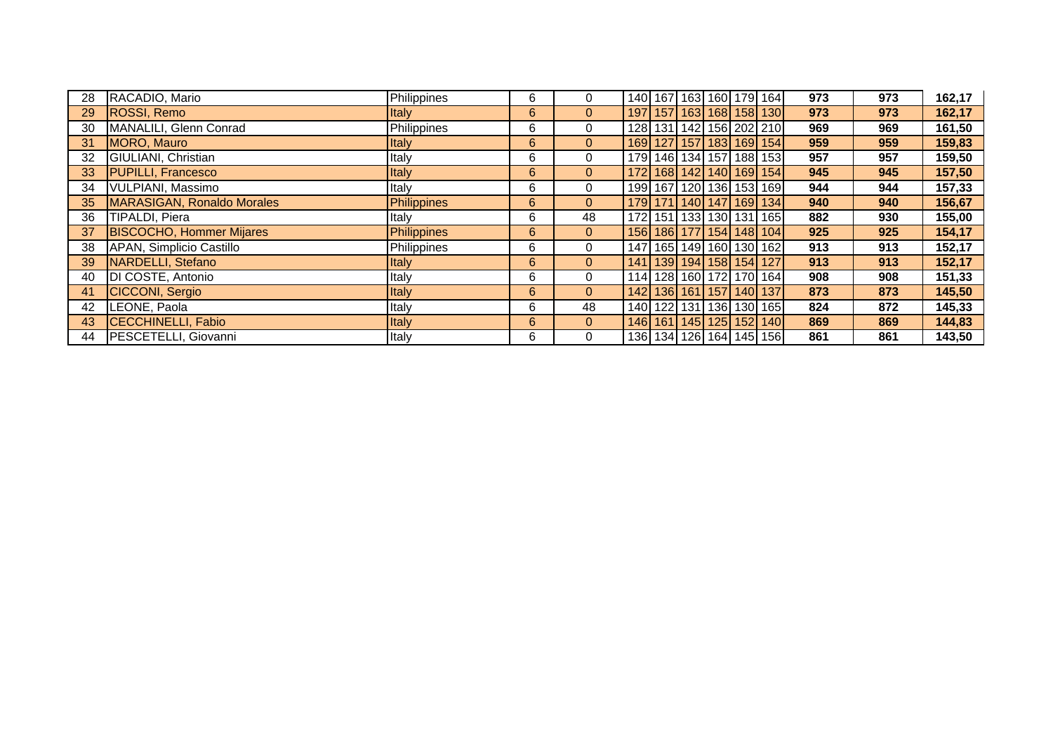| | | | | | | | | | | | | | |
|---|---|---|---|---|---|---|---|---|---|---|---|---|---|
| 28 | RACADIO, Mario | Philippines | 6 | 0 | 140 | 167 | 163 | 160 | 179 | 164 | **973** | **973** | **162,17** |
| 29 | ROSSI, Remo | Italy | 6 | 0 | 197 | 157 | 163 | 168 | 158 | 130 | **973** | **973** | **162,17** |
| 30 | MANALILI, Glenn Conrad | Philippines | 6 | 0 | 128 | 131 | 142 | 156 | 202 | 210 | **969** | **969** | **161,50** |
| 31 | MORO, Mauro | Italy | 6 | 0 | 169 | 127 | 157 | 183 | 169 | 154 | **959** | **959** | **159,83** |
| 32 | GIULIANI, Christian | Italy | 6 | 0 | 179 | 146 | 134 | 157 | 188 | 153 | **957** | **957** | **159,50** |
| 33 | PUPILLI, Francesco | Italy | 6 | 0 | 172 | 168 | 142 | 140 | 169 | 154 | **945** | **945** | **157,50** |
| 34 | VULPIANI, Massimo | Italy | 6 | 0 | 199 | 167 | 120 | 136 | 153 | 169 | **944** | **944** | **157,33** |
| 35 | MARASIGAN, Ronaldo Morales | Philippines | 6 | 0 | 179 | 171 | 140 | 147 | 169 | 134 | **940** | **940** | **156,67** |
| 36 | TIPALDI, Piera | Italy | 6 | 48 | 172 | 151 | 133 | 130 | 131 | 165 | **882** | **930** | **155,00** |
| 37 | BISCOCHO, Hommer Mijares | Philippines | 6 | 0 | 156 | 186 | 177 | 154 | 148 | 104 | **925** | **925** | **154,17** |
| 38 | APAN, Simplicio Castillo | Philippines | 6 | 0 | 147 | 165 | 149 | 160 | 130 | 162 | **913** | **913** | **152,17** |
| 39 | NARDELLI, Stefano | Italy | 6 | 0 | 141 | 139 | 194 | 158 | 154 | 127 | **913** | **913** | **152,17** |
| 40 | DI COSTE, Antonio | Italy | 6 | 0 | 114 | 128 | 160 | 172 | 170 | 164 | **908** | **908** | **151,33** |
| 41 | CICCONI, Sergio | Italy | 6 | 0 | 142 | 136 | 161 | 157 | 140 | 137 | **873** | **873** | **145,50** |
| 42 | LEONE, Paola | Italy | 6 | 48 | 140 | 122 | 131 | 136 | 130 | 165 | **824** | **872** | **145,33** |
| 43 | CECCHINELLI, Fabio | Italy | 6 | 0 | 146 | 161 | 145 | 125 | 152 | 140 | **869** | **869** | **144,83** |
| 44 | PESCETELLI, Giovanni | Italy | 6 | 0 | 136 | 134 | 126 | 164 | 145 | 156 | **861** | **861** | **143,50** |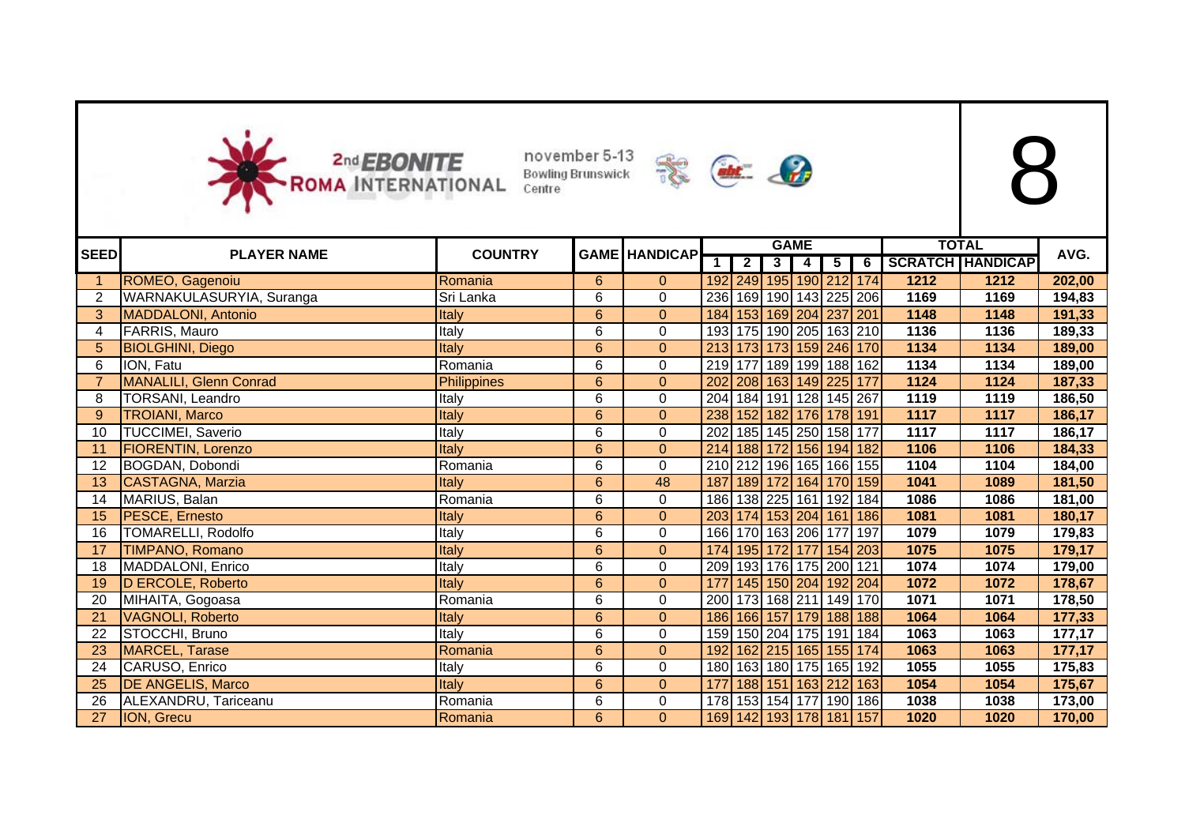2nd EBONITE ROMA INTERNATIONAL november 5-13 Bowling Brunswick Centre

# 8

| SEED | PLAYER NAME | COUNTRY | GAME | HANDICAP | GAME | | | | | | TOTAL | | AVG. |
|---|---|---|---|---|---|---|---|---|---|---|---|---|---|
| | | | | | 1 | 2 | 3 | 4 | 5 | 6 | SCRATCH | HANDICAP | |
| 1 | ROMEO, Gagenoiu | Romania | 6 | 0 | 192 | 249 | 195 | 190 | 212 | 174 | 1212 | 1212 | 202,00 |
| 2 | WARNAKULASURYIA, Suranga | Sri Lanka | 6 | 0 | 236 | 169 | 190 | 143 | 225 | 206 | 1169 | 1169 | 194,83 |
| 3 | MADDALONI, Antonio | Italy | 6 | 0 | 184 | 153 | 169 | 204 | 237 | 201 | 1148 | 1148 | 191,33 |
| 4 | FARRIS, Mauro | Italy | 6 | 0 | 193 | 175 | 190 | 205 | 163 | 210 | 1136 | 1136 | 189,33 |
| 5 | BIOLGHINI, Diego | Italy | 6 | 0 | 213 | 173 | 173 | 159 | 246 | 170 | 1134 | 1134 | 189,00 |
| 6 | ION, Fatu | Romania | 6 | 0 | 219 | 177 | 189 | 199 | 188 | 162 | 1134 | 1134 | 189,00 |
| 7 | MANALILI, Glenn Conrad | Philippines | 6 | 0 | 202 | 208 | 163 | 149 | 225 | 177 | 1124 | 1124 | 187,33 |
| 8 | TORSANI, Leandro | Italy | 6 | 0 | 204 | 184 | 191 | 128 | 145 | 267 | 1119 | 1119 | 186,50 |
| 9 | TROIANI, Marco | Italy | 6 | 0 | 238 | 152 | 182 | 176 | 178 | 191 | 1117 | 1117 | 186,17 |
| 10 | TUCCIMEI, Saverio | Italy | 6 | 0 | 202 | 185 | 145 | 250 | 158 | 177 | 1117 | 1117 | 186,17 |
| 11 | FIORENTIN, Lorenzo | Italy | 6 | 0 | 214 | 188 | 172 | 156 | 194 | 182 | 1106 | 1106 | 184,33 |
| 12 | BOGDAN, Dobondi | Romania | 6 | 0 | 210 | 212 | 196 | 165 | 166 | 155 | 1104 | 1104 | 184,00 |
| 13 | CASTAGNA, Marzia | Italy | 6 | 48 | 187 | 189 | 172 | 164 | 170 | 159 | 1041 | 1089 | 181,50 |
| 14 | MARIUS, Balan | Romania | 6 | 0 | 186 | 138 | 225 | 161 | 192 | 184 | 1086 | 1086 | 181,00 |
| 15 | PESCE, Ernesto | Italy | 6 | 0 | 203 | 174 | 153 | 204 | 161 | 186 | 1081 | 1081 | 180,17 |
| 16 | TOMARELLI, Rodolfo | Italy | 6 | 0 | 166 | 170 | 163 | 206 | 177 | 197 | 1079 | 1079 | 179,83 |
| 17 | TIMPANO, Romano | Italy | 6 | 0 | 174 | 195 | 172 | 177 | 154 | 203 | 1075 | 1075 | 179,17 |
| 18 | MADDALONI, Enrico | Italy | 6 | 0 | 209 | 193 | 176 | 175 | 200 | 121 | 1074 | 1074 | 179,00 |
| 19 | D ERCOLE, Roberto | Italy | 6 | 0 | 177 | 145 | 150 | 204 | 192 | 204 | 1072 | 1072 | 178,67 |
| 20 | MIHAITA, Gogoasa | Romania | 6 | 0 | 200 | 173 | 168 | 211 | 149 | 170 | 1071 | 1071 | 178,50 |
| 21 | VAGNOLI, Roberto | Italy | 6 | 0 | 186 | 166 | 157 | 179 | 188 | 188 | 1064 | 1064 | 177,33 |
| 22 | STOCCHI, Bruno | Italy | 6 | 0 | 159 | 150 | 204 | 175 | 191 | 184 | 1063 | 1063 | 177,17 |
| 23 | MARCEL, Tarase | Romania | 6 | 0 | 192 | 162 | 215 | 165 | 155 | 174 | 1063 | 1063 | 177,17 |
| 24 | CARUSO, Enrico | Italy | 6 | 0 | 180 | 163 | 180 | 175 | 165 | 192 | 1055 | 1055 | 175,83 |
| 25 | DE ANGELIS, Marco | Italy | 6 | 0 | 177 | 188 | 151 | 163 | 212 | 163 | 1054 | 1054 | 175,67 |
| 26 | ALEXANDRU, Tariceanu | Romania | 6 | 0 | 178 | 153 | 154 | 177 | 190 | 186 | 1038 | 1038 | 173,00 |
| 27 | ION, Grecu | Romania | 6 | 0 | 169 | 142 | 193 | 178 | 181 | 157 | 1020 | 1020 | 170,00 |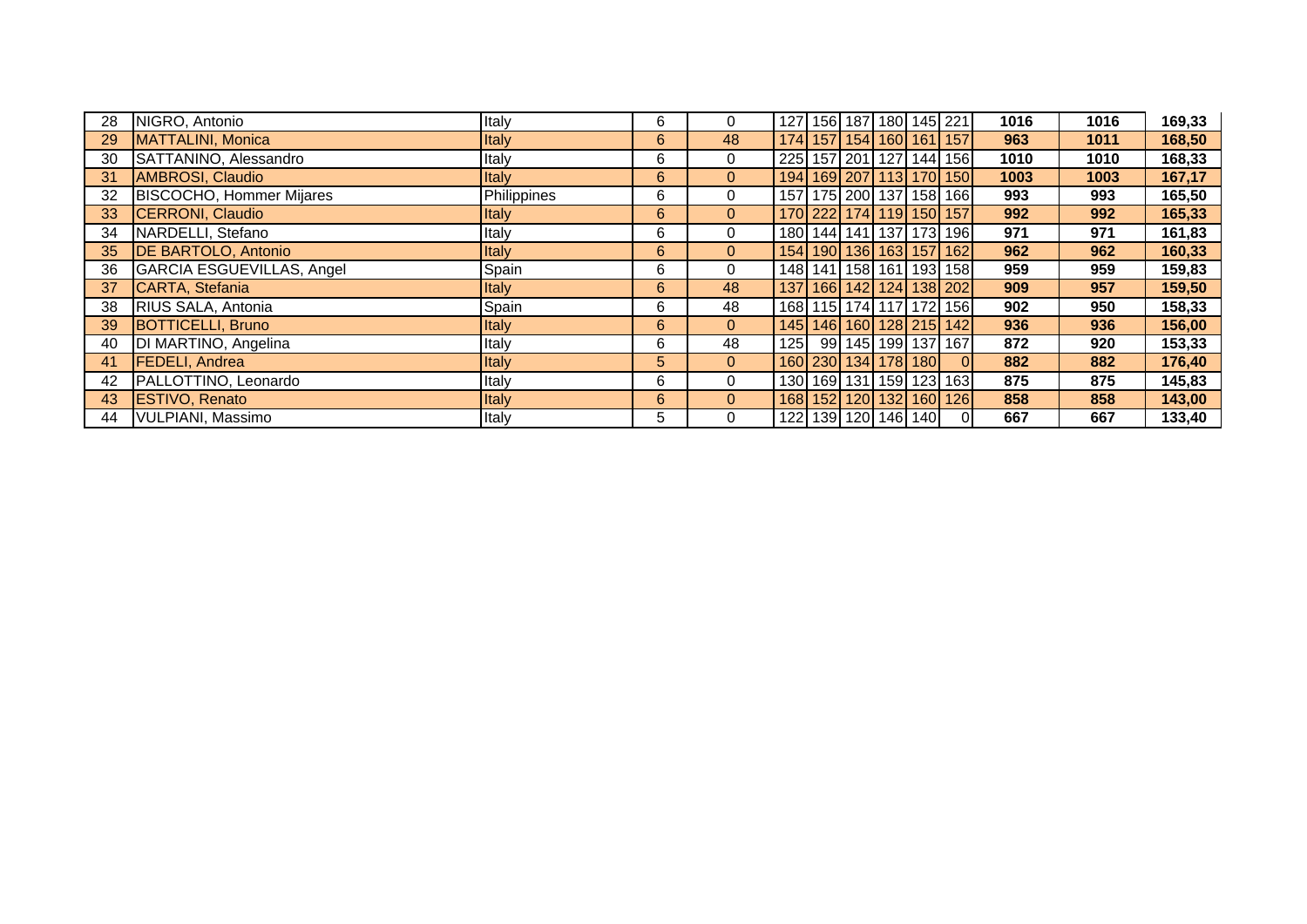| | | | | | | | | | | | | | |
|---|---|---|---|---|---|---|---|---|---|---|---|---|---|
| 28 | NIGRO, Antonio | Italy | 6 | 0 | 127 | 156 | 187 | 180 | 145 | 221 | **1016** | **1016** | **169,33** |
| 29 | MATTALINI, Monica | Italy | 6 | 48 | 174 | 157 | 154 | 160 | 161 | 157 | **963** | **1011** | **168,50** |
| 30 | SATTANINO, Alessandro | Italy | 6 | 0 | 225 | 157 | 201 | 127 | 144 | 156 | **1010** | **1010** | **168,33** |
| 31 | AMBROSI, Claudio | Italy | 6 | 0 | 194 | 169 | 207 | 113 | 170 | 150 | **1003** | **1003** | **167,17** |
| 32 | BISCOCHO, Hommer Mijares | Philippines | 6 | 0 | 157 | 175 | 200 | 137 | 158 | 166 | **993** | **993** | **165,50** |
| 33 | CERRONI, Claudio | Italy | 6 | 0 | 170 | 222 | 174 | 119 | 150 | 157 | **992** | **992** | **165,33** |
| 34 | NARDELLI, Stefano | Italy | 6 | 0 | 180 | 144 | 141 | 137 | 173 | 196 | **971** | **971** | **161,83** |
| 35 | DE BARTOLO, Antonio | Italy | 6 | 0 | 154 | 190 | 136 | 163 | 157 | 162 | **962** | **962** | **160,33** |
| 36 | GARCIA ESGUEVILLAS, Angel | Spain | 6 | 0 | 148 | 141 | 158 | 161 | 193 | 158 | **959** | **959** | **159,83** |
| 37 | CARTA, Stefania | Italy | 6 | 48 | 137 | 166 | 142 | 124 | 138 | 202 | **909** | **957** | **159,50** |
| 38 | RIUS SALA, Antonia | Spain | 6 | 48 | 168 | 115 | 174 | 117 | 172 | 156 | **902** | **950** | **158,33** |
| 39 | BOTTICELLI, Bruno | Italy | 6 | 0 | 145 | 146 | 160 | 128 | 215 | 142 | **936** | **936** | **156,00** |
| 40 | DI MARTINO, Angelina | Italy | 6 | 48 | 125 | 99 | 145 | 199 | 137 | 167 | **872** | **920** | **153,33** |
| 41 | FEDELI, Andrea | Italy | 5 | 0 | 160 | 230 | 134 | 178 | 180 | 0 | **882** | **882** | **176,40** |
| 42 | PALLOTTINO, Leonardo | Italy | 6 | 0 | 130 | 169 | 131 | 159 | 123 | 163 | **875** | **875** | **145,83** |
| 43 | ESTIVO, Renato | Italy | 6 | 0 | 168 | 152 | 120 | 132 | 160 | 126 | **858** | **858** | **143,00** |
| 44 | VULPIANI, Massimo | Italy | 5 | 0 | 122 | 139 | 120 | 146 | 140 | 0 | **667** | **667** | **133,40** |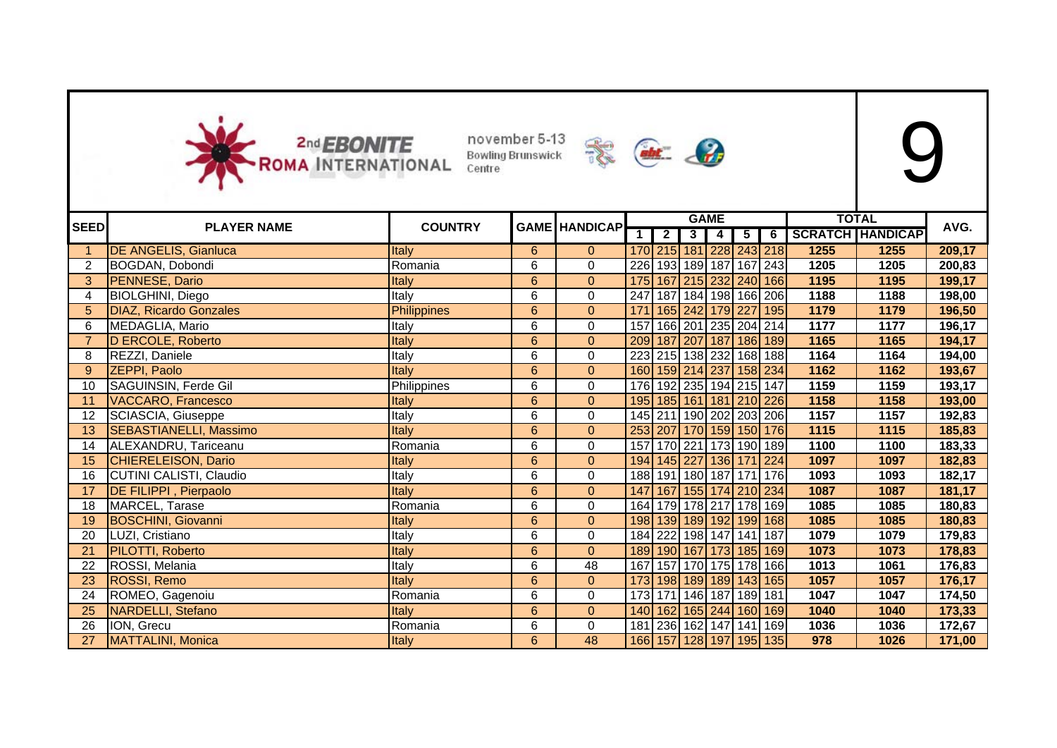2nd EBONITE ROMA INTERNATIONAL november 5-13 Bowling Brunswick Centre

9

| SEED | PLAYER NAME | COUNTRY | GAME | HANDICAP | GAME | | | | | | TOTAL | | AVG. |
|---|---|---|---|---|---|---|---|---|---|---|---|---|---|
| | | | | | 1 | 2 | 3 | 4 | 5 | 6 | SCRATCH | HANDICAP | |
| 1 | DE ANGELIS, Gianluca | Italy | 6 | 0 | 170 | 215 | 181 | 228 | 243 | 218 | 1255 | 1255 | 209,17 |
| 2 | BOGDAN, Dobondi | Romania | 6 | 0 | 226 | 193 | 189 | 187 | 167 | 243 | 1205 | 1205 | 200,83 |
| 3 | PENNESE, Dario | Italy | 6 | 0 | 175 | 167 | 215 | 232 | 240 | 166 | 1195 | 1195 | 199,17 |
| 4 | BIOLGHINI, Diego | Italy | 6 | 0 | 247 | 187 | 184 | 198 | 166 | 206 | 1188 | 1188 | 198,00 |
| 5 | DIAZ, Ricardo Gonzales | Philippines | 6 | 0 | 171 | 165 | 242 | 179 | 227 | 195 | 1179 | 1179 | 196,50 |
| 6 | MEDAGLIA, Mario | Italy | 6 | 0 | 157 | 166 | 201 | 235 | 204 | 214 | 1177 | 1177 | 196,17 |
| 7 | D ERCOLE, Roberto | Italy | 6 | 0 | 209 | 187 | 207 | 187 | 186 | 189 | 1165 | 1165 | 194,17 |
| 8 | REZZI, Daniele | Italy | 6 | 0 | 223 | 215 | 138 | 232 | 168 | 188 | 1164 | 1164 | 194,00 |
| 9 | ZEPPI, Paolo | Italy | 6 | 0 | 160 | 159 | 214 | 237 | 158 | 234 | 1162 | 1162 | 193,67 |
| 10 | SAGUINSIN, Ferde Gil | Philippines | 6 | 0 | 176 | 192 | 235 | 194 | 215 | 147 | 1159 | 1159 | 193,17 |
| 11 | VACCARO, Francesco | Italy | 6 | 0 | 195 | 185 | 161 | 181 | 210 | 226 | 1158 | 1158 | 193,00 |
| 12 | SCIASCIA, Giuseppe | Italy | 6 | 0 | 145 | 211 | 190 | 202 | 203 | 206 | 1157 | 1157 | 192,83 |
| 13 | SEBASTIANELLI, Massimo | Italy | 6 | 0 | 253 | 207 | 170 | 159 | 150 | 176 | 1115 | 1115 | 185,83 |
| 14 | ALEXANDRU, Tariceanu | Romania | 6 | 0 | 157 | 170 | 221 | 173 | 190 | 189 | 1100 | 1100 | 183,33 |
| 15 | CHIERELEISON, Dario | Italy | 6 | 0 | 194 | 145 | 227 | 136 | 171 | 224 | 1097 | 1097 | 182,83 |
| 16 | CUTINI CALISTI, Claudio | Italy | 6 | 0 | 188 | 191 | 180 | 187 | 171 | 176 | 1093 | 1093 | 182,17 |
| 17 | DE FILIPPI , Pierpaolo | Italy | 6 | 0 | 147 | 167 | 155 | 174 | 210 | 234 | 1087 | 1087 | 181,17 |
| 18 | MARCEL, Tarase | Romania | 6 | 0 | 164 | 179 | 178 | 217 | 178 | 169 | 1085 | 1085 | 180,83 |
| 19 | BOSCHINI, Giovanni | Italy | 6 | 0 | 198 | 139 | 189 | 192 | 199 | 168 | 1085 | 1085 | 180,83 |
| 20 | LUZI, Cristiano | Italy | 6 | 0 | 184 | 222 | 198 | 147 | 141 | 187 | 1079 | 1079 | 179,83 |
| 21 | PILOTTI, Roberto | Italy | 6 | 0 | 189 | 190 | 167 | 173 | 185 | 169 | 1073 | 1073 | 178,83 |
| 22 | ROSSI, Melania | Italy | 6 | 48 | 167 | 157 | 170 | 175 | 178 | 166 | 1013 | 1061 | 176,83 |
| 23 | ROSSI, Remo | Italy | 6 | 0 | 173 | 198 | 189 | 189 | 143 | 165 | 1057 | 1057 | 176,17 |
| 24 | ROMEO, Gagenoiu | Romania | 6 | 0 | 173 | 171 | 146 | 187 | 189 | 181 | 1047 | 1047 | 174,50 |
| 25 | NARDELLI, Stefano | Italy | 6 | 0 | 140 | 162 | 165 | 244 | 160 | 169 | 1040 | 1040 | 173,33 |
| 26 | ION, Grecu | Romania | 6 | 0 | 181 | 236 | 162 | 147 | 141 | 169 | 1036 | 1036 | 172,67 |
| 27 | MATTALINI, Monica | Italy | 6 | 48 | 166 | 157 | 128 | 197 | 195 | 135 | 978 | 1026 | 171,00 |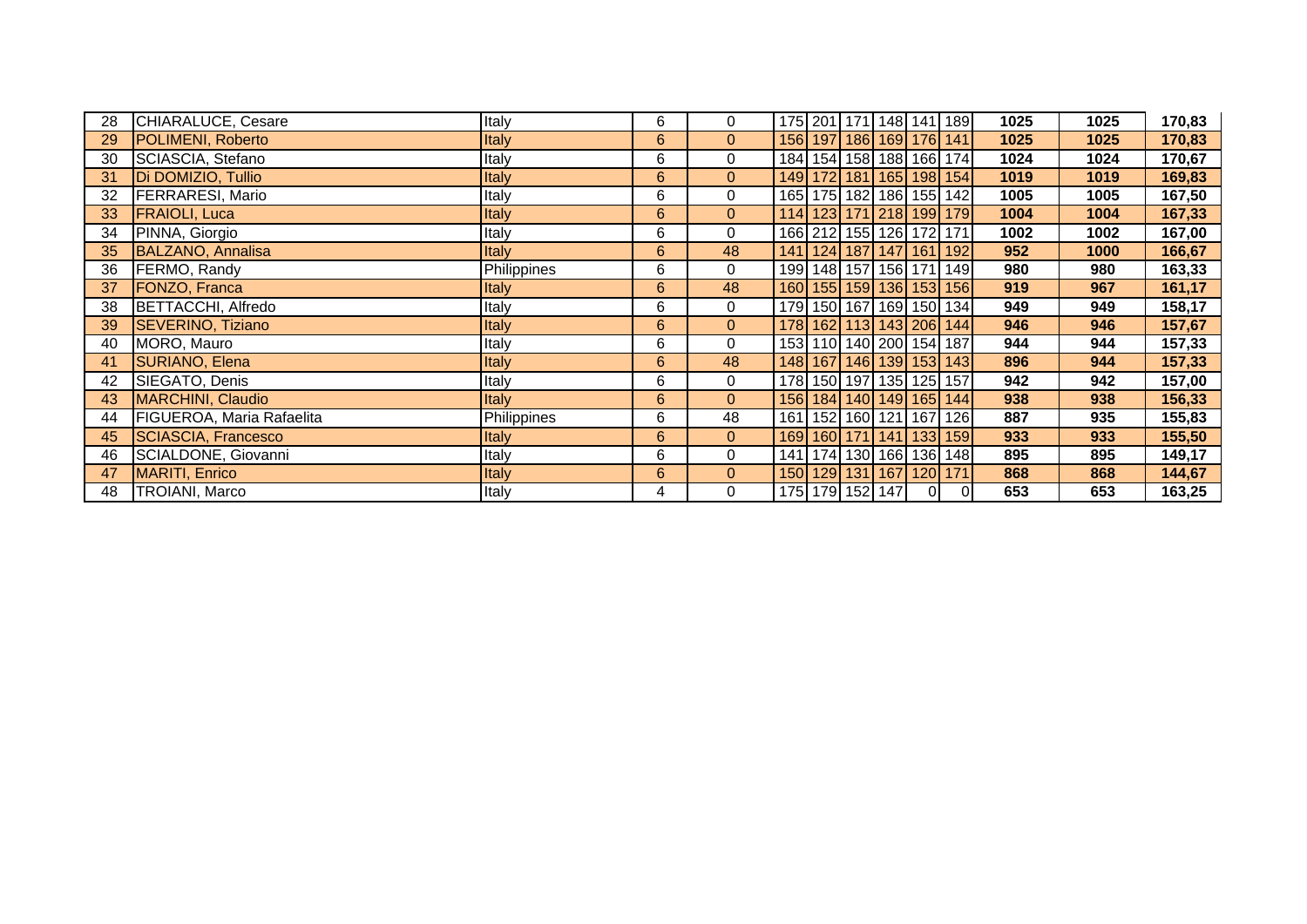| | | | | | | | | | | | | | | |
|---|---|---|---|---|---|---|---|---|---|---|---|---|---|---|
| 28 | CHIARALUCE, Cesare | Italy | 6 | 0 | 175 | 201 | 171 | 148 | 141 | 189 | **1025** | **1025** | **170,83** |
| 29 | POLIMENI, Roberto | Italy | 6 | 0 | 156 | 197 | 186 | 169 | 176 | 141 | **1025** | **1025** | **170,83** |
| 30 | SCIASCIA, Stefano | Italy | 6 | 0 | 184 | 154 | 158 | 188 | 166 | 174 | **1024** | **1024** | **170,67** |
| 31 | Di DOMIZIO, Tullio | Italy | 6 | 0 | 149 | 172 | 181 | 165 | 198 | 154 | **1019** | **1019** | **169,83** |
| 32 | FERRARESI, Mario | Italy | 6 | 0 | 165 | 175 | 182 | 186 | 155 | 142 | **1005** | **1005** | **167,50** |
| 33 | FRAIOLI, Luca | Italy | 6 | 0 | 114 | 123 | 171 | 218 | 199 | 179 | **1004** | **1004** | **167,33** |
| 34 | PINNA, Giorgio | Italy | 6 | 0 | 166 | 212 | 155 | 126 | 172 | 171 | **1002** | **1002** | **167,00** |
| 35 | BALZANO, Annalisa | Italy | 6 | 48 | 141 | 124 | 187 | 147 | 161 | 192 | **952** | **1000** | **166,67** |
| 36 | FERMO, Randy | Philippines | 6 | 0 | 199 | 148 | 157 | 156 | 171 | 149 | **980** | **980** | **163,33** |
| 37 | FONZO, Franca | Italy | 6 | 48 | 160 | 155 | 159 | 136 | 153 | 156 | **919** | **967** | **161,17** |
| 38 | BETTACCHI, Alfredo | Italy | 6 | 0 | 179 | 150 | 167 | 169 | 150 | 134 | **949** | **949** | **158,17** |
| 39 | SEVERINO, Tiziano | Italy | 6 | 0 | 178 | 162 | 113 | 143 | 206 | 144 | **946** | **946** | **157,67** |
| 40 | MORO, Mauro | Italy | 6 | 0 | 153 | 110 | 140 | 200 | 154 | 187 | **944** | **944** | **157,33** |
| 41 | SURIANO, Elena | Italy | 6 | 48 | 148 | 167 | 146 | 139 | 153 | 143 | **896** | **944** | **157,33** |
| 42 | SIEGATO, Denis | Italy | 6 | 0 | 178 | 150 | 197 | 135 | 125 | 157 | **942** | **942** | **157,00** |
| 43 | MARCHINI, Claudio | Italy | 6 | 0 | 156 | 184 | 140 | 149 | 165 | 144 | **938** | **938** | **156,33** |
| 44 | FIGUEROA, Maria Rafaelita | Philippines | 6 | 48 | 161 | 152 | 160 | 121 | 167 | 126 | **887** | **935** | **155,83** |
| 45 | SCIASCIA, Francesco | Italy | 6 | 0 | 169 | 160 | 171 | 141 | 133 | 159 | **933** | **933** | **155,50** |
| 46 | SCIALDONE, Giovanni | Italy | 6 | 0 | 141 | 174 | 130 | 166 | 136 | 148 | **895** | **895** | **149,17** |
| 47 | MARITI, Enrico | Italy | 6 | 0 | 150 | 129 | 131 | 167 | 120 | 171 | **868** | **868** | **144,67** |
| 48 | TROIANI, Marco | Italy | 4 | 0 | 175 | 179 | 152 | 147 | 0 | 0 | **653** | **653** | **163,25** |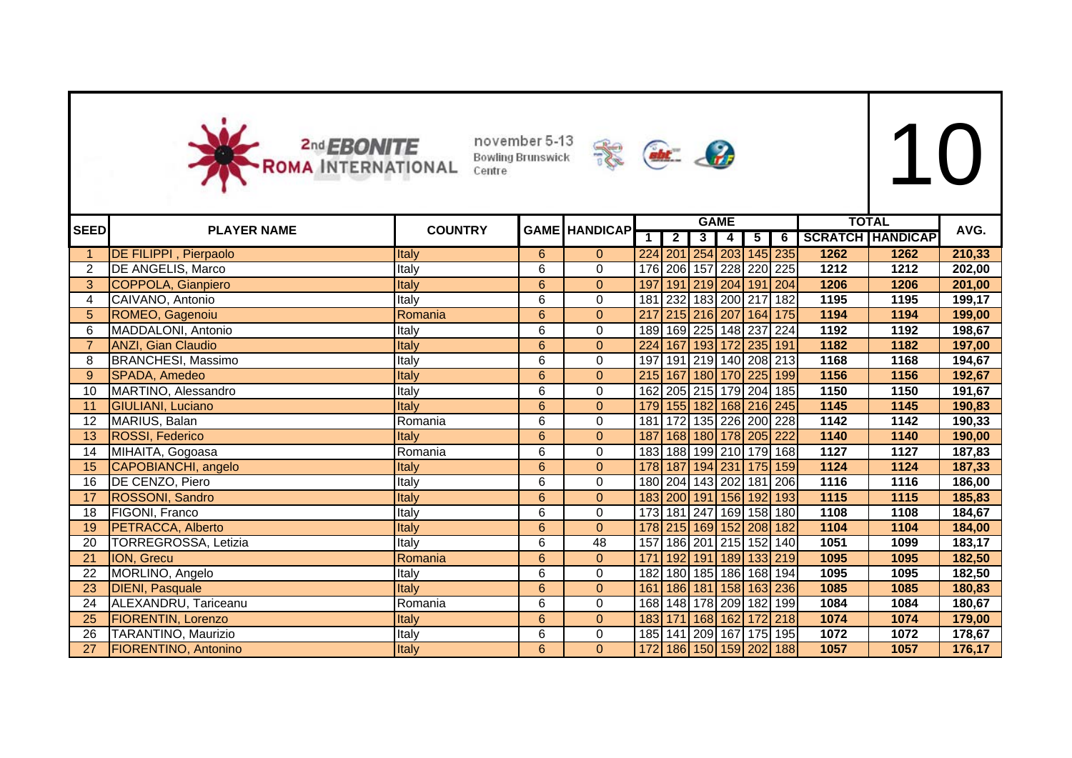2nd EBONITE ROMA INTERNATIONAL

november 5-13 Bowling Brunswick Centre

# 10

| SEED | PLAYER NAME | COUNTRY | GAME | HANDICAP | GAME | | | | | | TOTAL | | AVG. |
|---|---|---|---|---|---|---|---|---|---|---|---|---|---|
| | | | | | 1 | 2 | 3 | 4 | 5 | 6 | SCRATCH | HANDICAP | |
| 1 | DE FILIPPI , Pierpaolo | Italy | 6 | 0 | 224 | 201 | 254 | 203 | 145 | 235 | 1262 | 1262 | 210,33 |
| 2 | DE ANGELIS, Marco | Italy | 6 | 0 | 176 | 206 | 157 | 228 | 220 | 225 | 1212 | 1212 | 202,00 |
| 3 | COPPOLA, Gianpiero | Italy | 6 | 0 | 197 | 191 | 219 | 204 | 191 | 204 | 1206 | 1206 | 201,00 |
| 4 | CAIVANO, Antonio | Italy | 6 | 0 | 181 | 232 | 183 | 200 | 217 | 182 | 1195 | 1195 | 199,17 |
| 5 | ROMEO, Gagenoiu | Romania | 6 | 0 | 217 | 215 | 216 | 207 | 164 | 175 | 1194 | 1194 | 199,00 |
| 6 | MADDALONI, Antonio | Italy | 6 | 0 | 189 | 169 | 225 | 148 | 237 | 224 | 1192 | 1192 | 198,67 |
| 7 | ANZI, Gian Claudio | Italy | 6 | 0 | 224 | 167 | 193 | 172 | 235 | 191 | 1182 | 1182 | 197,00 |
| 8 | BRANCHESI, Massimo | Italy | 6 | 0 | 197 | 191 | 219 | 140 | 208 | 213 | 1168 | 1168 | 194,67 |
| 9 | SPADA, Amedeo | Italy | 6 | 0 | 215 | 167 | 180 | 170 | 225 | 199 | 1156 | 1156 | 192,67 |
| 10 | MARTINO, Alessandro | Italy | 6 | 0 | 162 | 205 | 215 | 179 | 204 | 185 | 1150 | 1150 | 191,67 |
| 11 | GIULIANI, Luciano | Italy | 6 | 0 | 179 | 155 | 182 | 168 | 216 | 245 | 1145 | 1145 | 190,83 |
| 12 | MARIUS, Balan | Romania | 6 | 0 | 181 | 172 | 135 | 226 | 200 | 228 | 1142 | 1142 | 190,33 |
| 13 | ROSSI, Federico | Italy | 6 | 0 | 187 | 168 | 180 | 178 | 205 | 222 | 1140 | 1140 | 190,00 |
| 14 | MIHAITA, Gogoasa | Romania | 6 | 0 | 183 | 188 | 199 | 210 | 179 | 168 | 1127 | 1127 | 187,83 |
| 15 | CAPOBIANCHI, angelo | Italy | 6 | 0 | 178 | 187 | 194 | 231 | 175 | 159 | 1124 | 1124 | 187,33 |
| 16 | DE CENZO, Piero | Italy | 6 | 0 | 180 | 204 | 143 | 202 | 181 | 206 | 1116 | 1116 | 186,00 |
| 17 | ROSSONI, Sandro | Italy | 6 | 0 | 183 | 200 | 191 | 156 | 192 | 193 | 1115 | 1115 | 185,83 |
| 18 | FIGONI, Franco | Italy | 6 | 0 | 173 | 181 | 247 | 169 | 158 | 180 | 1108 | 1108 | 184,67 |
| 19 | PETRACCA, Alberto | Italy | 6 | 0 | 178 | 215 | 169 | 152 | 208 | 182 | 1104 | 1104 | 184,00 |
| 20 | TORREGROSSA, Letizia | Italy | 6 | 48 | 157 | 186 | 201 | 215 | 152 | 140 | 1051 | 1099 | 183,17 |
| 21 | ION, Grecu | Romania | 6 | 0 | 171 | 192 | 191 | 189 | 133 | 219 | 1095 | 1095 | 182,50 |
| 22 | MORLINO, Angelo | Italy | 6 | 0 | 182 | 180 | 185 | 186 | 168 | 194 | 1095 | 1095 | 182,50 |
| 23 | DIENI, Pasquale | Italy | 6 | 0 | 161 | 186 | 181 | 158 | 163 | 236 | 1085 | 1085 | 180,83 |
| 24 | ALEXANDRU, Tariceanu | Romania | 6 | 0 | 168 | 148 | 178 | 209 | 182 | 199 | 1084 | 1084 | 180,67 |
| 25 | FIORENTIN, Lorenzo | Italy | 6 | 0 | 183 | 171 | 168 | 162 | 172 | 218 | 1074 | 1074 | 179,00 |
| 26 | TARANTINO, Maurizio | Italy | 6 | 0 | 185 | 141 | 209 | 167 | 175 | 195 | 1072 | 1072 | 178,67 |
| 27 | FIORENTINO, Antonino | Italy | 6 | 0 | 172 | 186 | 150 | 159 | 202 | 188 | 1057 | 1057 | 176,17 |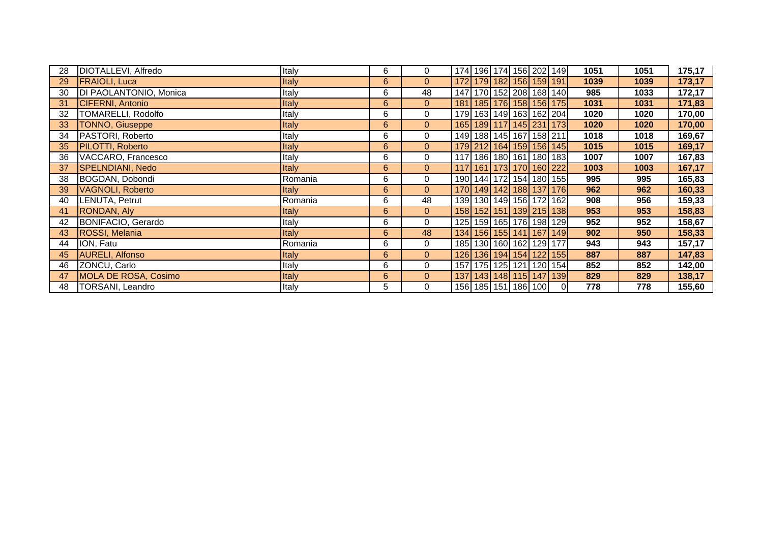| | | | | | | | | | | | | | |
|---|---|---|---|---|---|---|---|---|---|---|---|---|---|
| 28 | DIOTALLEVI, Alfredo | Italy | 6 | 0 | 174 | 196 | 174 | 156 | 202 | 149 | **1051** | **1051** | **175,17** |
| 29 | FRAIOLI, Luca | Italy | 6 | 0 | 172 | 179 | 182 | 156 | 159 | 191 | **1039** | **1039** | **173,17** |
| 30 | DI PAOLANTONIO, Monica | Italy | 6 | 48 | 147 | 170 | 152 | 208 | 168 | 140 | **985** | **1033** | **172,17** |
| 31 | CIFERNI, Antonio | Italy | 6 | 0 | 181 | 185 | 176 | 158 | 156 | 175 | **1031** | **1031** | **171,83** |
| 32 | TOMARELLI, Rodolfo | Italy | 6 | 0 | 179 | 163 | 149 | 163 | 162 | 204 | **1020** | **1020** | **170,00** |
| 33 | TONNO, Giuseppe | Italy | 6 | 0 | 165 | 189 | 117 | 145 | 231 | 173 | **1020** | **1020** | **170,00** |
| 34 | PASTORI, Roberto | Italy | 6 | 0 | 149 | 188 | 145 | 167 | 158 | 211 | **1018** | **1018** | **169,67** |
| 35 | PILOTTI, Roberto | Italy | 6 | 0 | 179 | 212 | 164 | 159 | 156 | 145 | **1015** | **1015** | **169,17** |
| 36 | VACCARO, Francesco | Italy | 6 | 0 | 117 | 186 | 180 | 161 | 180 | 183 | **1007** | **1007** | **167,83** |
| 37 | SPELNDIANI, Nedo | Italy | 6 | 0 | 117 | 161 | 173 | 170 | 160 | 222 | **1003** | **1003** | **167,17** |
| 38 | BOGDAN, Dobondi | Romania | 6 | 0 | 190 | 144 | 172 | 154 | 180 | 155 | **995** | **995** | **165,83** |
| 39 | VAGNOLI, Roberto | Italy | 6 | 0 | 170 | 149 | 142 | 188 | 137 | 176 | **962** | **962** | **160,33** |
| 40 | LENUTA, Petrut | Romania | 6 | 48 | 139 | 130 | 149 | 156 | 172 | 162 | **908** | **956** | **159,33** |
| 41 | RONDAN, Aly | Italy | 6 | 0 | 158 | 152 | 151 | 139 | 215 | 138 | **953** | **953** | **158,83** |
| 42 | BONIFACIO, Gerardo | Italy | 6 | 0 | 125 | 159 | 165 | 176 | 198 | 129 | **952** | **952** | **158,67** |
| 43 | ROSSI, Melania | Italy | 6 | 48 | 134 | 156 | 155 | 141 | 167 | 149 | **902** | **950** | **158,33** |
| 44 | ION, Fatu | Romania | 6 | 0 | 185 | 130 | 160 | 162 | 129 | 177 | **943** | **943** | **157,17** |
| 45 | AURELI, Alfonso | Italy | 6 | 0 | 126 | 136 | 194 | 154 | 122 | 155 | **887** | **887** | **147,83** |
| 46 | ZONCU, Carlo | Italy | 6 | 0 | 157 | 175 | 125 | 121 | 120 | 154 | **852** | **852** | **142,00** |
| 47 | MOLA DE ROSA, Cosimo | Italy | 6 | 0 | 137 | 143 | 148 | 115 | 147 | 139 | **829** | **829** | **138,17** |
| 48 | TORSANI, Leandro | Italy | 5 | 0 | 156 | 185 | 151 | 186 | 100 | 0 | **778** | **778** | **155,60** |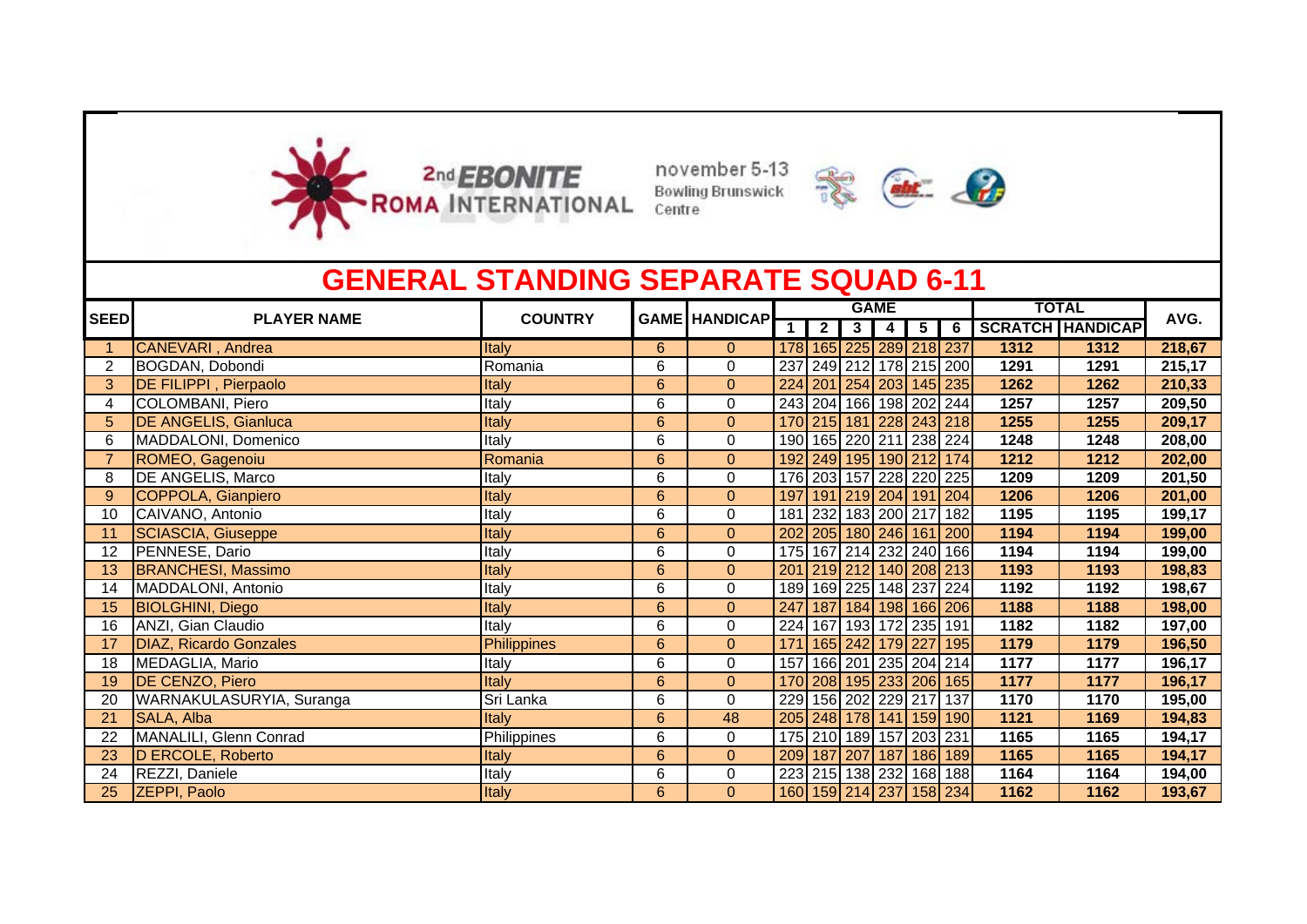2nd EBONITE ROMA INTERNATIONAL

november 5-13
Bowling Brunswick Centre

# GENERAL STANDING SEPARATE SQUAD 6-11

| SEED | PLAYER NAME | COUNTRY | GAME | HANDICAP | GAME | | | | | | TOTAL | | AVG. |
|---|---|---|---|---|---|---|---|---|---|---|---|---|---|
| | | | | | 1 | 2 | 3 | 4 | 5 | 6 | SCRATCH | HANDICAP | |
| 1 | CANEVARI , Andrea | Italy | 6 | 0 | 178 | 165 | 225 | 289 | 218 | 237 | 1312 | 1312 | 218,67 |
| 2 | BOGDAN, Dobondi | Romania | 6 | 0 | 237 | 249 | 212 | 178 | 215 | 200 | 1291 | 1291 | 215,17 |
| 3 | DE FILIPPI , Pierpaolo | Italy | 6 | 0 | 224 | 201 | 254 | 203 | 145 | 235 | 1262 | 1262 | 210,33 |
| 4 | COLOMBANI, Piero | Italy | 6 | 0 | 243 | 204 | 166 | 198 | 202 | 244 | 1257 | 1257 | 209,50 |
| 5 | DE ANGELIS, Gianluca | Italy | 6 | 0 | 170 | 215 | 181 | 228 | 243 | 218 | 1255 | 1255 | 209,17 |
| 6 | MADDALONI, Domenico | Italy | 6 | 0 | 190 | 165 | 220 | 211 | 238 | 224 | 1248 | 1248 | 208,00 |
| 7 | ROMEO, Gagenoiu | Romania | 6 | 0 | 192 | 249 | 195 | 190 | 212 | 174 | 1212 | 1212 | 202,00 |
| 8 | DE ANGELIS, Marco | Italy | 6 | 0 | 176 | 203 | 157 | 228 | 220 | 225 | 1209 | 1209 | 201,50 |
| 9 | COPPOLA, Gianpiero | Italy | 6 | 0 | 197 | 191 | 219 | 204 | 191 | 204 | 1206 | 1206 | 201,00 |
| 10 | CAIVANO, Antonio | Italy | 6 | 0 | 181 | 232 | 183 | 200 | 217 | 182 | 1195 | 1195 | 199,17 |
| 11 | SCIASCIA, Giuseppe | Italy | 6 | 0 | 202 | 205 | 180 | 246 | 161 | 200 | 1194 | 1194 | 199,00 |
| 12 | PENNESE, Dario | Italy | 6 | 0 | 175 | 167 | 214 | 232 | 240 | 166 | 1194 | 1194 | 199,00 |
| 13 | BRANCHESI, Massimo | Italy | 6 | 0 | 201 | 219 | 212 | 140 | 208 | 213 | 1193 | 1193 | 198,83 |
| 14 | MADDALONI, Antonio | Italy | 6 | 0 | 189 | 169 | 225 | 148 | 237 | 224 | 1192 | 1192 | 198,67 |
| 15 | BIOLGHINI, Diego | Italy | 6 | 0 | 247 | 187 | 184 | 198 | 166 | 206 | 1188 | 1188 | 198,00 |
| 16 | ANZI, Gian Claudio | Italy | 6 | 0 | 224 | 167 | 193 | 172 | 235 | 191 | 1182 | 1182 | 197,00 |
| 17 | DIAZ, Ricardo Gonzales | Philippines | 6 | 0 | 171 | 165 | 242 | 179 | 227 | 195 | 1179 | 1179 | 196,50 |
| 18 | MEDAGLIA, Mario | Italy | 6 | 0 | 157 | 166 | 201 | 235 | 204 | 214 | 1177 | 1177 | 196,17 |
| 19 | DE CENZO, Piero | Italy | 6 | 0 | 170 | 208 | 195 | 233 | 206 | 165 | 1177 | 1177 | 196,17 |
| 20 | WARNAKULASURYIA, Suranga | Sri Lanka | 6 | 0 | 229 | 156 | 202 | 229 | 217 | 137 | 1170 | 1170 | 195,00 |
| 21 | SALA, Alba | Italy | 6 | 48 | 205 | 248 | 178 | 141 | 159 | 190 | 1121 | 1169 | 194,83 |
| 22 | MANALILI, Glenn Conrad | Philippines | 6 | 0 | 175 | 210 | 189 | 157 | 203 | 231 | 1165 | 1165 | 194,17 |
| 23 | D ERCOLE, Roberto | Italy | 6 | 0 | 209 | 187 | 207 | 187 | 186 | 189 | 1165 | 1165 | 194,17 |
| 24 | REZZI, Daniele | Italy | 6 | 0 | 223 | 215 | 138 | 232 | 168 | 188 | 1164 | 1164 | 194,00 |
| 25 | ZEPPI, Paolo | Italy | 6 | 0 | 160 | 159 | 214 | 237 | 158 | 234 | 1162 | 1162 | 193,67 |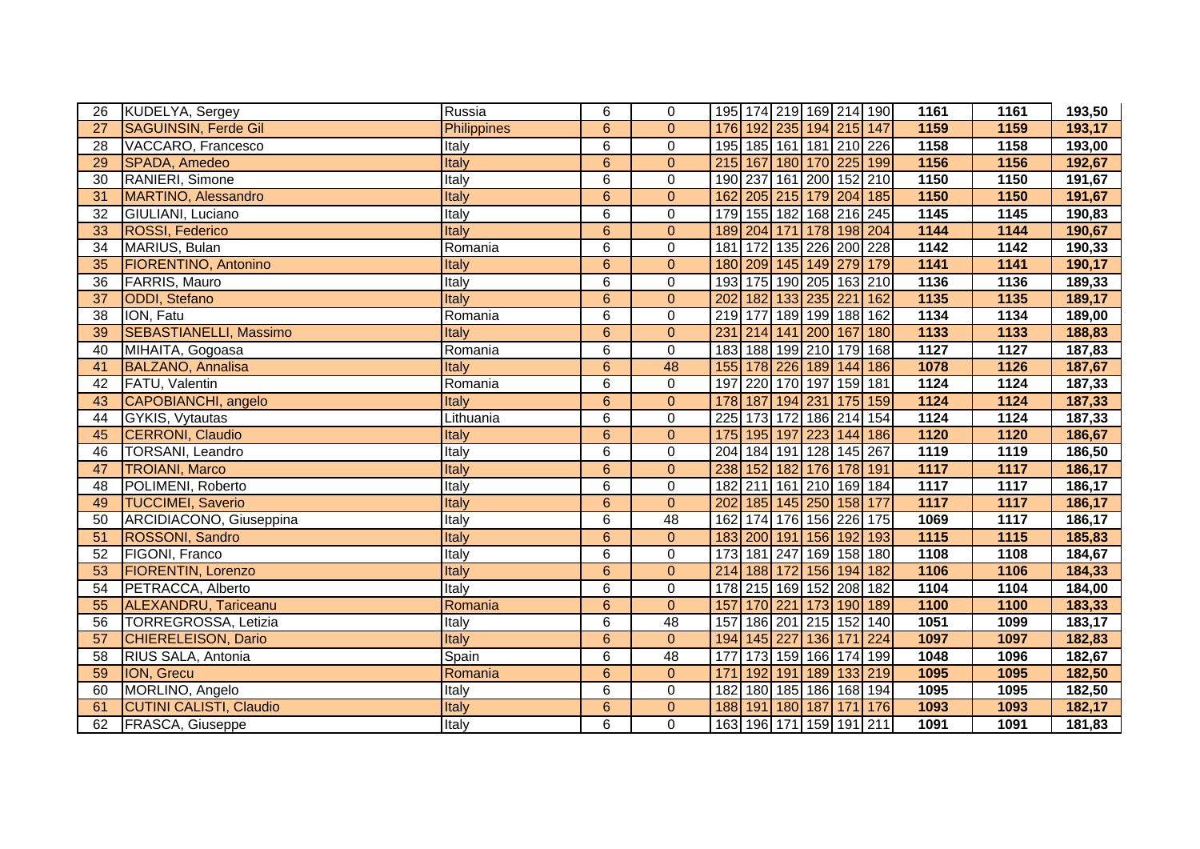| | | | | | | | | | | | | | |
|---|---|---|---|---|---|---|---|---|---|---|---|---|---|
| 26 | KUDELYA, Sergey | Russia | 6 | 0 | 195 | 174 | 219 | 169 | 214 | 190 | **1161** | **1161** | **193,50** |
| 27 | SAGUINSIN, Ferde Gil | Philippines | 6 | 0 | 176 | 192 | 235 | 194 | 215 | 147 | **1159** | **1159** | **193,17** |
| 28 | VACCARO, Francesco | Italy | 6 | 0 | 195 | 185 | 161 | 181 | 210 | 226 | **1158** | **1158** | **193,00** |
| 29 | SPADA, Amedeo | Italy | 6 | 0 | 215 | 167 | 180 | 170 | 225 | 199 | **1156** | **1156** | **192,67** |
| 30 | RANIERI, Simone | Italy | 6 | 0 | 190 | 237 | 161 | 200 | 152 | 210 | **1150** | **1150** | **191,67** |
| 31 | MARTINO, Alessandro | Italy | 6 | 0 | 162 | 205 | 215 | 179 | 204 | 185 | **1150** | **1150** | **191,67** |
| 32 | GIULIANI, Luciano | Italy | 6 | 0 | 179 | 155 | 182 | 168 | 216 | 245 | **1145** | **1145** | **190,83** |
| 33 | ROSSI, Federico | Italy | 6 | 0 | 189 | 204 | 171 | 178 | 198 | 204 | **1144** | **1144** | **190,67** |
| 34 | MARIUS, Bulan | Romania | 6 | 0 | 181 | 172 | 135 | 226 | 200 | 228 | **1142** | **1142** | **190,33** |
| 35 | FIORENTINO, Antonino | Italy | 6 | 0 | 180 | 209 | 145 | 149 | 279 | 179 | **1141** | **1141** | **190,17** |
| 36 | FARRIS, Mauro | Italy | 6 | 0 | 193 | 175 | 190 | 205 | 163 | 210 | **1136** | **1136** | **189,33** |
| 37 | ODDI, Stefano | Italy | 6 | 0 | 202 | 182 | 133 | 235 | 221 | 162 | **1135** | **1135** | **189,17** |
| 38 | ION, Fatu | Romania | 6 | 0 | 219 | 177 | 189 | 199 | 188 | 162 | **1134** | **1134** | **189,00** |
| 39 | SEBASTIANELLI, Massimo | Italy | 6 | 0 | 231 | 214 | 141 | 200 | 167 | 180 | **1133** | **1133** | **188,83** |
| 40 | MIHAITA, Gogoasa | Romania | 6 | 0 | 183 | 188 | 199 | 210 | 179 | 168 | **1127** | **1127** | **187,83** |
| 41 | BALZANO, Annalisa | Italy | 6 | 48 | 155 | 178 | 226 | 189 | 144 | 186 | **1078** | **1126** | **187,67** |
| 42 | FATU, Valentin | Romania | 6 | 0 | 197 | 220 | 170 | 197 | 159 | 181 | **1124** | **1124** | **187,33** |
| 43 | CAPOBIANCHI, angelo | Italy | 6 | 0 | 178 | 187 | 194 | 231 | 175 | 159 | **1124** | **1124** | **187,33** |
| 44 | GYKIS, Vytautas | Lithuania | 6 | 0 | 225 | 173 | 172 | 186 | 214 | 154 | **1124** | **1124** | **187,33** |
| 45 | CERRONI, Claudio | Italy | 6 | 0 | 175 | 195 | 197 | 223 | 144 | 186 | **1120** | **1120** | **186,67** |
| 46 | TORSANI, Leandro | Italy | 6 | 0 | 204 | 184 | 191 | 128 | 145 | 267 | **1119** | **1119** | **186,50** |
| 47 | TROIANI, Marco | Italy | 6 | 0 | 238 | 152 | 182 | 176 | 178 | 191 | **1117** | **1117** | **186,17** |
| 48 | POLIMENI, Roberto | Italy | 6 | 0 | 182 | 211 | 161 | 210 | 169 | 184 | **1117** | **1117** | **186,17** |
| 49 | TUCCIMEI, Saverio | Italy | 6 | 0 | 202 | 185 | 145 | 250 | 158 | 177 | **1117** | **1117** | **186,17** |
| 50 | ARCIDIACONO, Giuseppina | Italy | 6 | 48 | 162 | 174 | 176 | 156 | 226 | 175 | **1069** | **1117** | **186,17** |
| 51 | ROSSONI, Sandro | Italy | 6 | 0 | 183 | 200 | 191 | 156 | 192 | 193 | **1115** | **1115** | **185,83** |
| 52 | FIGONI, Franco | Italy | 6 | 0 | 173 | 181 | 247 | 169 | 158 | 180 | **1108** | **1108** | **184,67** |
| 53 | FIORENTIN, Lorenzo | Italy | 6 | 0 | 214 | 188 | 172 | 156 | 194 | 182 | **1106** | **1106** | **184,33** |
| 54 | PETRACCA, Alberto | Italy | 6 | 0 | 178 | 215 | 169 | 152 | 208 | 182 | **1104** | **1104** | **184,00** |
| 55 | ALEXANDRU, Tariceanu | Romania | 6 | 0 | 157 | 170 | 221 | 173 | 190 | 189 | **1100** | **1100** | **183,33** |
| 56 | TORREGROSSA, Letizia | Italy | 6 | 48 | 157 | 186 | 201 | 215 | 152 | 140 | **1051** | **1099** | **183,17** |
| 57 | CHIERELEISON, Dario | Italy | 6 | 0 | 194 | 145 | 227 | 136 | 171 | 224 | **1097** | **1097** | **182,83** |
| 58 | RIUS SALA, Antonia | Spain | 6 | 48 | 177 | 173 | 159 | 166 | 174 | 199 | **1048** | **1096** | **182,67** |
| 59 | ION, Grecu | Romania | 6 | 0 | 171 | 192 | 191 | 189 | 133 | 219 | **1095** | **1095** | **182,50** |
| 60 | MORLINO, Angelo | Italy | 6 | 0 | 182 | 180 | 185 | 186 | 168 | 194 | **1095** | **1095** | **182,50** |
| 61 | CUTINI CALISTI, Claudio | Italy | 6 | 0 | 188 | 191 | 180 | 187 | 171 | 176 | **1093** | **1093** | **182,17** |
| 62 | FRASCA, Giuseppe | Italy | 6 | 0 | 163 | 196 | 171 | 159 | 191 | 211 | **1091** | **1091** | **181,83** |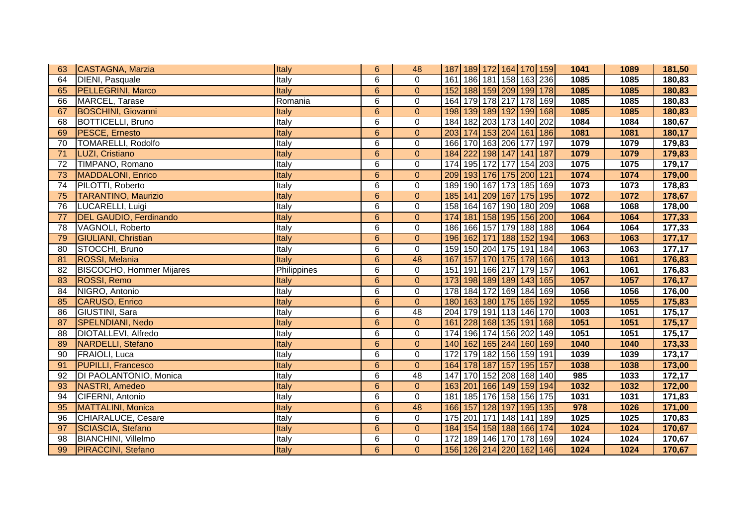| 63 | CASTAGNA, Marzia | Italy | 6 | 48 | 187 | 189 | 172 | 164 | 170 | 159 | 1041 | 1089 | 181,50 |
|---|---|---|---|---|---|---|---|---|---|---|---|---|---|
| 64 | DIENI, Pasquale | Italy | 6 | 0 | 161 | 186 | 181 | 158 | 163 | 236 | 1085 | 1085 | 180,83 |
| 65 | PELLEGRINI, Marco | Italy | 6 | 0 | 152 | 188 | 159 | 209 | 199 | 178 | 1085 | 1085 | 180,83 |
| 66 | MARCEL, Tarase | Romania | 6 | 0 | 164 | 179 | 178 | 217 | 178 | 169 | 1085 | 1085 | 180,83 |
| 67 | BOSCHINI, Giovanni | Italy | 6 | 0 | 198 | 139 | 189 | 192 | 199 | 168 | 1085 | 1085 | 180,83 |
| 68 | BOTTICELLI, Bruno | Italy | 6 | 0 | 184 | 182 | 203 | 173 | 140 | 202 | 1084 | 1084 | 180,67 |
| 69 | PESCE, Ernesto | Italy | 6 | 0 | 203 | 174 | 153 | 204 | 161 | 186 | 1081 | 1081 | 180,17 |
| 70 | TOMARELLI, Rodolfo | Italy | 6 | 0 | 166 | 170 | 163 | 206 | 177 | 197 | 1079 | 1079 | 179,83 |
| 71 | LUZI, Cristiano | Italy | 6 | 0 | 184 | 222 | 198 | 147 | 141 | 187 | 1079 | 1079 | 179,83 |
| 72 | TIMPANO, Romano | Italy | 6 | 0 | 174 | 195 | 172 | 177 | 154 | 203 | 1075 | 1075 | 179,17 |
| 73 | MADDALONI, Enrico | Italy | 6 | 0 | 209 | 193 | 176 | 175 | 200 | 121 | 1074 | 1074 | 179,00 |
| 74 | PILOTTI, Roberto | Italy | 6 | 0 | 189 | 190 | 167 | 173 | 185 | 169 | 1073 | 1073 | 178,83 |
| 75 | TARANTINO, Maurizio | Italy | 6 | 0 | 185 | 141 | 209 | 167 | 175 | 195 | 1072 | 1072 | 178,67 |
| 76 | LUCARELLI, Luigi | Italy | 6 | 0 | 158 | 164 | 167 | 190 | 180 | 209 | 1068 | 1068 | 178,00 |
| 77 | DEL GAUDIO, Ferdinando | Italy | 6 | 0 | 174 | 181 | 158 | 195 | 156 | 200 | 1064 | 1064 | 177,33 |
| 78 | VAGNOLI, Roberto | Italy | 6 | 0 | 186 | 166 | 157 | 179 | 188 | 188 | 1064 | 1064 | 177,33 |
| 79 | GIULIANI, Christian | Italy | 6 | 0 | 196 | 162 | 171 | 188 | 152 | 194 | 1063 | 1063 | 177,17 |
| 80 | STOCCHI, Bruno | Italy | 6 | 0 | 159 | 150 | 204 | 175 | 191 | 184 | 1063 | 1063 | 177,17 |
| 81 | ROSSI, Melania | Italy | 6 | 48 | 167 | 157 | 170 | 175 | 178 | 166 | 1013 | 1061 | 176,83 |
| 82 | BISCOCHO, Hommer Mijares | Philippines | 6 | 0 | 151 | 191 | 166 | 217 | 179 | 157 | 1061 | 1061 | 176,83 |
| 83 | ROSSI, Remo | Italy | 6 | 0 | 173 | 198 | 189 | 189 | 143 | 165 | 1057 | 1057 | 176,17 |
| 84 | NIGRO, Antonio | Italy | 6 | 0 | 178 | 184 | 172 | 169 | 184 | 169 | 1056 | 1056 | 176,00 |
| 85 | CARUSO, Enrico | Italy | 6 | 0 | 180 | 163 | 180 | 175 | 165 | 192 | 1055 | 1055 | 175,83 |
| 86 | GIUSTINI, Sara | Italy | 6 | 48 | 204 | 179 | 191 | 113 | 146 | 170 | 1003 | 1051 | 175,17 |
| 87 | SPELNDIANI, Nedo | Italy | 6 | 0 | 161 | 228 | 168 | 135 | 191 | 168 | 1051 | 1051 | 175,17 |
| 88 | DIOTALLEVI, Alfredo | Italy | 6 | 0 | 174 | 196 | 174 | 156 | 202 | 149 | 1051 | 1051 | 175,17 |
| 89 | NARDELLI, Stefano | Italy | 6 | 0 | 140 | 162 | 165 | 244 | 160 | 169 | 1040 | 1040 | 173,33 |
| 90 | FRAIOLI, Luca | Italy | 6 | 0 | 172 | 179 | 182 | 156 | 159 | 191 | 1039 | 1039 | 173,17 |
| 91 | PUPILLI, Francesco | Italy | 6 | 0 | 164 | 178 | 187 | 157 | 195 | 157 | 1038 | 1038 | 173,00 |
| 92 | DI PAOLANTONIO, Monica | Italy | 6 | 48 | 147 | 170 | 152 | 208 | 168 | 140 | 985 | 1033 | 172,17 |
| 93 | NASTRI, Amedeo | Italy | 6 | 0 | 163 | 201 | 166 | 149 | 159 | 194 | 1032 | 1032 | 172,00 |
| 94 | CIFERNI, Antonio | Italy | 6 | 0 | 181 | 185 | 176 | 158 | 156 | 175 | 1031 | 1031 | 171,83 |
| 95 | MATTALINI, Monica | Italy | 6 | 48 | 166 | 157 | 128 | 197 | 195 | 135 | 978 | 1026 | 171,00 |
| 96 | CHIARALUCE, Cesare | Italy | 6 | 0 | 175 | 201 | 171 | 148 | 141 | 189 | 1025 | 1025 | 170,83 |
| 97 | SCIASCIA, Stefano | Italy | 6 | 0 | 184 | 154 | 158 | 188 | 166 | 174 | 1024 | 1024 | 170,67 |
| 98 | BIANCHINI, Villelmo | Italy | 6 | 0 | 172 | 189 | 146 | 170 | 178 | 169 | 1024 | 1024 | 170,67 |
| 99 | PIRACCINI, Stefano | Italy | 6 | 0 | 156 | 126 | 214 | 220 | 162 | 146 | 1024 | 1024 | 170,67 |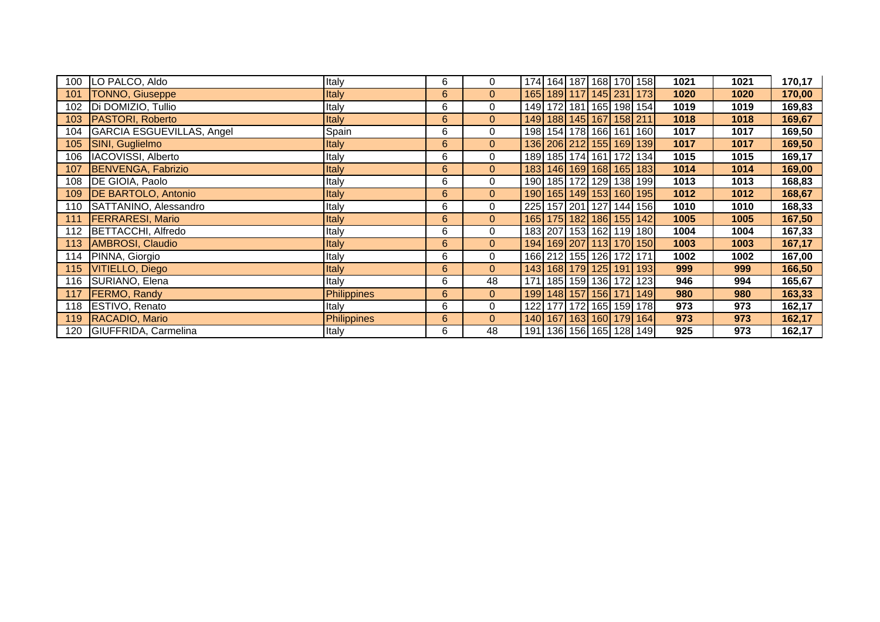| | | | | | | | | | | | | | | |
|---|---|---|---|---|---|---|---|---|---|---|---|---|---|---|
| 100 | LO PALCO, Aldo | Italy | 6 | 0 | 174 | 164 | 187 | 168 | 170 | 158 | **1021** | **1021** | **170,17** |
| 101 | TONNO, Giuseppe | Italy | 6 | 0 | 165 | 189 | 117 | 145 | 231 | 173 | **1020** | **1020** | **170,00** |
| 102 | Di DOMIZIO, Tullio | Italy | 6 | 0 | 149 | 172 | 181 | 165 | 198 | 154 | **1019** | **1019** | **169,83** |
| 103 | PASTORI, Roberto | Italy | 6 | 0 | 149 | 188 | 145 | 167 | 158 | 211 | **1018** | **1018** | **169,67** |
| 104 | GARCIA ESGUEVILLAS, Angel | Spain | 6 | 0 | 198 | 154 | 178 | 166 | 161 | 160 | **1017** | **1017** | **169,50** |
| 105 | SINI, Guglielmo | Italy | 6 | 0 | 136 | 206 | 212 | 155 | 169 | 139 | **1017** | **1017** | **169,50** |
| 106 | IACOVISSI, Alberto | Italy | 6 | 0 | 189 | 185 | 174 | 161 | 172 | 134 | **1015** | **1015** | **169,17** |
| 107 | BENVENGA, Fabrizio | Italy | 6 | 0 | 183 | 146 | 169 | 168 | 165 | 183 | **1014** | **1014** | **169,00** |
| 108 | DE GIOIA, Paolo | Italy | 6 | 0 | 190 | 185 | 172 | 129 | 138 | 199 | **1013** | **1013** | **168,83** |
| 109 | DE BARTOLO, Antonio | Italy | 6 | 0 | 190 | 165 | 149 | 153 | 160 | 195 | **1012** | **1012** | **168,67** |
| 110 | SATTANINO, Alessandro | Italy | 6 | 0 | 225 | 157 | 201 | 127 | 144 | 156 | **1010** | **1010** | **168,33** |
| 111 | FERRARESI, Mario | Italy | 6 | 0 | 165 | 175 | 182 | 186 | 155 | 142 | **1005** | **1005** | **167,50** |
| 112 | BETTACCHI, Alfredo | Italy | 6 | 0 | 183 | 207 | 153 | 162 | 119 | 180 | **1004** | **1004** | **167,33** |
| 113 | AMBROSI, Claudio | Italy | 6 | 0 | 194 | 169 | 207 | 113 | 170 | 150 | **1003** | **1003** | **167,17** |
| 114 | PINNA, Giorgio | Italy | 6 | 0 | 166 | 212 | 155 | 126 | 172 | 171 | **1002** | **1002** | **167,00** |
| 115 | VITIELLO, Diego | Italy | 6 | 0 | 143 | 168 | 179 | 125 | 191 | 193 | **999** | **999** | **166,50** |
| 116 | SURIANO, Elena | Italy | 6 | 48 | 171 | 185 | 159 | 136 | 172 | 123 | **946** | **994** | **165,67** |
| 117 | FERMO, Randy | Philippines | 6 | 0 | 199 | 148 | 157 | 156 | 171 | 149 | **980** | **980** | **163,33** |
| 118 | ESTIVO, Renato | Italy | 6 | 0 | 122 | 177 | 172 | 165 | 159 | 178 | **973** | **973** | **162,17** |
| 119 | RACADIO, Mario | Philippines | 6 | 0 | 140 | 167 | 163 | 160 | 179 | 164 | **973** | **973** | **162,17** |
| 120 | GIUFFRIDA, Carmelina | Italy | 6 | 48 | 191 | 136 | 156 | 165 | 128 | 149 | **925** | **973** | **162,17** |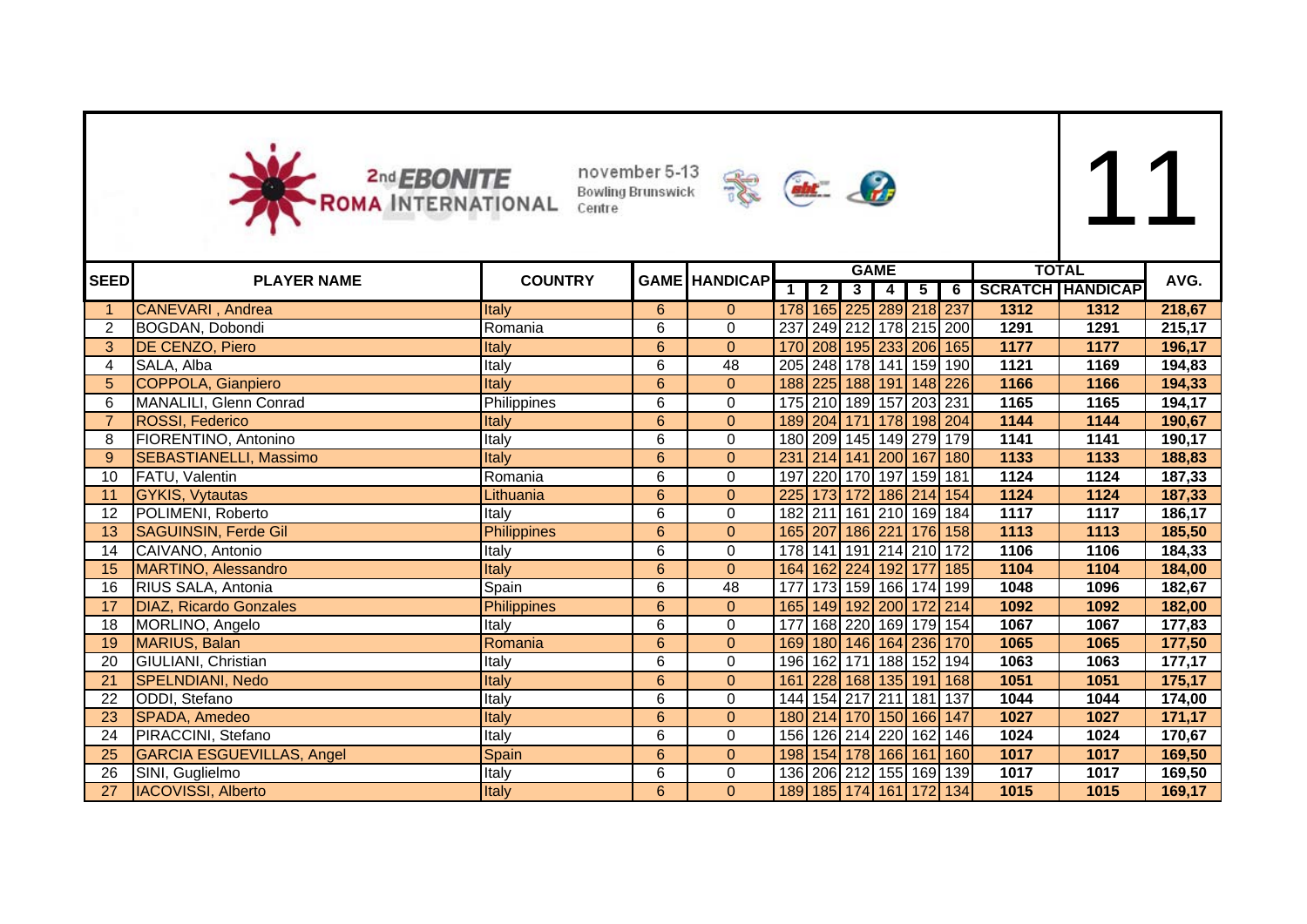**2nd EBONITE ROMA INTERNATIONAL** november 5-13 Bowling Brunswick Centre

# 11

| SEED | PLAYER NAME | COUNTRY | GAME | HANDICAP | GAME | | | | | | TOTAL | | AVG. |
|---|---|---|---|---|---|---|---|---|---|---|---|---|---|
| | | | | | 1 | 2 | 3 | 4 | 5 | 6 | SCRATCH | HANDICAP | |
| 1 | CANEVARI , Andrea | Italy | 6 | 0 | 178 | 165 | 225 | 289 | 218 | 237 | 1312 | 1312 | 218,67 |
| 2 | BOGDAN, Dobondi | Romania | 6 | 0 | 237 | 249 | 212 | 178 | 215 | 200 | 1291 | 1291 | 215,17 |
| 3 | DE CENZO, Piero | Italy | 6 | 0 | 170 | 208 | 195 | 233 | 206 | 165 | 1177 | 1177 | 196,17 |
| 4 | SALA, Alba | Italy | 6 | 48 | 205 | 248 | 178 | 141 | 159 | 190 | 1121 | 1169 | 194,83 |
| 5 | COPPOLA, Gianpiero | Italy | 6 | 0 | 188 | 225 | 188 | 191 | 148 | 226 | 1166 | 1166 | 194,33 |
| 6 | MANALILI, Glenn Conrad | Philippines | 6 | 0 | 175 | 210 | 189 | 157 | 203 | 231 | 1165 | 1165 | 194,17 |
| 7 | ROSSI, Federico | Italy | 6 | 0 | 189 | 204 | 171 | 178 | 198 | 204 | 1144 | 1144 | 190,67 |
| 8 | FIORENTINO, Antonino | Italy | 6 | 0 | 180 | 209 | 145 | 149 | 279 | 179 | 1141 | 1141 | 190,17 |
| 9 | SEBASTIANELLI, Massimo | Italy | 6 | 0 | 231 | 214 | 141 | 200 | 167 | 180 | 1133 | 1133 | 188,83 |
| 10 | FATU, Valentin | Romania | 6 | 0 | 197 | 220 | 170 | 197 | 159 | 181 | 1124 | 1124 | 187,33 |
| 11 | GYKIS, Vytautas | Lithuania | 6 | 0 | 225 | 173 | 172 | 186 | 214 | 154 | 1124 | 1124 | 187,33 |
| 12 | POLIMENI, Roberto | Italy | 6 | 0 | 182 | 211 | 161 | 210 | 169 | 184 | 1117 | 1117 | 186,17 |
| 13 | SAGUINSIN, Ferde Gil | Philippines | 6 | 0 | 165 | 207 | 186 | 221 | 176 | 158 | 1113 | 1113 | 185,50 |
| 14 | CAIVANO, Antonio | Italy | 6 | 0 | 178 | 141 | 191 | 214 | 210 | 172 | 1106 | 1106 | 184,33 |
| 15 | MARTINO, Alessandro | Italy | 6 | 0 | 164 | 162 | 224 | 192 | 177 | 185 | 1104 | 1104 | 184,00 |
| 16 | RIUS SALA, Antonia | Spain | 6 | 48 | 177 | 173 | 159 | 166 | 174 | 199 | 1048 | 1096 | 182,67 |
| 17 | DIAZ, Ricardo Gonzales | Philippines | 6 | 0 | 165 | 149 | 192 | 200 | 172 | 214 | 1092 | 1092 | 182,00 |
| 18 | MORLINO, Angelo | Italy | 6 | 0 | 177 | 168 | 220 | 169 | 179 | 154 | 1067 | 1067 | 177,83 |
| 19 | MARIUS, Balan | Romania | 6 | 0 | 169 | 180 | 146 | 164 | 236 | 170 | 1065 | 1065 | 177,50 |
| 20 | GIULIANI, Christian | Italy | 6 | 0 | 196 | 162 | 171 | 188 | 152 | 194 | 1063 | 1063 | 177,17 |
| 21 | SPELNDIANI, Nedo | Italy | 6 | 0 | 161 | 228 | 168 | 135 | 191 | 168 | 1051 | 1051 | 175,17 |
| 22 | ODDI, Stefano | Italy | 6 | 0 | 144 | 154 | 217 | 211 | 181 | 137 | 1044 | 1044 | 174,00 |
| 23 | SPADA, Amedeo | Italy | 6 | 0 | 180 | 214 | 170 | 150 | 166 | 147 | 1027 | 1027 | 171,17 |
| 24 | PIRACCINI, Stefano | Italy | 6 | 0 | 156 | 126 | 214 | 220 | 162 | 146 | 1024 | 1024 | 170,67 |
| 25 | GARCIA ESGUEVILLAS, Angel | Spain | 6 | 0 | 198 | 154 | 178 | 166 | 161 | 160 | 1017 | 1017 | 169,50 |
| 26 | SINI, Guglielmo | Italy | 6 | 0 | 136 | 206 | 212 | 155 | 169 | 139 | 1017 | 1017 | 169,50 |
| 27 | IACOVISSI, Alberto | Italy | 6 | 0 | 189 | 185 | 174 | 161 | 172 | 134 | 1015 | 1015 | 169,17 |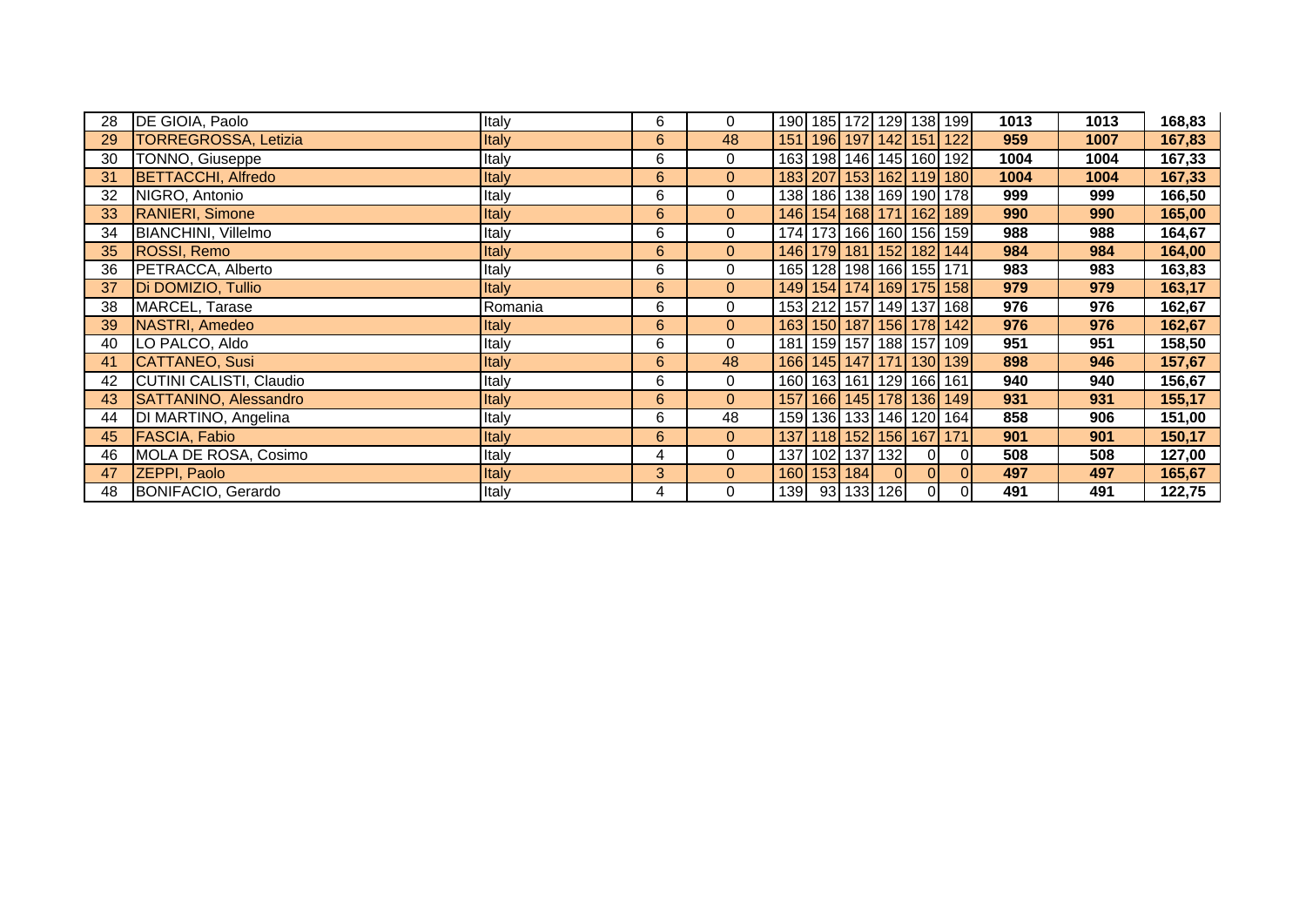| | | | | | | | | | | | | | |
|---|---|---|---|---|---|---|---|---|---|---|---|---|---|
| 28 | DE GIOIA, Paolo | Italy | 6 | 0 | 190 | 185 | 172 | 129 | 138 | 199 | **1013** | **1013** | **168,83** |
| 29 | TORREGROSSA, Letizia | Italy | 6 | 48 | 151 | 196 | 197 | 142 | 151 | 122 | **959** | **1007** | **167,83** |
| 30 | TONNO, Giuseppe | Italy | 6 | 0 | 163 | 198 | 146 | 145 | 160 | 192 | **1004** | **1004** | **167,33** |
| 31 | BETTACCHI, Alfredo | Italy | 6 | 0 | 183 | 207 | 153 | 162 | 119 | 180 | **1004** | **1004** | **167,33** |
| 32 | NIGRO, Antonio | Italy | 6 | 0 | 138 | 186 | 138 | 169 | 190 | 178 | **999** | **999** | **166,50** |
| 33 | RANIERI, Simone | Italy | 6 | 0 | 146 | 154 | 168 | 171 | 162 | 189 | **990** | **990** | **165,00** |
| 34 | BIANCHINI, Villelmo | Italy | 6 | 0 | 174 | 173 | 166 | 160 | 156 | 159 | **988** | **988** | **164,67** |
| 35 | ROSSI, Remo | Italy | 6 | 0 | 146 | 179 | 181 | 152 | 182 | 144 | **984** | **984** | **164,00** |
| 36 | PETRACCA, Alberto | Italy | 6 | 0 | 165 | 128 | 198 | 166 | 155 | 171 | **983** | **983** | **163,83** |
| 37 | Di DOMIZIO, Tullio | Italy | 6 | 0 | 149 | 154 | 174 | 169 | 175 | 158 | **979** | **979** | **163,17** |
| 38 | MARCEL, Tarase | Romania | 6 | 0 | 153 | 212 | 157 | 149 | 137 | 168 | **976** | **976** | **162,67** |
| 39 | NASTRI, Amedeo | Italy | 6 | 0 | 163 | 150 | 187 | 156 | 178 | 142 | **976** | **976** | **162,67** |
| 40 | LO PALCO, Aldo | Italy | 6 | 0 | 181 | 159 | 157 | 188 | 157 | 109 | **951** | **951** | **158,50** |
| 41 | CATTANEO, Susi | Italy | 6 | 48 | 166 | 145 | 147 | 171 | 130 | 139 | **898** | **946** | **157,67** |
| 42 | CUTINI CALISTI, Claudio | Italy | 6 | 0 | 160 | 163 | 161 | 129 | 166 | 161 | **940** | **940** | **156,67** |
| 43 | SATTANINO, Alessandro | Italy | 6 | 0 | 157 | 166 | 145 | 178 | 136 | 149 | **931** | **931** | **155,17** |
| 44 | DI MARTINO, Angelina | Italy | 6 | 48 | 159 | 136 | 133 | 146 | 120 | 164 | **858** | **906** | **151,00** |
| 45 | FASCIA, Fabio | Italy | 6 | 0 | 137 | 118 | 152 | 156 | 167 | 171 | **901** | **901** | **150,17** |
| 46 | MOLA DE ROSA, Cosimo | Italy | 4 | 0 | 137 | 102 | 137 | 132 | 0 | 0 | **508** | **508** | **127,00** |
| 47 | ZEPPI, Paolo | Italy | 3 | 0 | 160 | 153 | 184 | 0 | 0 | 0 | **497** | **497** | **165,67** |
| 48 | BONIFACIO, Gerardo | Italy | 4 | 0 | 139 | 93 | 133 | 126 | 0 | 0 | **491** | **491** | **122,75** |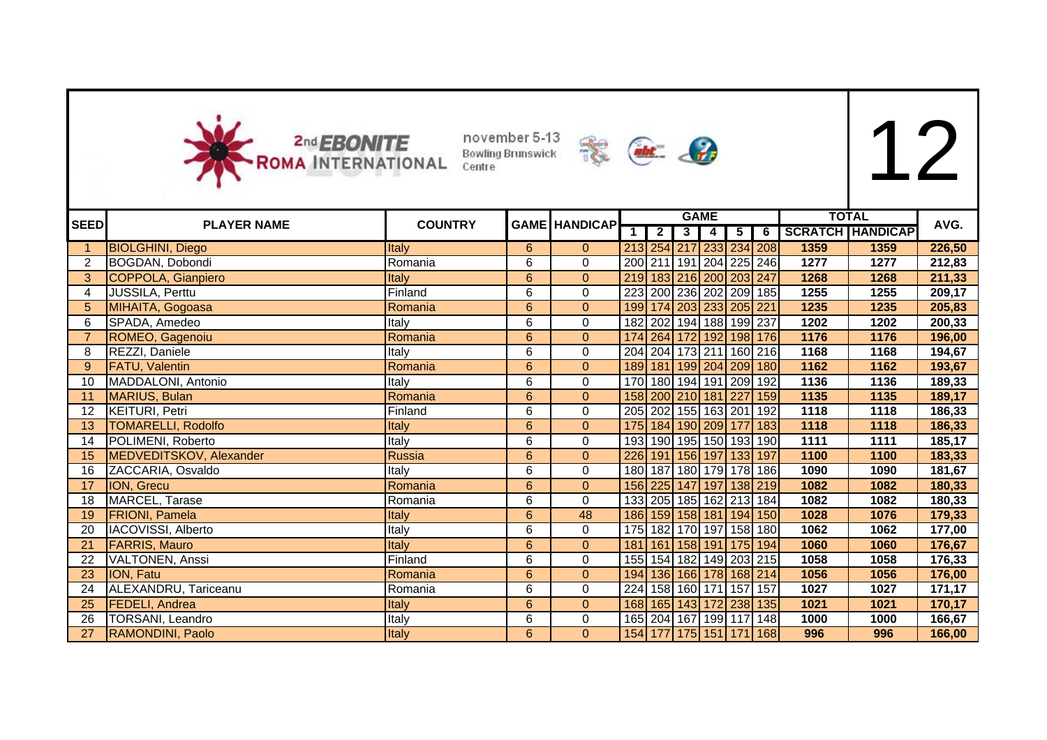2nd EBONITE ROMA INTERNATIONAL

november 5-13
Bowling Brunswick Centre

# 12

| SEED | PLAYER NAME | COUNTRY | GAME | HANDICAP | GAME 1 | 2 | 3 | 4 | 5 | 6 | TOTAL SCRATCH | TOTAL HANDICAP | AVG. |
|---|---|---|---|---|---|---|---|---|---|---|---|---|---|
| 1 | BIOLGHINI, Diego | Italy | 6 | 0 | 213 | 254 | 217 | 233 | 234 | 208 | 1359 | 1359 | 226,50 |
| 2 | BOGDAN, Dobondi | Romania | 6 | 0 | 200 | 211 | 191 | 204 | 225 | 246 | 1277 | 1277 | 212,83 |
| 3 | COPPOLA, Gianpiero | Italy | 6 | 0 | 219 | 183 | 216 | 200 | 203 | 247 | 1268 | 1268 | 211,33 |
| 4 | JUSSILA, Perttu | Finland | 6 | 0 | 223 | 200 | 236 | 202 | 209 | 185 | 1255 | 1255 | 209,17 |
| 5 | MIHAITA, Gogoasa | Romania | 6 | 0 | 199 | 174 | 203 | 233 | 205 | 221 | 1235 | 1235 | 205,83 |
| 6 | SPADA, Amedeo | Italy | 6 | 0 | 182 | 202 | 194 | 188 | 199 | 237 | 1202 | 1202 | 200,33 |
| 7 | ROMEO, Gagenoiu | Romania | 6 | 0 | 174 | 264 | 172 | 192 | 198 | 176 | 1176 | 1176 | 196,00 |
| 8 | REZZI, Daniele | Italy | 6 | 0 | 204 | 204 | 173 | 211 | 160 | 216 | 1168 | 1168 | 194,67 |
| 9 | FATU, Valentin | Romania | 6 | 0 | 189 | 181 | 199 | 204 | 209 | 180 | 1162 | 1162 | 193,67 |
| 10 | MADDALONI, Antonio | Italy | 6 | 0 | 170 | 180 | 194 | 191 | 209 | 192 | 1136 | 1136 | 189,33 |
| 11 | MARIUS, Bulan | Romania | 6 | 0 | 158 | 200 | 210 | 181 | 227 | 159 | 1135 | 1135 | 189,17 |
| 12 | KEITURI, Petri | Finland | 6 | 0 | 205 | 202 | 155 | 163 | 201 | 192 | 1118 | 1118 | 186,33 |
| 13 | TOMARELLI, Rodolfo | Italy | 6 | 0 | 175 | 184 | 190 | 209 | 177 | 183 | 1118 | 1118 | 186,33 |
| 14 | POLIMENI, Roberto | Italy | 6 | 0 | 193 | 190 | 195 | 150 | 193 | 190 | 1111 | 1111 | 185,17 |
| 15 | MEDVEDITSKOV, Alexander | Russia | 6 | 0 | 226 | 191 | 156 | 197 | 133 | 197 | 1100 | 1100 | 183,33 |
| 16 | ZACCARIA, Osvaldo | Italy | 6 | 0 | 180 | 187 | 180 | 179 | 178 | 186 | 1090 | 1090 | 181,67 |
| 17 | ION, Grecu | Romania | 6 | 0 | 156 | 225 | 147 | 197 | 138 | 219 | 1082 | 1082 | 180,33 |
| 18 | MARCEL, Tarase | Romania | 6 | 0 | 133 | 205 | 185 | 162 | 213 | 184 | 1082 | 1082 | 180,33 |
| 19 | FRIONI, Pamela | Italy | 6 | 48 | 186 | 159 | 158 | 181 | 194 | 150 | 1028 | 1076 | 179,33 |
| 20 | IACOVISSI, Alberto | Italy | 6 | 0 | 175 | 182 | 170 | 197 | 158 | 180 | 1062 | 1062 | 177,00 |
| 21 | FARRIS, Mauro | Italy | 6 | 0 | 181 | 161 | 158 | 191 | 175 | 194 | 1060 | 1060 | 176,67 |
| 22 | VALTONEN, Anssi | Finland | 6 | 0 | 155 | 154 | 182 | 149 | 203 | 215 | 1058 | 1058 | 176,33 |
| 23 | ION, Fatu | Romania | 6 | 0 | 194 | 136 | 166 | 178 | 168 | 214 | 1056 | 1056 | 176,00 |
| 24 | ALEXANDRU, Tariceanu | Romania | 6 | 0 | 224 | 158 | 160 | 171 | 157 | 157 | 1027 | 1027 | 171,17 |
| 25 | FEDELI, Andrea | Italy | 6 | 0 | 168 | 165 | 143 | 172 | 238 | 135 | 1021 | 1021 | 170,17 |
| 26 | TORSANI, Leandro | Italy | 6 | 0 | 165 | 204 | 167 | 199 | 117 | 148 | 1000 | 1000 | 166,67 |
| 27 | RAMONDINI, Paolo | Italy | 6 | 0 | 154 | 177 | 175 | 151 | 171 | 168 | 996 | 996 | 166,00 |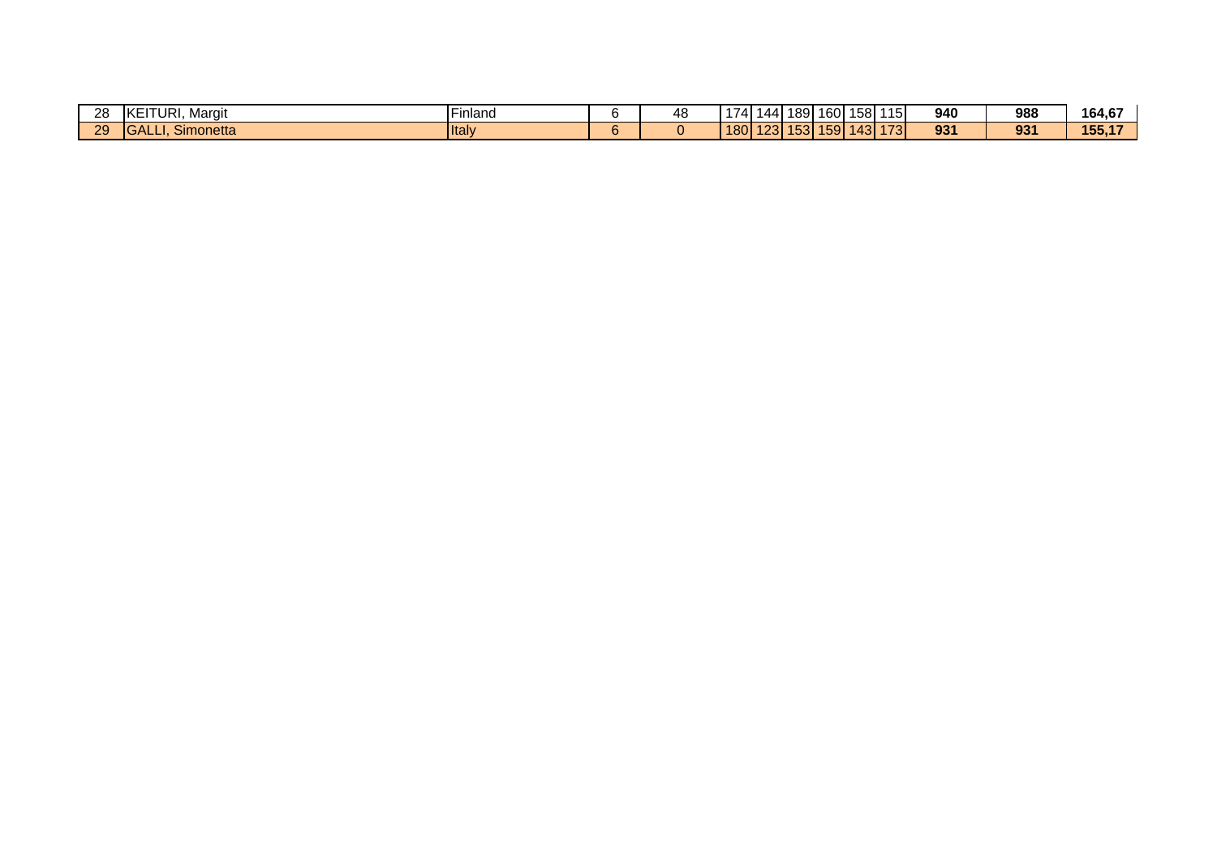| | | | | | | | | | | | | | |
|---|---|---|---|---|---|---|---|---|---|---|---|---|---|
| 28 | KEITURI, Margit | Finland | 6 | 48 | 174 | 144 | 189 | 160 | 158 | 115 | **940** | **988** | **164,67** |
| 29 | GALLI, Simonetta | Italy | 6 | 0 | 180 | 123 | 153 | 159 | 143 | 173 | **931** | **931** | **155,17** |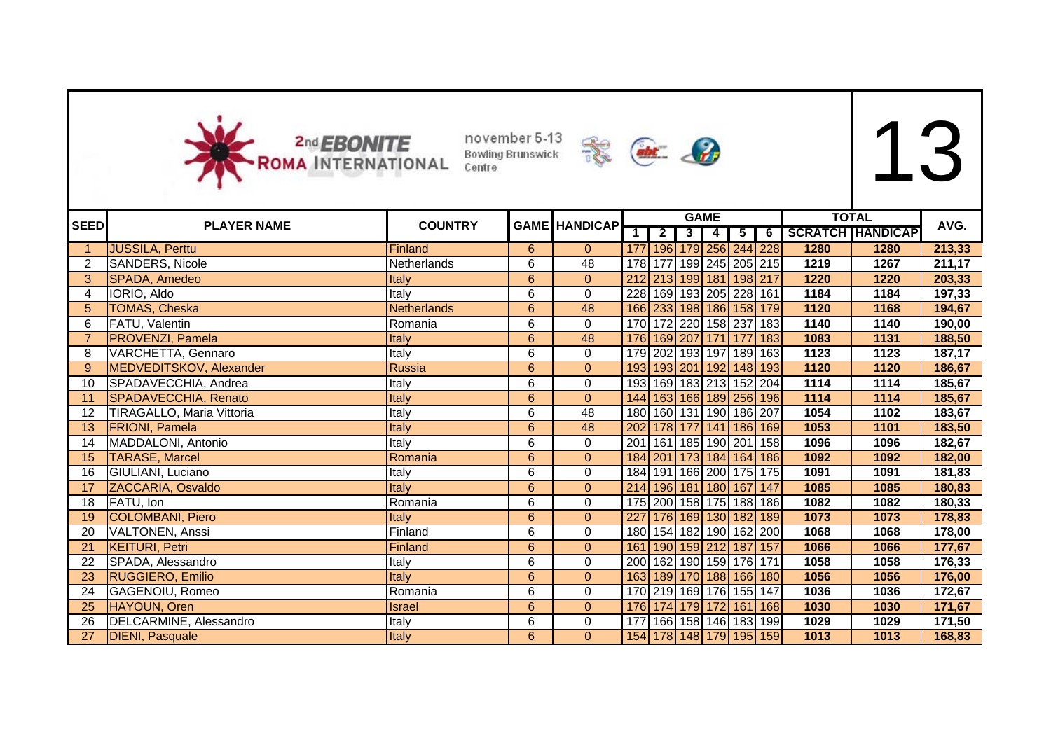2nd EBONITE ROMA INTERNATIONAL

november 5-13
Bowling Brunswick Centre

# 13

| SEED | PLAYER NAME | COUNTRY | GAME | HANDICAP | GAME | | | | | | TOTAL | | AVG. |
|---|---|---|---|---|---|---|---|---|---|---|---|---|---|
| | | | | | 1 | 2 | 3 | 4 | 5 | 6 | SCRATCH | HANDICAP | |
| 1 | JUSSILA, Perttu | Finland | 6 | 0 | 177 | 196 | 179 | 256 | 244 | 228 | 1280 | 1280 | 213,33 |
| 2 | SANDERS, Nicole | Netherlands | 6 | 48 | 178 | 177 | 199 | 245 | 205 | 215 | 1219 | 1267 | 211,17 |
| 3 | SPADA, Amedeo | Italy | 6 | 0 | 212 | 213 | 199 | 181 | 198 | 217 | 1220 | 1220 | 203,33 |
| 4 | IORIO, Aldo | Italy | 6 | 0 | 228 | 169 | 193 | 205 | 228 | 161 | 1184 | 1184 | 197,33 |
| 5 | TOMAS, Cheska | Netherlands | 6 | 48 | 166 | 233 | 198 | 186 | 158 | 179 | 1120 | 1168 | 194,67 |
| 6 | FATU, Valentin | Romania | 6 | 0 | 170 | 172 | 220 | 158 | 237 | 183 | 1140 | 1140 | 190,00 |
| 7 | PROVENZI, Pamela | Italy | 6 | 48 | 176 | 169 | 207 | 171 | 177 | 183 | 1083 | 1131 | 188,50 |
| 8 | VARCHETTA, Gennaro | Italy | 6 | 0 | 179 | 202 | 193 | 197 | 189 | 163 | 1123 | 1123 | 187,17 |
| 9 | MEDVEDITSKOV, Alexander | Russia | 6 | 0 | 193 | 193 | 201 | 192 | 148 | 193 | 1120 | 1120 | 186,67 |
| 10 | SPADAVECCHIA, Andrea | Italy | 6 | 0 | 193 | 169 | 183 | 213 | 152 | 204 | 1114 | 1114 | 185,67 |
| 11 | SPADAVECCHIA, Renato | Italy | 6 | 0 | 144 | 163 | 166 | 189 | 256 | 196 | 1114 | 1114 | 185,67 |
| 12 | TIRAGALLO, Maria Vittoria | Italy | 6 | 48 | 180 | 160 | 131 | 190 | 186 | 207 | 1054 | 1102 | 183,67 |
| 13 | FRIONI, Pamela | Italy | 6 | 48 | 202 | 178 | 177 | 141 | 186 | 169 | 1053 | 1101 | 183,50 |
| 14 | MADDALONI, Antonio | Italy | 6 | 0 | 201 | 161 | 185 | 190 | 201 | 158 | 1096 | 1096 | 182,67 |
| 15 | TARASE, Marcel | Romania | 6 | 0 | 184 | 201 | 173 | 184 | 164 | 186 | 1092 | 1092 | 182,00 |
| 16 | GIULIANI, Luciano | Italy | 6 | 0 | 184 | 191 | 166 | 200 | 175 | 175 | 1091 | 1091 | 181,83 |
| 17 | ZACCARIA, Osvaldo | Italy | 6 | 0 | 214 | 196 | 181 | 180 | 167 | 147 | 1085 | 1085 | 180,83 |
| 18 | FATU, Ion | Romania | 6 | 0 | 175 | 200 | 158 | 175 | 188 | 186 | 1082 | 1082 | 180,33 |
| 19 | COLOMBANI, Piero | Italy | 6 | 0 | 227 | 176 | 169 | 130 | 182 | 189 | 1073 | 1073 | 178,83 |
| 20 | VALTONEN, Anssi | Finland | 6 | 0 | 180 | 154 | 182 | 190 | 162 | 200 | 1068 | 1068 | 178,00 |
| 21 | KEITURI, Petri | Finland | 6 | 0 | 161 | 190 | 159 | 212 | 187 | 157 | 1066 | 1066 | 177,67 |
| 22 | SPADA, Alessandro | Italy | 6 | 0 | 200 | 162 | 190 | 159 | 176 | 171 | 1058 | 1058 | 176,33 |
| 23 | RUGGIERO, Emilio | Italy | 6 | 0 | 163 | 189 | 170 | 188 | 166 | 180 | 1056 | 1056 | 176,00 |
| 24 | GAGENOIU, Romeo | Romania | 6 | 0 | 170 | 219 | 169 | 176 | 155 | 147 | 1036 | 1036 | 172,67 |
| 25 | HAYOUN, Oren | Israel | 6 | 0 | 176 | 174 | 179 | 172 | 161 | 168 | 1030 | 1030 | 171,67 |
| 26 | DELCARMINE, Alessandro | Italy | 6 | 0 | 177 | 166 | 158 | 146 | 183 | 199 | 1029 | 1029 | 171,50 |
| 27 | DIENI, Pasquale | Italy | 6 | 0 | 154 | 178 | 148 | 179 | 195 | 159 | 1013 | 1013 | 168,83 |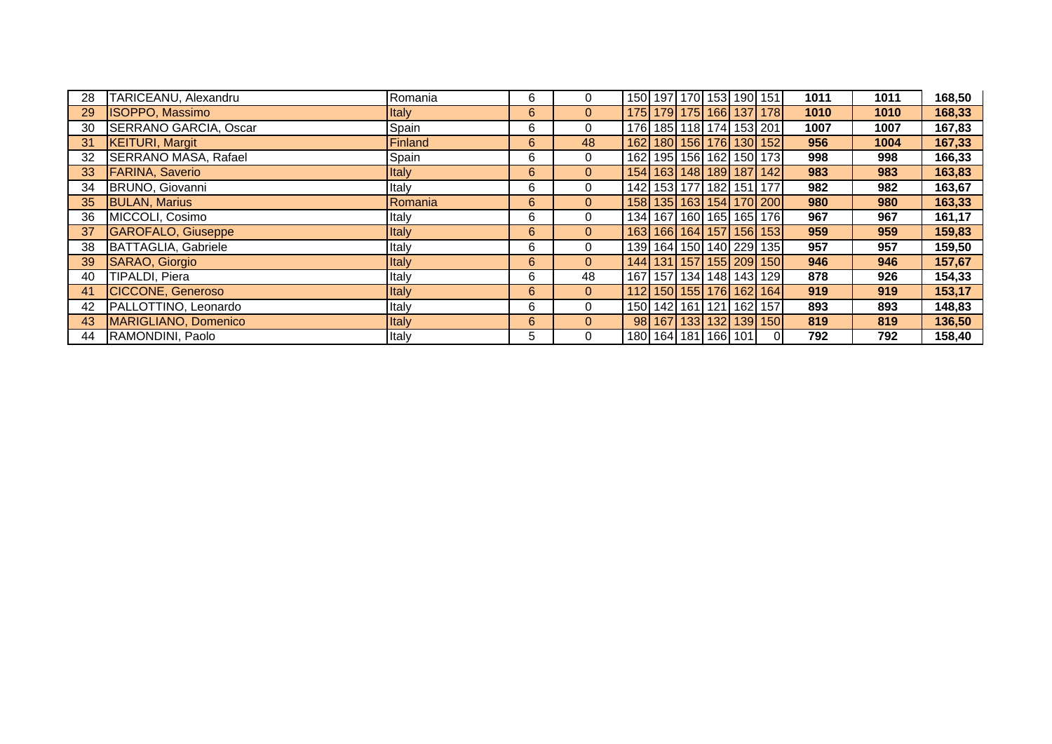| | | | | | | | | | | | | | | |
|---|---|---|---|---|---|---|---|---|---|---|---|---|---|---|
| 28 | TARICEANU, Alexandru | Romania | 6 | 0 | 150 | 197 | 170 | 153 | 190 | 151 | **1011** | **1011** | **168,50** |
| 29 | ISOPPO, Massimo | Italy | 6 | 0 | 175 | 179 | 175 | 166 | 137 | 178 | **1010** | **1010** | **168,33** |
| 30 | SERRANO GARCIA, Oscar | Spain | 6 | 0 | 176 | 185 | 118 | 174 | 153 | 201 | **1007** | **1007** | **167,83** |
| 31 | KEITURI, Margit | Finland | 6 | 48 | 162 | 180 | 156 | 176 | 130 | 152 | **956** | **1004** | **167,33** |
| 32 | SERRANO MASA, Rafael | Spain | 6 | 0 | 162 | 195 | 156 | 162 | 150 | 173 | **998** | **998** | **166,33** |
| 33 | FARINA, Saverio | Italy | 6 | 0 | 154 | 163 | 148 | 189 | 187 | 142 | **983** | **983** | **163,83** |
| 34 | BRUNO, Giovanni | Italy | 6 | 0 | 142 | 153 | 177 | 182 | 151 | 177 | **982** | **982** | **163,67** |
| 35 | BULAN, Marius | Romania | 6 | 0 | 158 | 135 | 163 | 154 | 170 | 200 | **980** | **980** | **163,33** |
| 36 | MICCOLI, Cosimo | Italy | 6 | 0 | 134 | 167 | 160 | 165 | 165 | 176 | **967** | **967** | **161,17** |
| 37 | GAROFALO, Giuseppe | Italy | 6 | 0 | 163 | 166 | 164 | 157 | 156 | 153 | **959** | **959** | **159,83** |
| 38 | BATTAGLIA, Gabriele | Italy | 6 | 0 | 139 | 164 | 150 | 140 | 229 | 135 | **957** | **957** | **159,50** |
| 39 | SARAO, Giorgio | Italy | 6 | 0 | 144 | 131 | 157 | 155 | 209 | 150 | **946** | **946** | **157,67** |
| 40 | TIPALDI, Piera | Italy | 6 | 48 | 167 | 157 | 134 | 148 | 143 | 129 | **878** | **926** | **154,33** |
| 41 | CICCONE, Generoso | Italy | 6 | 0 | 112 | 150 | 155 | 176 | 162 | 164 | **919** | **919** | **153,17** |
| 42 | PALLOTTINO, Leonardo | Italy | 6 | 0 | 150 | 142 | 161 | 121 | 162 | 157 | **893** | **893** | **148,83** |
| 43 | MARIGLIANO, Domenico | Italy | 6 | 0 | 98 | 167 | 133 | 132 | 139 | 150 | **819** | **819** | **136,50** |
| 44 | RAMONDINI, Paolo | Italy | 5 | 0 | 180 | 164 | 181 | 166 | 101 | 0 | **792** | **792** | **158,40** |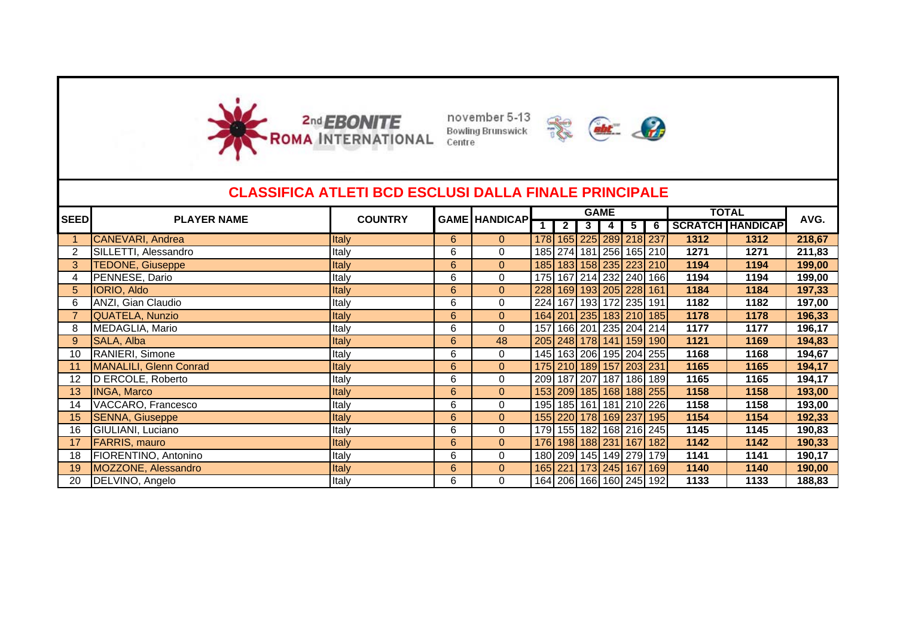2nd EBONITE ROMA INTERNATIONAL

november 5-13 Bowling Brunswick Centre

## CLASSIFICA ATLETI BCD ESCLUSI DALLA FINALE PRINCIPALE

| SEED | PLAYER NAME | COUNTRY | GAME | HANDICAP | GAME | | | | | | TOTAL | | AVG. |
|---|---|---|---|---|---|---|---|---|---|---|---|---|---|
| | | | | | 1 | 2 | 3 | 4 | 5 | 6 | SCRATCH | HANDICAP | |
| 1 | CANEVARI, Andrea | Italy | 6 | 0 | 178 | 165 | 225 | 289 | 218 | 237 | 1312 | 1312 | 218,67 |
| 2 | SILLETTI, Alessandro | Italy | 6 | 0 | 185 | 274 | 181 | 256 | 165 | 210 | 1271 | 1271 | 211,83 |
| 3 | TEDONE, Giuseppe | Italy | 6 | 0 | 185 | 183 | 158 | 235 | 223 | 210 | 1194 | 1194 | 199,00 |
| 4 | PENNESE, Dario | Italy | 6 | 0 | 175 | 167 | 214 | 232 | 240 | 166 | 1194 | 1194 | 199,00 |
| 5 | IORIO, Aldo | Italy | 6 | 0 | 228 | 169 | 193 | 205 | 228 | 161 | 1184 | 1184 | 197,33 |
| 6 | ANZI, Gian Claudio | Italy | 6 | 0 | 224 | 167 | 193 | 172 | 235 | 191 | 1182 | 1182 | 197,00 |
| 7 | QUATELA, Nunzio | Italy | 6 | 0 | 164 | 201 | 235 | 183 | 210 | 185 | 1178 | 1178 | 196,33 |
| 8 | MEDAGLIA, Mario | Italy | 6 | 0 | 157 | 166 | 201 | 235 | 204 | 214 | 1177 | 1177 | 196,17 |
| 9 | SALA, Alba | Italy | 6 | 48 | 205 | 248 | 178 | 141 | 159 | 190 | 1121 | 1169 | 194,83 |
| 10 | RANIERI, Simone | Italy | 6 | 0 | 145 | 163 | 206 | 195 | 204 | 255 | 1168 | 1168 | 194,67 |
| 11 | MANALILI, Glenn Conrad | Italy | 6 | 0 | 175 | 210 | 189 | 157 | 203 | 231 | 1165 | 1165 | 194,17 |
| 12 | D ERCOLE, Roberto | Italy | 6 | 0 | 209 | 187 | 207 | 187 | 186 | 189 | 1165 | 1165 | 194,17 |
| 13 | INGA, Marco | Italy | 6 | 0 | 153 | 209 | 185 | 168 | 188 | 255 | 1158 | 1158 | 193,00 |
| 14 | VACCARO, Francesco | Italy | 6 | 0 | 195 | 185 | 161 | 181 | 210 | 226 | 1158 | 1158 | 193,00 |
| 15 | SENNA, Giuseppe | Italy | 6 | 0 | 155 | 220 | 178 | 169 | 237 | 195 | 1154 | 1154 | 192,33 |
| 16 | GIULIANI, Luciano | Italy | 6 | 0 | 179 | 155 | 182 | 168 | 216 | 245 | 1145 | 1145 | 190,83 |
| 17 | FARRIS, mauro | Italy | 6 | 0 | 176 | 198 | 188 | 231 | 167 | 182 | 1142 | 1142 | 190,33 |
| 18 | FIORENTINO, Antonino | Italy | 6 | 0 | 180 | 209 | 145 | 149 | 279 | 179 | 1141 | 1141 | 190,17 |
| 19 | MOZZONE, Alessandro | Italy | 6 | 0 | 165 | 221 | 173 | 245 | 167 | 169 | 1140 | 1140 | 190,00 |
| 20 | DELVINO, Angelo | Italy | 6 | 0 | 164 | 206 | 166 | 160 | 245 | 192 | 1133 | 1133 | 188,83 |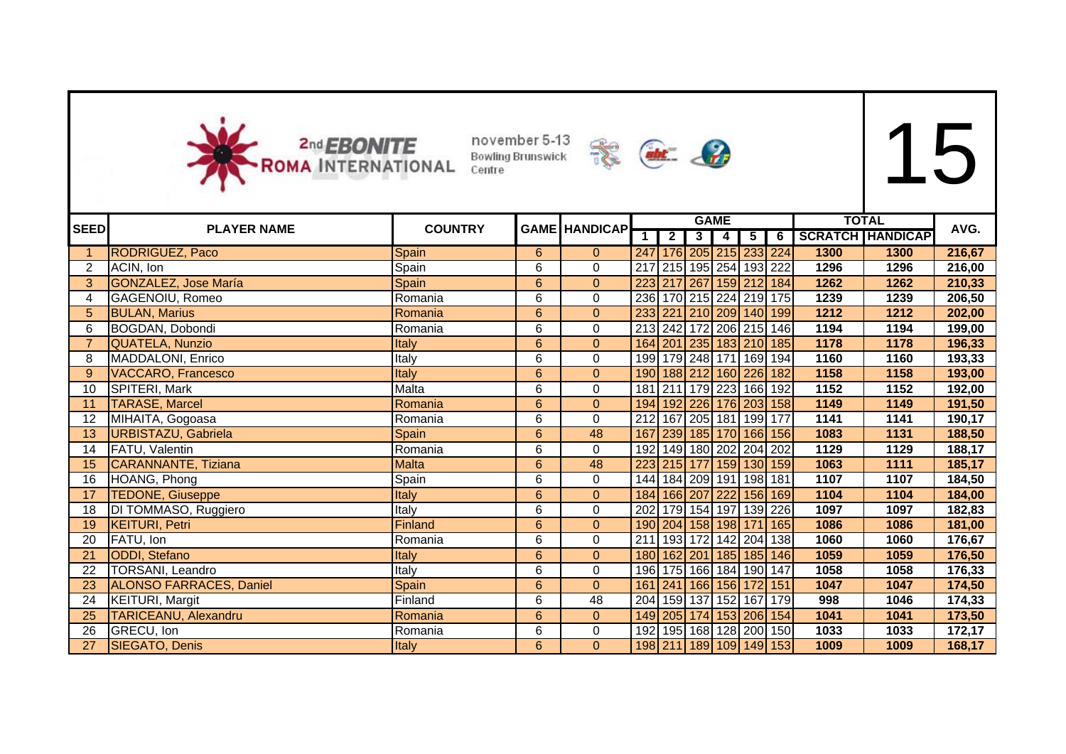# 2nd EBONITE ROMA INTERNATIONAL

november 5-13
Bowling Brunswick Centre

# 15

| SEED | PLAYER NAME | COUNTRY | GAME | HANDICAP | GAME | | | | | | TOTAL | | AVG. |
|---|---|---|---|---|---|---|---|---|---|---|---|---|---|
| | | | | | 1 | 2 | 3 | 4 | 5 | 6 | SCRATCH | HANDICAP | |
| 1 | RODRIGUEZ, Paco | Spain | 6 | 0 | 247 | 176 | 205 | 215 | 233 | 224 | 1300 | 1300 | 216,67 |
| 2 | ACIN, Ion | Spain | 6 | 0 | 217 | 215 | 195 | 254 | 193 | 222 | 1296 | 1296 | 216,00 |
| 3 | GONZALEZ, Jose María | Spain | 6 | 0 | 223 | 217 | 267 | 159 | 212 | 184 | 1262 | 1262 | 210,33 |
| 4 | GAGENOIU, Romeo | Romania | 6 | 0 | 236 | 170 | 215 | 224 | 219 | 175 | 1239 | 1239 | 206,50 |
| 5 | BULAN, Marius | Romania | 6 | 0 | 233 | 221 | 210 | 209 | 140 | 199 | 1212 | 1212 | 202,00 |
| 6 | BOGDAN, Dobondi | Romania | 6 | 0 | 213 | 242 | 172 | 206 | 215 | 146 | 1194 | 1194 | 199,00 |
| 7 | QUATELA, Nunzio | Italy | 6 | 0 | 164 | 201 | 235 | 183 | 210 | 185 | 1178 | 1178 | 196,33 |
| 8 | MADDALONI, Enrico | Italy | 6 | 0 | 199 | 179 | 248 | 171 | 169 | 194 | 1160 | 1160 | 193,33 |
| 9 | VACCARO, Francesco | Italy | 6 | 0 | 190 | 188 | 212 | 160 | 226 | 182 | 1158 | 1158 | 193,00 |
| 10 | SPITERI, Mark | Malta | 6 | 0 | 181 | 211 | 179 | 223 | 166 | 192 | 1152 | 1152 | 192,00 |
| 11 | TARASE, Marcel | Romania | 6 | 0 | 194 | 192 | 226 | 176 | 203 | 158 | 1149 | 1149 | 191,50 |
| 12 | MIHAITA, Gogoasa | Romania | 6 | 0 | 212 | 167 | 205 | 181 | 199 | 177 | 1141 | 1141 | 190,17 |
| 13 | URBISTAZU, Gabriela | Spain | 6 | 48 | 167 | 239 | 185 | 170 | 166 | 156 | 1083 | 1131 | 188,50 |
| 14 | FATU, Valentin | Romania | 6 | 0 | 192 | 149 | 180 | 202 | 204 | 202 | 1129 | 1129 | 188,17 |
| 15 | CARANNANTE, Tiziana | Malta | 6 | 48 | 223 | 215 | 177 | 159 | 130 | 159 | 1063 | 1111 | 185,17 |
| 16 | HOANG, Phong | Spain | 6 | 0 | 144 | 184 | 209 | 191 | 198 | 181 | 1107 | 1107 | 184,50 |
| 17 | TEDONE, Giuseppe | Italy | 6 | 0 | 184 | 166 | 207 | 222 | 156 | 169 | 1104 | 1104 | 184,00 |
| 18 | DI TOMMASO, Ruggiero | Italy | 6 | 0 | 202 | 179 | 154 | 197 | 139 | 226 | 1097 | 1097 | 182,83 |
| 19 | KEITURI, Petri | Finland | 6 | 0 | 190 | 204 | 158 | 198 | 171 | 165 | 1086 | 1086 | 181,00 |
| 20 | FATU, Ion | Romania | 6 | 0 | 211 | 193 | 172 | 142 | 204 | 138 | 1060 | 1060 | 176,67 |
| 21 | ODDI, Stefano | Italy | 6 | 0 | 180 | 162 | 201 | 185 | 185 | 146 | 1059 | 1059 | 176,50 |
| 22 | TORSANI, Leandro | Italy | 6 | 0 | 196 | 175 | 166 | 184 | 190 | 147 | 1058 | 1058 | 176,33 |
| 23 | ALONSO FARRACES, Daniel | Spain | 6 | 0 | 161 | 241 | 166 | 156 | 172 | 151 | 1047 | 1047 | 174,50 |
| 24 | KEITURI, Margit | Finland | 6 | 48 | 204 | 159 | 137 | 152 | 167 | 179 | 998 | 1046 | 174,33 |
| 25 | TARICEANU, Alexandru | Romania | 6 | 0 | 149 | 205 | 174 | 153 | 206 | 154 | 1041 | 1041 | 173,50 |
| 26 | GRECU, Ion | Romania | 6 | 0 | 192 | 195 | 168 | 128 | 200 | 150 | 1033 | 1033 | 172,17 |
| 27 | SIEGATO, Denis | Italy | 6 | 0 | 198 | 211 | 189 | 109 | 149 | 153 | 1009 | 1009 | 168,17 |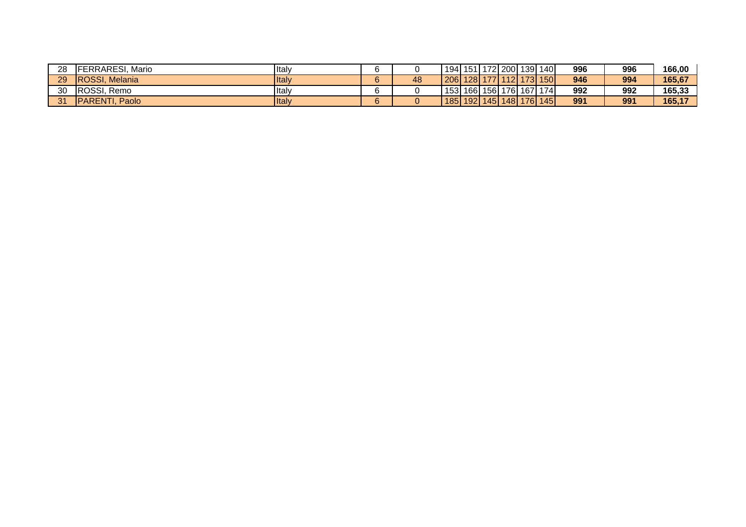| | | | | | | | | | | | | | |
|---|---|---|---|---|---|---|---|---|---|---|---|---|---|
| 28 | FERRARESI, Mario | Italy | 6 | 0 | 194 | 151 | 172 | 200 | 139 | 140 | **996** | **996** | **166,00** |
| 29 | ROSSI, Melania | Italy | 6 | 48 | 206 | 128 | 177 | 112 | 173 | 150 | **946** | **994** | **165,67** |
| 30 | ROSSI, Remo | Italy | 6 | 0 | 153 | 166 | 156 | 176 | 167 | 174 | **992** | **992** | **165,33** |
| 31 | PARENTI, Paolo | Italy | 6 | 0 | 185 | 192 | 145 | 148 | 176 | 145 | **991** | **991** | **165,17** |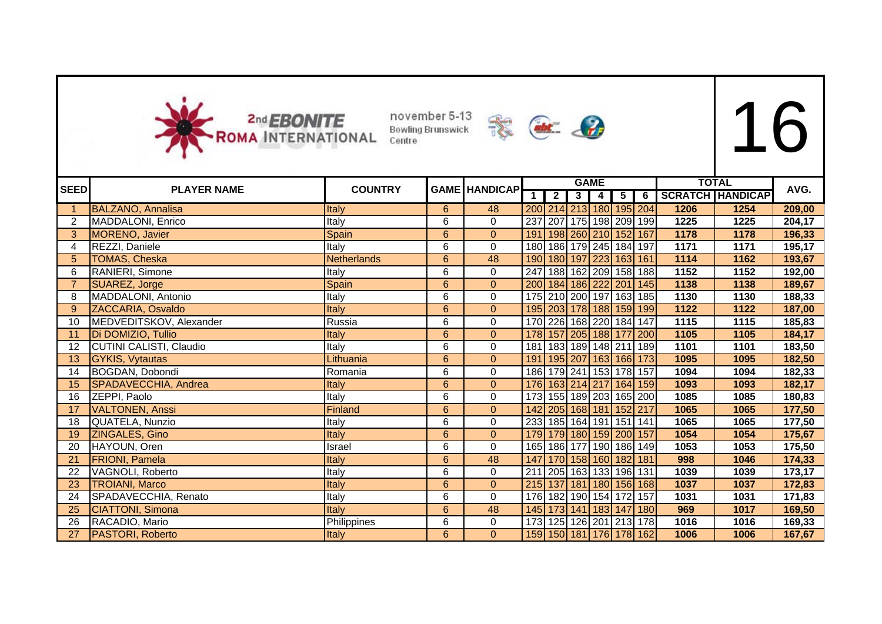2nd EBONITE ROMA INTERNATIONAL

november 5-13 Bowling Brunswick Centre

# 16

| SEED | PLAYER NAME | COUNTRY | GAME | HANDICAP | GAME | | | | | | TOTAL | | AVG. |
|---|---|---|---|---|---|---|---|---|---|---|---|---|---|
| | | | | | 1 | 2 | 3 | 4 | 5 | 6 | SCRATCH | HANDICAP | |
| 1 | BALZANO, Annalisa | Italy | 6 | 48 | 200 | 214 | 213 | 180 | 195 | 204 | 1206 | 1254 | 209,00 |
| 2 | MADDALONI, Enrico | Italy | 6 | 0 | 237 | 207 | 175 | 198 | 209 | 199 | 1225 | 1225 | 204,17 |
| 3 | MORENO, Javier | Spain | 6 | 0 | 191 | 198 | 260 | 210 | 152 | 167 | 1178 | 1178 | 196,33 |
| 4 | REZZI, Daniele | Italy | 6 | 0 | 180 | 186 | 179 | 245 | 184 | 197 | 1171 | 1171 | 195,17 |
| 5 | TOMAS, Cheska | Netherlands | 6 | 48 | 190 | 180 | 197 | 223 | 163 | 161 | 1114 | 1162 | 193,67 |
| 6 | RANIERI, Simone | Italy | 6 | 0 | 247 | 188 | 162 | 209 | 158 | 188 | 1152 | 1152 | 192,00 |
| 7 | SUAREZ, Jorge | Spain | 6 | 0 | 200 | 184 | 186 | 222 | 201 | 145 | 1138 | 1138 | 189,67 |
| 8 | MADDALONI, Antonio | Italy | 6 | 0 | 175 | 210 | 200 | 197 | 163 | 185 | 1130 | 1130 | 188,33 |
| 9 | ZACCARIA, Osvaldo | Italy | 6 | 0 | 195 | 203 | 178 | 188 | 159 | 199 | 1122 | 1122 | 187,00 |
| 10 | MEDVEDITSKOV, Alexander | Russia | 6 | 0 | 170 | 226 | 168 | 220 | 184 | 147 | 1115 | 1115 | 185,83 |
| 11 | Di DOMIZIO, Tullio | Italy | 6 | 0 | 178 | 157 | 205 | 188 | 177 | 200 | 1105 | 1105 | 184,17 |
| 12 | CUTINI CALISTI, Claudio | Italy | 6 | 0 | 181 | 183 | 189 | 148 | 211 | 189 | 1101 | 1101 | 183,50 |
| 13 | GYKIS, Vytautas | Lithuania | 6 | 0 | 191 | 195 | 207 | 163 | 166 | 173 | 1095 | 1095 | 182,50 |
| 14 | BOGDAN, Dobondi | Romania | 6 | 0 | 186 | 179 | 241 | 153 | 178 | 157 | 1094 | 1094 | 182,33 |
| 15 | SPADAVECCHIA, Andrea | Italy | 6 | 0 | 176 | 163 | 214 | 217 | 164 | 159 | 1093 | 1093 | 182,17 |
| 16 | ZEPPI, Paolo | Italy | 6 | 0 | 173 | 155 | 189 | 203 | 165 | 200 | 1085 | 1085 | 180,83 |
| 17 | VALTONEN, Anssi | Finland | 6 | 0 | 142 | 205 | 168 | 181 | 152 | 217 | 1065 | 1065 | 177,50 |
| 18 | QUATELA, Nunzio | Italy | 6 | 0 | 233 | 185 | 164 | 191 | 151 | 141 | 1065 | 1065 | 177,50 |
| 19 | ZINGALES, Gino | Italy | 6 | 0 | 179 | 179 | 180 | 159 | 200 | 157 | 1054 | 1054 | 175,67 |
| 20 | HAYOUN, Oren | Israel | 6 | 0 | 165 | 186 | 177 | 190 | 186 | 149 | 1053 | 1053 | 175,50 |
| 21 | FRIONI, Pamela | Italy | 6 | 48 | 147 | 170 | 158 | 160 | 182 | 181 | 998 | 1046 | 174,33 |
| 22 | VAGNOLI, Roberto | Italy | 6 | 0 | 211 | 205 | 163 | 133 | 196 | 131 | 1039 | 1039 | 173,17 |
| 23 | TROIANI, Marco | Italy | 6 | 0 | 215 | 137 | 181 | 180 | 156 | 168 | 1037 | 1037 | 172,83 |
| 24 | SPADAVECCHIA, Renato | Italy | 6 | 0 | 176 | 182 | 190 | 154 | 172 | 157 | 1031 | 1031 | 171,83 |
| 25 | CIATTONI, Simona | Italy | 6 | 48 | 145 | 173 | 141 | 183 | 147 | 180 | 969 | 1017 | 169,50 |
| 26 | RACADIO, Mario | Philippines | 6 | 0 | 173 | 125 | 126 | 201 | 213 | 178 | 1016 | 1016 | 169,33 |
| 27 | PASTORI, Roberto | Italy | 6 | 0 | 159 | 150 | 181 | 176 | 178 | 162 | 1006 | 1006 | 167,67 |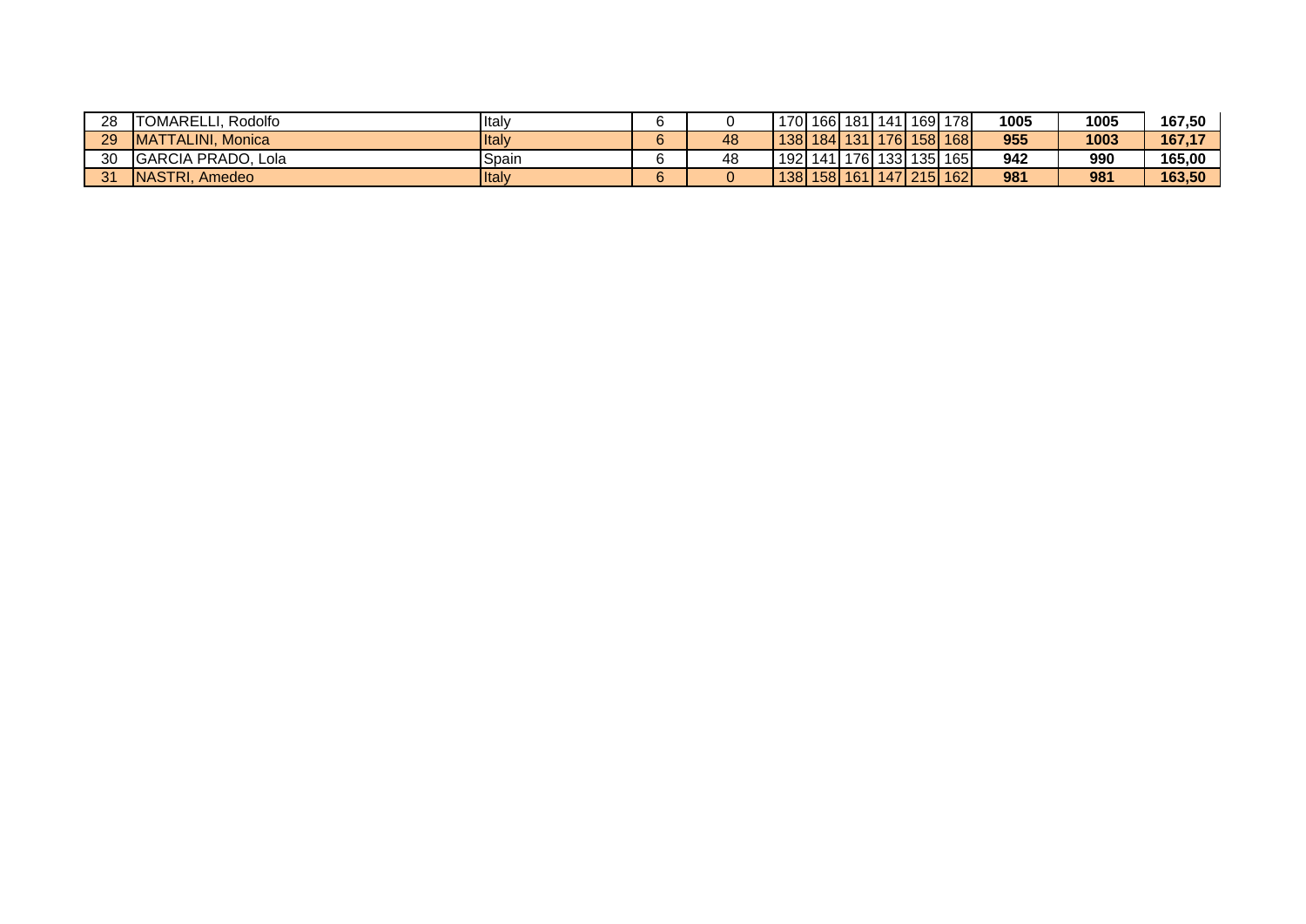| | | | | | | | | | | | | | | |
|---|---|---|---|---|---|---|---|---|---|---|---|---|---|---|
| 28 | TOMARELLI, Rodolfo | Italy | 6 | 0 | 170 | 166 | 181 | 141 | 169 | 178 | **1005** | **1005** | **167,50** |
| 29 | MATTALINI, Monica | Italy | 6 | 48 | 138 | 184 | 131 | 176 | 158 | 168 | **955** | **1003** | **167,17** |
| 30 | GARCIA PRADO, Lola | Spain | 6 | 48 | 192 | 141 | 176 | 133 | 135 | 165 | **942** | **990** | **165,00** |
| 31 | NASTRI, Amedeo | Italy | 6 | 0 | 138 | 158 | 161 | 147 | 215 | 162 | **981** | **981** | **163,50** |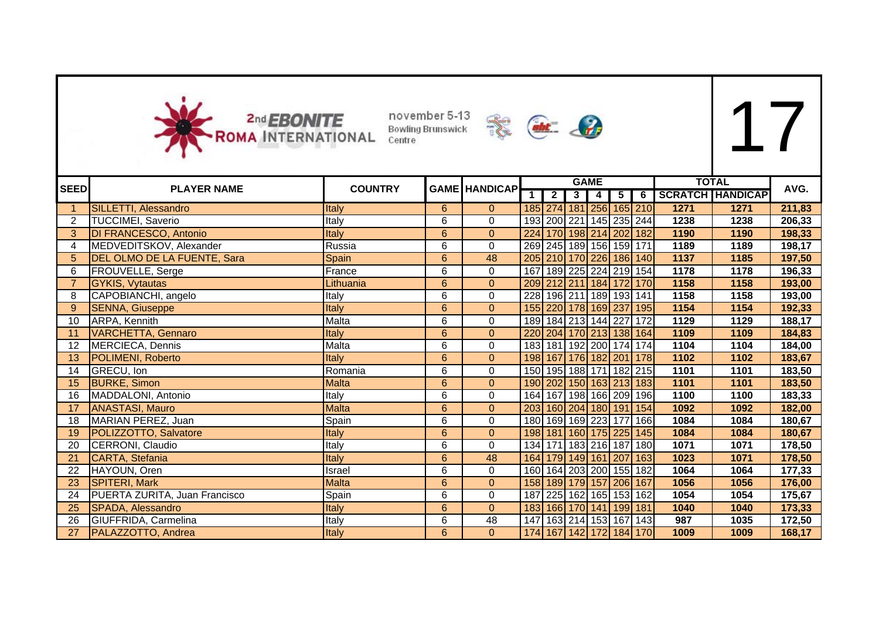2nd EBONITE ROMA INTERNATIONAL november 5-13 Bowling Brunswick Centre

# 17

| SEED | PLAYER NAME | COUNTRY | GAME | HANDICAP | GAME | | | | | | TOTAL | | AVG. |
|---|---|---|---|---|---|---|---|---|---|---|---|---|---|
| | | | | | 1 | 2 | 3 | 4 | 5 | 6 | SCRATCH | HANDICAP | |
| 1 | SILLETTI, Alessandro | Italy | 6 | 0 | 185 | 274 | 181 | 256 | 165 | 210 | 1271 | 1271 | 211,83 |
| 2 | TUCCIMEI, Saverio | Italy | 6 | 0 | 193 | 200 | 221 | 145 | 235 | 244 | 1238 | 1238 | 206,33 |
| 3 | DI FRANCESCO, Antonio | Italy | 6 | 0 | 224 | 170 | 198 | 214 | 202 | 182 | 1190 | 1190 | 198,33 |
| 4 | MEDVEDITSKOV, Alexander | Russia | 6 | 0 | 269 | 245 | 189 | 156 | 159 | 171 | 1189 | 1189 | 198,17 |
| 5 | DEL OLMO DE LA FUENTE, Sara | Spain | 6 | 48 | 205 | 210 | 170 | 226 | 186 | 140 | 1137 | 1185 | 197,50 |
| 6 | FROUVELLE, Serge | France | 6 | 0 | 167 | 189 | 225 | 224 | 219 | 154 | 1178 | 1178 | 196,33 |
| 7 | GYKIS, Vytautas | Lithuania | 6 | 0 | 209 | 212 | 211 | 184 | 172 | 170 | 1158 | 1158 | 193,00 |
| 8 | CAPOBIANCHI, angelo | Italy | 6 | 0 | 228 | 196 | 211 | 189 | 193 | 141 | 1158 | 1158 | 193,00 |
| 9 | SENNA, Giuseppe | Italy | 6 | 0 | 155 | 220 | 178 | 169 | 237 | 195 | 1154 | 1154 | 192,33 |
| 10 | ARPA, Kennith | Malta | 6 | 0 | 189 | 184 | 213 | 144 | 227 | 172 | 1129 | 1129 | 188,17 |
| 11 | VARCHETTA, Gennaro | Italy | 6 | 0 | 220 | 204 | 170 | 213 | 138 | 164 | 1109 | 1109 | 184,83 |
| 12 | MERCIECA, Dennis | Malta | 6 | 0 | 183 | 181 | 192 | 200 | 174 | 174 | 1104 | 1104 | 184,00 |
| 13 | POLIMENI, Roberto | Italy | 6 | 0 | 198 | 167 | 176 | 182 | 201 | 178 | 1102 | 1102 | 183,67 |
| 14 | GRECU, Ion | Romania | 6 | 0 | 150 | 195 | 188 | 171 | 182 | 215 | 1101 | 1101 | 183,50 |
| 15 | BURKE, Simon | Malta | 6 | 0 | 190 | 202 | 150 | 163 | 213 | 183 | 1101 | 1101 | 183,50 |
| 16 | MADDALONI, Antonio | Italy | 6 | 0 | 164 | 167 | 198 | 166 | 209 | 196 | 1100 | 1100 | 183,33 |
| 17 | ANASTASI, Mauro | Malta | 6 | 0 | 203 | 160 | 204 | 180 | 191 | 154 | 1092 | 1092 | 182,00 |
| 18 | MARIAN PEREZ, Juan | Spain | 6 | 0 | 180 | 169 | 169 | 223 | 177 | 166 | 1084 | 1084 | 180,67 |
| 19 | POLIZZOTTO, Salvatore | Italy | 6 | 0 | 198 | 181 | 160 | 175 | 225 | 145 | 1084 | 1084 | 180,67 |
| 20 | CERRONI, Claudio | Italy | 6 | 0 | 134 | 171 | 183 | 216 | 187 | 180 | 1071 | 1071 | 178,50 |
| 21 | CARTA, Stefania | Italy | 6 | 48 | 164 | 179 | 149 | 161 | 207 | 163 | 1023 | 1071 | 178,50 |
| 22 | HAYOUN, Oren | Israel | 6 | 0 | 160 | 164 | 203 | 200 | 155 | 182 | 1064 | 1064 | 177,33 |
| 23 | SPITERI, Mark | Malta | 6 | 0 | 158 | 189 | 179 | 157 | 206 | 167 | 1056 | 1056 | 176,00 |
| 24 | PUERTA ZURITA, Juan Francisco | Spain | 6 | 0 | 187 | 225 | 162 | 165 | 153 | 162 | 1054 | 1054 | 175,67 |
| 25 | SPADA, Alessandro | Italy | 6 | 0 | 183 | 166 | 170 | 141 | 199 | 181 | 1040 | 1040 | 173,33 |
| 26 | GIUFFRIDA, Carmelina | Italy | 6 | 48 | 147 | 163 | 214 | 153 | 167 | 143 | 987 | 1035 | 172,50 |
| 27 | PALAZZOTTO, Andrea | Italy | 6 | 0 | 174 | 167 | 142 | 172 | 184 | 170 | 1009 | 1009 | 168,17 |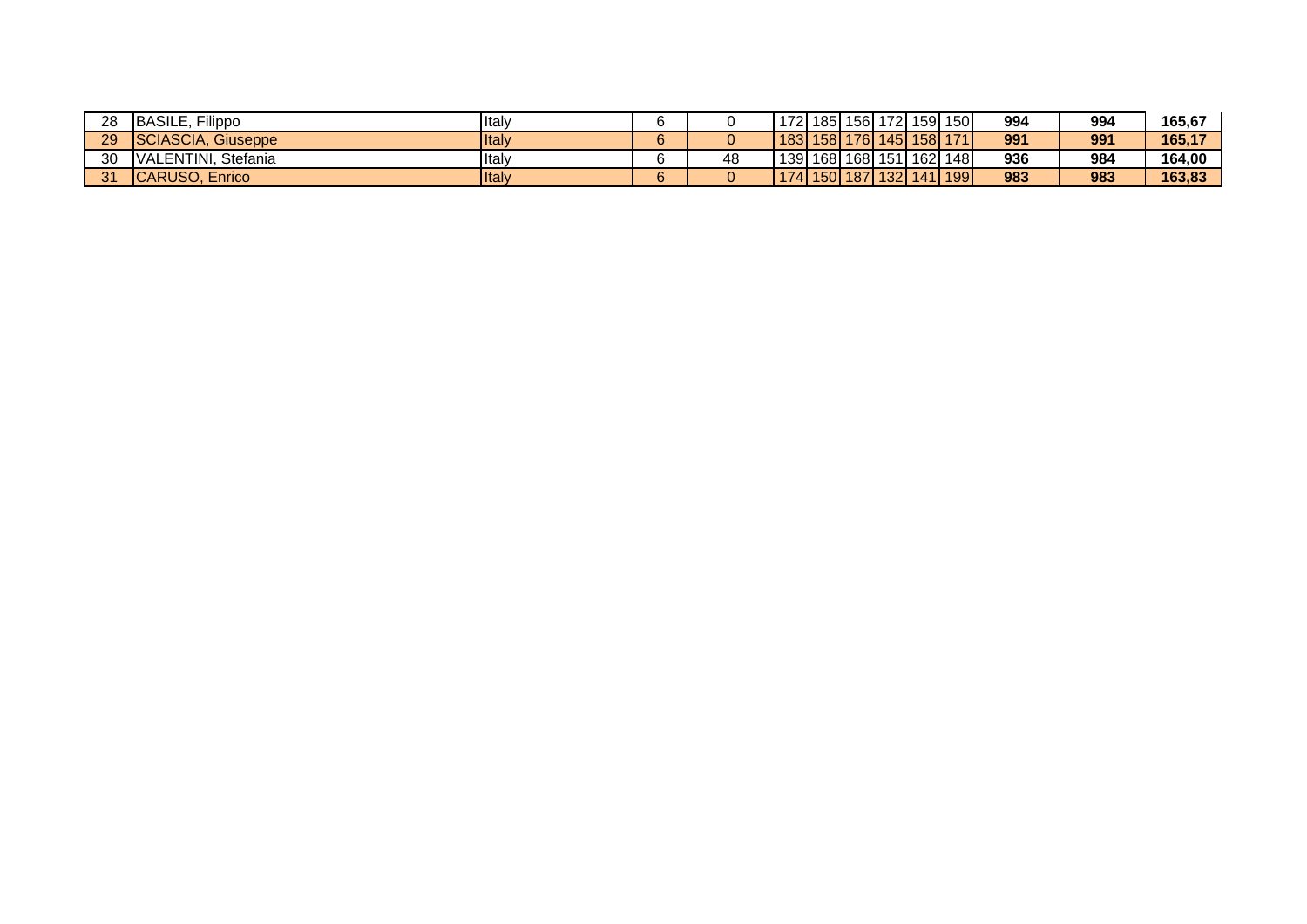| | | | | | | | | | | | | | |
|---|---|---|---|---|---|---|---|---|---|---|---|---|---|
| 28 | BASILE, Filippo | Italy | 6 | 0 | 172 | 185 | 156 | 172 | 159 | 150 | **994** | **994** | **165,67** |
| 29 | SCIASCIA, Giuseppe | Italy | 6 | 0 | 183 | 158 | 176 | 145 | 158 | 171 | **991** | **991** | **165,17** |
| 30 | VALENTINI, Stefania | Italy | 6 | 48 | 139 | 168 | 168 | 151 | 162 | 148 | **936** | **984** | **164,00** |
| 31 | CARUSO, Enrico | Italy | 6 | 0 | 174 | 150 | 187 | 132 | 141 | 199 | **983** | **983** | **163,83** |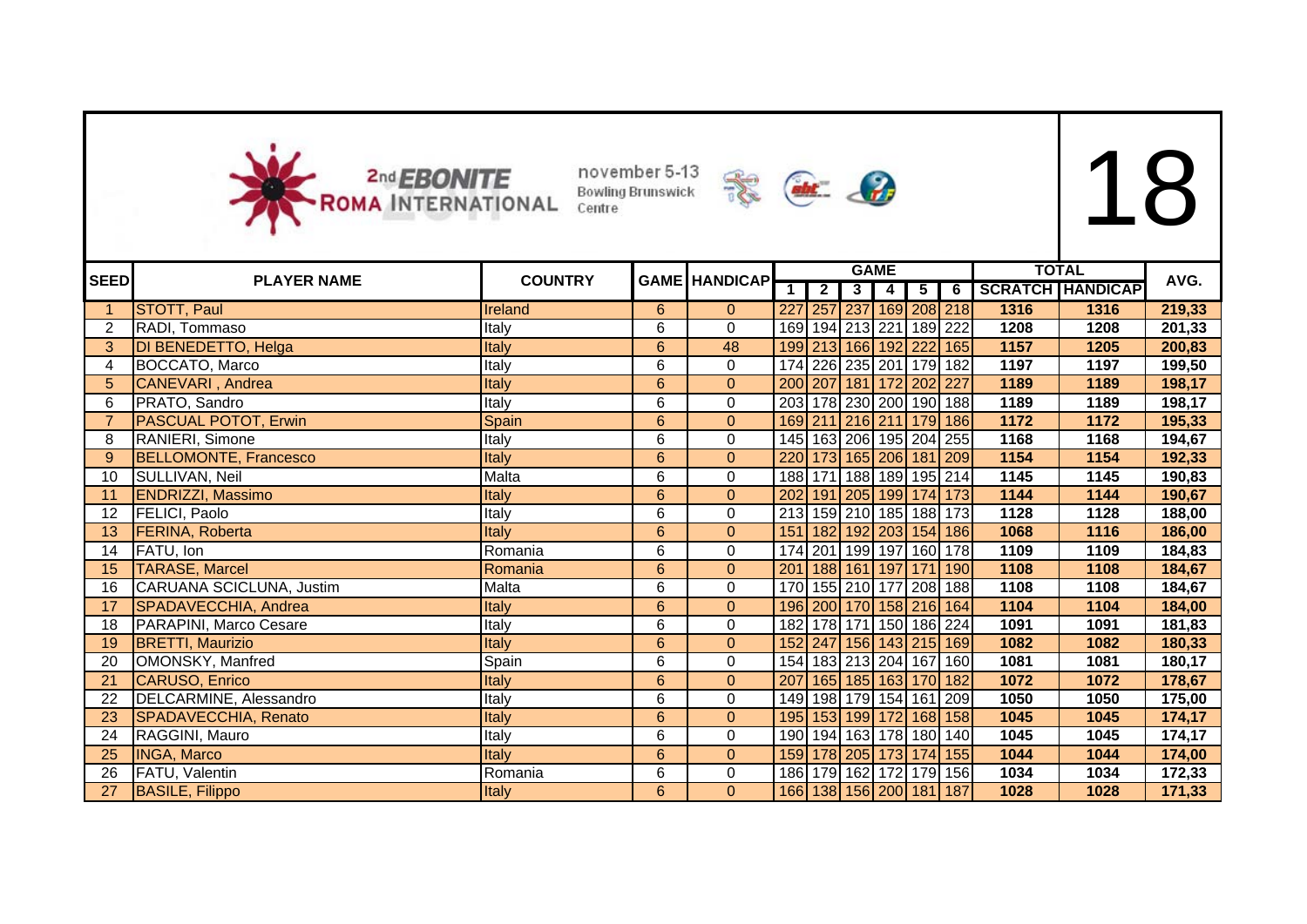2nd EBONITE ROMA INTERNATIONAL november 5-13 Bowling Brunswick Centre

# 18

| SEED | PLAYER NAME | COUNTRY | GAME | HANDICAP | GAME | | | | | | TOTAL | | AVG. |
|---|---|---|---|---|---|---|---|---|---|---|---|---|---|
| | | | | | 1 | 2 | 3 | 4 | 5 | 6 | SCRATCH | HANDICAP | |
| 1 | STOTT, Paul | Ireland | 6 | 0 | 227 | 257 | 237 | 169 | 208 | 218 | 1316 | 1316 | 219,33 |
| 2 | RADI, Tommaso | Italy | 6 | 0 | 169 | 194 | 213 | 221 | 189 | 222 | 1208 | 1208 | 201,33 |
| 3 | DI BENEDETTO, Helga | Italy | 6 | 48 | 199 | 213 | 166 | 192 | 222 | 165 | 1157 | 1205 | 200,83 |
| 4 | BOCCATO, Marco | Italy | 6 | 0 | 174 | 226 | 235 | 201 | 179 | 182 | 1197 | 1197 | 199,50 |
| 5 | CANEVARI , Andrea | Italy | 6 | 0 | 200 | 207 | 181 | 172 | 202 | 227 | 1189 | 1189 | 198,17 |
| 6 | PRATO, Sandro | Italy | 6 | 0 | 203 | 178 | 230 | 200 | 190 | 188 | 1189 | 1189 | 198,17 |
| 7 | PASCUAL POTOT, Erwin | Spain | 6 | 0 | 169 | 211 | 216 | 211 | 179 | 186 | 1172 | 1172 | 195,33 |
| 8 | RANIERI, Simone | Italy | 6 | 0 | 145 | 163 | 206 | 195 | 204 | 255 | 1168 | 1168 | 194,67 |
| 9 | BELLOMONTE, Francesco | Italy | 6 | 0 | 220 | 173 | 165 | 206 | 181 | 209 | 1154 | 1154 | 192,33 |
| 10 | SULLIVAN, Neil | Malta | 6 | 0 | 188 | 171 | 188 | 189 | 195 | 214 | 1145 | 1145 | 190,83 |
| 11 | ENDRIZZI, Massimo | Italy | 6 | 0 | 202 | 191 | 205 | 199 | 174 | 173 | 1144 | 1144 | 190,67 |
| 12 | FELICI, Paolo | Italy | 6 | 0 | 213 | 159 | 210 | 185 | 188 | 173 | 1128 | 1128 | 188,00 |
| 13 | FERINA, Roberta | Italy | 6 | 0 | 151 | 182 | 192 | 203 | 154 | 186 | 1068 | 1116 | 186,00 |
| 14 | FATU, Ion | Romania | 6 | 0 | 174 | 201 | 199 | 197 | 160 | 178 | 1109 | 1109 | 184,83 |
| 15 | TARASE, Marcel | Romania | 6 | 0 | 201 | 188 | 161 | 197 | 171 | 190 | 1108 | 1108 | 184,67 |
| 16 | CARUANA SCICLUNA, Justim | Malta | 6 | 0 | 170 | 155 | 210 | 177 | 208 | 188 | 1108 | 1108 | 184,67 |
| 17 | SPADAVECCHIA, Andrea | Italy | 6 | 0 | 196 | 200 | 170 | 158 | 216 | 164 | 1104 | 1104 | 184,00 |
| 18 | PARAPINI, Marco Cesare | Italy | 6 | 0 | 182 | 178 | 171 | 150 | 186 | 224 | 1091 | 1091 | 181,83 |
| 19 | BRETTI, Maurizio | Italy | 6 | 0 | 152 | 247 | 156 | 143 | 215 | 169 | 1082 | 1082 | 180,33 |
| 20 | OMONSKY, Manfred | Spain | 6 | 0 | 154 | 183 | 213 | 204 | 167 | 160 | 1081 | 1081 | 180,17 |
| 21 | CARUSO, Enrico | Italy | 6 | 0 | 207 | 165 | 185 | 163 | 170 | 182 | 1072 | 1072 | 178,67 |
| 22 | DELCARMINE, Alessandro | Italy | 6 | 0 | 149 | 198 | 179 | 154 | 161 | 209 | 1050 | 1050 | 175,00 |
| 23 | SPADAVECCHIA, Renato | Italy | 6 | 0 | 195 | 153 | 199 | 172 | 168 | 158 | 1045 | 1045 | 174,17 |
| 24 | RAGGINI, Mauro | Italy | 6 | 0 | 190 | 194 | 163 | 178 | 180 | 140 | 1045 | 1045 | 174,17 |
| 25 | INGA, Marco | Italy | 6 | 0 | 159 | 178 | 205 | 173 | 174 | 155 | 1044 | 1044 | 174,00 |
| 26 | FATU, Valentin | Romania | 6 | 0 | 186 | 179 | 162 | 172 | 179 | 156 | 1034 | 1034 | 172,33 |
| 27 | BASILE, Filippo | Italy | 6 | 0 | 166 | 138 | 156 | 200 | 181 | 187 | 1028 | 1028 | 171,33 |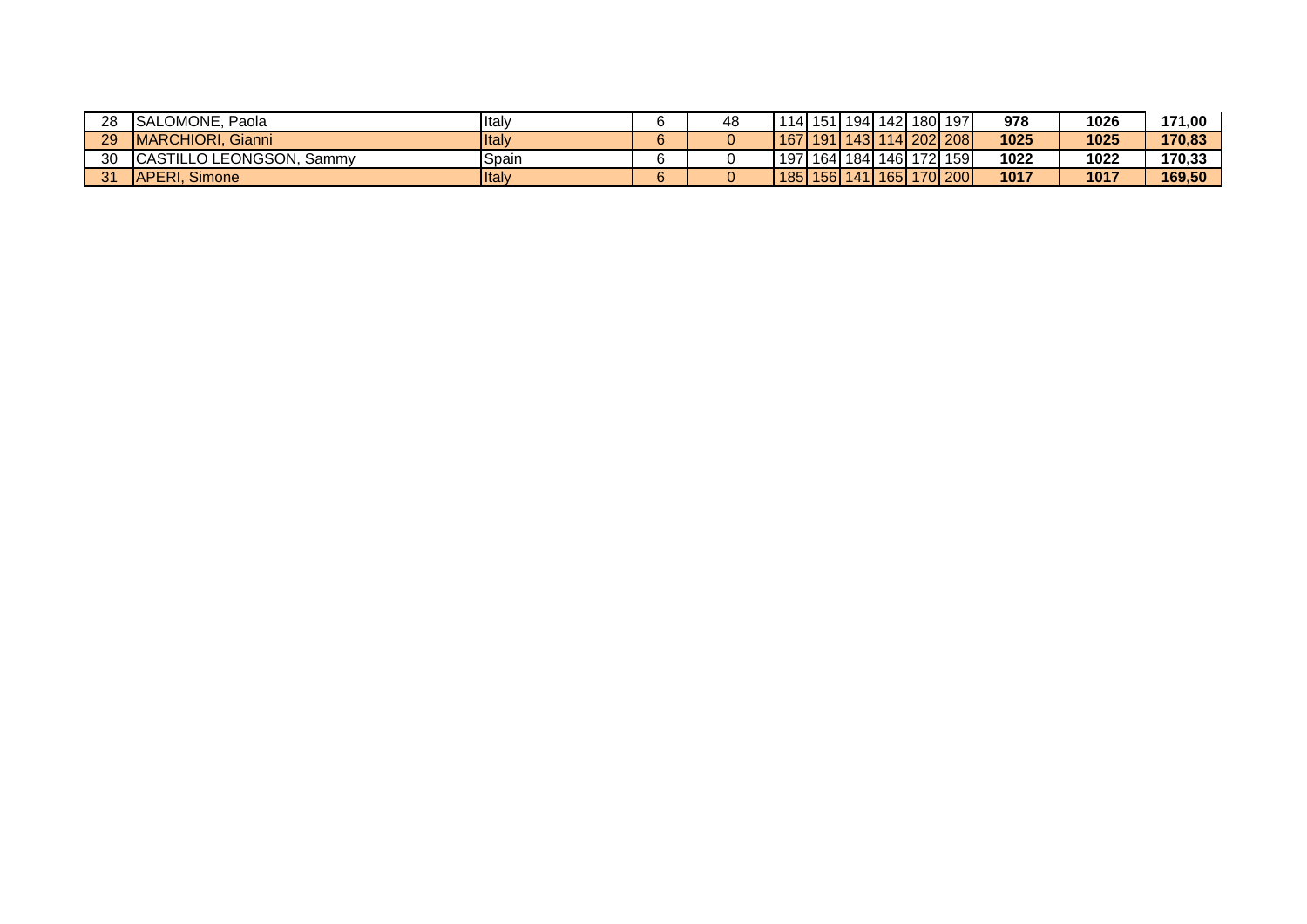| | | | | | | | | | | | | | |
|---|---|---|---|---|---|---|---|---|---|---|---|---|---|
| 28 | SALOMONE, Paola | Italy | 6 | 48 | 114 | 151 | 194 | 142 | 180 | 197 | **978** | **1026** | **171,00** |
| 29 | MARCHIORI, Gianni | Italy | 6 | 0 | 167 | 191 | 143 | 114 | 202 | 208 | **1025** | **1025** | **170,83** |
| 30 | CASTILLO LEONGSON, Sammy | Spain | 6 | 0 | 197 | 164 | 184 | 146 | 172 | 159 | **1022** | **1022** | **170,33** |
| 31 | APERI, Simone | Italy | 6 | 0 | 185 | 156 | 141 | 165 | 170 | 200 | **1017** | **1017** | **169,50** |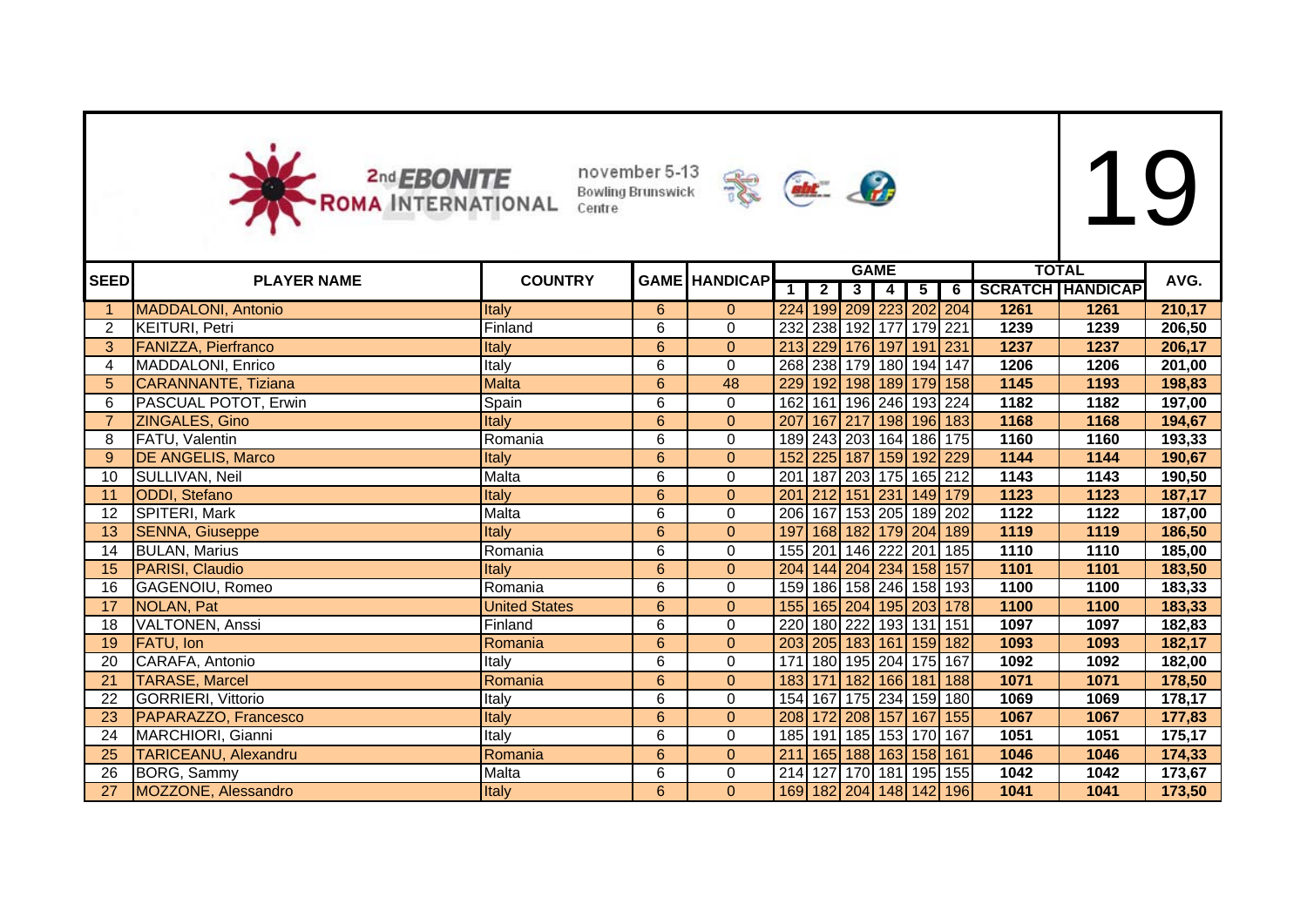2nd EBONITE ROMA INTERNATIONAL

november 5-13
Bowling Brunswick Centre

# 19

| SEED | PLAYER NAME | COUNTRY | GAME | HANDICAP | GAME | | | | | | TOTAL | | AVG. |
|---|---|---|---|---|---|---|---|---|---|---|---|---|---|
| | | | | | 1 | 2 | 3 | 4 | 5 | 6 | SCRATCH | HANDICAP | |
| 1 | MADDALONI, Antonio | Italy | 6 | 0 | 224 | 199 | 209 | 223 | 202 | 204 | 1261 | 1261 | 210,17 |
| 2 | KEITURI, Petri | Finland | 6 | 0 | 232 | 238 | 192 | 177 | 179 | 221 | 1239 | 1239 | 206,50 |
| 3 | FANIZZA, Pierfranco | Italy | 6 | 0 | 213 | 229 | 176 | 197 | 191 | 231 | 1237 | 1237 | 206,17 |
| 4 | MADDALONI, Enrico | Italy | 6 | 0 | 268 | 238 | 179 | 180 | 194 | 147 | 1206 | 1206 | 201,00 |
| 5 | CARANNANTE, Tiziana | Malta | 6 | 48 | 229 | 192 | 198 | 189 | 179 | 158 | 1145 | 1193 | 198,83 |
| 6 | PASCUAL POTOT, Erwin | Spain | 6 | 0 | 162 | 161 | 196 | 246 | 193 | 224 | 1182 | 1182 | 197,00 |
| 7 | ZINGALES, Gino | Italy | 6 | 0 | 207 | 167 | 217 | 198 | 196 | 183 | 1168 | 1168 | 194,67 |
| 8 | FATU, Valentin | Romania | 6 | 0 | 189 | 243 | 203 | 164 | 186 | 175 | 1160 | 1160 | 193,33 |
| 9 | DE ANGELIS, Marco | Italy | 6 | 0 | 152 | 225 | 187 | 159 | 192 | 229 | 1144 | 1144 | 190,67 |
| 10 | SULLIVAN, Neil | Malta | 6 | 0 | 201 | 187 | 203 | 175 | 165 | 212 | 1143 | 1143 | 190,50 |
| 11 | ODDI, Stefano | Italy | 6 | 0 | 201 | 212 | 151 | 231 | 149 | 179 | 1123 | 1123 | 187,17 |
| 12 | SPITERI, Mark | Malta | 6 | 0 | 206 | 167 | 153 | 205 | 189 | 202 | 1122 | 1122 | 187,00 |
| 13 | SENNA, Giuseppe | Italy | 6 | 0 | 197 | 168 | 182 | 179 | 204 | 189 | 1119 | 1119 | 186,50 |
| 14 | BULAN, Marius | Romania | 6 | 0 | 155 | 201 | 146 | 222 | 201 | 185 | 1110 | 1110 | 185,00 |
| 15 | PARISI, Claudio | Italy | 6 | 0 | 204 | 144 | 204 | 234 | 158 | 157 | 1101 | 1101 | 183,50 |
| 16 | GAGENOIU, Romeo | Romania | 6 | 0 | 159 | 186 | 158 | 246 | 158 | 193 | 1100 | 1100 | 183,33 |
| 17 | NOLAN, Pat | United States | 6 | 0 | 155 | 165 | 204 | 195 | 203 | 178 | 1100 | 1100 | 183,33 |
| 18 | VALTONEN, Anssi | Finland | 6 | 0 | 220 | 180 | 222 | 193 | 131 | 151 | 1097 | 1097 | 182,83 |
| 19 | FATU, Ion | Romania | 6 | 0 | 203 | 205 | 183 | 161 | 159 | 182 | 1093 | 1093 | 182,17 |
| 20 | CARAFA, Antonio | Italy | 6 | 0 | 171 | 180 | 195 | 204 | 175 | 167 | 1092 | 1092 | 182,00 |
| 21 | TARASE, Marcel | Romania | 6 | 0 | 183 | 171 | 182 | 166 | 181 | 188 | 1071 | 1071 | 178,50 |
| 22 | GORRIERI, Vittorio | Italy | 6 | 0 | 154 | 167 | 175 | 234 | 159 | 180 | 1069 | 1069 | 178,17 |
| 23 | PAPARAZZO, Francesco | Italy | 6 | 0 | 208 | 172 | 208 | 157 | 167 | 155 | 1067 | 1067 | 177,83 |
| 24 | MARCHIORI, Gianni | Italy | 6 | 0 | 185 | 191 | 185 | 153 | 170 | 167 | 1051 | 1051 | 175,17 |
| 25 | TARICEANU, Alexandru | Romania | 6 | 0 | 211 | 165 | 188 | 163 | 158 | 161 | 1046 | 1046 | 174,33 |
| 26 | BORG, Sammy | Malta | 6 | 0 | 214 | 127 | 170 | 181 | 195 | 155 | 1042 | 1042 | 173,67 |
| 27 | MOZZONE, Alessandro | Italy | 6 | 0 | 169 | 182 | 204 | 148 | 142 | 196 | 1041 | 1041 | 173,50 |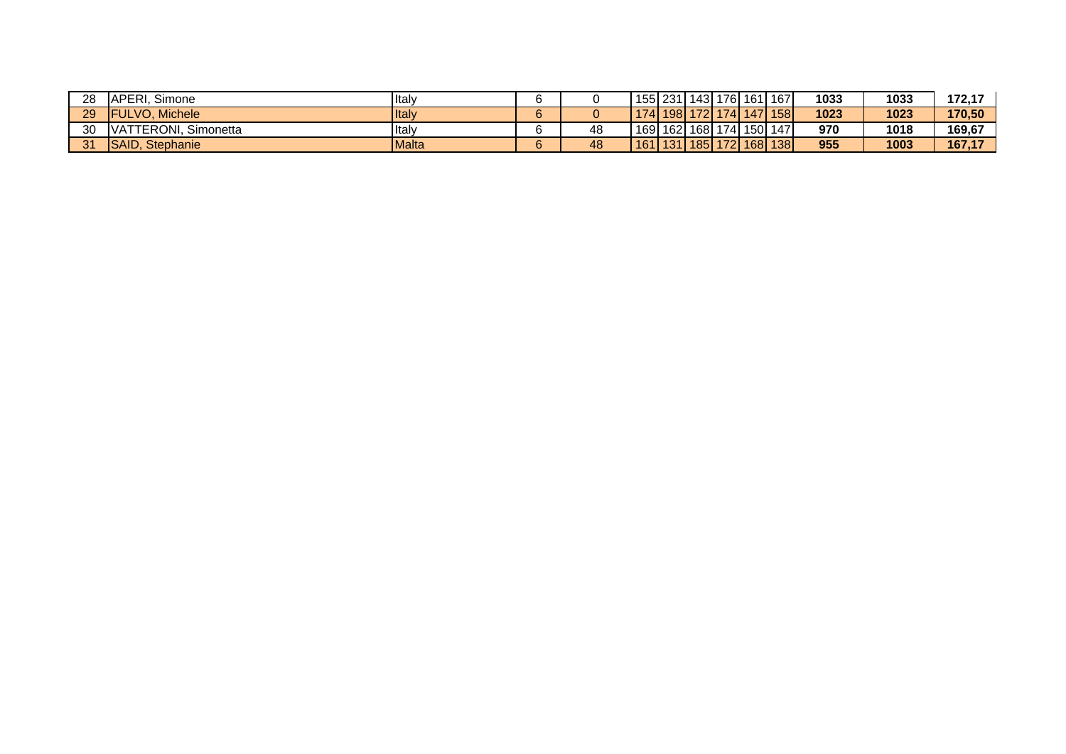| | | | | | | | | | | | | | | |
|---|---|---|---|---|---|---|---|---|---|---|---|---|---|---|
| 28 | APERI, Simone | Italy | 6 | 0 | 155 | 231 | 143 | 176 | 161 | 167 | **1033** | **1033** | **172,17** |
| 29 | FULVO, Michele | Italy | 6 | 0 | 174 | 198 | 172 | 174 | 147 | 158 | **1023** | **1023** | **170,50** |
| 30 | VATTERONI, Simonetta | Italy | 6 | 48 | 169 | 162 | 168 | 174 | 150 | 147 | **970** | **1018** | **169,67** |
| 31 | SAID, Stephanie | Malta | 6 | 48 | 161 | 131 | 185 | 172 | 168 | 138 | **955** | **1003** | **167,17** |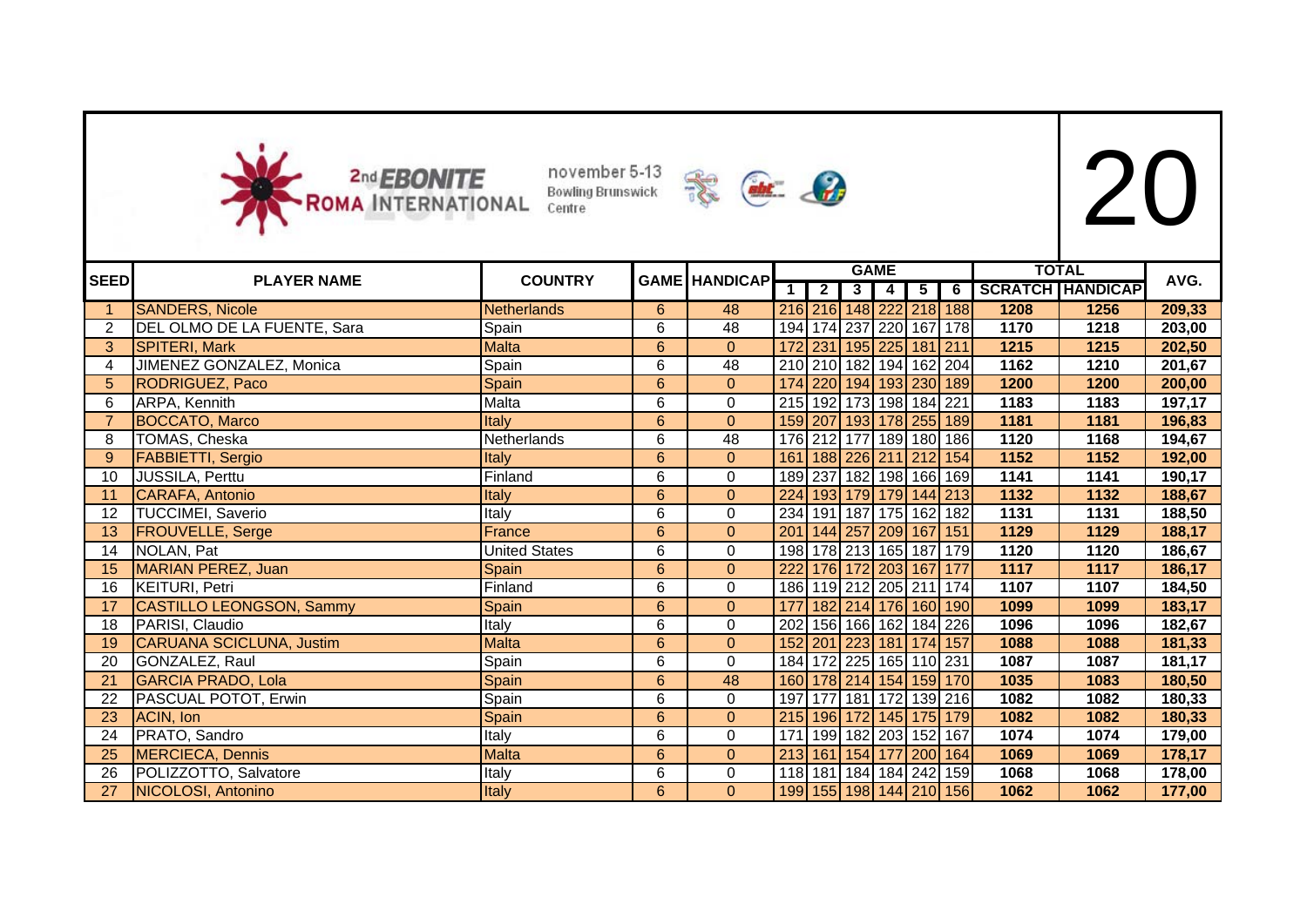2nd EBONITE ROMA INTERNATIONAL november 5-13 Bowling Brunswick Centre

# 20

| SEED | PLAYER NAME | COUNTRY | GAME | HANDICAP | GAME 1 | 2 | 3 | 4 | 5 | 6 | TOTAL SCRATCH | HANDICAP | AVG. |
|---|---|---|---|---|---|---|---|---|---|---|---|---|---|
| 1 | SANDERS, Nicole | Netherlands | 6 | 48 | 216 | 216 | 148 | 222 | 218 | 188 | 1208 | 1256 | 209,33 |
| 2 | DEL OLMO DE LA FUENTE, Sara | Spain | 6 | 48 | 194 | 174 | 237 | 220 | 167 | 178 | 1170 | 1218 | 203,00 |
| 3 | SPITERI, Mark | Malta | 6 | 0 | 172 | 231 | 195 | 225 | 181 | 211 | 1215 | 1215 | 202,50 |
| 4 | JIMENEZ GONZALEZ, Monica | Spain | 6 | 48 | 210 | 210 | 182 | 194 | 162 | 204 | 1162 | 1210 | 201,67 |
| 5 | RODRIGUEZ, Paco | Spain | 6 | 0 | 174 | 220 | 194 | 193 | 230 | 189 | 1200 | 1200 | 200,00 |
| 6 | ARPA, Kennith | Malta | 6 | 0 | 215 | 192 | 173 | 198 | 184 | 221 | 1183 | 1183 | 197,17 |
| 7 | BOCCATO, Marco | Italy | 6 | 0 | 159 | 207 | 193 | 178 | 255 | 189 | 1181 | 1181 | 196,83 |
| 8 | TOMAS, Cheska | Netherlands | 6 | 48 | 176 | 212 | 177 | 189 | 180 | 186 | 1120 | 1168 | 194,67 |
| 9 | FABBIETTI, Sergio | Italy | 6 | 0 | 161 | 188 | 226 | 211 | 212 | 154 | 1152 | 1152 | 192,00 |
| 10 | JUSSILA, Perttu | Finland | 6 | 0 | 189 | 237 | 182 | 198 | 166 | 169 | 1141 | 1141 | 190,17 |
| 11 | CARAFA, Antonio | Italy | 6 | 0 | 224 | 193 | 179 | 179 | 144 | 213 | 1132 | 1132 | 188,67 |
| 12 | TUCCIMEI, Saverio | Italy | 6 | 0 | 234 | 191 | 187 | 175 | 162 | 182 | 1131 | 1131 | 188,50 |
| 13 | FROUVELLE, Serge | France | 6 | 0 | 201 | 144 | 257 | 209 | 167 | 151 | 1129 | 1129 | 188,17 |
| 14 | NOLAN, Pat | United States | 6 | 0 | 198 | 178 | 213 | 165 | 187 | 179 | 1120 | 1120 | 186,67 |
| 15 | MARIAN PEREZ, Juan | Spain | 6 | 0 | 222 | 176 | 172 | 203 | 167 | 177 | 1117 | 1117 | 186,17 |
| 16 | KEITURI, Petri | Finland | 6 | 0 | 186 | 119 | 212 | 205 | 211 | 174 | 1107 | 1107 | 184,50 |
| 17 | CASTILLO LEONGSON, Sammy | Spain | 6 | 0 | 177 | 182 | 214 | 176 | 160 | 190 | 1099 | 1099 | 183,17 |
| 18 | PARISI, Claudio | Italy | 6 | 0 | 202 | 156 | 166 | 162 | 184 | 226 | 1096 | 1096 | 182,67 |
| 19 | CARUANA SCICLUNA, Justim | Malta | 6 | 0 | 152 | 201 | 223 | 181 | 174 | 157 | 1088 | 1088 | 181,33 |
| 20 | GONZALEZ, Raul | Spain | 6 | 0 | 184 | 172 | 225 | 165 | 110 | 231 | 1087 | 1087 | 181,17 |
| 21 | GARCIA PRADO, Lola | Spain | 6 | 48 | 160 | 178 | 214 | 154 | 159 | 170 | 1035 | 1083 | 180,50 |
| 22 | PASCUAL POTOT, Erwin | Spain | 6 | 0 | 197 | 177 | 181 | 172 | 139 | 216 | 1082 | 1082 | 180,33 |
| 23 | ACIN, Ion | Spain | 6 | 0 | 215 | 196 | 172 | 145 | 175 | 179 | 1082 | 1082 | 180,33 |
| 24 | PRATO, Sandro | Italy | 6 | 0 | 171 | 199 | 182 | 203 | 152 | 167 | 1074 | 1074 | 179,00 |
| 25 | MERCIECA, Dennis | Malta | 6 | 0 | 213 | 161 | 154 | 177 | 200 | 164 | 1069 | 1069 | 178,17 |
| 26 | POLIZZOTTO, Salvatore | Italy | 6 | 0 | 118 | 181 | 184 | 184 | 242 | 159 | 1068 | 1068 | 178,00 |
| 27 | NICOLOSI, Antonino | Italy | 6 | 0 | 199 | 155 | 198 | 144 | 210 | 156 | 1062 | 1062 | 177,00 |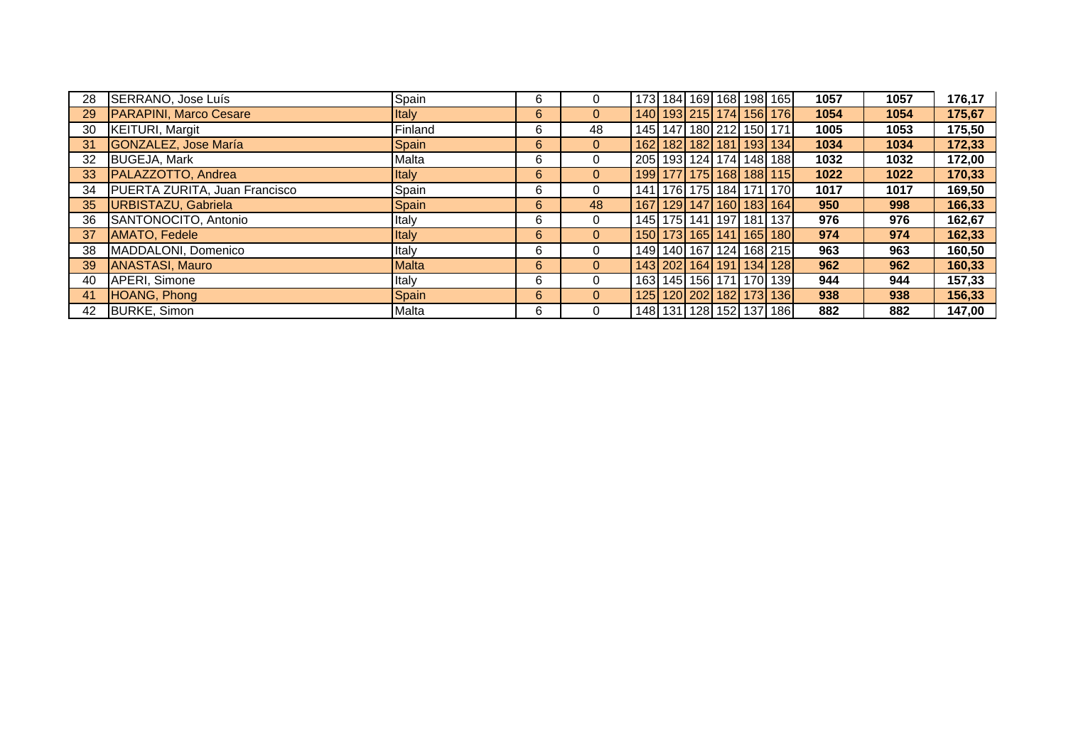| 28 | SERRANO, Jose Luís | Spain | 6 | 0 | 173 | 184 | 169 | 168 | 198 | 165 | 1057 | 1057 | 176,17 |
|---|---|---|---|---|---|---|---|---|---|---|---|---|---|
| 29 | PARAPINI, Marco Cesare | Italy | 6 | 0 | 140 | 193 | 215 | 174 | 156 | 176 | 1054 | 1054 | 175,67 |
| 30 | KEITURI, Margit | Finland | 6 | 48 | 145 | 147 | 180 | 212 | 150 | 171 | 1005 | 1053 | 175,50 |
| 31 | GONZALEZ, Jose María | Spain | 6 | 0 | 162 | 182 | 182 | 181 | 193 | 134 | 1034 | 1034 | 172,33 |
| 32 | BUGEJA, Mark | Malta | 6 | 0 | 205 | 193 | 124 | 174 | 148 | 188 | 1032 | 1032 | 172,00 |
| 33 | PALAZZOTTO, Andrea | Italy | 6 | 0 | 199 | 177 | 175 | 168 | 188 | 115 | 1022 | 1022 | 170,33 |
| 34 | PUERTA ZURITA, Juan Francisco | Spain | 6 | 0 | 141 | 176 | 175 | 184 | 171 | 170 | 1017 | 1017 | 169,50 |
| 35 | URBISTAZU, Gabriela | Spain | 6 | 48 | 167 | 129 | 147 | 160 | 183 | 164 | 950 | 998 | 166,33 |
| 36 | SANTONOCITO, Antonio | Italy | 6 | 0 | 145 | 175 | 141 | 197 | 181 | 137 | 976 | 976 | 162,67 |
| 37 | AMATO, Fedele | Italy | 6 | 0 | 150 | 173 | 165 | 141 | 165 | 180 | 974 | 974 | 162,33 |
| 38 | MADDALONI, Domenico | Italy | 6 | 0 | 149 | 140 | 167 | 124 | 168 | 215 | 963 | 963 | 160,50 |
| 39 | ANASTASI, Mauro | Malta | 6 | 0 | 143 | 202 | 164 | 191 | 134 | 128 | 962 | 962 | 160,33 |
| 40 | APERI, Simone | Italy | 6 | 0 | 163 | 145 | 156 | 171 | 170 | 139 | 944 | 944 | 157,33 |
| 41 | HOANG, Phong | Spain | 6 | 0 | 125 | 120 | 202 | 182 | 173 | 136 | 938 | 938 | 156,33 |
| 42 | BURKE, Simon | Malta | 6 | 0 | 148 | 131 | 128 | 152 | 137 | 186 | 882 | 882 | 147,00 |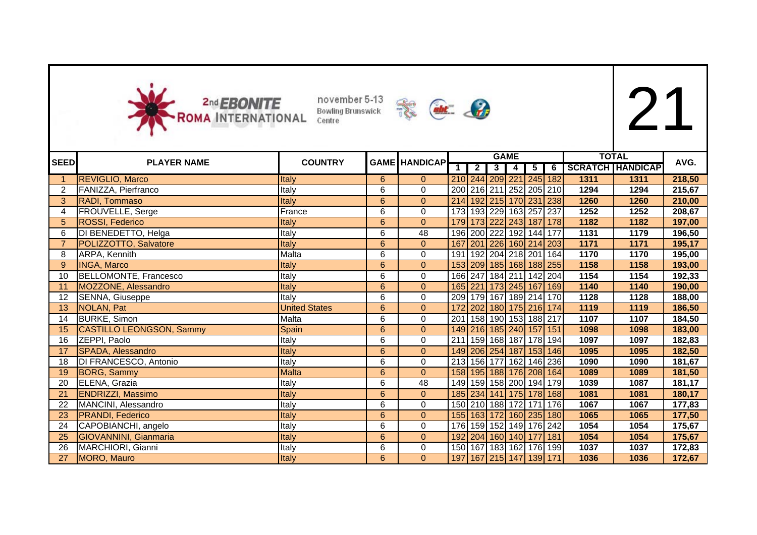2nd EBONITE ROMA INTERNATIONAL

november 5-13
Bowling Brunswick Centre

# 21

| SEED | PLAYER NAME | COUNTRY | GAME | HANDICAP | GAME | | | | | | TOTAL | | AVG. |
|---|---|---|---|---|---|---|---|---|---|---|---|---|---|
| | | | | | 1 | 2 | 3 | 4 | 5 | 6 | SCRATCH | HANDICAP | |
| 1 | REVIGLIO, Marco | Italy | 6 | 0 | 210 | 244 | 209 | 221 | 245 | 182 | 1311 | 1311 | 218,50 |
| 2 | FANIZZA, Pierfranco | Italy | 6 | 0 | 200 | 216 | 211 | 252 | 205 | 210 | 1294 | 1294 | 215,67 |
| 3 | RADI, Tommaso | Italy | 6 | 0 | 214 | 192 | 215 | 170 | 231 | 238 | 1260 | 1260 | 210,00 |
| 4 | FROUVELLE, Serge | France | 6 | 0 | 173 | 193 | 229 | 163 | 257 | 237 | 1252 | 1252 | 208,67 |
| 5 | ROSSI, Federico | Italy | 6 | 0 | 179 | 173 | 222 | 243 | 187 | 178 | 1182 | 1182 | 197,00 |
| 6 | DI BENEDETTO, Helga | Italy | 6 | 48 | 196 | 200 | 222 | 192 | 144 | 177 | 1131 | 1179 | 196,50 |
| 7 | POLIZZOTTO, Salvatore | Italy | 6 | 0 | 167 | 201 | 226 | 160 | 214 | 203 | 1171 | 1171 | 195,17 |
| 8 | ARPA, Kennith | Malta | 6 | 0 | 191 | 192 | 204 | 218 | 201 | 164 | 1170 | 1170 | 195,00 |
| 9 | INGA, Marco | Italy | 6 | 0 | 153 | 209 | 185 | 168 | 188 | 255 | 1158 | 1158 | 193,00 |
| 10 | BELLOMONTE, Francesco | Italy | 6 | 0 | 166 | 247 | 184 | 211 | 142 | 204 | 1154 | 1154 | 192,33 |
| 11 | MOZZONE, Alessandro | Italy | 6 | 0 | 165 | 221 | 173 | 245 | 167 | 169 | 1140 | 1140 | 190,00 |
| 12 | SENNA, Giuseppe | Italy | 6 | 0 | 209 | 179 | 167 | 189 | 214 | 170 | 1128 | 1128 | 188,00 |
| 13 | NOLAN, Pat | United States | 6 | 0 | 172 | 202 | 180 | 175 | 216 | 174 | 1119 | 1119 | 186,50 |
| 14 | BURKE, Simon | Malta | 6 | 0 | 201 | 158 | 190 | 153 | 188 | 217 | 1107 | 1107 | 184,50 |
| 15 | CASTILLO LEONGSON, Sammy | Spain | 6 | 0 | 149 | 216 | 185 | 240 | 157 | 151 | 1098 | 1098 | 183,00 |
| 16 | ZEPPI, Paolo | Italy | 6 | 0 | 211 | 159 | 168 | 187 | 178 | 194 | 1097 | 1097 | 182,83 |
| 17 | SPADA, Alessandro | Italy | 6 | 0 | 149 | 206 | 254 | 187 | 153 | 146 | 1095 | 1095 | 182,50 |
| 18 | DI FRANCESCO, Antonio | Italy | 6 | 0 | 213 | 156 | 177 | 162 | 146 | 236 | 1090 | 1090 | 181,67 |
| 19 | BORG, Sammy | Malta | 6 | 0 | 158 | 195 | 188 | 176 | 208 | 164 | 1089 | 1089 | 181,50 |
| 20 | ELENA, Grazia | Italy | 6 | 48 | 149 | 159 | 158 | 200 | 194 | 179 | 1039 | 1087 | 181,17 |
| 21 | ENDRIZZI, Massimo | Italy | 6 | 0 | 185 | 234 | 141 | 175 | 178 | 168 | 1081 | 1081 | 180,17 |
| 22 | MANCINI, Alessandro | Italy | 6 | 0 | 150 | 210 | 188 | 172 | 171 | 176 | 1067 | 1067 | 177,83 |
| 23 | PRANDI, Federico | Italy | 6 | 0 | 155 | 163 | 172 | 160 | 235 | 180 | 1065 | 1065 | 177,50 |
| 24 | CAPOBIANCHI, angelo | Italy | 6 | 0 | 176 | 159 | 152 | 149 | 176 | 242 | 1054 | 1054 | 175,67 |
| 25 | GIOVANNINI, Gianmaria | Italy | 6 | 0 | 192 | 204 | 160 | 140 | 177 | 181 | 1054 | 1054 | 175,67 |
| 26 | MARCHIORI, Gianni | Italy | 6 | 0 | 150 | 167 | 183 | 162 | 176 | 199 | 1037 | 1037 | 172,83 |
| 27 | MORO, Mauro | Italy | 6 | 0 | 197 | 167 | 215 | 147 | 139 | 171 | 1036 | 1036 | 172,67 |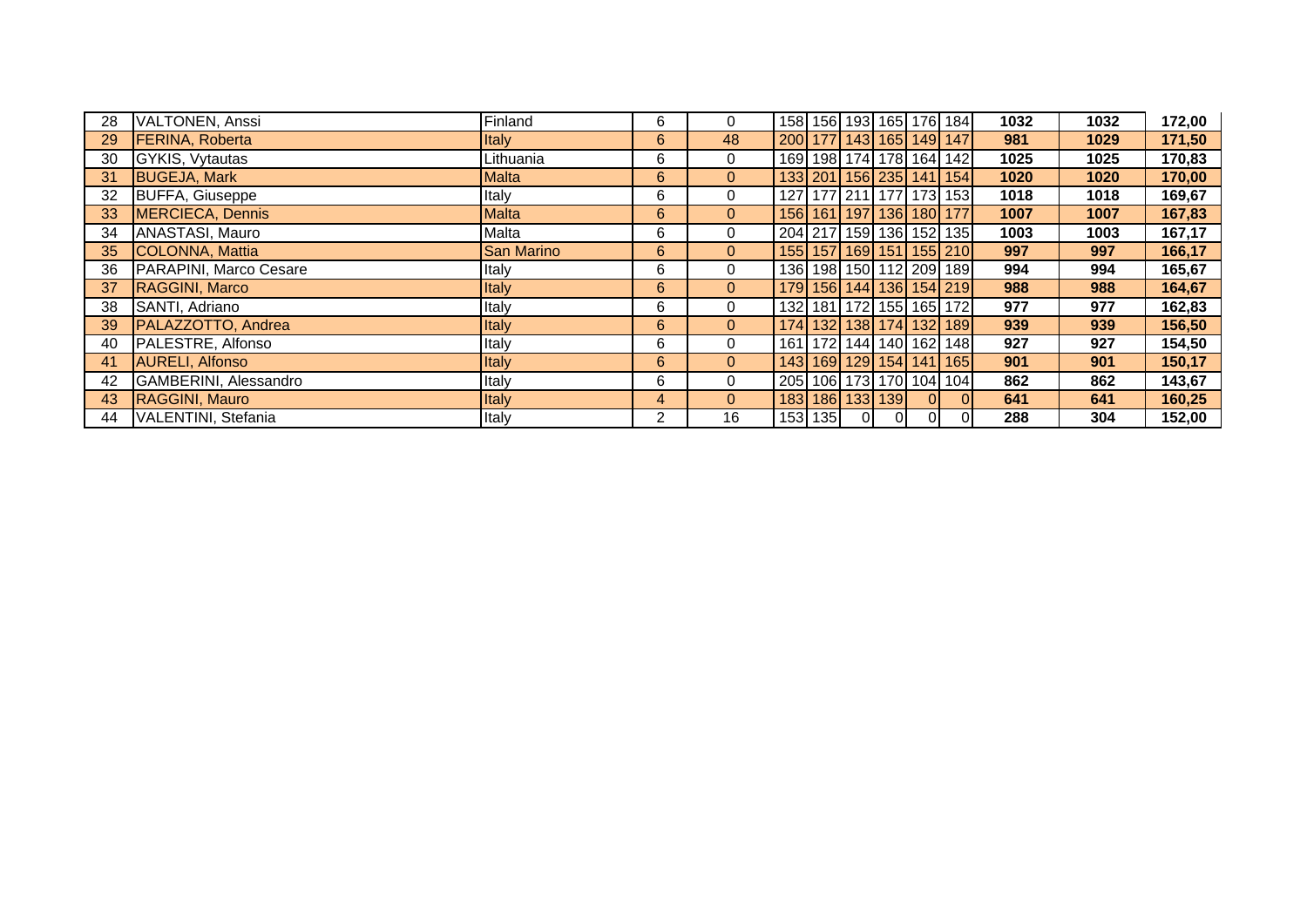| | | | | | | | | | | | | | |
|---|---|---|---|---|---|---|---|---|---|---|---|---|---|
| 28 | VALTONEN, Anssi | Finland | 6 | 0 | 158 | 156 | 193 | 165 | 176 | 184 | **1032** | **1032** | **172,00** |
| 29 | FERINA, Roberta | Italy | 6 | 48 | 200 | 177 | 143 | 165 | 149 | 147 | **981** | **1029** | **171,50** |
| 30 | GYKIS, Vytautas | Lithuania | 6 | 0 | 169 | 198 | 174 | 178 | 164 | 142 | **1025** | **1025** | **170,83** |
| 31 | BUGEJA, Mark | Malta | 6 | 0 | 133 | 201 | 156 | 235 | 141 | 154 | **1020** | **1020** | **170,00** |
| 32 | BUFFA, Giuseppe | Italy | 6 | 0 | 127 | 177 | 211 | 177 | 173 | 153 | **1018** | **1018** | **169,67** |
| 33 | MERCIECA, Dennis | Malta | 6 | 0 | 156 | 161 | 197 | 136 | 180 | 177 | **1007** | **1007** | **167,83** |
| 34 | ANASTASI, Mauro | Malta | 6 | 0 | 204 | 217 | 159 | 136 | 152 | 135 | **1003** | **1003** | **167,17** |
| 35 | COLONNA, Mattia | San Marino | 6 | 0 | 155 | 157 | 169 | 151 | 155 | 210 | **997** | **997** | **166,17** |
| 36 | PARAPINI, Marco Cesare | Italy | 6 | 0 | 136 | 198 | 150 | 112 | 209 | 189 | **994** | **994** | **165,67** |
| 37 | RAGGINI, Marco | Italy | 6 | 0 | 179 | 156 | 144 | 136 | 154 | 219 | **988** | **988** | **164,67** |
| 38 | SANTI, Adriano | Italy | 6 | 0 | 132 | 181 | 172 | 155 | 165 | 172 | **977** | **977** | **162,83** |
| 39 | PALAZZOTTO, Andrea | Italy | 6 | 0 | 174 | 132 | 138 | 174 | 132 | 189 | **939** | **939** | **156,50** |
| 40 | PALESTRE, Alfonso | Italy | 6 | 0 | 161 | 172 | 144 | 140 | 162 | 148 | **927** | **927** | **154,50** |
| 41 | AURELI, Alfonso | Italy | 6 | 0 | 143 | 169 | 129 | 154 | 141 | 165 | **901** | **901** | **150,17** |
| 42 | GAMBERINI, Alessandro | Italy | 6 | 0 | 205 | 106 | 173 | 170 | 104 | 104 | **862** | **862** | **143,67** |
| 43 | RAGGINI, Mauro | Italy | 4 | 0 | 183 | 186 | 133 | 139 | 0 | 0 | **641** | **641** | **160,25** |
| 44 | VALENTINI, Stefania | Italy | 2 | 16 | 153 | 135 | 0 | 0 | 0 | 0 | **288** | **304** | **152,00** |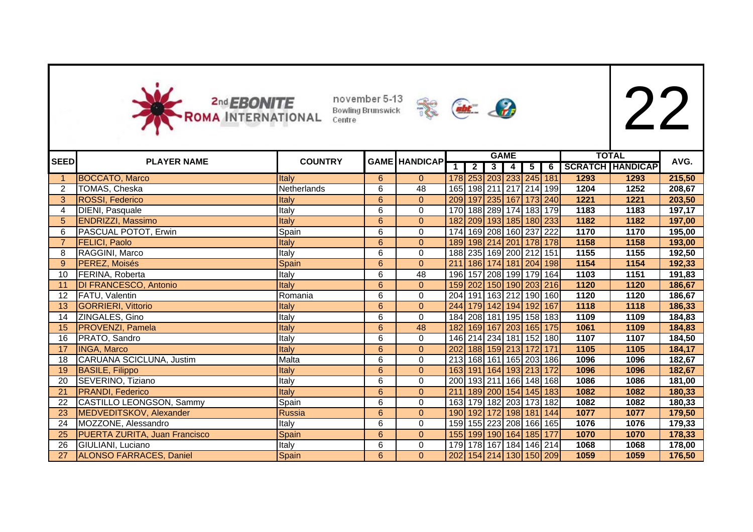# 2nd EBONITE ROMA INTERNATIONAL

november 5-13
Bowling Brunswick Centre

# 22

| SEED | PLAYER NAME | COUNTRY | GAME | HANDICAP | GAME | | | | | | TOTAL | | AVG. |
|---|---|---|---|---|---|---|---|---|---|---|---|---|---|
| | | | | | 1 | 2 | 3 | 4 | 5 | 6 | SCRATCH | HANDICAP | |
| 1 | BOCCATO, Marco | Italy | 6 | 0 | 178 | 253 | 203 | 233 | 245 | 181 | 1293 | 1293 | 215,50 |
| 2 | TOMAS, Cheska | Netherlands | 6 | 48 | 165 | 198 | 211 | 217 | 214 | 199 | 1204 | 1252 | 208,67 |
| 3 | ROSSI, Federico | Italy | 6 | 0 | 209 | 197 | 235 | 167 | 173 | 240 | 1221 | 1221 | 203,50 |
| 4 | DIENI, Pasquale | Italy | 6 | 0 | 170 | 188 | 289 | 174 | 183 | 179 | 1183 | 1183 | 197,17 |
| 5 | ENDRIZZI, Massimo | Italy | 6 | 0 | 182 | 209 | 193 | 185 | 180 | 233 | 1182 | 1182 | 197,00 |
| 6 | PASCUAL POTOT, Erwin | Spain | 6 | 0 | 174 | 169 | 208 | 160 | 237 | 222 | 1170 | 1170 | 195,00 |
| 7 | FELICI, Paolo | Italy | 6 | 0 | 189 | 198 | 214 | 201 | 178 | 178 | 1158 | 1158 | 193,00 |
| 8 | RAGGINI, Marco | Italy | 6 | 0 | 188 | 235 | 169 | 200 | 212 | 151 | 1155 | 1155 | 192,50 |
| 9 | PEREZ, Moisés | Spain | 6 | 0 | 211 | 186 | 174 | 181 | 204 | 198 | 1154 | 1154 | 192,33 |
| 10 | FERINA, Roberta | Italy | 6 | 48 | 196 | 157 | 208 | 199 | 179 | 164 | 1103 | 1151 | 191,83 |
| 11 | DI FRANCESCO, Antonio | Italy | 6 | 0 | 159 | 202 | 150 | 190 | 203 | 216 | 1120 | 1120 | 186,67 |
| 12 | FATU, Valentin | Romania | 6 | 0 | 204 | 191 | 163 | 212 | 190 | 160 | 1120 | 1120 | 186,67 |
| 13 | GORRIERI, Vittorio | Italy | 6 | 0 | 244 | 179 | 142 | 194 | 192 | 167 | 1118 | 1118 | 186,33 |
| 14 | ZINGALES, Gino | Italy | 6 | 0 | 184 | 208 | 181 | 195 | 158 | 183 | 1109 | 1109 | 184,83 |
| 15 | PROVENZI, Pamela | Italy | 6 | 48 | 182 | 169 | 167 | 203 | 165 | 175 | 1061 | 1109 | 184,83 |
| 16 | PRATO, Sandro | Italy | 6 | 0 | 146 | 214 | 234 | 181 | 152 | 180 | 1107 | 1107 | 184,50 |
| 17 | INGA, Marco | Italy | 6 | 0 | 202 | 188 | 159 | 213 | 172 | 171 | 1105 | 1105 | 184,17 |
| 18 | CARUANA SCICLUNA, Justim | Malta | 6 | 0 | 213 | 168 | 161 | 165 | 203 | 186 | 1096 | 1096 | 182,67 |
| 19 | BASILE, Filippo | Italy | 6 | 0 | 163 | 191 | 164 | 193 | 213 | 172 | 1096 | 1096 | 182,67 |
| 20 | SEVERINO, Tiziano | Italy | 6 | 0 | 200 | 193 | 211 | 166 | 148 | 168 | 1086 | 1086 | 181,00 |
| 21 | PRANDI, Federico | Italy | 6 | 0 | 211 | 189 | 200 | 154 | 145 | 183 | 1082 | 1082 | 180,33 |
| 22 | CASTILLO LEONGSON, Sammy | Spain | 6 | 0 | 163 | 179 | 182 | 203 | 173 | 182 | 1082 | 1082 | 180,33 |
| 23 | MEDVEDITSKOV, Alexander | Russia | 6 | 0 | 190 | 192 | 172 | 198 | 181 | 144 | 1077 | 1077 | 179,50 |
| 24 | MOZZONE, Alessandro | Italy | 6 | 0 | 159 | 155 | 223 | 208 | 166 | 165 | 1076 | 1076 | 179,33 |
| 25 | PUERTA ZURITA, Juan Francisco | Spain | 6 | 0 | 155 | 199 | 190 | 164 | 185 | 177 | 1070 | 1070 | 178,33 |
| 26 | GIULIANI, Luciano | Italy | 6 | 0 | 179 | 178 | 167 | 184 | 146 | 214 | 1068 | 1068 | 178,00 |
| 27 | ALONSO FARRACES, Daniel | Spain | 6 | 0 | 202 | 154 | 214 | 130 | 150 | 209 | 1059 | 1059 | 176,50 |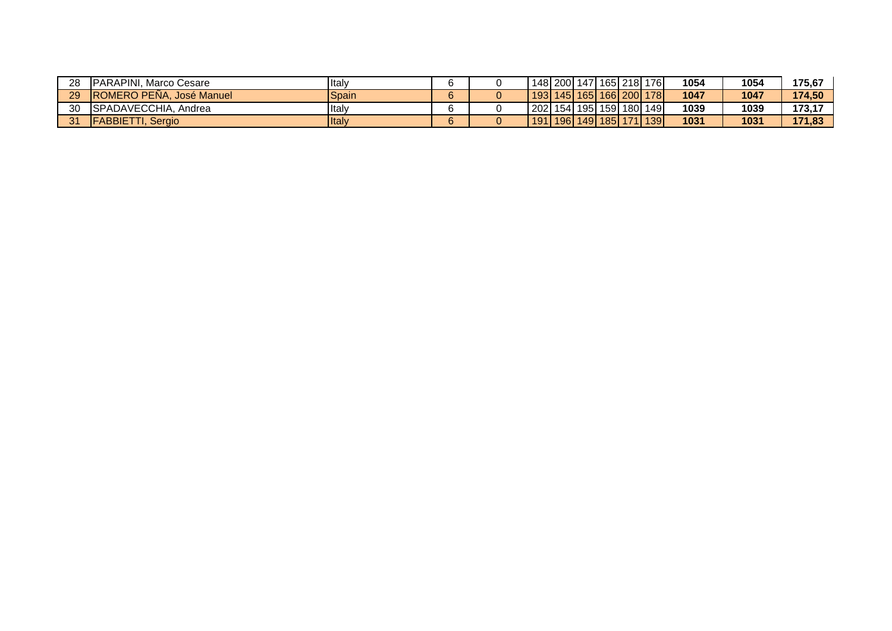| | | | | | | | | | | | | | |
|---|---|---|---|---|---|---|---|---|---|---|---|---|---|
| 28 | PARAPINI, Marco Cesare | Italy | 6 | 0 | 148 | 200 | 147 | 165 | 218 | 176 | **1054** | **1054** | **175,67** |
| 29 | ROMERO PEÑA, José Manuel | Spain | 6 | 0 | 193 | 145 | 165 | 166 | 200 | 178 | **1047** | **1047** | **174,50** |
| 30 | SPADAVECCHIA, Andrea | Italy | 6 | 0 | 202 | 154 | 195 | 159 | 180 | 149 | **1039** | **1039** | **173,17** |
| 31 | FABBIETTI, Sergio | Italy | 6 | 0 | 191 | 196 | 149 | 185 | 171 | 139 | **1031** | **1031** | **171,83** |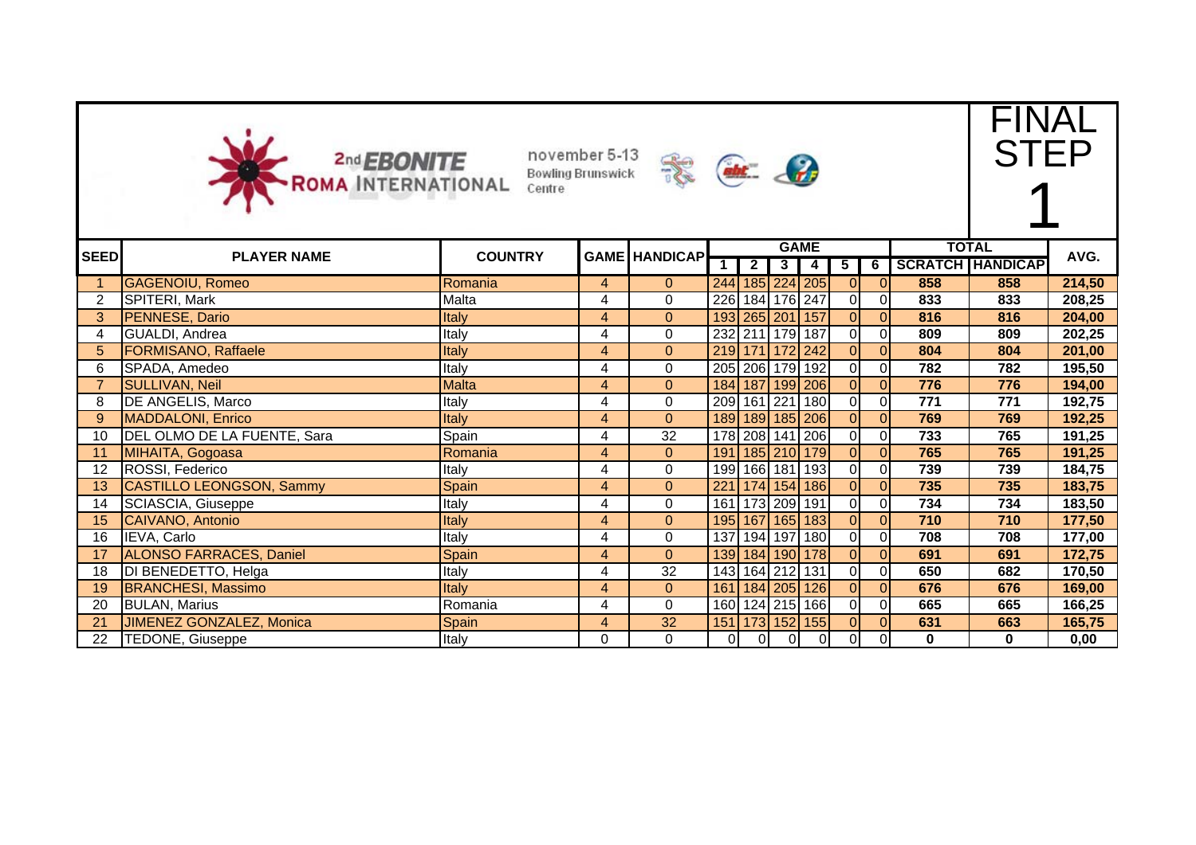# 2nd EBONITE ROMA INTERNATIONAL

november 5-13
Bowling Brunswick Centre

# FINAL STEP 1

| SEED | PLAYER NAME | COUNTRY | GAME | HANDICAP | GAME | | | | | | TOTAL | | AVG. |
|---|---|---|---|---|---|---|---|---|---|---|---|---|---|
| | | | | | 1 | 2 | 3 | 4 | 5 | 6 | SCRATCH | HANDICAP | |
| 1 | GAGENOIU, Romeo | Romania | 4 | 0 | 244 | 185 | 224 | 205 | 0 | 0 | 858 | 858 | 214,50 |
| 2 | SPITERI, Mark | Malta | 4 | 0 | 226 | 184 | 176 | 247 | 0 | 0 | 833 | 833 | 208,25 |
| 3 | PENNESE, Dario | Italy | 4 | 0 | 193 | 265 | 201 | 157 | 0 | 0 | 816 | 816 | 204,00 |
| 4 | GUALDI, Andrea | Italy | 4 | 0 | 232 | 211 | 179 | 187 | 0 | 0 | 809 | 809 | 202,25 |
| 5 | FORMISANO, Raffaele | Italy | 4 | 0 | 219 | 171 | 172 | 242 | 0 | 0 | 804 | 804 | 201,00 |
| 6 | SPADA, Amedeo | Italy | 4 | 0 | 205 | 206 | 179 | 192 | 0 | 0 | 782 | 782 | 195,50 |
| 7 | SULLIVAN, Neil | Malta | 4 | 0 | 184 | 187 | 199 | 206 | 0 | 0 | 776 | 776 | 194,00 |
| 8 | DE ANGELIS, Marco | Italy | 4 | 0 | 209 | 161 | 221 | 180 | 0 | 0 | 771 | 771 | 192,75 |
| 9 | MADDALONI, Enrico | Italy | 4 | 0 | 189 | 189 | 185 | 206 | 0 | 0 | 769 | 769 | 192,25 |
| 10 | DEL OLMO DE LA FUENTE, Sara | Spain | 4 | 32 | 178 | 208 | 141 | 206 | 0 | 0 | 733 | 765 | 191,25 |
| 11 | MIHAITA, Gogoasa | Romania | 4 | 0 | 191 | 185 | 210 | 179 | 0 | 0 | 765 | 765 | 191,25 |
| 12 | ROSSI, Federico | Italy | 4 | 0 | 199 | 166 | 181 | 193 | 0 | 0 | 739 | 739 | 184,75 |
| 13 | CASTILLO LEONGSON, Sammy | Spain | 4 | 0 | 221 | 174 | 154 | 186 | 0 | 0 | 735 | 735 | 183,75 |
| 14 | SCIASCIA, Giuseppe | Italy | 4 | 0 | 161 | 173 | 209 | 191 | 0 | 0 | 734 | 734 | 183,50 |
| 15 | CAIVANO, Antonio | Italy | 4 | 0 | 195 | 167 | 165 | 183 | 0 | 0 | 710 | 710 | 177,50 |
| 16 | IEVA, Carlo | Italy | 4 | 0 | 137 | 194 | 197 | 180 | 0 | 0 | 708 | 708 | 177,00 |
| 17 | ALONSO FARRACES, Daniel | Spain | 4 | 0 | 139 | 184 | 190 | 178 | 0 | 0 | 691 | 691 | 172,75 |
| 18 | DI BENEDETTO, Helga | Italy | 4 | 32 | 143 | 164 | 212 | 131 | 0 | 0 | 650 | 682 | 170,50 |
| 19 | BRANCHESI, Massimo | Italy | 4 | 0 | 161 | 184 | 205 | 126 | 0 | 0 | 676 | 676 | 169,00 |
| 20 | BULAN, Marius | Romania | 4 | 0 | 160 | 124 | 215 | 166 | 0 | 0 | 665 | 665 | 166,25 |
| 21 | JIMENEZ GONZALEZ, Monica | Spain | 4 | 32 | 151 | 173 | 152 | 155 | 0 | 0 | 631 | 663 | 165,75 |
| 22 | TEDONE, Giuseppe | Italy | 0 | 0 | 0 | 0 | 0 | 0 | 0 | 0 | 0 | 0 | 0,00 |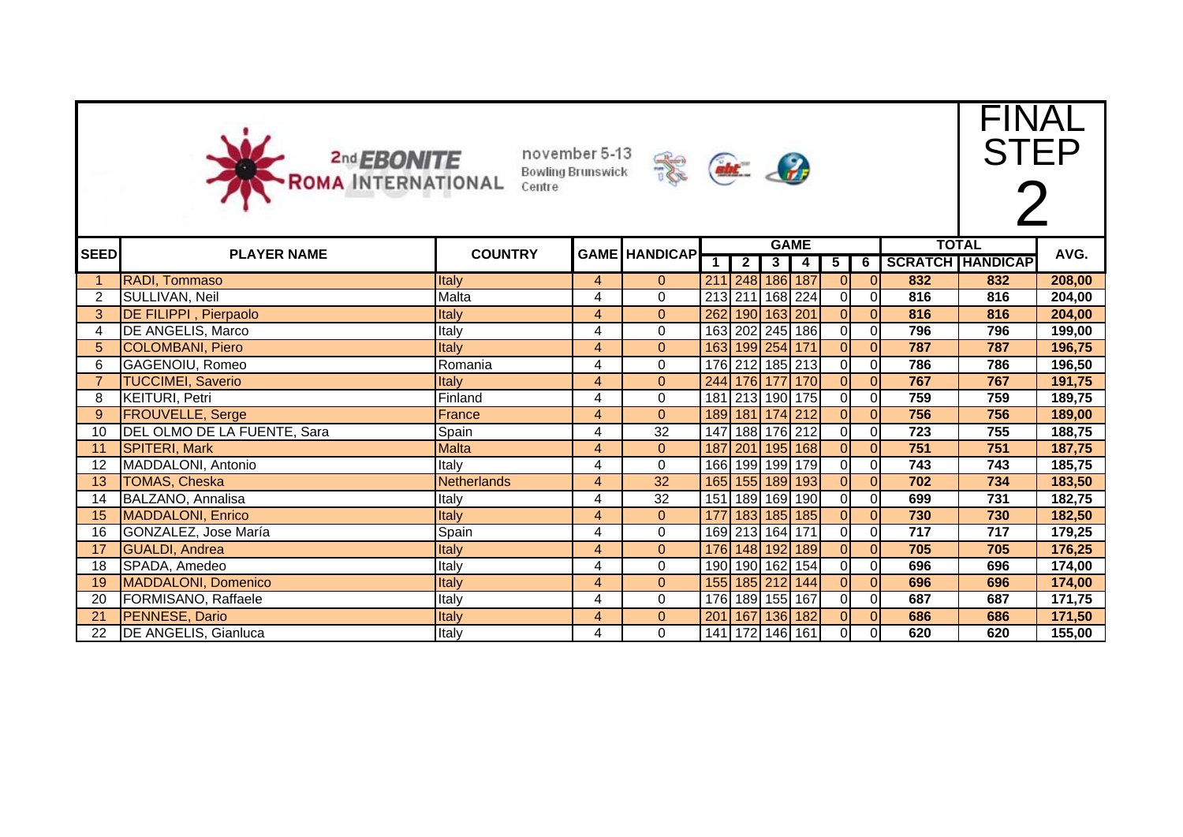# 2nd EBONITE ROMA INTERNATIONAL

november 5-13
Bowling Brunswick Centre

## FINAL STEP 2

| SEED | PLAYER NAME | COUNTRY | GAME | HANDICAP | GAME | | | | | | TOTAL | | AVG. |
|---|---|---|---|---|---|---|---|---|---|---|---|---|---|
| | | | | | 1 | 2 | 3 | 4 | 5 | 6 | SCRATCH | HANDICAP | |
| 1 | RADI, Tommaso | Italy | 4 | 0 | 211 | 248 | 186 | 187 | 0 | 0 | 832 | 832 | 208,00 |
| 2 | SULLIVAN, Neil | Malta | 4 | 0 | 213 | 211 | 168 | 224 | 0 | 0 | 816 | 816 | 204,00 |
| 3 | DE FILIPPI , Pierpaolo | Italy | 4 | 0 | 262 | 190 | 163 | 201 | 0 | 0 | 816 | 816 | 204,00 |
| 4 | DE ANGELIS, Marco | Italy | 4 | 0 | 163 | 202 | 245 | 186 | 0 | 0 | 796 | 796 | 199,00 |
| 5 | COLOMBANI, Piero | Italy | 4 | 0 | 163 | 199 | 254 | 171 | 0 | 0 | 787 | 787 | 196,75 |
| 6 | GAGENOIU, Romeo | Romania | 4 | 0 | 176 | 212 | 185 | 213 | 0 | 0 | 786 | 786 | 196,50 |
| 7 | TUCCIMEI, Saverio | Italy | 4 | 0 | 244 | 176 | 177 | 170 | 0 | 0 | 767 | 767 | 191,75 |
| 8 | KEITURI, Petri | Finland | 4 | 0 | 181 | 213 | 190 | 175 | 0 | 0 | 759 | 759 | 189,75 |
| 9 | FROUVELLE, Serge | France | 4 | 0 | 189 | 181 | 174 | 212 | 0 | 0 | 756 | 756 | 189,00 |
| 10 | DEL OLMO DE LA FUENTE, Sara | Spain | 4 | 32 | 147 | 188 | 176 | 212 | 0 | 0 | 723 | 755 | 188,75 |
| 11 | SPITERI, Mark | Malta | 4 | 0 | 187 | 201 | 195 | 168 | 0 | 0 | 751 | 751 | 187,75 |
| 12 | MADDALONI, Antonio | Italy | 4 | 0 | 166 | 199 | 199 | 179 | 0 | 0 | 743 | 743 | 185,75 |
| 13 | TOMAS, Cheska | Netherlands | 4 | 32 | 165 | 155 | 189 | 193 | 0 | 0 | 702 | 734 | 183,50 |
| 14 | BALZANO, Annalisa | Italy | 4 | 32 | 151 | 189 | 169 | 190 | 0 | 0 | 699 | 731 | 182,75 |
| 15 | MADDALONI, Enrico | Italy | 4 | 0 | 177 | 183 | 185 | 185 | 0 | 0 | 730 | 730 | 182,50 |
| 16 | GONZALEZ, Jose María | Spain | 4 | 0 | 169 | 213 | 164 | 171 | 0 | 0 | 717 | 717 | 179,25 |
| 17 | GUALDI, Andrea | Italy | 4 | 0 | 176 | 148 | 192 | 189 | 0 | 0 | 705 | 705 | 176,25 |
| 18 | SPADA, Amedeo | Italy | 4 | 0 | 190 | 190 | 162 | 154 | 0 | 0 | 696 | 696 | 174,00 |
| 19 | MADDALONI, Domenico | Italy | 4 | 0 | 155 | 185 | 212 | 144 | 0 | 0 | 696 | 696 | 174,00 |
| 20 | FORMISANO, Raffaele | Italy | 4 | 0 | 176 | 189 | 155 | 167 | 0 | 0 | 687 | 687 | 171,75 |
| 21 | PENNESE, Dario | Italy | 4 | 0 | 201 | 167 | 136 | 182 | 0 | 0 | 686 | 686 | 171,50 |
| 22 | DE ANGELIS, Gianluca | Italy | 4 | 0 | 141 | 172 | 146 | 161 | 0 | 0 | 620 | 620 | 155,00 |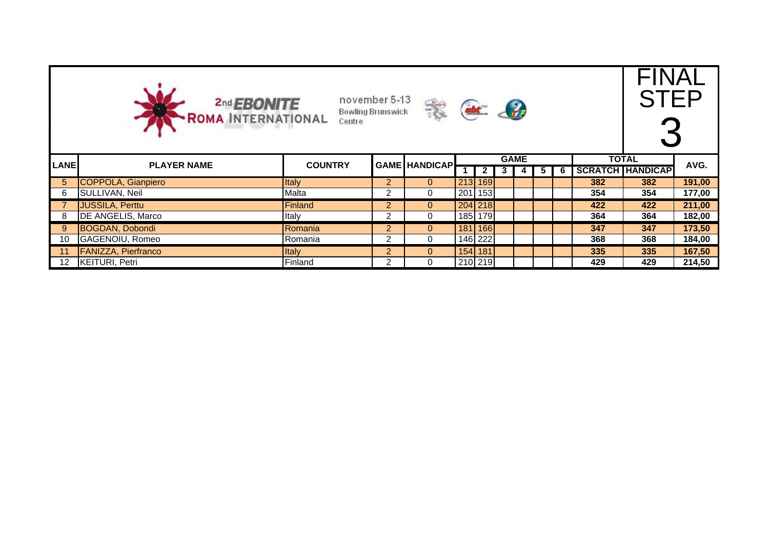2nd EBONITE ROMA INTERNATIONAL

november 5-13 Bowling Brunswick Centre

# FINAL STEP 3

| LANE | PLAYER NAME | COUNTRY | GAME | HANDICAP | GAME | | | | | | TOTAL | | AVG. |
|---|---|---|---|---|---|---|---|---|---|---|---|---|---|
| | | | | | 1 | 2 | 3 | 4 | 5 | 6 | SCRATCH | HANDICAP | |
| 5 | COPPOLA, Gianpiero | Italy | 2 | 0 | 213 | 169 | | | | | 382 | 382 | 191,00 |
| 6 | SULLIVAN, Neil | Malta | 2 | 0 | 201 | 153 | | | | | 354 | 354 | 177,00 |
| 7 | JUSSILA, Perttu | Finland | 2 | 0 | 204 | 218 | | | | | 422 | 422 | 211,00 |
| 8 | DE ANGELIS, Marco | Italy | 2 | 0 | 185 | 179 | | | | | 364 | 364 | 182,00 |
| 9 | BOGDAN, Dobondi | Romania | 2 | 0 | 181 | 166 | | | | | 347 | 347 | 173,50 |
| 10 | GAGENOIU, Romeo | Romania | 2 | 0 | 146 | 222 | | | | | 368 | 368 | 184,00 |
| 11 | FANIZZA, Pierfranco | Italy | 2 | 0 | 154 | 181 | | | | | 335 | 335 | 167,50 |
| 12 | KEITURI, Petri | Finland | 2 | 0 | 210 | 219 | | | | | 429 | 429 | 214,50 |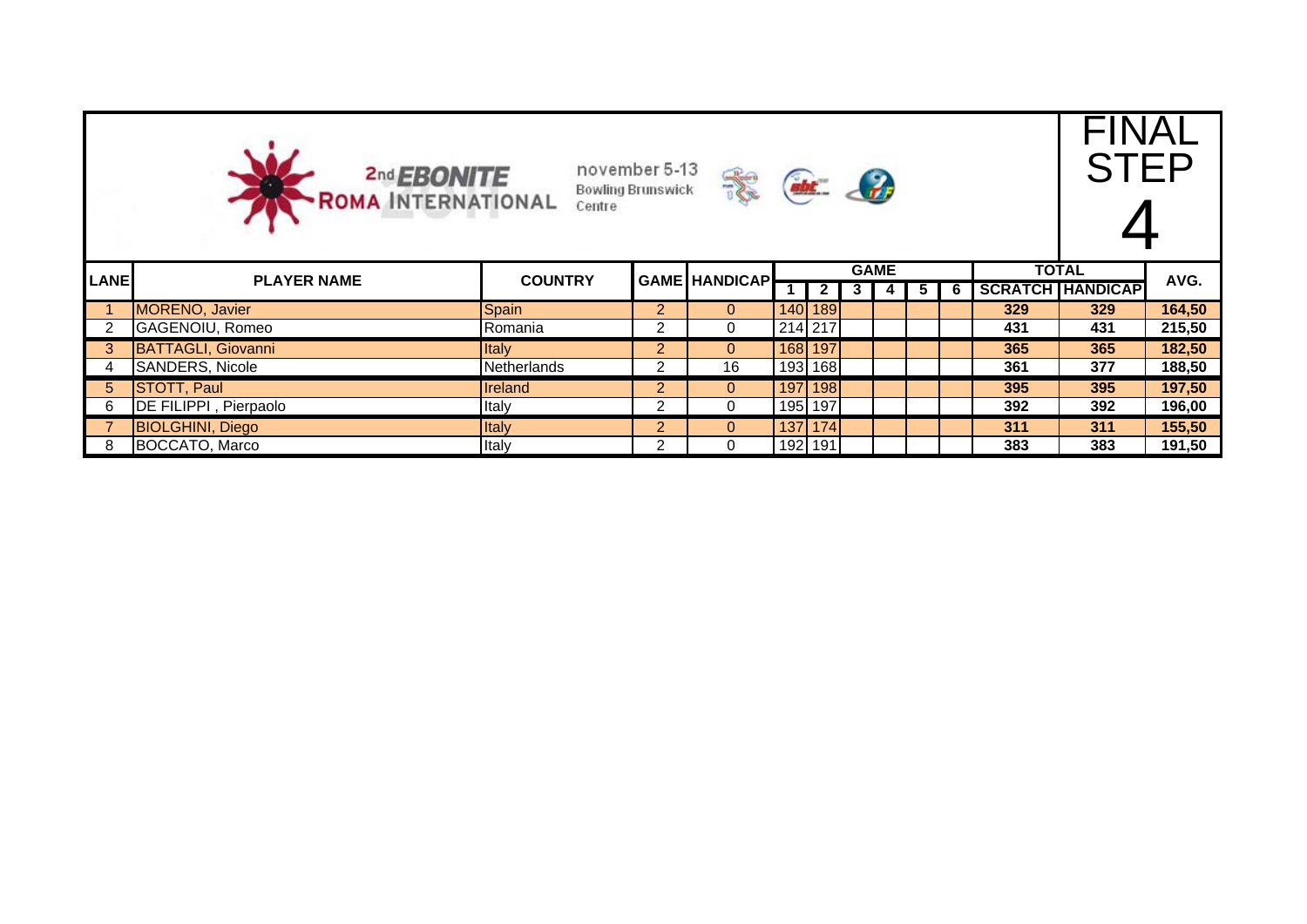# 2nd EBONITE ROMA INTERNATIONAL

november 5-13
Bowling Brunswick Centre

## FINAL STEP 4

| LANE | PLAYER NAME | COUNTRY | GAME | HANDICAP | GAME | | | | | | TOTAL | | AVG. |
|---|---|---|---|---|---|---|---|---|---|---|---|---|---|
| | | | | | 1 | 2 | 3 | 4 | 5 | 6 | SCRATCH | HANDICAP | |
| 1 | MORENO, Javier | Spain | 2 | 0 | 140 | 189 | | | | | 329 | 329 | 164,50 |
| 2 | GAGENOIU, Romeo | Romania | 2 | 0 | 214 | 217 | | | | | 431 | 431 | 215,50 |
| 3 | BATTAGLI, Giovanni | Italy | 2 | 0 | 168 | 197 | | | | | 365 | 365 | 182,50 |
| 4 | SANDERS, Nicole | Netherlands | 2 | 16 | 193 | 168 | | | | | 361 | 377 | 188,50 |
| 5 | STOTT, Paul | Ireland | 2 | 0 | 197 | 198 | | | | | 395 | 395 | 197,50 |
| 6 | DE FILIPPI , Pierpaolo | Italy | 2 | 0 | 195 | 197 | | | | | 392 | 392 | 196,00 |
| 7 | BIOLGHINI, Diego | Italy | 2 | 0 | 137 | 174 | | | | | 311 | 311 | 155,50 |
| 8 | BOCCATO, Marco | Italy | 2 | 0 | 192 | 191 | | | | | 383 | 383 | 191,50 |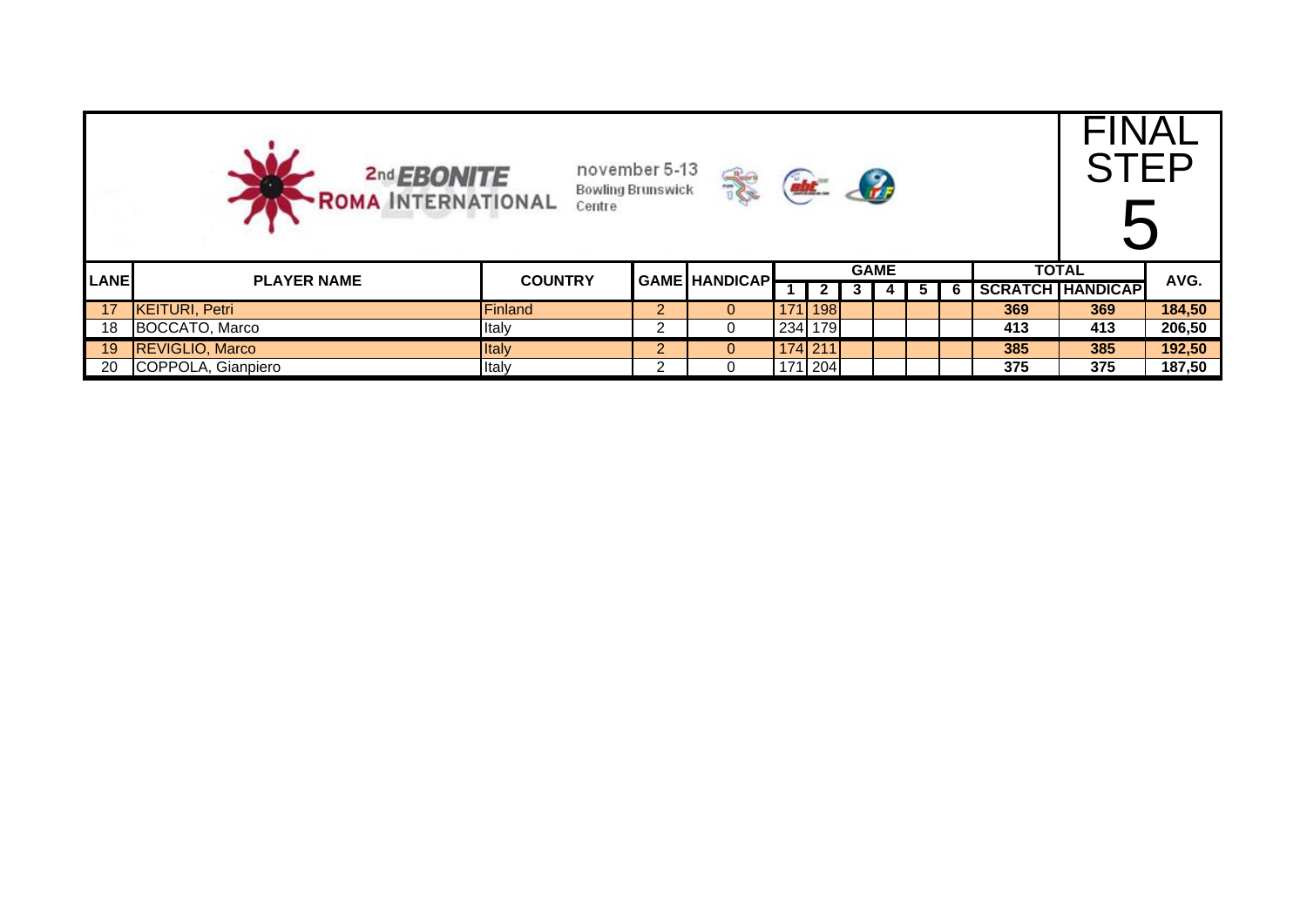2nd EBONITE ROMA INTERNATIONAL

november 5-13 Bowling Brunswick Centre

# FINAL STEP 5

| LANE | PLAYER NAME | COUNTRY | GAME | HANDICAP | GAME | | | | | | TOTAL | | AVG. |
|---|---|---|---|---|---|---|---|---|---|---|---|---|---|
| | | | | | 1 | 2 | 3 | 4 | 5 | 6 | SCRATCH | HANDICAP | |
| 17 | KEITURI, Petri | Finland | 2 | 0 | 171 | 198 | | | | | 369 | 369 | 184,50 |
| 18 | BOCCATO, Marco | Italy | 2 | 0 | 234 | 179 | | | | | 413 | 413 | 206,50 |
| 19 | REVIGLIO, Marco | Italy | 2 | 0 | 174 | 211 | | | | | 385 | 385 | 192,50 |
| 20 | COPPOLA, Gianpiero | Italy | 2 | 0 | 171 | 204 | | | | | 375 | 375 | 187,50 |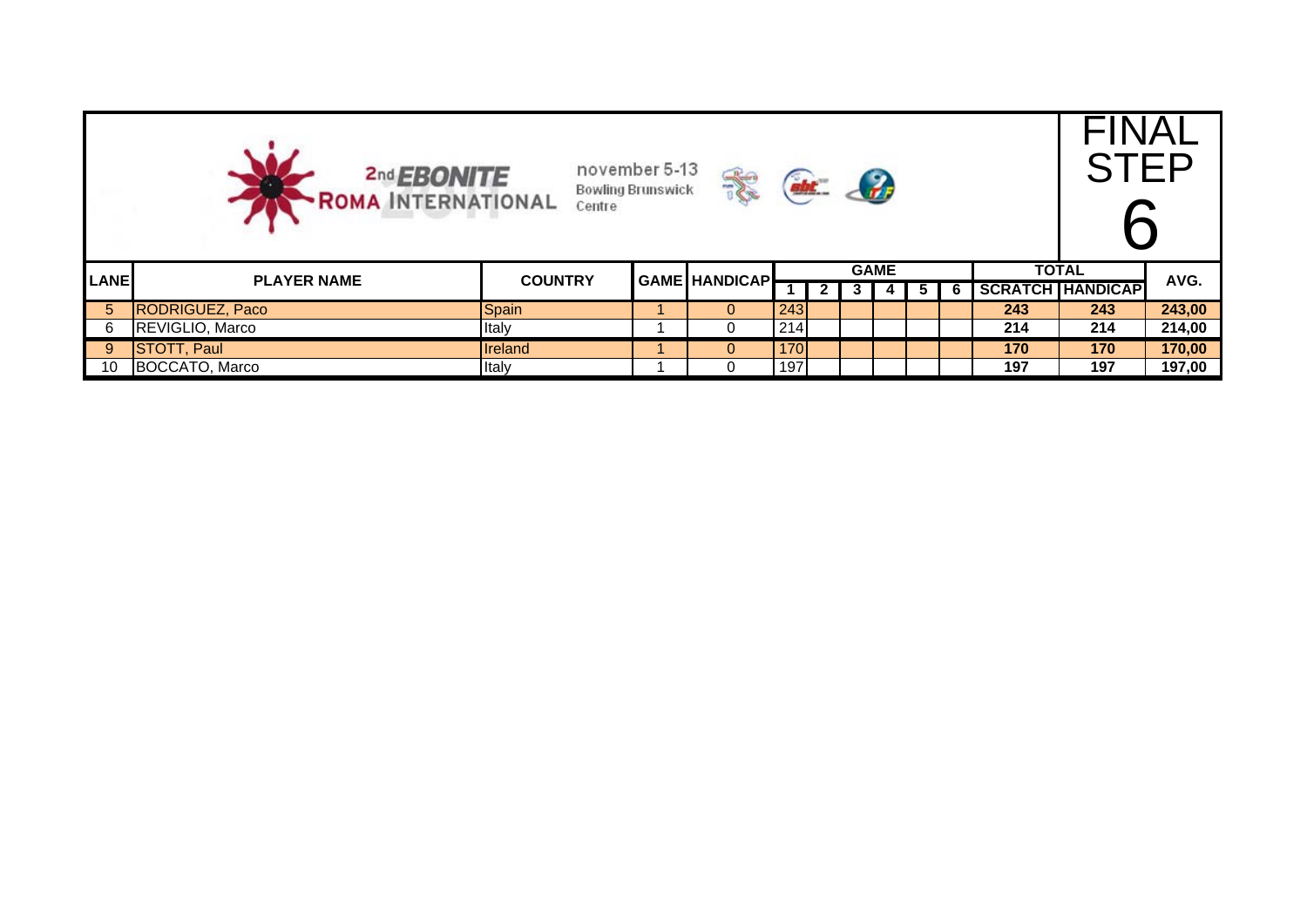# 2nd EBONITE ROMA INTERNATIONAL

november 5-13
Bowling Brunswick Centre

## FINAL STEP 6

| LANE | PLAYER NAME | COUNTRY | GAME | HANDICAP | GAME | | | | | | TOTAL | | AVG. |
|---|---|---|---|---|---|---|---|---|---|---|---|---|---|
| | | | | | 1 | 2 | 3 | 4 | 5 | 6 | SCRATCH | HANDICAP | |
| 5 | RODRIGUEZ, Paco | Spain | 1 | 0 | 243 | | | | | | 243 | 243 | 243,00 |
| 6 | REVIGLIO, Marco | Italy | 1 | 0 | 214 | | | | | | 214 | 214 | 214,00 |
| 9 | STOTT, Paul | Ireland | 1 | 0 | 170 | | | | | | 170 | 170 | 170,00 |
| 10 | BOCCATO, Marco | Italy | 1 | 0 | 197 | | | | | | 197 | 197 | 197,00 |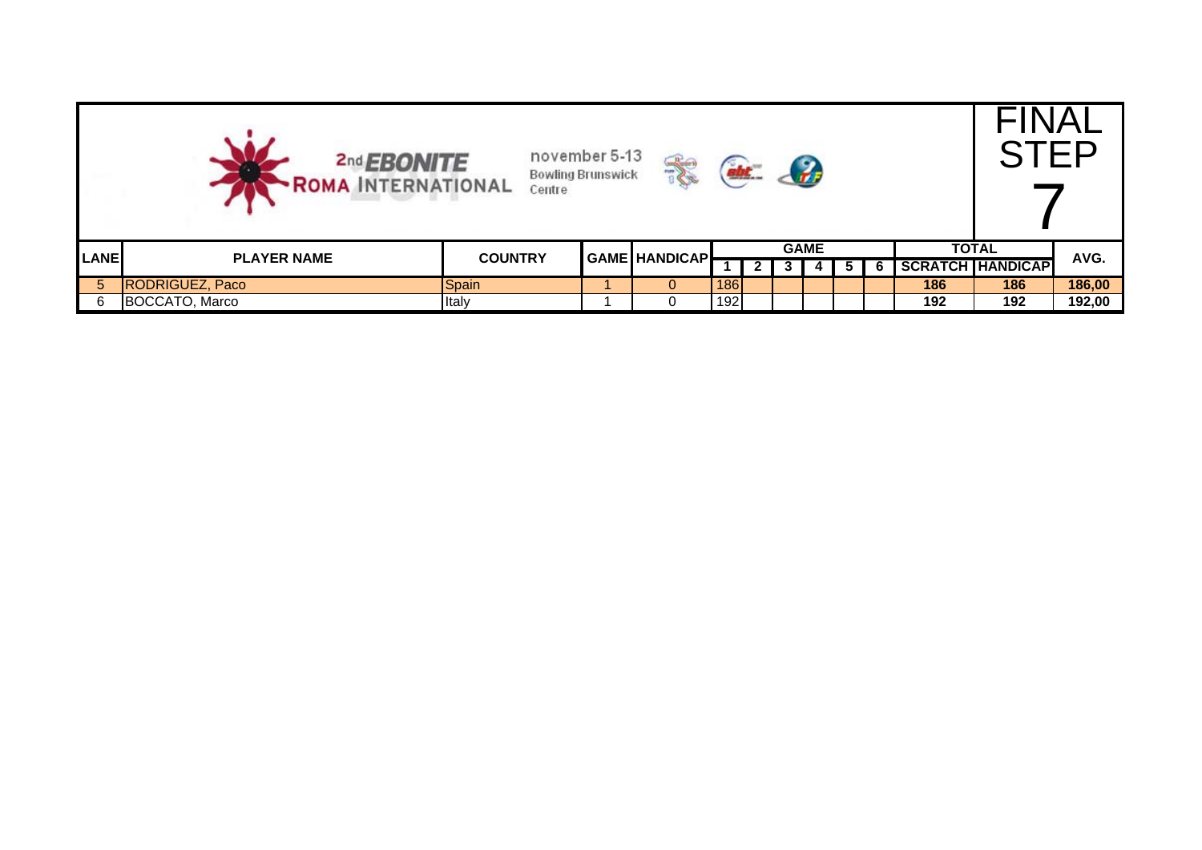**2nd EBONITE ROMA INTERNATIONAL** november 5-13 Bowling Brunswick Centre

# FINAL STEP 7

| LANE | PLAYER NAME | COUNTRY | GAME | HANDICAP | GAME | | | | | | TOTAL | | AVG. |
|---|---|---|---|---|---|---|---|---|---|---|---|---|---|
| | | | | | 1 | 2 | 3 | 4 | 5 | 6 | SCRATCH | HANDICAP | |
| 5 | RODRIGUEZ, Paco | Spain | 1 | 0 | 186 | | | | | | 186 | 186 | 186,00 |
| 6 | BOCCATO, Marco | Italy | 1 | 0 | 192 | | | | | | 192 | 192 | 192,00 |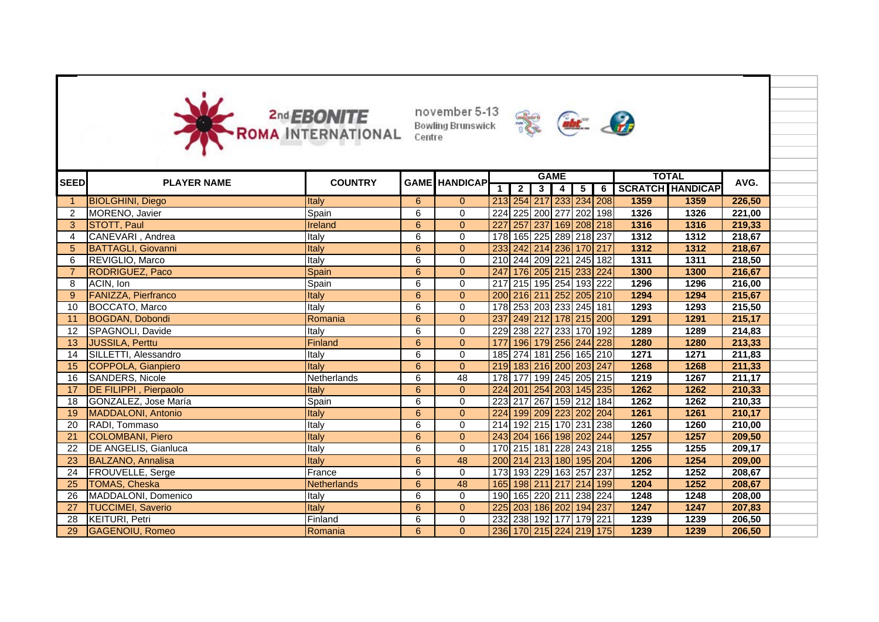2nd EBONITE ROMA INTERNATIONAL

november 5-13
Bowling Brunswick Centre

| SEED | PLAYER NAME | COUNTRY | GAME | HANDICAP | GAME | | | | | | TOTAL | | AVG. |
|---|---|---|---|---|---|---|---|---|---|---|---|---|---|
| | | | | | 1 | 2 | 3 | 4 | 5 | 6 | SCRATCH | HANDICAP | |
| 1 | BIOLGHINI, Diego | Italy | 6 | 0 | 213 | 254 | 217 | 233 | 234 | 208 | 1359 | 1359 | 226,50 |
| 2 | MORENO, Javier | Spain | 6 | 0 | 224 | 225 | 200 | 277 | 202 | 198 | 1326 | 1326 | 221,00 |
| 3 | STOTT, Paul | Ireland | 6 | 0 | 227 | 257 | 237 | 169 | 208 | 218 | 1316 | 1316 | 219,33 |
| 4 | CANEVARI , Andrea | Italy | 6 | 0 | 178 | 165 | 225 | 289 | 218 | 237 | 1312 | 1312 | 218,67 |
| 5 | BATTAGLI, Giovanni | Italy | 6 | 0 | 233 | 242 | 214 | 236 | 170 | 217 | 1312 | 1312 | 218,67 |
| 6 | REVIGLIO, Marco | Italy | 6 | 0 | 210 | 244 | 209 | 221 | 245 | 182 | 1311 | 1311 | 218,50 |
| 7 | RODRIGUEZ, Paco | Spain | 6 | 0 | 247 | 176 | 205 | 215 | 233 | 224 | 1300 | 1300 | 216,67 |
| 8 | ACIN, Ion | Spain | 6 | 0 | 217 | 215 | 195 | 254 | 193 | 222 | 1296 | 1296 | 216,00 |
| 9 | FANIZZA, Pierfranco | Italy | 6 | 0 | 200 | 216 | 211 | 252 | 205 | 210 | 1294 | 1294 | 215,67 |
| 10 | BOCCATO, Marco | Italy | 6 | 0 | 178 | 253 | 203 | 233 | 245 | 181 | 1293 | 1293 | 215,50 |
| 11 | BOGDAN, Dobondi | Romania | 6 | 0 | 237 | 249 | 212 | 178 | 215 | 200 | 1291 | 1291 | 215,17 |
| 12 | SPAGNOLI, Davide | Italy | 6 | 0 | 229 | 238 | 227 | 233 | 170 | 192 | 1289 | 1289 | 214,83 |
| 13 | JUSSILA, Perttu | Finland | 6 | 0 | 177 | 196 | 179 | 256 | 244 | 228 | 1280 | 1280 | 213,33 |
| 14 | SILLETTI, Alessandro | Italy | 6 | 0 | 185 | 274 | 181 | 256 | 165 | 210 | 1271 | 1271 | 211,83 |
| 15 | COPPOLA, Gianpiero | Italy | 6 | 0 | 219 | 183 | 216 | 200 | 203 | 247 | 1268 | 1268 | 211,33 |
| 16 | SANDERS, Nicole | Netherlands | 6 | 48 | 178 | 177 | 199 | 245 | 205 | 215 | 1219 | 1267 | 211,17 |
| 17 | DE FILIPPI , Pierpaolo | Italy | 6 | 0 | 224 | 201 | 254 | 203 | 145 | 235 | 1262 | 1262 | 210,33 |
| 18 | GONZALEZ, Jose María | Spain | 6 | 0 | 223 | 217 | 267 | 159 | 212 | 184 | 1262 | 1262 | 210,33 |
| 19 | MADDALONI, Antonio | Italy | 6 | 0 | 224 | 199 | 209 | 223 | 202 | 204 | 1261 | 1261 | 210,17 |
| 20 | RADI, Tommaso | Italy | 6 | 0 | 214 | 192 | 215 | 170 | 231 | 238 | 1260 | 1260 | 210,00 |
| 21 | COLOMBANI, Piero | Italy | 6 | 0 | 243 | 204 | 166 | 198 | 202 | 244 | 1257 | 1257 | 209,50 |
| 22 | DE ANGELIS, Gianluca | Italy | 6 | 0 | 170 | 215 | 181 | 228 | 243 | 218 | 1255 | 1255 | 209,17 |
| 23 | BALZANO, Annalisa | Italy | 6 | 48 | 200 | 214 | 213 | 180 | 195 | 204 | 1206 | 1254 | 209,00 |
| 24 | FROUVELLE, Serge | France | 6 | 0 | 173 | 193 | 229 | 163 | 257 | 237 | 1252 | 1252 | 208,67 |
| 25 | TOMAS, Cheska | Netherlands | 6 | 48 | 165 | 198 | 211 | 217 | 214 | 199 | 1204 | 1252 | 208,67 |
| 26 | MADDALONI, Domenico | Italy | 6 | 0 | 190 | 165 | 220 | 211 | 238 | 224 | 1248 | 1248 | 208,00 |
| 27 | TUCCIMEI, Saverio | Italy | 6 | 0 | 225 | 203 | 186 | 202 | 194 | 237 | 1247 | 1247 | 207,83 |
| 28 | KEITURI, Petri | Finland | 6 | 0 | 232 | 238 | 192 | 177 | 179 | 221 | 1239 | 1239 | 206,50 |
| 29 | GAGENOIU, Romeo | Romania | 6 | 0 | 236 | 170 | 215 | 224 | 219 | 175 | 1239 | 1239 | 206,50 |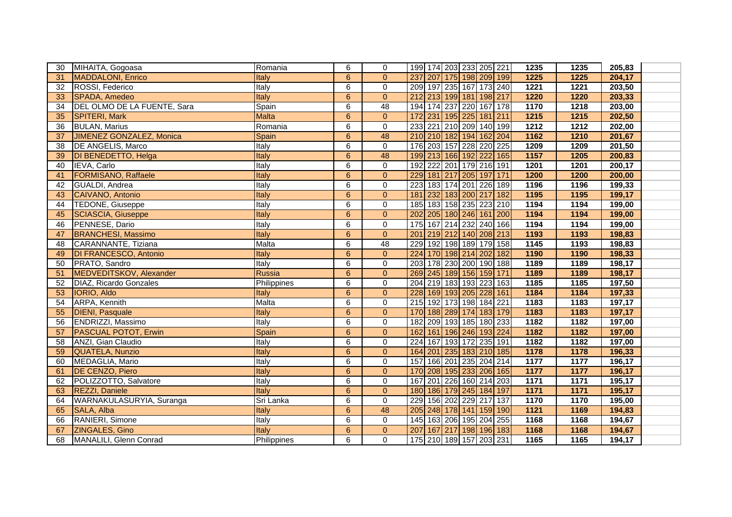| | | | | | | | | | | | | | |
|---|---|---|---|---|---|---|---|---|---|---|---|---|---|
| 30 | MIHAITA, Gogoasa | Romania | 6 | 0 | 199 | 174 | 203 | 233 | 205 | 221 | 1235 | 1235 | 205,83 |
| 31 | MADDALONI, Enrico | Italy | 6 | 0 | 237 | 207 | 175 | 198 | 209 | 199 | 1225 | 1225 | 204,17 |
| 32 | ROSSI, Federico | Italy | 6 | 0 | 209 | 197 | 235 | 167 | 173 | 240 | 1221 | 1221 | 203,50 |
| 33 | SPADA, Amedeo | Italy | 6 | 0 | 212 | 213 | 199 | 181 | 198 | 217 | 1220 | 1220 | 203,33 |
| 34 | DEL OLMO DE LA FUENTE, Sara | Spain | 6 | 48 | 194 | 174 | 237 | 220 | 167 | 178 | 1170 | 1218 | 203,00 |
| 35 | SPITERI, Mark | Malta | 6 | 0 | 172 | 231 | 195 | 225 | 181 | 211 | 1215 | 1215 | 202,50 |
| 36 | BULAN, Marius | Romania | 6 | 0 | 233 | 221 | 210 | 209 | 140 | 199 | 1212 | 1212 | 202,00 |
| 37 | JIMENEZ GONZALEZ, Monica | Spain | 6 | 48 | 210 | 210 | 182 | 194 | 162 | 204 | 1162 | 1210 | 201,67 |
| 38 | DE ANGELIS, Marco | Italy | 6 | 0 | 176 | 203 | 157 | 228 | 220 | 225 | 1209 | 1209 | 201,50 |
| 39 | DI BENEDETTO, Helga | Italy | 6 | 48 | 199 | 213 | 166 | 192 | 222 | 165 | 1157 | 1205 | 200,83 |
| 40 | IEVA, Carlo | Italy | 6 | 0 | 192 | 222 | 201 | 179 | 216 | 191 | 1201 | 1201 | 200,17 |
| 41 | FORMISANO, Raffaele | Italy | 6 | 0 | 229 | 181 | 217 | 205 | 197 | 171 | 1200 | 1200 | 200,00 |
| 42 | GUALDI, Andrea | Italy | 6 | 0 | 223 | 183 | 174 | 201 | 226 | 189 | 1196 | 1196 | 199,33 |
| 43 | CAIVANO, Antonio | Italy | 6 | 0 | 181 | 232 | 183 | 200 | 217 | 182 | 1195 | 1195 | 199,17 |
| 44 | TEDONE, Giuseppe | Italy | 6 | 0 | 185 | 183 | 158 | 235 | 223 | 210 | 1194 | 1194 | 199,00 |
| 45 | SCIASCIA, Giuseppe | Italy | 6 | 0 | 202 | 205 | 180 | 246 | 161 | 200 | 1194 | 1194 | 199,00 |
| 46 | PENNESE, Dario | Italy | 6 | 0 | 175 | 167 | 214 | 232 | 240 | 166 | 1194 | 1194 | 199,00 |
| 47 | BRANCHESI, Massimo | Italy | 6 | 0 | 201 | 219 | 212 | 140 | 208 | 213 | 1193 | 1193 | 198,83 |
| 48 | CARANNANTE, Tiziana | Malta | 6 | 48 | 229 | 192 | 198 | 189 | 179 | 158 | 1145 | 1193 | 198,83 |
| 49 | DI FRANCESCO, Antonio | Italy | 6 | 0 | 224 | 170 | 198 | 214 | 202 | 182 | 1190 | 1190 | 198,33 |
| 50 | PRATO, Sandro | Italy | 6 | 0 | 203 | 178 | 230 | 200 | 190 | 188 | 1189 | 1189 | 198,17 |
| 51 | MEDVEDITSKOV, Alexander | Russia | 6 | 0 | 269 | 245 | 189 | 156 | 159 | 171 | 1189 | 1189 | 198,17 |
| 52 | DIAZ, Ricardo Gonzales | Philippines | 6 | 0 | 204 | 219 | 183 | 193 | 223 | 163 | 1185 | 1185 | 197,50 |
| 53 | IORIO, Aldo | Italy | 6 | 0 | 228 | 169 | 193 | 205 | 228 | 161 | 1184 | 1184 | 197,33 |
| 54 | ARPA, Kennith | Malta | 6 | 0 | 215 | 192 | 173 | 198 | 184 | 221 | 1183 | 1183 | 197,17 |
| 55 | DIENI, Pasquale | Italy | 6 | 0 | 170 | 188 | 289 | 174 | 183 | 179 | 1183 | 1183 | 197,17 |
| 56 | ENDRIZZI, Massimo | Italy | 6 | 0 | 182 | 209 | 193 | 185 | 180 | 233 | 1182 | 1182 | 197,00 |
| 57 | PASCUAL POTOT, Erwin | Spain | 6 | 0 | 162 | 161 | 196 | 246 | 193 | 224 | 1182 | 1182 | 197,00 |
| 58 | ANZI, Gian Claudio | Italy | 6 | 0 | 224 | 167 | 193 | 172 | 235 | 191 | 1182 | 1182 | 197,00 |
| 59 | QUATELA, Nunzio | Italy | 6 | 0 | 164 | 201 | 235 | 183 | 210 | 185 | 1178 | 1178 | 196,33 |
| 60 | MEDAGLIA, Mario | Italy | 6 | 0 | 157 | 166 | 201 | 235 | 204 | 214 | 1177 | 1177 | 196,17 |
| 61 | DE CENZO, Piero | Italy | 6 | 0 | 170 | 208 | 195 | 233 | 206 | 165 | 1177 | 1177 | 196,17 |
| 62 | POLIZZOTTO, Salvatore | Italy | 6 | 0 | 167 | 201 | 226 | 160 | 214 | 203 | 1171 | 1171 | 195,17 |
| 63 | REZZI, Daniele | Italy | 6 | 0 | 180 | 186 | 179 | 245 | 184 | 197 | 1171 | 1171 | 195,17 |
| 64 | WARNAKULASURYIA, Suranga | Sri Lanka | 6 | 0 | 229 | 156 | 202 | 229 | 217 | 137 | 1170 | 1170 | 195,00 |
| 65 | SALA, Alba | Italy | 6 | 48 | 205 | 248 | 178 | 141 | 159 | 190 | 1121 | 1169 | 194,83 |
| 66 | RANIERI, Simone | Italy | 6 | 0 | 145 | 163 | 206 | 195 | 204 | 255 | 1168 | 1168 | 194,67 |
| 67 | ZINGALES, Gino | Italy | 6 | 0 | 207 | 167 | 217 | 198 | 196 | 183 | 1168 | 1168 | 194,67 |
| 68 | MANALILI, Glenn Conrad | Philippines | 6 | 0 | 175 | 210 | 189 | 157 | 203 | 231 | 1165 | 1165 | 194,17 |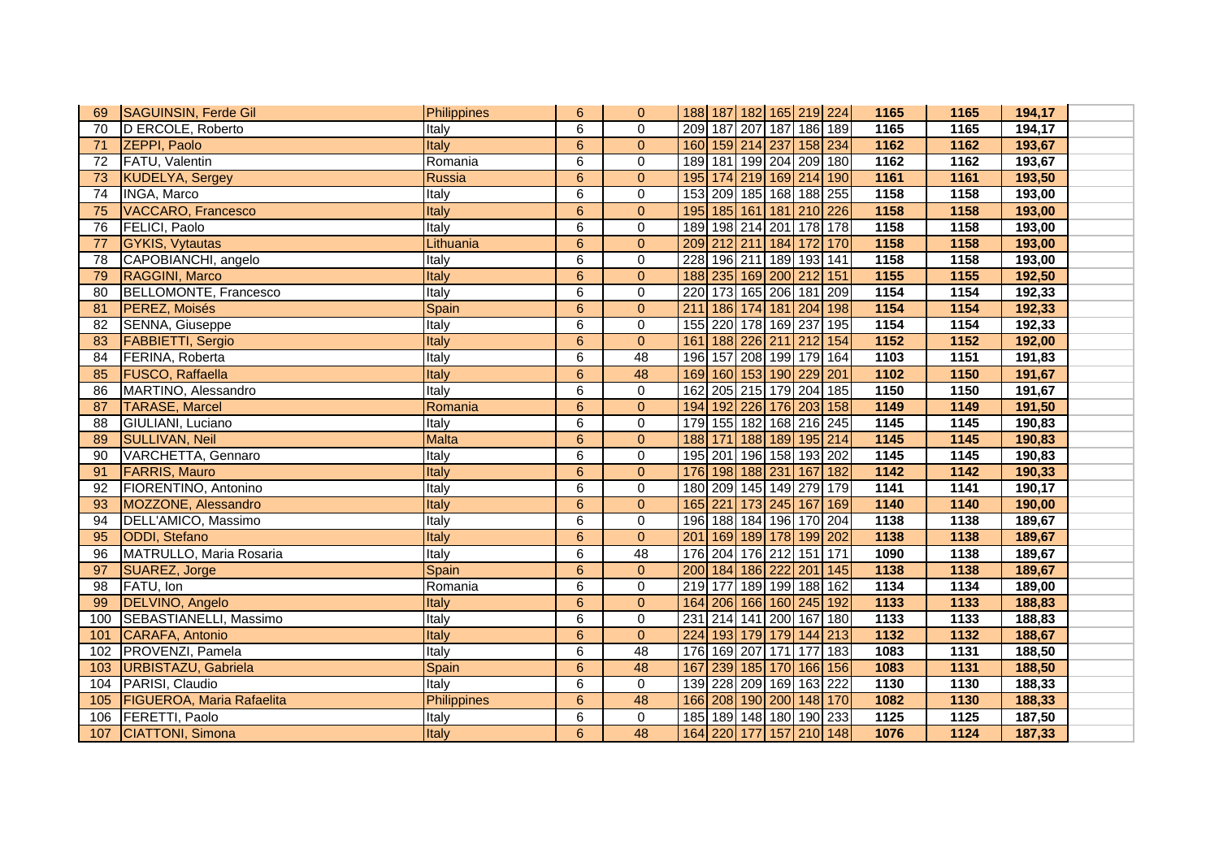| | | | | | | | | | | | | | | |
|---|---|---|---|---|---|---|---|---|---|---|---|---|---|---|
| 69 | SAGUINSIN, Ferde Gil | Philippines | 6 | 0 | 188 | 187 | 182 | 165 | 219 | 224 | 1165 | 1165 | 194,17 | |
| 70 | D ERCOLE, Roberto | Italy | 6 | 0 | 209 | 187 | 207 | 187 | 186 | 189 | 1165 | 1165 | 194,17 | |
| 71 | ZEPPI, Paolo | Italy | 6 | 0 | 160 | 159 | 214 | 237 | 158 | 234 | 1162 | 1162 | 193,67 | |
| 72 | FATU, Valentin | Romania | 6 | 0 | 189 | 181 | 199 | 204 | 209 | 180 | 1162 | 1162 | 193,67 | |
| 73 | KUDELYA, Sergey | Russia | 6 | 0 | 195 | 174 | 219 | 169 | 214 | 190 | 1161 | 1161 | 193,50 | |
| 74 | INGA, Marco | Italy | 6 | 0 | 153 | 209 | 185 | 168 | 188 | 255 | 1158 | 1158 | 193,00 | |
| 75 | VACCARO, Francesco | Italy | 6 | 0 | 195 | 185 | 161 | 181 | 210 | 226 | 1158 | 1158 | 193,00 | |
| 76 | FELICI, Paolo | Italy | 6 | 0 | 189 | 198 | 214 | 201 | 178 | 178 | 1158 | 1158 | 193,00 | |
| 77 | GYKIS, Vytautas | Lithuania | 6 | 0 | 209 | 212 | 211 | 184 | 172 | 170 | 1158 | 1158 | 193,00 | |
| 78 | CAPOBIANCHI, angelo | Italy | 6 | 0 | 228 | 196 | 211 | 189 | 193 | 141 | 1158 | 1158 | 193,00 | |
| 79 | RAGGINI, Marco | Italy | 6 | 0 | 188 | 235 | 169 | 200 | 212 | 151 | 1155 | 1155 | 192,50 | |
| 80 | BELLOMONTE, Francesco | Italy | 6 | 0 | 220 | 173 | 165 | 206 | 181 | 209 | 1154 | 1154 | 192,33 | |
| 81 | PEREZ, Moisés | Spain | 6 | 0 | 211 | 186 | 174 | 181 | 204 | 198 | 1154 | 1154 | 192,33 | |
| 82 | SENNA, Giuseppe | Italy | 6 | 0 | 155 | 220 | 178 | 169 | 237 | 195 | 1154 | 1154 | 192,33 | |
| 83 | FABBIETTI, Sergio | Italy | 6 | 0 | 161 | 188 | 226 | 211 | 212 | 154 | 1152 | 1152 | 192,00 | |
| 84 | FERINA, Roberta | Italy | 6 | 48 | 196 | 157 | 208 | 199 | 179 | 164 | 1103 | 1151 | 191,83 | |
| 85 | FUSCO, Raffaella | Italy | 6 | 48 | 169 | 160 | 153 | 190 | 229 | 201 | 1102 | 1150 | 191,67 | |
| 86 | MARTINO, Alessandro | Italy | 6 | 0 | 162 | 205 | 215 | 179 | 204 | 185 | 1150 | 1150 | 191,67 | |
| 87 | TARASE, Marcel | Romania | 6 | 0 | 194 | 192 | 226 | 176 | 203 | 158 | 1149 | 1149 | 191,50 | |
| 88 | GIULIANI, Luciano | Italy | 6 | 0 | 179 | 155 | 182 | 168 | 216 | 245 | 1145 | 1145 | 190,83 | |
| 89 | SULLIVAN, Neil | Malta | 6 | 0 | 188 | 171 | 188 | 189 | 195 | 214 | 1145 | 1145 | 190,83 | |
| 90 | VARCHETTA, Gennaro | Italy | 6 | 0 | 195 | 201 | 196 | 158 | 193 | 202 | 1145 | 1145 | 190,83 | |
| 91 | FARRIS, Mauro | Italy | 6 | 0 | 176 | 198 | 188 | 231 | 167 | 182 | 1142 | 1142 | 190,33 | |
| 92 | FIORENTINO, Antonino | Italy | 6 | 0 | 180 | 209 | 145 | 149 | 279 | 179 | 1141 | 1141 | 190,17 | |
| 93 | MOZZONE, Alessandro | Italy | 6 | 0 | 165 | 221 | 173 | 245 | 167 | 169 | 1140 | 1140 | 190,00 | |
| 94 | DELL'AMICO, Massimo | Italy | 6 | 0 | 196 | 188 | 184 | 196 | 170 | 204 | 1138 | 1138 | 189,67 | |
| 95 | ODDI, Stefano | Italy | 6 | 0 | 201 | 169 | 189 | 178 | 199 | 202 | 1138 | 1138 | 189,67 | |
| 96 | MATRULLO, Maria Rosaria | Italy | 6 | 48 | 176 | 204 | 176 | 212 | 151 | 171 | 1090 | 1138 | 189,67 | |
| 97 | SUAREZ, Jorge | Spain | 6 | 0 | 200 | 184 | 186 | 222 | 201 | 145 | 1138 | 1138 | 189,67 | |
| 98 | FATU, Ion | Romania | 6 | 0 | 219 | 177 | 189 | 199 | 188 | 162 | 1134 | 1134 | 189,00 | |
| 99 | DELVINO, Angelo | Italy | 6 | 0 | 164 | 206 | 166 | 160 | 245 | 192 | 1133 | 1133 | 188,83 | |
| 100 | SEBASTIANELLI, Massimo | Italy | 6 | 0 | 231 | 214 | 141 | 200 | 167 | 180 | 1133 | 1133 | 188,83 | |
| 101 | CARAFA, Antonio | Italy | 6 | 0 | 224 | 193 | 179 | 179 | 144 | 213 | 1132 | 1132 | 188,67 | |
| 102 | PROVENZI, Pamela | Italy | 6 | 48 | 176 | 169 | 207 | 171 | 177 | 183 | 1083 | 1131 | 188,50 | |
| 103 | URBISTAZU, Gabriela | Spain | 6 | 48 | 167 | 239 | 185 | 170 | 166 | 156 | 1083 | 1131 | 188,50 | |
| 104 | PARISI, Claudio | Italy | 6 | 0 | 139 | 228 | 209 | 169 | 163 | 222 | 1130 | 1130 | 188,33 | |
| 105 | FIGUEROA, Maria Rafaelita | Philippines | 6 | 48 | 166 | 208 | 190 | 200 | 148 | 170 | 1082 | 1130 | 188,33 | |
| 106 | FERETTI, Paolo | Italy | 6 | 0 | 185 | 189 | 148 | 180 | 190 | 233 | 1125 | 1125 | 187,50 | |
| 107 | CIATTONI, Simona | Italy | 6 | 48 | 164 | 220 | 177 | 157 | 210 | 148 | 1076 | 1124 | 187,33 | |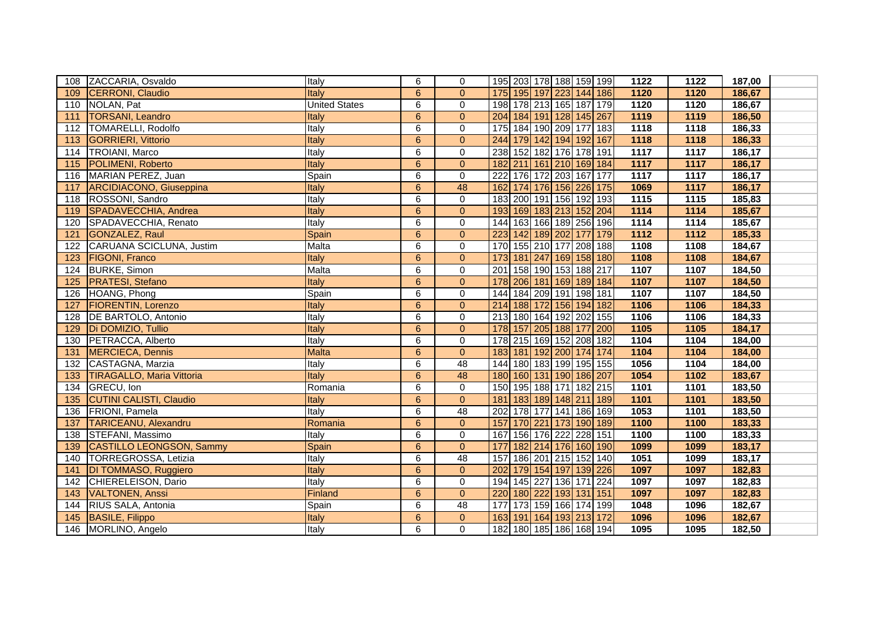| | | | | | | | | | | | | | | |
|---|---|---|---|---|---|---|---|---|---|---|---|---|---|---|
| 108 | ZACCARIA, Osvaldo | Italy | 6 | 0 | 195 | 203 | 178 | 188 | 159 | 199 | 1122 | 1122 | 187,00 | |
| 109 | CERRONI, Claudio | Italy | 6 | 0 | 175 | 195 | 197 | 223 | 144 | 186 | 1120 | 1120 | 186,67 | |
| 110 | NOLAN, Pat | United States | 6 | 0 | 198 | 178 | 213 | 165 | 187 | 179 | 1120 | 1120 | 186,67 | |
| 111 | TORSANI, Leandro | Italy | 6 | 0 | 204 | 184 | 191 | 128 | 145 | 267 | 1119 | 1119 | 186,50 | |
| 112 | TOMARELLI, Rodolfo | Italy | 6 | 0 | 175 | 184 | 190 | 209 | 177 | 183 | 1118 | 1118 | 186,33 | |
| 113 | GORRIERI, Vittorio | Italy | 6 | 0 | 244 | 179 | 142 | 194 | 192 | 167 | 1118 | 1118 | 186,33 | |
| 114 | TROIANI, Marco | Italy | 6 | 0 | 238 | 152 | 182 | 176 | 178 | 191 | 1117 | 1117 | 186,17 | |
| 115 | POLIMENI, Roberto | Italy | 6 | 0 | 182 | 211 | 161 | 210 | 169 | 184 | 1117 | 1117 | 186,17 | |
| 116 | MARIAN PEREZ, Juan | Spain | 6 | 0 | 222 | 176 | 172 | 203 | 167 | 177 | 1117 | 1117 | 186,17 | |
| 117 | ARCIDIACONO, Giuseppina | Italy | 6 | 48 | 162 | 174 | 176 | 156 | 226 | 175 | 1069 | 1117 | 186,17 | |
| 118 | ROSSONI, Sandro | Italy | 6 | 0 | 183 | 200 | 191 | 156 | 192 | 193 | 1115 | 1115 | 185,83 | |
| 119 | SPADAVECCHIA, Andrea | Italy | 6 | 0 | 193 | 169 | 183 | 213 | 152 | 204 | 1114 | 1114 | 185,67 | |
| 120 | SPADAVECCHIA, Renato | Italy | 6 | 0 | 144 | 163 | 166 | 189 | 256 | 196 | 1114 | 1114 | 185,67 | |
| 121 | GONZALEZ, Raul | Spain | 6 | 0 | 223 | 142 | 189 | 202 | 177 | 179 | 1112 | 1112 | 185,33 | |
| 122 | CARUANA SCICLUNA, Justim | Malta | 6 | 0 | 170 | 155 | 210 | 177 | 208 | 188 | 1108 | 1108 | 184,67 | |
| 123 | FIGONI, Franco | Italy | 6 | 0 | 173 | 181 | 247 | 169 | 158 | 180 | 1108 | 1108 | 184,67 | |
| 124 | BURKE, Simon | Malta | 6 | 0 | 201 | 158 | 190 | 153 | 188 | 217 | 1107 | 1107 | 184,50 | |
| 125 | PRATESI, Stefano | Italy | 6 | 0 | 178 | 206 | 181 | 169 | 189 | 184 | 1107 | 1107 | 184,50 | |
| 126 | HOANG, Phong | Spain | 6 | 0 | 144 | 184 | 209 | 191 | 198 | 181 | 1107 | 1107 | 184,50 | |
| 127 | FIORENTIN, Lorenzo | Italy | 6 | 0 | 214 | 188 | 172 | 156 | 194 | 182 | 1106 | 1106 | 184,33 | |
| 128 | DE BARTOLO, Antonio | Italy | 6 | 0 | 213 | 180 | 164 | 192 | 202 | 155 | 1106 | 1106 | 184,33 | |
| 129 | Di DOMIZIO, Tullio | Italy | 6 | 0 | 178 | 157 | 205 | 188 | 177 | 200 | 1105 | 1105 | 184,17 | |
| 130 | PETRACCA, Alberto | Italy | 6 | 0 | 178 | 215 | 169 | 152 | 208 | 182 | 1104 | 1104 | 184,00 | |
| 131 | MERCIECA, Dennis | Malta | 6 | 0 | 183 | 181 | 192 | 200 | 174 | 174 | 1104 | 1104 | 184,00 | |
| 132 | CASTAGNA, Marzia | Italy | 6 | 48 | 144 | 180 | 183 | 199 | 195 | 155 | 1056 | 1104 | 184,00 | |
| 133 | TIRAGALLO, Maria Vittoria | Italy | 6 | 48 | 180 | 160 | 131 | 190 | 186 | 207 | 1054 | 1102 | 183,67 | |
| 134 | GRECU, Ion | Romania | 6 | 0 | 150 | 195 | 188 | 171 | 182 | 215 | 1101 | 1101 | 183,50 | |
| 135 | CUTINI CALISTI, Claudio | Italy | 6 | 0 | 181 | 183 | 189 | 148 | 211 | 189 | 1101 | 1101 | 183,50 | |
| 136 | FRIONI, Pamela | Italy | 6 | 48 | 202 | 178 | 177 | 141 | 186 | 169 | 1053 | 1101 | 183,50 | |
| 137 | TARICEANU, Alexandru | Romania | 6 | 0 | 157 | 170 | 221 | 173 | 190 | 189 | 1100 | 1100 | 183,33 | |
| 138 | STEFANI, Massimo | Italy | 6 | 0 | 167 | 156 | 176 | 222 | 228 | 151 | 1100 | 1100 | 183,33 | |
| 139 | CASTILLO LEONGSON, Sammy | Spain | 6 | 0 | 177 | 182 | 214 | 176 | 160 | 190 | 1099 | 1099 | 183,17 | |
| 140 | TORREGROSSA, Letizia | Italy | 6 | 48 | 157 | 186 | 201 | 215 | 152 | 140 | 1051 | 1099 | 183,17 | |
| 141 | DI TOMMASO, Ruggiero | Italy | 6 | 0 | 202 | 179 | 154 | 197 | 139 | 226 | 1097 | 1097 | 182,83 | |
| 142 | CHIERELEISON, Dario | Italy | 6 | 0 | 194 | 145 | 227 | 136 | 171 | 224 | 1097 | 1097 | 182,83 | |
| 143 | VALTONEN, Anssi | Finland | 6 | 0 | 220 | 180 | 222 | 193 | 131 | 151 | 1097 | 1097 | 182,83 | |
| 144 | RIUS SALA, Antonia | Spain | 6 | 48 | 177 | 173 | 159 | 166 | 174 | 199 | 1048 | 1096 | 182,67 | |
| 145 | BASILE, Filippo | Italy | 6 | 0 | 163 | 191 | 164 | 193 | 213 | 172 | 1096 | 1096 | 182,67 | |
| 146 | MORLINO, Angelo | Italy | 6 | 0 | 182 | 180 | 185 | 186 | 168 | 194 | 1095 | 1095 | 182,50 | |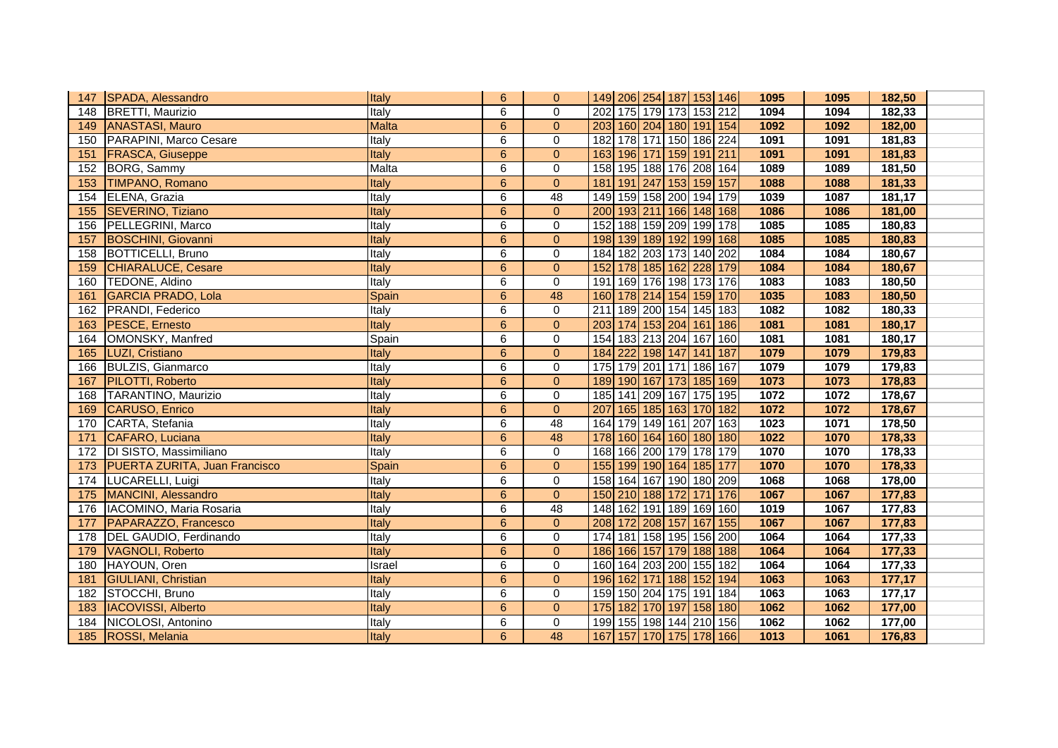| | | | | | | | | | | | | | | |
|---|---|---|---|---|---|---|---|---|---|---|---|---|---|---|
| 147 | SPADA, Alessandro | Italy | 6 | 0 | 149 | 206 | 254 | 187 | 153 | 146 | 1095 | 1095 | 182,50 | |
| 148 | BRETTI, Maurizio | Italy | 6 | 0 | 202 | 175 | 179 | 173 | 153 | 212 | 1094 | 1094 | 182,33 | |
| 149 | ANASTASI, Mauro | Malta | 6 | 0 | 203 | 160 | 204 | 180 | 191 | 154 | 1092 | 1092 | 182,00 | |
| 150 | PARAPINI, Marco Cesare | Italy | 6 | 0 | 182 | 178 | 171 | 150 | 186 | 224 | 1091 | 1091 | 181,83 | |
| 151 | FRASCA, Giuseppe | Italy | 6 | 0 | 163 | 196 | 171 | 159 | 191 | 211 | 1091 | 1091 | 181,83 | |
| 152 | BORG, Sammy | Malta | 6 | 0 | 158 | 195 | 188 | 176 | 208 | 164 | 1089 | 1089 | 181,50 | |
| 153 | TIMPANO, Romano | Italy | 6 | 0 | 181 | 191 | 247 | 153 | 159 | 157 | 1088 | 1088 | 181,33 | |
| 154 | ELENA, Grazia | Italy | 6 | 48 | 149 | 159 | 158 | 200 | 194 | 179 | 1039 | 1087 | 181,17 | |
| 155 | SEVERINO, Tiziano | Italy | 6 | 0 | 200 | 193 | 211 | 166 | 148 | 168 | 1086 | 1086 | 181,00 | |
| 156 | PELLEGRINI, Marco | Italy | 6 | 0 | 152 | 188 | 159 | 209 | 199 | 178 | 1085 | 1085 | 180,83 | |
| 157 | BOSCHINI, Giovanni | Italy | 6 | 0 | 198 | 139 | 189 | 192 | 199 | 168 | 1085 | 1085 | 180,83 | |
| 158 | BOTTICELLI, Bruno | Italy | 6 | 0 | 184 | 182 | 203 | 173 | 140 | 202 | 1084 | 1084 | 180,67 | |
| 159 | CHIARALUCE, Cesare | Italy | 6 | 0 | 152 | 178 | 185 | 162 | 228 | 179 | 1084 | 1084 | 180,67 | |
| 160 | TEDONE, Aldino | Italy | 6 | 0 | 191 | 169 | 176 | 198 | 173 | 176 | 1083 | 1083 | 180,50 | |
| 161 | GARCIA PRADO, Lola | Spain | 6 | 48 | 160 | 178 | 214 | 154 | 159 | 170 | 1035 | 1083 | 180,50 | |
| 162 | PRANDI, Federico | Italy | 6 | 0 | 211 | 189 | 200 | 154 | 145 | 183 | 1082 | 1082 | 180,33 | |
| 163 | PESCE, Ernesto | Italy | 6 | 0 | 203 | 174 | 153 | 204 | 161 | 186 | 1081 | 1081 | 180,17 | |
| 164 | OMONSKY, Manfred | Spain | 6 | 0 | 154 | 183 | 213 | 204 | 167 | 160 | 1081 | 1081 | 180,17 | |
| 165 | LUZI, Cristiano | Italy | 6 | 0 | 184 | 222 | 198 | 147 | 141 | 187 | 1079 | 1079 | 179,83 | |
| 166 | BULZIS, Gianmarco | Italy | 6 | 0 | 175 | 179 | 201 | 171 | 186 | 167 | 1079 | 1079 | 179,83 | |
| 167 | PILOTTI, Roberto | Italy | 6 | 0 | 189 | 190 | 167 | 173 | 185 | 169 | 1073 | 1073 | 178,83 | |
| 168 | TARANTINO, Maurizio | Italy | 6 | 0 | 185 | 141 | 209 | 167 | 175 | 195 | 1072 | 1072 | 178,67 | |
| 169 | CARUSO, Enrico | Italy | 6 | 0 | 207 | 165 | 185 | 163 | 170 | 182 | 1072 | 1072 | 178,67 | |
| 170 | CARTA, Stefania | Italy | 6 | 48 | 164 | 179 | 149 | 161 | 207 | 163 | 1023 | 1071 | 178,50 | |
| 171 | CAFARO, Luciana | Italy | 6 | 48 | 178 | 160 | 164 | 160 | 180 | 180 | 1022 | 1070 | 178,33 | |
| 172 | DI SISTO, Massimiliano | Italy | 6 | 0 | 168 | 166 | 200 | 179 | 178 | 179 | 1070 | 1070 | 178,33 | |
| 173 | PUERTA ZURITA, Juan Francisco | Spain | 6 | 0 | 155 | 199 | 190 | 164 | 185 | 177 | 1070 | 1070 | 178,33 | |
| 174 | LUCARELLI, Luigi | Italy | 6 | 0 | 158 | 164 | 167 | 190 | 180 | 209 | 1068 | 1068 | 178,00 | |
| 175 | MANCINI, Alessandro | Italy | 6 | 0 | 150 | 210 | 188 | 172 | 171 | 176 | 1067 | 1067 | 177,83 | |
| 176 | IACOMINO, Maria Rosaria | Italy | 6 | 48 | 148 | 162 | 191 | 189 | 169 | 160 | 1019 | 1067 | 177,83 | |
| 177 | PAPARAZZO, Francesco | Italy | 6 | 0 | 208 | 172 | 208 | 157 | 167 | 155 | 1067 | 1067 | 177,83 | |
| 178 | DEL GAUDIO, Ferdinando | Italy | 6 | 0 | 174 | 181 | 158 | 195 | 156 | 200 | 1064 | 1064 | 177,33 | |
| 179 | VAGNOLI, Roberto | Italy | 6 | 0 | 186 | 166 | 157 | 179 | 188 | 188 | 1064 | 1064 | 177,33 | |
| 180 | HAYOUN, Oren | Israel | 6 | 0 | 160 | 164 | 203 | 200 | 155 | 182 | 1064 | 1064 | 177,33 | |
| 181 | GIULIANI, Christian | Italy | 6 | 0 | 196 | 162 | 171 | 188 | 152 | 194 | 1063 | 1063 | 177,17 | |
| 182 | STOCCHI, Bruno | Italy | 6 | 0 | 159 | 150 | 204 | 175 | 191 | 184 | 1063 | 1063 | 177,17 | |
| 183 | IACOVISSI, Alberto | Italy | 6 | 0 | 175 | 182 | 170 | 197 | 158 | 180 | 1062 | 1062 | 177,00 | |
| 184 | NICOLOSI, Antonino | Italy | 6 | 0 | 199 | 155 | 198 | 144 | 210 | 156 | 1062 | 1062 | 177,00 | |
| 185 | ROSSI, Melania | Italy | 6 | 48 | 167 | 157 | 170 | 175 | 178 | 166 | 1013 | 1061 | 176,83 | |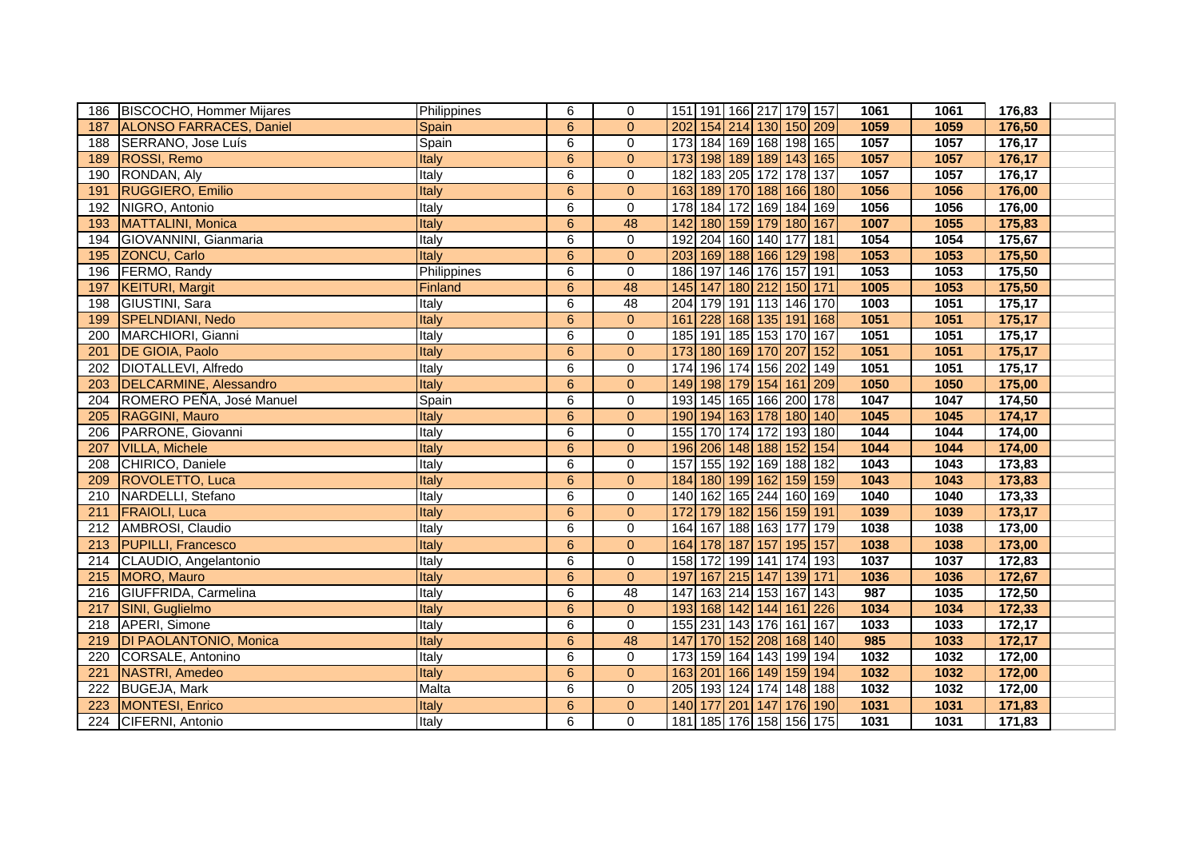| | | | | | | | | | | | | | | |
|---|---|---|---|---|---|---|---|---|---|---|---|---|---|---|
| 186 | BISCOCHO, Hommer Mijares | Philippines | 6 | 0 | 151 | 191 | 166 | 217 | 179 | 157 | 1061 | 1061 | 176,83 | |
| 187 | ALONSO FARRACES, Daniel | Spain | 6 | 0 | 202 | 154 | 214 | 130 | 150 | 209 | 1059 | 1059 | 176,50 | |
| 188 | SERRANO, Jose Luís | Spain | 6 | 0 | 173 | 184 | 169 | 168 | 198 | 165 | 1057 | 1057 | 176,17 | |
| 189 | ROSSI, Remo | Italy | 6 | 0 | 173 | 198 | 189 | 189 | 143 | 165 | 1057 | 1057 | 176,17 | |
| 190 | RONDAN, Aly | Italy | 6 | 0 | 182 | 183 | 205 | 172 | 178 | 137 | 1057 | 1057 | 176,17 | |
| 191 | RUGGIERO, Emilio | Italy | 6 | 0 | 163 | 189 | 170 | 188 | 166 | 180 | 1056 | 1056 | 176,00 | |
| 192 | NIGRO, Antonio | Italy | 6 | 0 | 178 | 184 | 172 | 169 | 184 | 169 | 1056 | 1056 | 176,00 | |
| 193 | MATTALINI, Monica | Italy | 6 | 48 | 142 | 180 | 159 | 179 | 180 | 167 | 1007 | 1055 | 175,83 | |
| 194 | GIOVANNINI, Gianmaria | Italy | 6 | 0 | 192 | 204 | 160 | 140 | 177 | 181 | 1054 | 1054 | 175,67 | |
| 195 | ZONCU, Carlo | Italy | 6 | 0 | 203 | 169 | 188 | 166 | 129 | 198 | 1053 | 1053 | 175,50 | |
| 196 | FERMO, Randy | Philippines | 6 | 0 | 186 | 197 | 146 | 176 | 157 | 191 | 1053 | 1053 | 175,50 | |
| 197 | KEITURI, Margit | Finland | 6 | 48 | 145 | 147 | 180 | 212 | 150 | 171 | 1005 | 1053 | 175,50 | |
| 198 | GIUSTINI, Sara | Italy | 6 | 48 | 204 | 179 | 191 | 113 | 146 | 170 | 1003 | 1051 | 175,17 | |
| 199 | SPELNDIANI, Nedo | Italy | 6 | 0 | 161 | 228 | 168 | 135 | 191 | 168 | 1051 | 1051 | 175,17 | |
| 200 | MARCHIORI, Gianni | Italy | 6 | 0 | 185 | 191 | 185 | 153 | 170 | 167 | 1051 | 1051 | 175,17 | |
| 201 | DE GIOIA, Paolo | Italy | 6 | 0 | 173 | 180 | 169 | 170 | 207 | 152 | 1051 | 1051 | 175,17 | |
| 202 | DIOTALLEVI, Alfredo | Italy | 6 | 0 | 174 | 196 | 174 | 156 | 202 | 149 | 1051 | 1051 | 175,17 | |
| 203 | DELCARMINE, Alessandro | Italy | 6 | 0 | 149 | 198 | 179 | 154 | 161 | 209 | 1050 | 1050 | 175,00 | |
| 204 | ROMERO PEÑA, José Manuel | Spain | 6 | 0 | 193 | 145 | 165 | 166 | 200 | 178 | 1047 | 1047 | 174,50 | |
| 205 | RAGGINI, Mauro | Italy | 6 | 0 | 190 | 194 | 163 | 178 | 180 | 140 | 1045 | 1045 | 174,17 | |
| 206 | PARRONE, Giovanni | Italy | 6 | 0 | 155 | 170 | 174 | 172 | 193 | 180 | 1044 | 1044 | 174,00 | |
| 207 | VILLA, Michele | Italy | 6 | 0 | 196 | 206 | 148 | 188 | 152 | 154 | 1044 | 1044 | 174,00 | |
| 208 | CHIRICO, Daniele | Italy | 6 | 0 | 157 | 155 | 192 | 169 | 188 | 182 | 1043 | 1043 | 173,83 | |
| 209 | ROVOLETTO, Luca | Italy | 6 | 0 | 184 | 180 | 199 | 162 | 159 | 159 | 1043 | 1043 | 173,83 | |
| 210 | NARDELLI, Stefano | Italy | 6 | 0 | 140 | 162 | 165 | 244 | 160 | 169 | 1040 | 1040 | 173,33 | |
| 211 | FRAIOLI, Luca | Italy | 6 | 0 | 172 | 179 | 182 | 156 | 159 | 191 | 1039 | 1039 | 173,17 | |
| 212 | AMBROSI, Claudio | Italy | 6 | 0 | 164 | 167 | 188 | 163 | 177 | 179 | 1038 | 1038 | 173,00 | |
| 213 | PUPILLI, Francesco | Italy | 6 | 0 | 164 | 178 | 187 | 157 | 195 | 157 | 1038 | 1038 | 173,00 | |
| 214 | CLAUDIO, Angelantonio | Italy | 6 | 0 | 158 | 172 | 199 | 141 | 174 | 193 | 1037 | 1037 | 172,83 | |
| 215 | MORO, Mauro | Italy | 6 | 0 | 197 | 167 | 215 | 147 | 139 | 171 | 1036 | 1036 | 172,67 | |
| 216 | GIUFFRIDA, Carmelina | Italy | 6 | 48 | 147 | 163 | 214 | 153 | 167 | 143 | 987 | 1035 | 172,50 | |
| 217 | SINI, Guglielmo | Italy | 6 | 0 | 193 | 168 | 142 | 144 | 161 | 226 | 1034 | 1034 | 172,33 | |
| 218 | APERI, Simone | Italy | 6 | 0 | 155 | 231 | 143 | 176 | 161 | 167 | 1033 | 1033 | 172,17 | |
| 219 | DI PAOLANTONIO, Monica | Italy | 6 | 48 | 147 | 170 | 152 | 208 | 168 | 140 | 985 | 1033 | 172,17 | |
| 220 | CORSALE, Antonino | Italy | 6 | 0 | 173 | 159 | 164 | 143 | 199 | 194 | 1032 | 1032 | 172,00 | |
| 221 | NASTRI, Amedeo | Italy | 6 | 0 | 163 | 201 | 166 | 149 | 159 | 194 | 1032 | 1032 | 172,00 | |
| 222 | BUGEJA, Mark | Malta | 6 | 0 | 205 | 193 | 124 | 174 | 148 | 188 | 1032 | 1032 | 172,00 | |
| 223 | MONTESI, Enrico | Italy | 6 | 0 | 140 | 177 | 201 | 147 | 176 | 190 | 1031 | 1031 | 171,83 | |
| 224 | CIFERNI, Antonio | Italy | 6 | 0 | 181 | 185 | 176 | 158 | 156 | 175 | 1031 | 1031 | 171,83 | |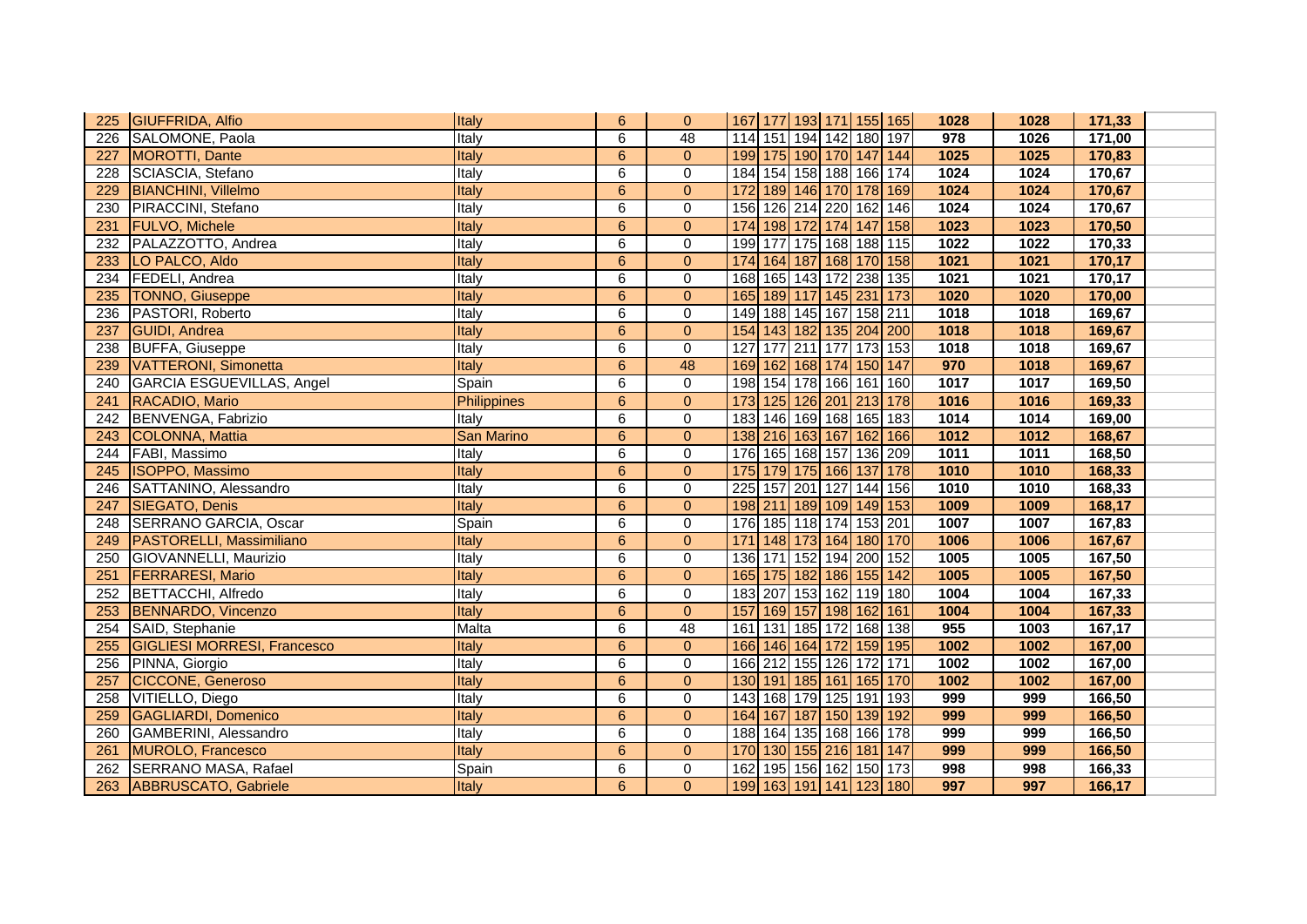| | | | | | | | | | | | | | | |
|---|---|---|---|---|---|---|---|---|---|---|---|---|---|---|
| 225 | GIUFFRIDA, Alfio | Italy | 6 | 0 | 167 | 177 | 193 | 171 | 155 | 165 | 1028 | 1028 | 171,33 | |
| 226 | SALOMONE, Paola | Italy | 6 | 48 | 114 | 151 | 194 | 142 | 180 | 197 | 978 | 1026 | 171,00 | |
| 227 | MOROTTI, Dante | Italy | 6 | 0 | 199 | 175 | 190 | 170 | 147 | 144 | 1025 | 1025 | 170,83 | |
| 228 | SCIASCIA, Stefano | Italy | 6 | 0 | 184 | 154 | 158 | 188 | 166 | 174 | 1024 | 1024 | 170,67 | |
| 229 | BIANCHINI, Villelmo | Italy | 6 | 0 | 172 | 189 | 146 | 170 | 178 | 169 | 1024 | 1024 | 170,67 | |
| 230 | PIRACCINI, Stefano | Italy | 6 | 0 | 156 | 126 | 214 | 220 | 162 | 146 | 1024 | 1024 | 170,67 | |
| 231 | FULVO, Michele | Italy | 6 | 0 | 174 | 198 | 172 | 174 | 147 | 158 | 1023 | 1023 | 170,50 | |
| 232 | PALAZZOTTO, Andrea | Italy | 6 | 0 | 199 | 177 | 175 | 168 | 188 | 115 | 1022 | 1022 | 170,33 | |
| 233 | LO PALCO, Aldo | Italy | 6 | 0 | 174 | 164 | 187 | 168 | 170 | 158 | 1021 | 1021 | 170,17 | |
| 234 | FEDELI, Andrea | Italy | 6 | 0 | 168 | 165 | 143 | 172 | 238 | 135 | 1021 | 1021 | 170,17 | |
| 235 | TONNO, Giuseppe | Italy | 6 | 0 | 165 | 189 | 117 | 145 | 231 | 173 | 1020 | 1020 | 170,00 | |
| 236 | PASTORI, Roberto | Italy | 6 | 0 | 149 | 188 | 145 | 167 | 158 | 211 | 1018 | 1018 | 169,67 | |
| 237 | GUIDI, Andrea | Italy | 6 | 0 | 154 | 143 | 182 | 135 | 204 | 200 | 1018 | 1018 | 169,67 | |
| 238 | BUFFA, Giuseppe | Italy | 6 | 0 | 127 | 177 | 211 | 177 | 173 | 153 | 1018 | 1018 | 169,67 | |
| 239 | VATTERONI, Simonetta | Italy | 6 | 48 | 169 | 162 | 168 | 174 | 150 | 147 | 970 | 1018 | 169,67 | |
| 240 | GARCIA ESGUEVILLAS, Angel | Spain | 6 | 0 | 198 | 154 | 178 | 166 | 161 | 160 | 1017 | 1017 | 169,50 | |
| 241 | RACADIO, Mario | Philippines | 6 | 0 | 173 | 125 | 126 | 201 | 213 | 178 | 1016 | 1016 | 169,33 | |
| 242 | BENVENGA, Fabrizio | Italy | 6 | 0 | 183 | 146 | 169 | 168 | 165 | 183 | 1014 | 1014 | 169,00 | |
| 243 | COLONNA, Mattia | San Marino | 6 | 0 | 138 | 216 | 163 | 167 | 162 | 166 | 1012 | 1012 | 168,67 | |
| 244 | FABI, Massimo | Italy | 6 | 0 | 176 | 165 | 168 | 157 | 136 | 209 | 1011 | 1011 | 168,50 | |
| 245 | ISOPPO, Massimo | Italy | 6 | 0 | 175 | 179 | 175 | 166 | 137 | 178 | 1010 | 1010 | 168,33 | |
| 246 | SATTANINO, Alessandro | Italy | 6 | 0 | 225 | 157 | 201 | 127 | 144 | 156 | 1010 | 1010 | 168,33 | |
| 247 | SIEGATO, Denis | Italy | 6 | 0 | 198 | 211 | 189 | 109 | 149 | 153 | 1009 | 1009 | 168,17 | |
| 248 | SERRANO GARCIA, Oscar | Spain | 6 | 0 | 176 | 185 | 118 | 174 | 153 | 201 | 1007 | 1007 | 167,83 | |
| 249 | PASTORELLI, Massimiliano | Italy | 6 | 0 | 171 | 148 | 173 | 164 | 180 | 170 | 1006 | 1006 | 167,67 | |
| 250 | GIOVANNELLI, Maurizio | Italy | 6 | 0 | 136 | 171 | 152 | 194 | 200 | 152 | 1005 | 1005 | 167,50 | |
| 251 | FERRARESI, Mario | Italy | 6 | 0 | 165 | 175 | 182 | 186 | 155 | 142 | 1005 | 1005 | 167,50 | |
| 252 | BETTACCHI, Alfredo | Italy | 6 | 0 | 183 | 207 | 153 | 162 | 119 | 180 | 1004 | 1004 | 167,33 | |
| 253 | BENNARDO, Vincenzo | Italy | 6 | 0 | 157 | 169 | 157 | 198 | 162 | 161 | 1004 | 1004 | 167,33 | |
| 254 | SAID, Stephanie | Malta | 6 | 48 | 161 | 131 | 185 | 172 | 168 | 138 | 955 | 1003 | 167,17 | |
| 255 | GIGLIESI MORRESI, Francesco | Italy | 6 | 0 | 166 | 146 | 164 | 172 | 159 | 195 | 1002 | 1002 | 167,00 | |
| 256 | PINNA, Giorgio | Italy | 6 | 0 | 166 | 212 | 155 | 126 | 172 | 171 | 1002 | 1002 | 167,00 | |
| 257 | CICCONE, Generoso | Italy | 6 | 0 | 130 | 191 | 185 | 161 | 165 | 170 | 1002 | 1002 | 167,00 | |
| 258 | VITIELLO, Diego | Italy | 6 | 0 | 143 | 168 | 179 | 125 | 191 | 193 | 999 | 999 | 166,50 | |
| 259 | GAGLIARDI, Domenico | Italy | 6 | 0 | 164 | 167 | 187 | 150 | 139 | 192 | 999 | 999 | 166,50 | |
| 260 | GAMBERINI, Alessandro | Italy | 6 | 0 | 188 | 164 | 135 | 168 | 166 | 178 | 999 | 999 | 166,50 | |
| 261 | MUROLO, Francesco | Italy | 6 | 0 | 170 | 130 | 155 | 216 | 181 | 147 | 999 | 999 | 166,50 | |
| 262 | SERRANO MASA, Rafael | Spain | 6 | 0 | 162 | 195 | 156 | 162 | 150 | 173 | 998 | 998 | 166,33 | |
| 263 | ABBRUSCATO, Gabriele | Italy | 6 | 0 | 199 | 163 | 191 | 141 | 123 | 180 | 997 | 997 | 166,17 | |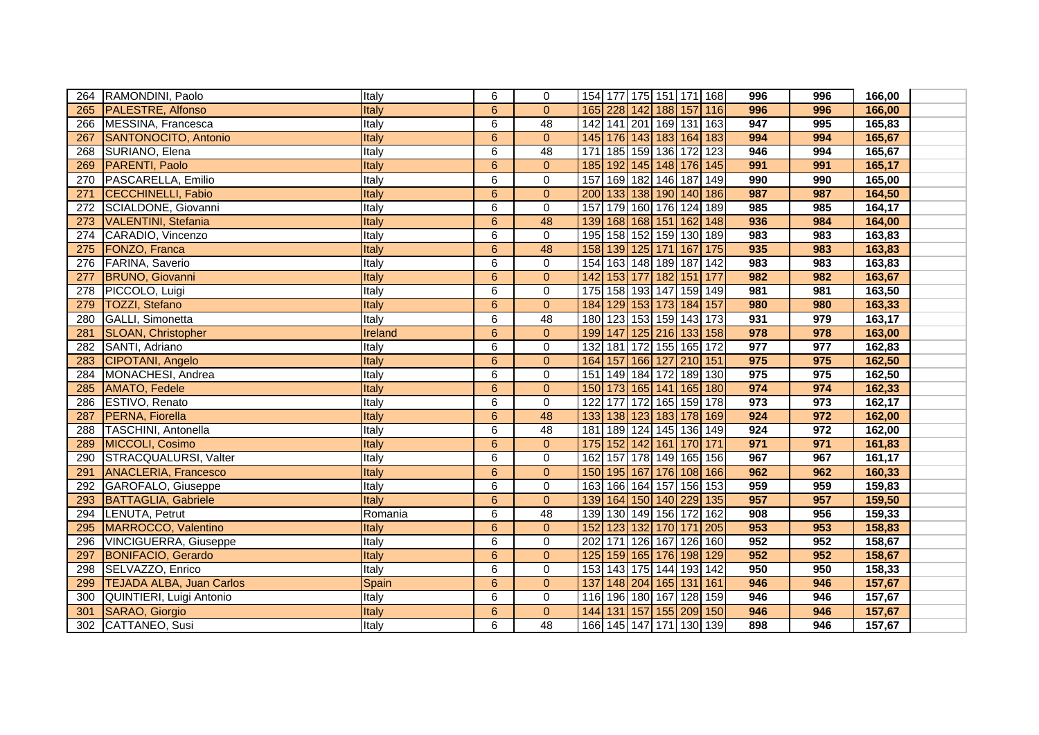| | | | | | | | | | | | | | |
|---|---|---|---|---|---|---|---|---|---|---|---|---|---|
| 264 | RAMONDINI, Paolo | Italy | 6 | 0 | 154 | 177 | 175 | 151 | 171 | 168 | 996 | 996 | 166,00 |
| 265 | PALESTRE, Alfonso | Italy | 6 | 0 | 165 | 228 | 142 | 188 | 157 | 116 | 996 | 996 | 166,00 |
| 266 | MESSINA, Francesca | Italy | 6 | 48 | 142 | 141 | 201 | 169 | 131 | 163 | 947 | 995 | 165,83 |
| 267 | SANTONOCITO, Antonio | Italy | 6 | 0 | 145 | 176 | 143 | 183 | 164 | 183 | 994 | 994 | 165,67 |
| 268 | SURIANO, Elena | Italy | 6 | 48 | 171 | 185 | 159 | 136 | 172 | 123 | 946 | 994 | 165,67 |
| 269 | PARENTI, Paolo | Italy | 6 | 0 | 185 | 192 | 145 | 148 | 176 | 145 | 991 | 991 | 165,17 |
| 270 | PASCARELLA, Emilio | Italy | 6 | 0 | 157 | 169 | 182 | 146 | 187 | 149 | 990 | 990 | 165,00 |
| 271 | CECCHINELLI, Fabio | Italy | 6 | 0 | 200 | 133 | 138 | 190 | 140 | 186 | 987 | 987 | 164,50 |
| 272 | SCIALDONE, Giovanni | Italy | 6 | 0 | 157 | 179 | 160 | 176 | 124 | 189 | 985 | 985 | 164,17 |
| 273 | VALENTINI, Stefania | Italy | 6 | 48 | 139 | 168 | 168 | 151 | 162 | 148 | 936 | 984 | 164,00 |
| 274 | CARADIO, Vincenzo | Italy | 6 | 0 | 195 | 158 | 152 | 159 | 130 | 189 | 983 | 983 | 163,83 |
| 275 | FONZO, Franca | Italy | 6 | 48 | 158 | 139 | 125 | 171 | 167 | 175 | 935 | 983 | 163,83 |
| 276 | FARINA, Saverio | Italy | 6 | 0 | 154 | 163 | 148 | 189 | 187 | 142 | 983 | 983 | 163,83 |
| 277 | BRUNO, Giovanni | Italy | 6 | 0 | 142 | 153 | 177 | 182 | 151 | 177 | 982 | 982 | 163,67 |
| 278 | PICCOLO, Luigi | Italy | 6 | 0 | 175 | 158 | 193 | 147 | 159 | 149 | 981 | 981 | 163,50 |
| 279 | TOZZI, Stefano | Italy | 6 | 0 | 184 | 129 | 153 | 173 | 184 | 157 | 980 | 980 | 163,33 |
| 280 | GALLI, Simonetta | Italy | 6 | 48 | 180 | 123 | 153 | 159 | 143 | 173 | 931 | 979 | 163,17 |
| 281 | SLOAN, Christopher | Ireland | 6 | 0 | 199 | 147 | 125 | 216 | 133 | 158 | 978 | 978 | 163,00 |
| 282 | SANTI, Adriano | Italy | 6 | 0 | 132 | 181 | 172 | 155 | 165 | 172 | 977 | 977 | 162,83 |
| 283 | CIPOTANI, Angelo | Italy | 6 | 0 | 164 | 157 | 166 | 127 | 210 | 151 | 975 | 975 | 162,50 |
| 284 | MONACHESI, Andrea | Italy | 6 | 0 | 151 | 149 | 184 | 172 | 189 | 130 | 975 | 975 | 162,50 |
| 285 | AMATO, Fedele | Italy | 6 | 0 | 150 | 173 | 165 | 141 | 165 | 180 | 974 | 974 | 162,33 |
| 286 | ESTIVO, Renato | Italy | 6 | 0 | 122 | 177 | 172 | 165 | 159 | 178 | 973 | 973 | 162,17 |
| 287 | PERNA, Fiorella | Italy | 6 | 48 | 133 | 138 | 123 | 183 | 178 | 169 | 924 | 972 | 162,00 |
| 288 | TASCHINI, Antonella | Italy | 6 | 48 | 181 | 189 | 124 | 145 | 136 | 149 | 924 | 972 | 162,00 |
| 289 | MICCOLI, Cosimo | Italy | 6 | 0 | 175 | 152 | 142 | 161 | 170 | 171 | 971 | 971 | 161,83 |
| 290 | STRACQUALURSI, Valter | Italy | 6 | 0 | 162 | 157 | 178 | 149 | 165 | 156 | 967 | 967 | 161,17 |
| 291 | ANACLERIA, Francesco | Italy | 6 | 0 | 150 | 195 | 167 | 176 | 108 | 166 | 962 | 962 | 160,33 |
| 292 | GAROFALO, Giuseppe | Italy | 6 | 0 | 163 | 166 | 164 | 157 | 156 | 153 | 959 | 959 | 159,83 |
| 293 | BATTAGLIA, Gabriele | Italy | 6 | 0 | 139 | 164 | 150 | 140 | 229 | 135 | 957 | 957 | 159,50 |
| 294 | LENUTA, Petrut | Romania | 6 | 48 | 139 | 130 | 149 | 156 | 172 | 162 | 908 | 956 | 159,33 |
| 295 | MARROCCO, Valentino | Italy | 6 | 0 | 152 | 123 | 132 | 170 | 171 | 205 | 953 | 953 | 158,83 |
| 296 | VINCIGUERRA, Giuseppe | Italy | 6 | 0 | 202 | 171 | 126 | 167 | 126 | 160 | 952 | 952 | 158,67 |
| 297 | BONIFACIO, Gerardo | Italy | 6 | 0 | 125 | 159 | 165 | 176 | 198 | 129 | 952 | 952 | 158,67 |
| 298 | SELVAZZO, Enrico | Italy | 6 | 0 | 153 | 143 | 175 | 144 | 193 | 142 | 950 | 950 | 158,33 |
| 299 | TEJADA ALBA, Juan Carlos | Spain | 6 | 0 | 137 | 148 | 204 | 165 | 131 | 161 | 946 | 946 | 157,67 |
| 300 | QUINTIERI, Luigi Antonio | Italy | 6 | 0 | 116 | 196 | 180 | 167 | 128 | 159 | 946 | 946 | 157,67 |
| 301 | SARAO, Giorgio | Italy | 6 | 0 | 144 | 131 | 157 | 155 | 209 | 150 | 946 | 946 | 157,67 |
| 302 | CATTANEO, Susi | Italy | 6 | 48 | 166 | 145 | 147 | 171 | 130 | 139 | 898 | 946 | 157,67 |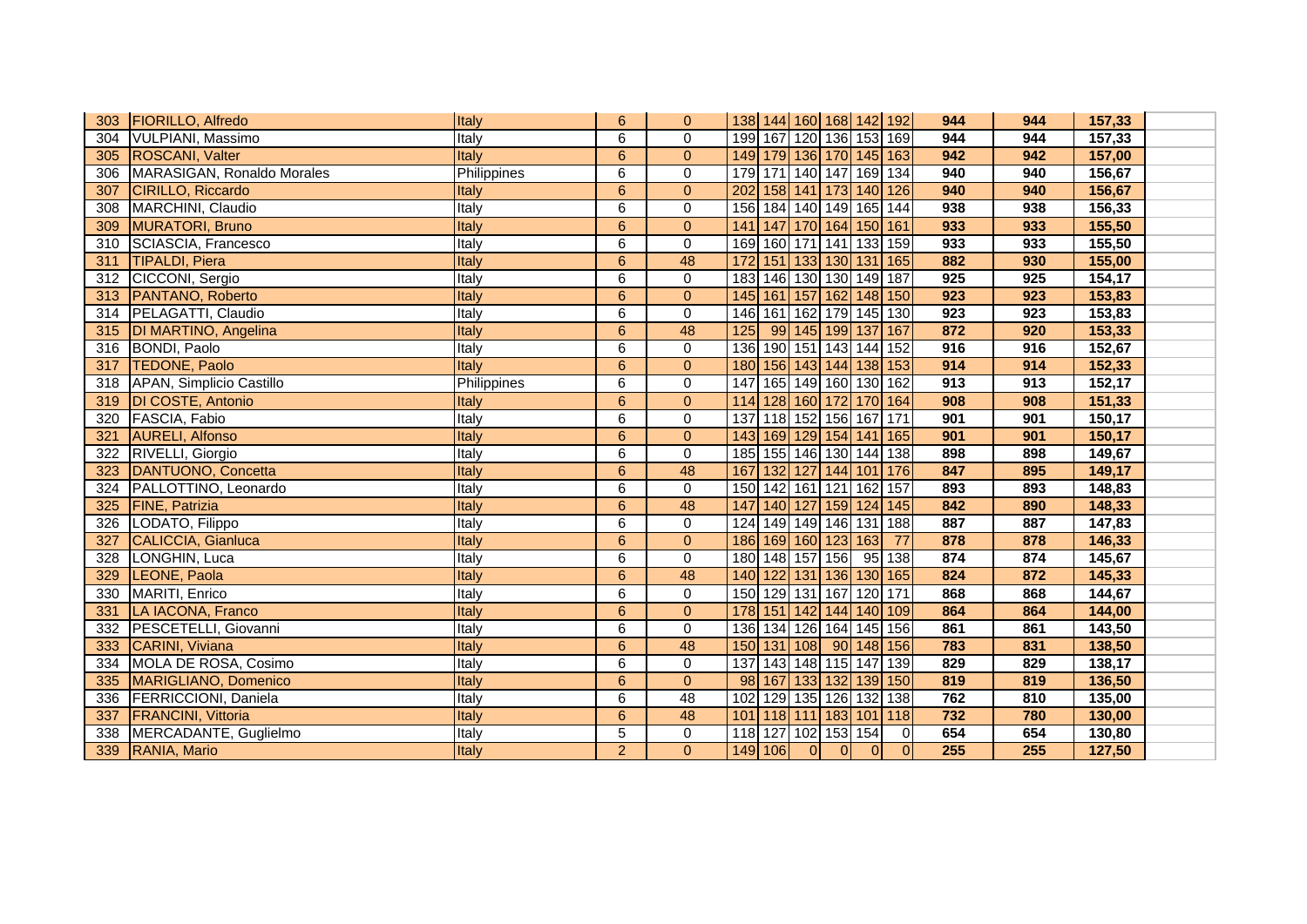| | | | | | | | | | | | | | | |
|---|---|---|---|---|---|---|---|---|---|---|---|---|---|---|
| 303 | FIORILLO, Alfredo | Italy | 6 | 0 | 138 | 144 | 160 | 168 | 142 | 192 | 944 | 944 | 157,33 | |
| 304 | VULPIANI, Massimo | Italy | 6 | 0 | 199 | 167 | 120 | 136 | 153 | 169 | 944 | 944 | 157,33 | |
| 305 | ROSCANI, Valter | Italy | 6 | 0 | 149 | 179 | 136 | 170 | 145 | 163 | 942 | 942 | 157,00 | |
| 306 | MARASIGAN, Ronaldo Morales | Philippines | 6 | 0 | 179 | 171 | 140 | 147 | 169 | 134 | 940 | 940 | 156,67 | |
| 307 | CIRILLO, Riccardo | Italy | 6 | 0 | 202 | 158 | 141 | 173 | 140 | 126 | 940 | 940 | 156,67 | |
| 308 | MARCHINI, Claudio | Italy | 6 | 0 | 156 | 184 | 140 | 149 | 165 | 144 | 938 | 938 | 156,33 | |
| 309 | MURATORI, Bruno | Italy | 6 | 0 | 141 | 147 | 170 | 164 | 150 | 161 | 933 | 933 | 155,50 | |
| 310 | SCIASCIA, Francesco | Italy | 6 | 0 | 169 | 160 | 171 | 141 | 133 | 159 | 933 | 933 | 155,50 | |
| 311 | TIPALDI, Piera | Italy | 6 | 48 | 172 | 151 | 133 | 130 | 131 | 165 | 882 | 930 | 155,00 | |
| 312 | CICCONI, Sergio | Italy | 6 | 0 | 183 | 146 | 130 | 130 | 149 | 187 | 925 | 925 | 154,17 | |
| 313 | PANTANO, Roberto | Italy | 6 | 0 | 145 | 161 | 157 | 162 | 148 | 150 | 923 | 923 | 153,83 | |
| 314 | PELAGATTI, Claudio | Italy | 6 | 0 | 146 | 161 | 162 | 179 | 145 | 130 | 923 | 923 | 153,83 | |
| 315 | DI MARTINO, Angelina | Italy | 6 | 48 | 125 | 99 | 145 | 199 | 137 | 167 | 872 | 920 | 153,33 | |
| 316 | BONDI, Paolo | Italy | 6 | 0 | 136 | 190 | 151 | 143 | 144 | 152 | 916 | 916 | 152,67 | |
| 317 | TEDONE, Paolo | Italy | 6 | 0 | 180 | 156 | 143 | 144 | 138 | 153 | 914 | 914 | 152,33 | |
| 318 | APAN, Simplicio Castillo | Philippines | 6 | 0 | 147 | 165 | 149 | 160 | 130 | 162 | 913 | 913 | 152,17 | |
| 319 | DI COSTE, Antonio | Italy | 6 | 0 | 114 | 128 | 160 | 172 | 170 | 164 | 908 | 908 | 151,33 | |
| 320 | FASCIA, Fabio | Italy | 6 | 0 | 137 | 118 | 152 | 156 | 167 | 171 | 901 | 901 | 150,17 | |
| 321 | AURELI, Alfonso | Italy | 6 | 0 | 143 | 169 | 129 | 154 | 141 | 165 | 901 | 901 | 150,17 | |
| 322 | RIVELLI, Giorgio | Italy | 6 | 0 | 185 | 155 | 146 | 130 | 144 | 138 | 898 | 898 | 149,67 | |
| 323 | DANTUONO, Concetta | Italy | 6 | 48 | 167 | 132 | 127 | 144 | 101 | 176 | 847 | 895 | 149,17 | |
| 324 | PALLOTTINO, Leonardo | Italy | 6 | 0 | 150 | 142 | 161 | 121 | 162 | 157 | 893 | 893 | 148,83 | |
| 325 | FINE, Patrizia | Italy | 6 | 48 | 147 | 140 | 127 | 159 | 124 | 145 | 842 | 890 | 148,33 | |
| 326 | LODATO, Filippo | Italy | 6 | 0 | 124 | 149 | 149 | 146 | 131 | 188 | 887 | 887 | 147,83 | |
| 327 | CALICCIA, Gianluca | Italy | 6 | 0 | 186 | 169 | 160 | 123 | 163 | 77 | 878 | 878 | 146,33 | |
| 328 | LONGHIN, Luca | Italy | 6 | 0 | 180 | 148 | 157 | 156 | 95 | 138 | 874 | 874 | 145,67 | |
| 329 | LEONE, Paola | Italy | 6 | 48 | 140 | 122 | 131 | 136 | 130 | 165 | 824 | 872 | 145,33 | |
| 330 | MARITI, Enrico | Italy | 6 | 0 | 150 | 129 | 131 | 167 | 120 | 171 | 868 | 868 | 144,67 | |
| 331 | LA IACONA, Franco | Italy | 6 | 0 | 178 | 151 | 142 | 144 | 140 | 109 | 864 | 864 | 144,00 | |
| 332 | PESCETELLI, Giovanni | Italy | 6 | 0 | 136 | 134 | 126 | 164 | 145 | 156 | 861 | 861 | 143,50 | |
| 333 | CARINI, Viviana | Italy | 6 | 48 | 150 | 131 | 108 | 90 | 148 | 156 | 783 | 831 | 138,50 | |
| 334 | MOLA DE ROSA, Cosimo | Italy | 6 | 0 | 137 | 143 | 148 | 115 | 147 | 139 | 829 | 829 | 138,17 | |
| 335 | MARIGLIANO, Domenico | Italy | 6 | 0 | 98 | 167 | 133 | 132 | 139 | 150 | 819 | 819 | 136,50 | |
| 336 | FERRICCIONI, Daniela | Italy | 6 | 48 | 102 | 129 | 135 | 126 | 132 | 138 | 762 | 810 | 135,00 | |
| 337 | FRANCINI, Vittoria | Italy | 6 | 48 | 101 | 118 | 111 | 183 | 101 | 118 | 732 | 780 | 130,00 | |
| 338 | MERCADANTE, Guglielmo | Italy | 5 | 0 | 118 | 127 | 102 | 153 | 154 | 0 | 654 | 654 | 130,80 | |
| 339 | RANIA, Mario | Italy | 2 | 0 | 149 | 106 | 0 | 0 | 0 | 0 | 255 | 255 | 127,50 | |